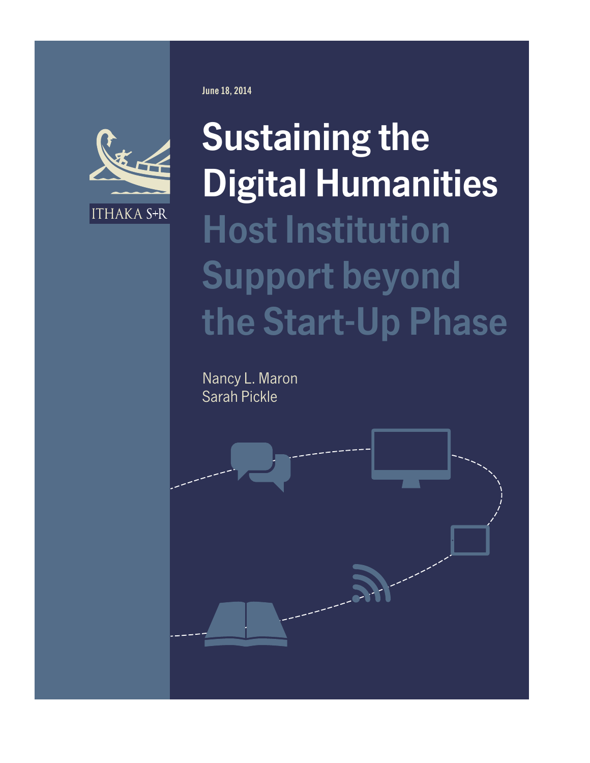ITHAKA S+R

June 18, 2014

# Sustaining the Digital Humanities

## Host Institution Support beyond the Start-Up Phase

Nancy L. Maron
Sarah Pickle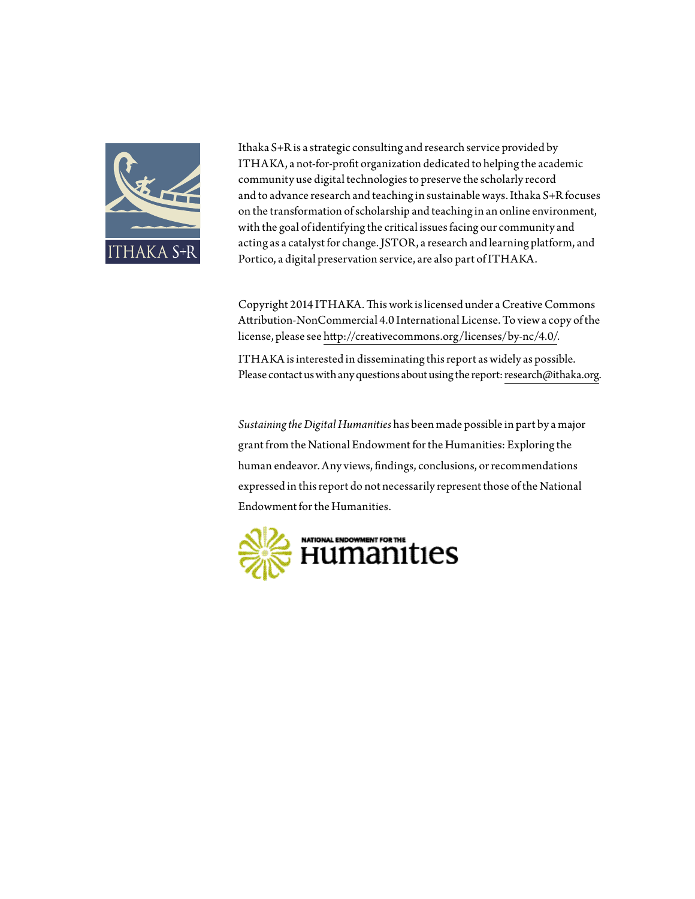Ithaka S+R is a strategic consulting and research service provided by ITHAKA, a not-for-profit organization dedicated to helping the academic community use digital technologies to preserve the scholarly record and to advance research and teaching in sustainable ways. Ithaka S+R focuses on the transformation of scholarship and teaching in an online environment, with the goal of identifying the critical issues facing our community and acting as a catalyst for change. JSTOR, a research and learning platform, and Portico, a digital preservation service, are also part of ITHAKA.

Copyright 2014 ITHAKA. This work is licensed under a Creative Commons Attribution-NonCommercial 4.0 International License. To view a copy of the license, please see http://creativecommons.org/licenses/by-nc/4.0/.

ITHAKA is interested in disseminating this report as widely as possible. Please contact us with any questions about using the report: research@ithaka.org.

*Sustaining the Digital Humanities* has been made possible in part by a major grant from the National Endowment for the Humanities: Exploring the human endeavor. Any views, findings, conclusions, or recommendations expressed in this report do not necessarily represent those of the National Endowment for the Humanities.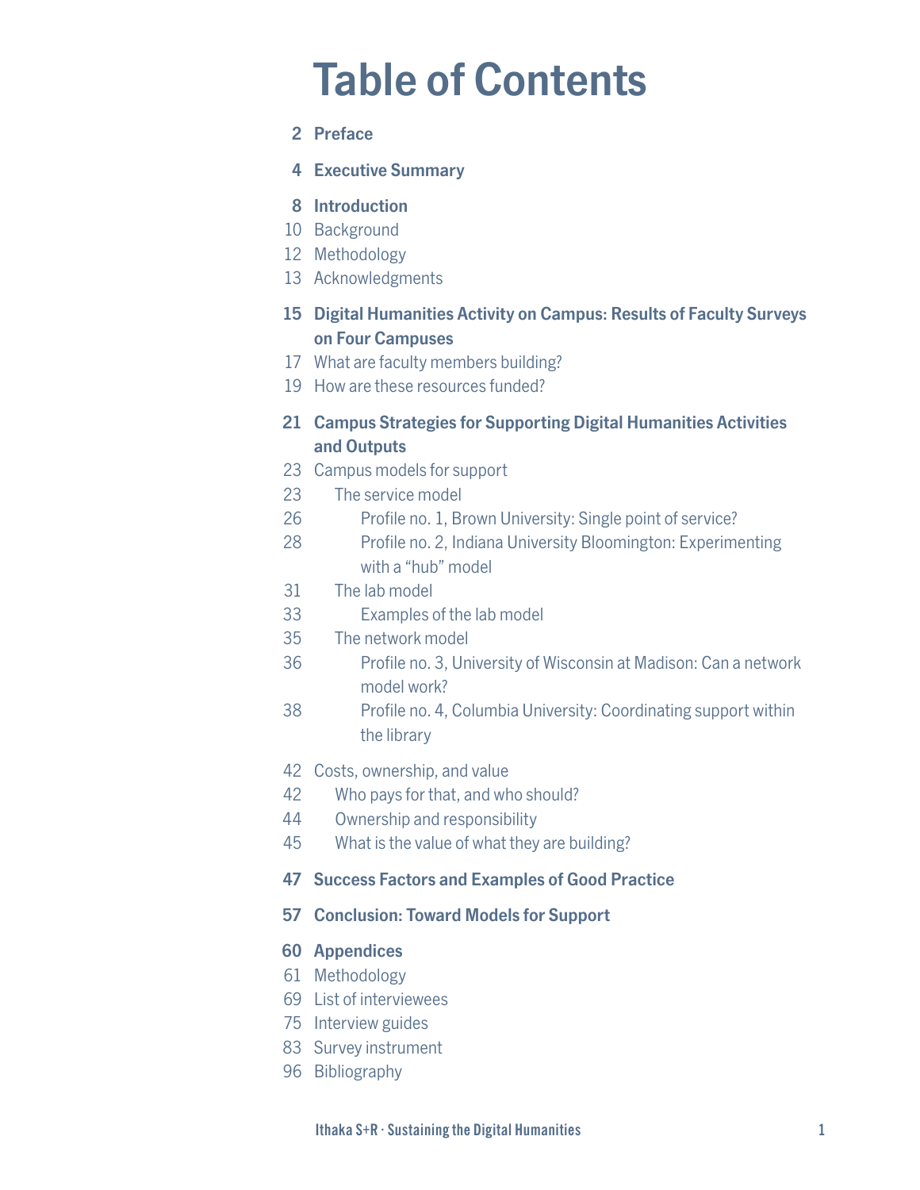# Table of Contents

**2 Preface**

**4 Executive Summary**

**8 Introduction**

10 Background

12 Methodology

13 Acknowledgments

**15 Digital Humanities Activity on Campus: Results of Faculty Surveys on Four Campuses**

17 What are faculty members building?

19 How are these resources funded?

**21 Campus Strategies for Supporting Digital Humanities Activities and Outputs**

23 Campus models for support

- 23 The service model
  - 26 Profile no. 1, Brown University: Single point of service?
  - 28 Profile no. 2, Indiana University Bloomington: Experimenting with a "hub" model
- 31 The lab model
  - 33 Examples of the lab model
- 35 The network model
  - 36 Profile no. 3, University of Wisconsin at Madison: Can a network model work?
  - 38 Profile no. 4, Columbia University: Coordinating support within the library

42 Costs, ownership, and value

- 42 Who pays for that, and who should?
- 44 Ownership and responsibility
- 45 What is the value of what they are building?

**47 Success Factors and Examples of Good Practice**

**57 Conclusion: Toward Models for Support**

**60 Appendices**

61 Methodology

69 List of interviewees

75 Interview guides

83 Survey instrument

96 Bibliography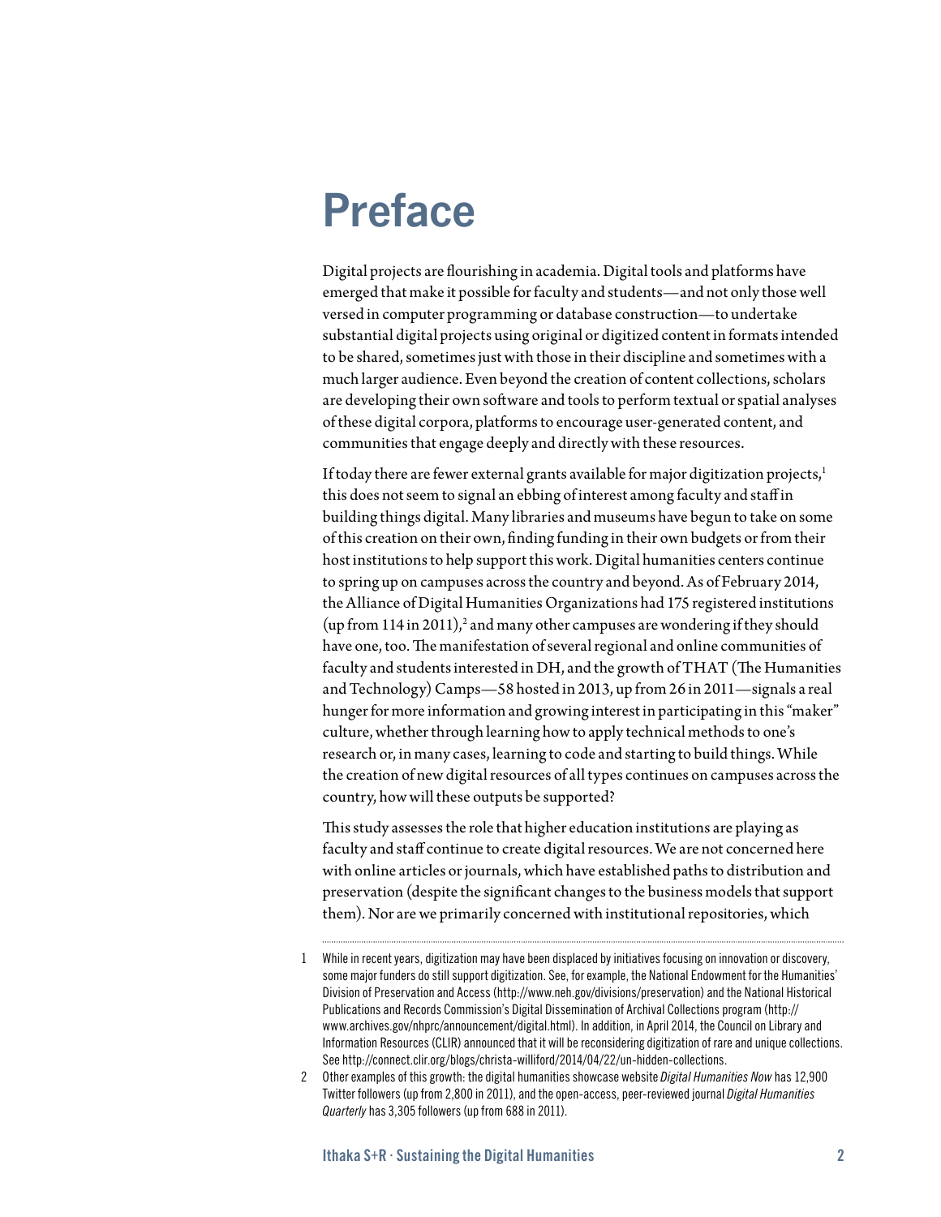# Preface

Digital projects are flourishing in academia. Digital tools and platforms have emerged that make it possible for faculty and students—and not only those well versed in computer programming or database construction—to undertake substantial digital projects using original or digitized content in formats intended to be shared, sometimes just with those in their discipline and sometimes with a much larger audience. Even beyond the creation of content collections, scholars are developing their own software and tools to perform textual or spatial analyses of these digital corpora, platforms to encourage user-generated content, and communities that engage deeply and directly with these resources.

If today there are fewer external grants available for major digitization projects,[1] this does not seem to signal an ebbing of interest among faculty and staff in building things digital. Many libraries and museums have begun to take on some of this creation on their own, finding funding in their own budgets or from their host institutions to help support this work. Digital humanities centers continue to spring up on campuses across the country and beyond. As of February 2014, the Alliance of Digital Humanities Organizations had 175 registered institutions (up from 114 in 2011),[2] and many other campuses are wondering if they should have one, too. The manifestation of several regional and online communities of faculty and students interested in DH, and the growth of THAT (The Humanities and Technology) Camps—58 hosted in 2013, up from 26 in 2011—signals a real hunger for more information and growing interest in participating in this "maker" culture, whether through learning how to apply technical methods to one's research or, in many cases, learning to code and starting to build things. While the creation of new digital resources of all types continues on campuses across the country, how will these outputs be supported?

This study assesses the role that higher education institutions are playing as faculty and staff continue to create digital resources. We are not concerned here with online articles or journals, which have established paths to distribution and preservation (despite the significant changes to the business models that support them). Nor are we primarily concerned with institutional repositories, which

1 While in recent years, digitization may have been displaced by initiatives focusing on innovation or discovery, some major funders do still support digitization. See, for example, the National Endowment for the Humanities' Division of Preservation and Access (http://www.neh.gov/divisions/preservation) and the National Historical Publications and Records Commission's Digital Dissemination of Archival Collections program (http://www.archives.gov/nhprc/announcement/digital.html). In addition, in April 2014, the Council on Library and Information Resources (CLIR) announced that it will be reconsidering digitization of rare and unique collections. See http://connect.clir.org/blogs/christa-williford/2014/04/22/un-hidden-collections.

2 Other examples of this growth: the digital humanities showcase website *Digital Humanities Now* has 12,900 Twitter followers (up from 2,800 in 2011), and the open-access, peer-reviewed journal *Digital Humanities Quarterly* has 3,305 followers (up from 688 in 2011).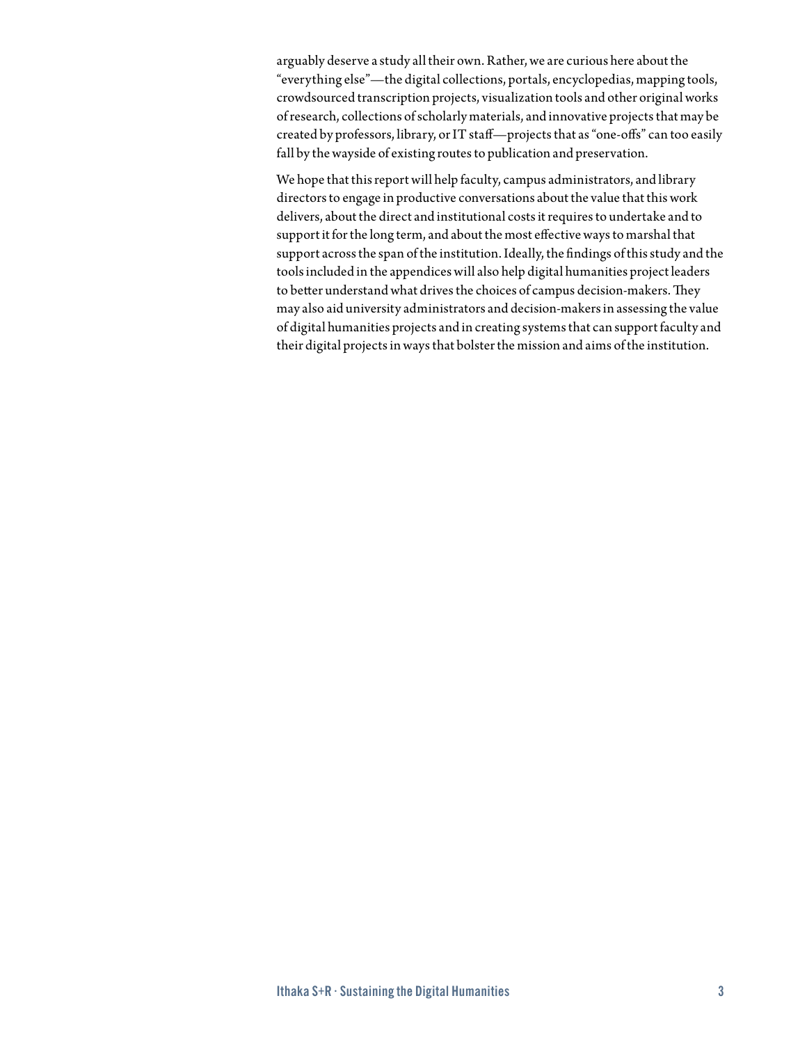arguably deserve a study all their own. Rather, we are curious here about the "everything else"—the digital collections, portals, encyclopedias, mapping tools, crowdsourced transcription projects, visualization tools and other original works of research, collections of scholarly materials, and innovative projects that may be created by professors, library, or IT staff—projects that as "one-offs" can too easily fall by the wayside of existing routes to publication and preservation.

We hope that this report will help faculty, campus administrators, and library directors to engage in productive conversations about the value that this work delivers, about the direct and institutional costs it requires to undertake and to support it for the long term, and about the most effective ways to marshal that support across the span of the institution. Ideally, the findings of this study and the tools included in the appendices will also help digital humanities project leaders to better understand what drives the choices of campus decision-makers. They may also aid university administrators and decision-makers in assessing the value of digital humanities projects and in creating systems that can support faculty and their digital projects in ways that bolster the mission and aims of the institution.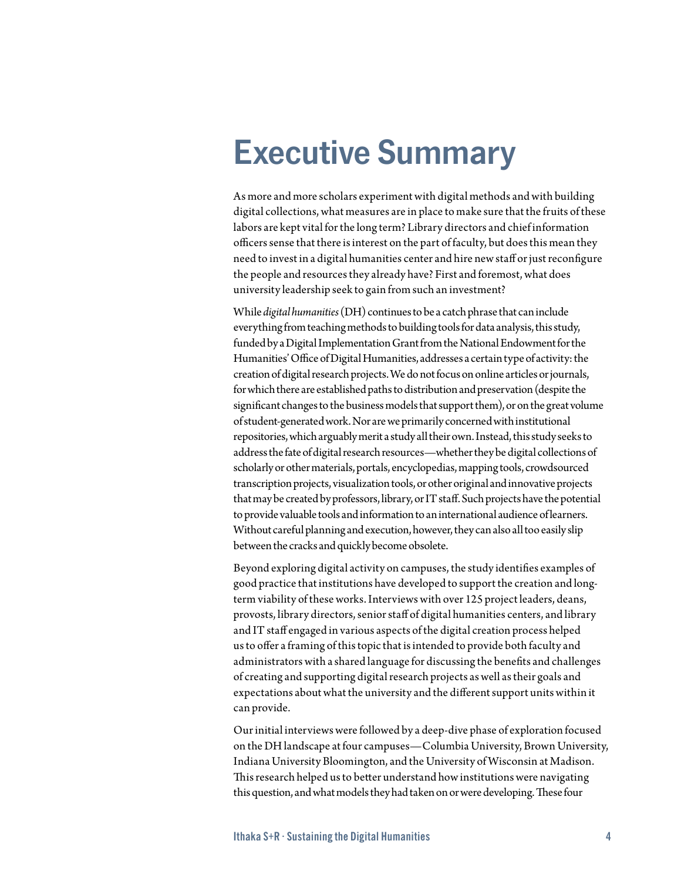# Executive Summary

As more and more scholars experiment with digital methods and with building digital collections, what measures are in place to make sure that the fruits of these labors are kept vital for the long term? Library directors and chief information officers sense that there is interest on the part of faculty, but does this mean they need to invest in a digital humanities center and hire new staff or just reconfigure the people and resources they already have? First and foremost, what does university leadership seek to gain from such an investment?

While *digital humanities* (DH) continues to be a catch phrase that can include everything from teaching methods to building tools for data analysis, this study, funded by a Digital Implementation Grant from the National Endowment for the Humanities' Office of Digital Humanities, addresses a certain type of activity: the creation of digital research projects. We do not focus on online articles or journals, for which there are established paths to distribution and preservation (despite the significant changes to the business models that support them), or on the great volume of student-generated work. Nor are we primarily concerned with institutional repositories, which arguably merit a study all their own. Instead, this study seeks to address the fate of digital research resources—whether they be digital collections of scholarly or other materials, portals, encyclopedias, mapping tools, crowdsourced transcription projects, visualization tools, or other original and innovative projects that may be created by professors, library, or IT staff. Such projects have the potential to provide valuable tools and information to an international audience of learners. Without careful planning and execution, however, they can also all too easily slip between the cracks and quickly become obsolete.

Beyond exploring digital activity on campuses, the study identifies examples of good practice that institutions have developed to support the creation and long-term viability of these works. Interviews with over 125 project leaders, deans, provosts, library directors, senior staff of digital humanities centers, and library and IT staff engaged in various aspects of the digital creation process helped us to offer a framing of this topic that is intended to provide both faculty and administrators with a shared language for discussing the benefits and challenges of creating and supporting digital research projects as well as their goals and expectations about what the university and the different support units within it can provide.

Our initial interviews were followed by a deep-dive phase of exploration focused on the DH landscape at four campuses—Columbia University, Brown University, Indiana University Bloomington, and the University of Wisconsin at Madison. This research helped us to better understand how institutions were navigating this question, and what models they had taken on or were developing. These four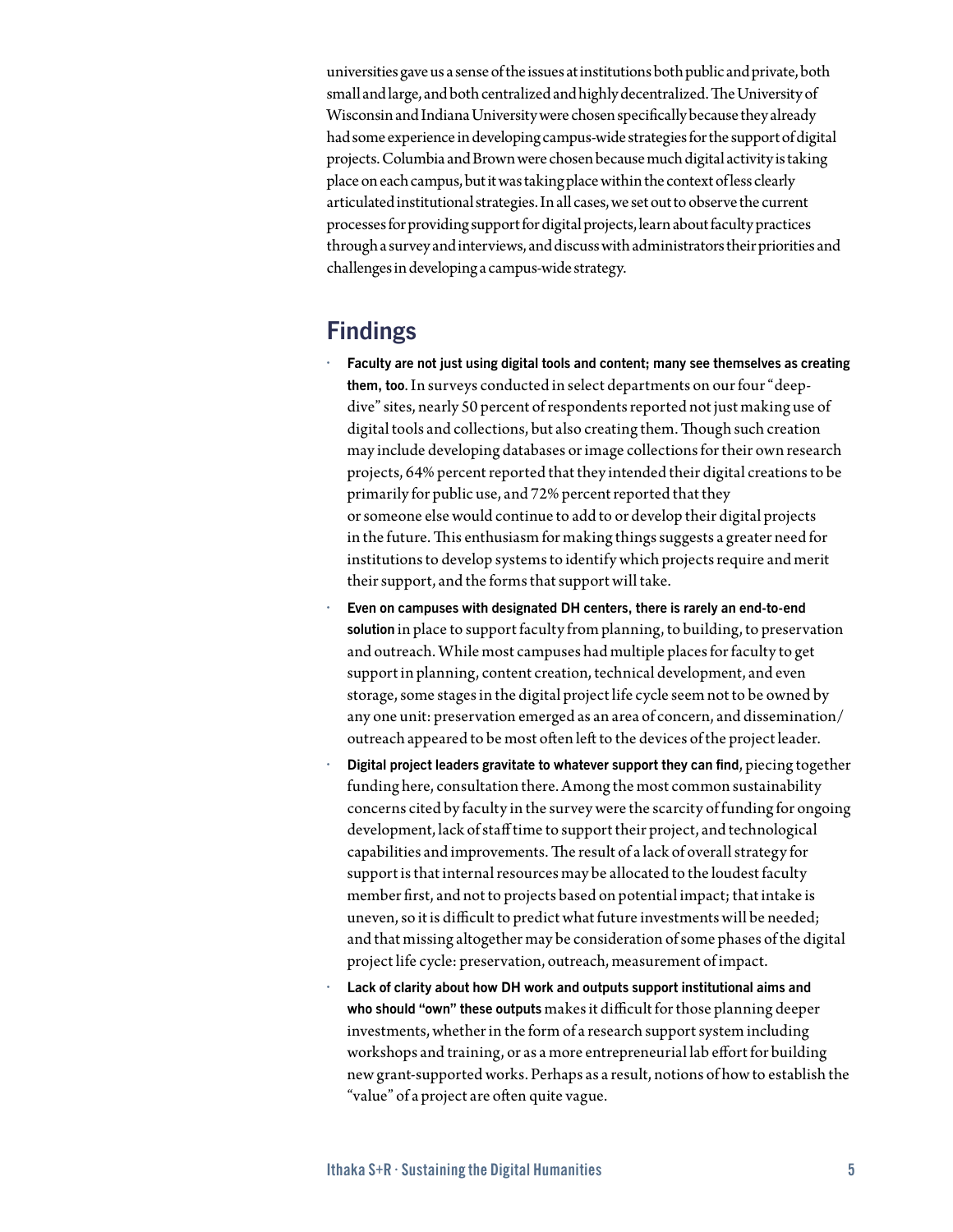universities gave us a sense of the issues at institutions both public and private, both small and large, and both centralized and highly decentralized. The University of Wisconsin and Indiana University were chosen specifically because they already had some experience in developing campus-wide strategies for the support of digital projects. Columbia and Brown were chosen because much digital activity is taking place on each campus, but it was taking place within the context of less clearly articulated institutional strategies. In all cases, we set out to observe the current processes for providing support for digital projects, learn about faculty practices through a survey and interviews, and discuss with administrators their priorities and challenges in developing a campus-wide strategy.

## Findings

- **Faculty are not just using digital tools and content; many see themselves as creating them, too**. In surveys conducted in select departments on our four "deep-dive" sites, nearly 50 percent of respondents reported not just making use of digital tools and collections, but also creating them. Though such creation may include developing databases or image collections for their own research projects, 64% percent reported that they intended their digital creations to be primarily for public use, and 72% percent reported that they or someone else would continue to add to or develop their digital projects in the future. This enthusiasm for making things suggests a greater need for institutions to develop systems to identify which projects require and merit their support, and the forms that support will take.
- **Even on campuses with designated DH centers, there is rarely an end-to-end solution** in place to support faculty from planning, to building, to preservation and outreach. While most campuses had multiple places for faculty to get support in planning, content creation, technical development, and even storage, some stages in the digital project life cycle seem not to be owned by any one unit: preservation emerged as an area of concern, and dissemination/outreach appeared to be most often left to the devices of the project leader.
- **Digital project leaders gravitate to whatever support they can find**, piecing together funding here, consultation there. Among the most common sustainability concerns cited by faculty in the survey were the scarcity of funding for ongoing development, lack of staff time to support their project, and technological capabilities and improvements. The result of a lack of overall strategy for support is that internal resources may be allocated to the loudest faculty member first, and not to projects based on potential impact; that intake is uneven, so it is difficult to predict what future investments will be needed; and that missing altogether may be consideration of some phases of the digital project life cycle: preservation, outreach, measurement of impact.
- **Lack of clarity about how DH work and outputs support institutional aims and who should "own" these outputs** makes it difficult for those planning deeper investments, whether in the form of a research support system including workshops and training, or as a more entrepreneurial lab effort for building new grant-supported works. Perhaps as a result, notions of how to establish the "value" of a project are often quite vague.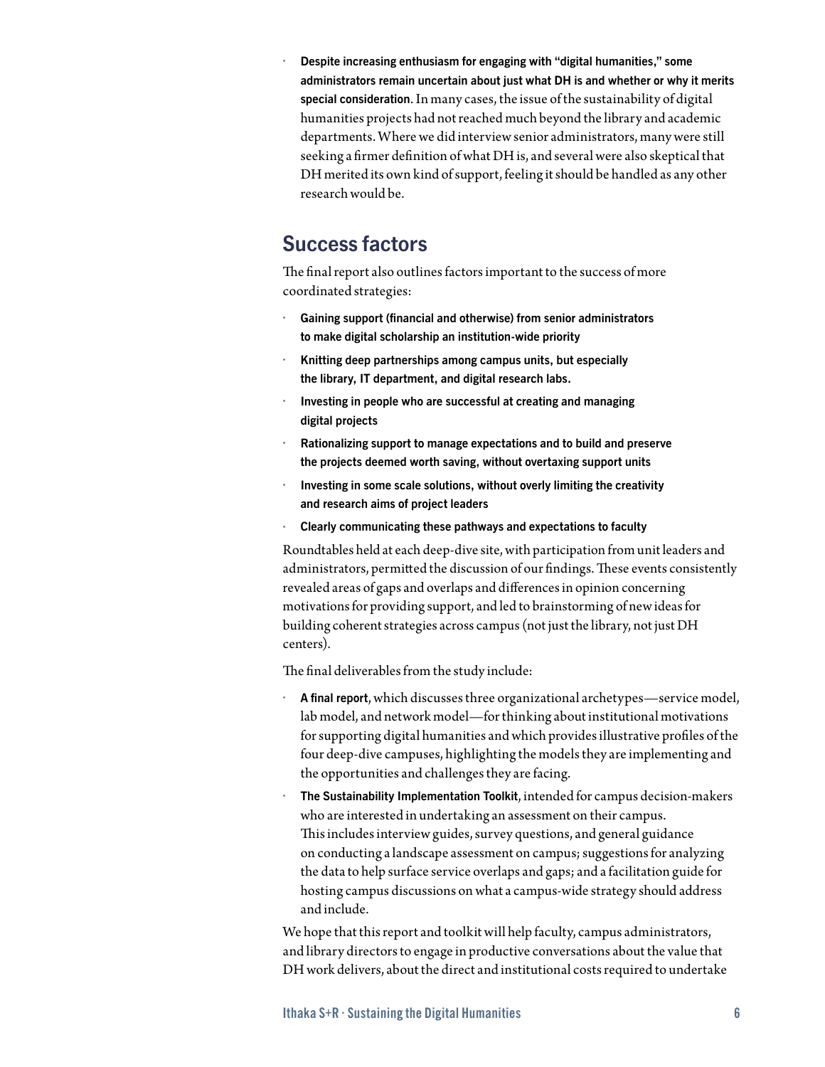- **Despite increasing enthusiasm for engaging with "digital humanities," some administrators remain uncertain about just what DH is and whether or why it merits special consideration**. In many cases, the issue of the sustainability of digital humanities projects had not reached much beyond the library and academic departments. Where we did interview senior administrators, many were still seeking a firmer definition of what DH is, and several were also skeptical that DH merited its own kind of support, feeling it should be handled as any other research would be.

## Success factors

The final report also outlines factors important to the success of more coordinated strategies:

- **Gaining support (financial and otherwise) from senior administrators to make digital scholarship an institution-wide priority**
- **Knitting deep partnerships among campus units, but especially the library, IT department, and digital research labs.**
- **Investing in people who are successful at creating and managing digital projects**
- **Rationalizing support to manage expectations and to build and preserve the projects deemed worth saving, without overtaxing support units**
- **Investing in some scale solutions, without overly limiting the creativity and research aims of project leaders**
- **Clearly communicating these pathways and expectations to faculty**

Roundtables held at each deep-dive site, with participation from unit leaders and administrators, permitted the discussion of our findings. These events consistently revealed areas of gaps and overlaps and differences in opinion concerning motivations for providing support, and led to brainstorming of new ideas for building coherent strategies across campus (not just the library, not just DH centers).

The final deliverables from the study include:

- **A final report**, which discusses three organizational archetypes—service model, lab model, and network model—for thinking about institutional motivations for supporting digital humanities and which provides illustrative profiles of the four deep-dive campuses, highlighting the models they are implementing and the opportunities and challenges they are facing.
- **The Sustainability Implementation Toolkit**, intended for campus decision-makers who are interested in undertaking an assessment on their campus. This includes interview guides, survey questions, and general guidance on conducting a landscape assessment on campus; suggestions for analyzing the data to help surface service overlaps and gaps; and a facilitation guide for hosting campus discussions on what a campus-wide strategy should address and include.

We hope that this report and toolkit will help faculty, campus administrators, and library directors to engage in productive conversations about the value that DH work delivers, about the direct and institutional costs required to undertake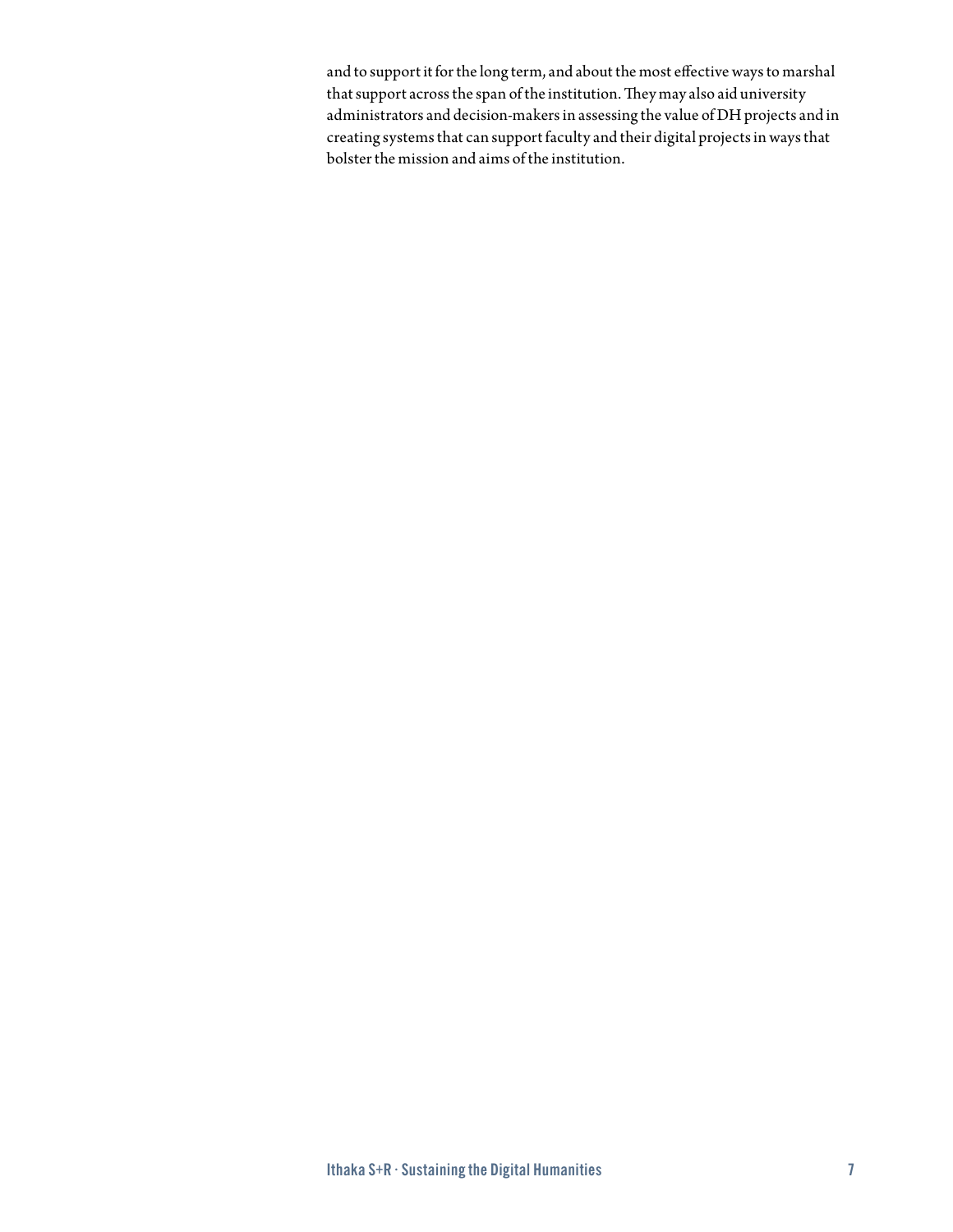and to support it for the long term, and about the most effective ways to marshal that support across the span of the institution. They may also aid university administrators and decision-makers in assessing the value of DH projects and in creating systems that can support faculty and their digital projects in ways that bolster the mission and aims of the institution.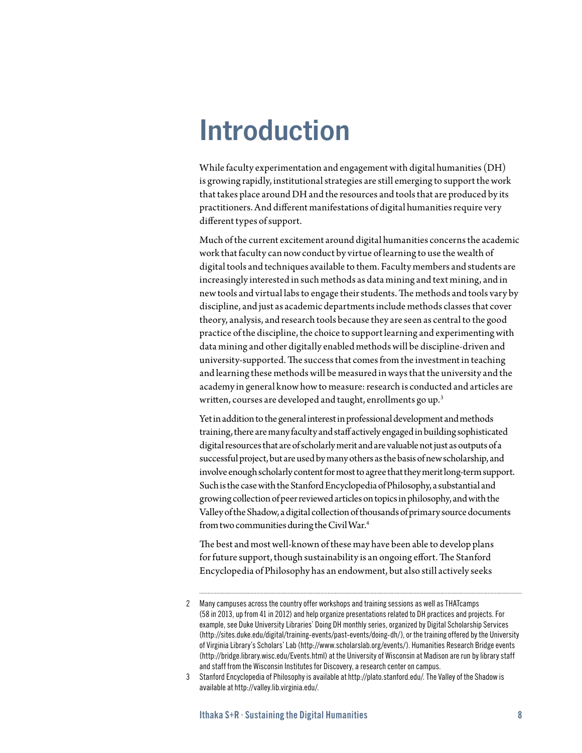# Introduction

While faculty experimentation and engagement with digital humanities (DH) is growing rapidly, institutional strategies are still emerging to support the work that takes place around DH and the resources and tools that are produced by its practitioners. And different manifestations of digital humanities require very different types of support.

Much of the current excitement around digital humanities concerns the academic work that faculty can now conduct by virtue of learning to use the wealth of digital tools and techniques available to them. Faculty members and students are increasingly interested in such methods as data mining and text mining, and in new tools and virtual labs to engage their students. The methods and tools vary by discipline, and just as academic departments include methods classes that cover theory, analysis, and research tools because they are seen as central to the good practice of the discipline, the choice to support learning and experimenting with data mining and other digitally enabled methods will be discipline-driven and university-supported. The success that comes from the investment in teaching and learning these methods will be measured in ways that the university and the academy in general know how to measure: research is conducted and articles are written, courses are developed and taught, enrollments go up.[3]

Yet in addition to the general interest in professional development and methods training, there are many faculty and staff actively engaged in building sophisticated digital resources that are of scholarly merit and are valuable not just as outputs of a successful project, but are used by many others as the basis of new scholarship, and involve enough scholarly content for most to agree that they merit long-term support. Such is the case with the Stanford Encyclopedia of Philosophy, a substantial and growing collection of peer reviewed articles on topics in philosophy, and with the Valley of the Shadow, a digital collection of thousands of primary source documents from two communities during the Civil War.[4]

The best and most well-known of these may have been able to develop plans for future support, though sustainability is an ongoing effort. The Stanford Encyclopedia of Philosophy has an endowment, but also still actively seeks

---

2 Many campuses across the country offer workshops and training sessions as well as THATcamps (58 in 2013, up from 41 in 2012) and help organize presentations related to DH practices and projects. For example, see Duke University Libraries' Doing DH monthly series, organized by Digital Scholarship Services (http://sites.duke.edu/digital/training-events/past-events/doing-dh/), or the training offered by the University of Virginia Library's Scholars' Lab (http://www.scholarslab.org/events/). Humanities Research Bridge events (http://bridge.library.wisc.edu/Events.html) at the University of Wisconsin at Madison are run by library staff and staff from the Wisconsin Institutes for Discovery, a research center on campus.

3 Stanford Encyclopedia of Philosophy is available at http://plato.stanford.edu/. The Valley of the Shadow is available at http://valley.lib.virginia.edu/.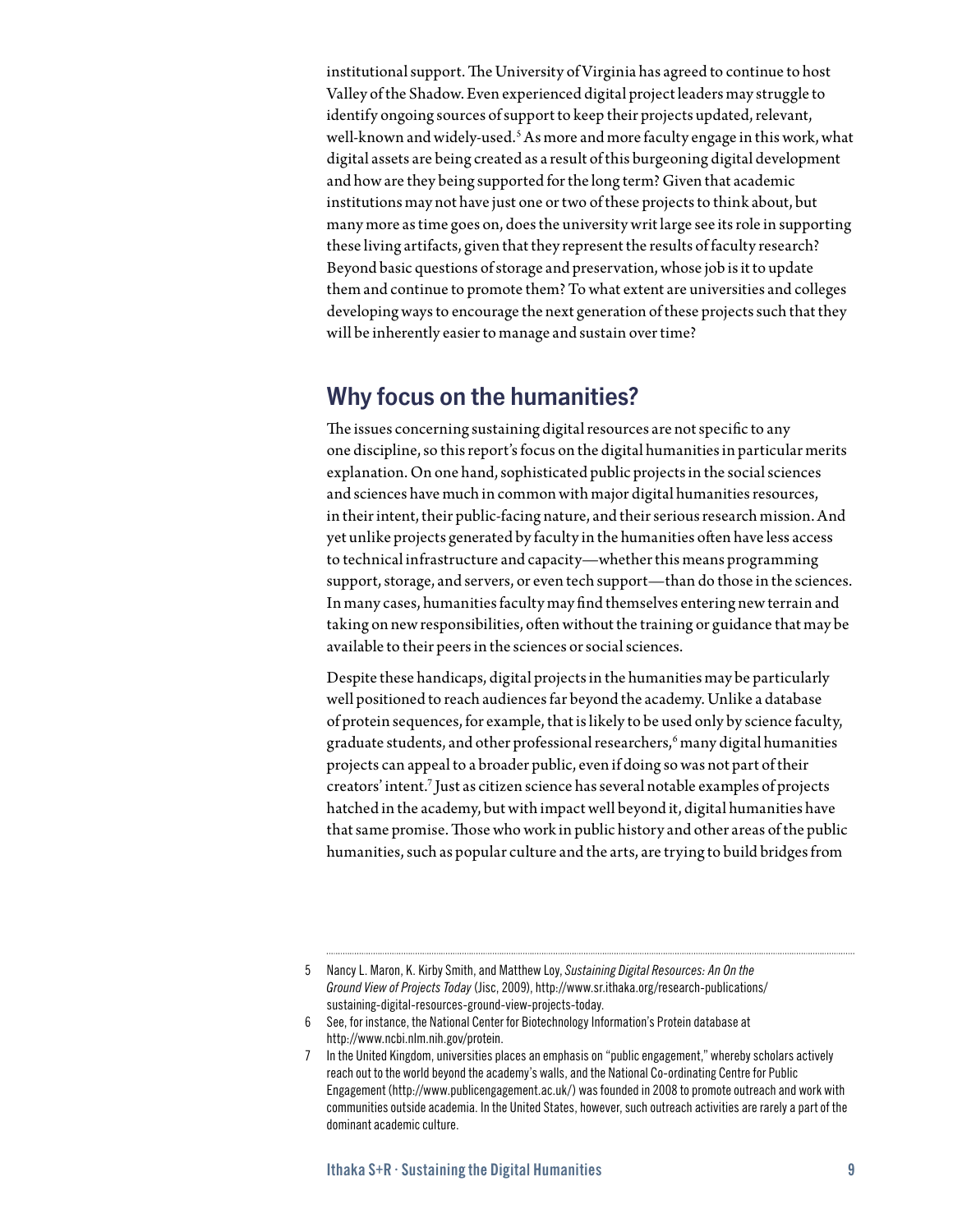institutional support. The University of Virginia has agreed to continue to host Valley of the Shadow. Even experienced digital project leaders may struggle to identify ongoing sources of support to keep their projects updated, relevant, well-known and widely-used.[5] As more and more faculty engage in this work, what digital assets are being created as a result of this burgeoning digital development and how are they being supported for the long term? Given that academic institutions may not have just one or two of these projects to think about, but many more as time goes on, does the university writ large see its role in supporting these living artifacts, given that they represent the results of faculty research? Beyond basic questions of storage and preservation, whose job is it to update them and continue to promote them? To what extent are universities and colleges developing ways to encourage the next generation of these projects such that they will be inherently easier to manage and sustain over time?

## Why focus on the humanities?

The issues concerning sustaining digital resources are not specific to any one discipline, so this report's focus on the digital humanities in particular merits explanation. On one hand, sophisticated public projects in the social sciences and sciences have much in common with major digital humanities resources, in their intent, their public-facing nature, and their serious research mission. And yet unlike projects generated by faculty in the humanities often have less access to technical infrastructure and capacity—whether this means programming support, storage, and servers, or even tech support—than do those in the sciences. In many cases, humanities faculty may find themselves entering new terrain and taking on new responsibilities, often without the training or guidance that may be available to their peers in the sciences or social sciences.

Despite these handicaps, digital projects in the humanities may be particularly well positioned to reach audiences far beyond the academy. Unlike a database of protein sequences, for example, that is likely to be used only by science faculty, graduate students, and other professional researchers,[6] many digital humanities projects can appeal to a broader public, even if doing so was not part of their creators' intent.[7] Just as citizen science has several notable examples of projects hatched in the academy, but with impact well beyond it, digital humanities have that same promise. Those who work in public history and other areas of the public humanities, such as popular culture and the arts, are trying to build bridges from

---

5 Nancy L. Maron, K. Kirby Smith, and Matthew Loy, *Sustaining Digital Resources: An On the Ground View of Projects Today* (Jisc, 2009), http://www.sr.ithaka.org/research-publications/sustaining-digital-resources-ground-view-projects-today.

6 See, for instance, the National Center for Biotechnology Information's Protein database at http://www.ncbi.nlm.nih.gov/protein.

7 In the United Kingdom, universities places an emphasis on "public engagement," whereby scholars actively reach out to the world beyond the academy's walls, and the National Co-ordinating Centre for Public Engagement (http://www.publicengagement.ac.uk/) was founded in 2008 to promote outreach and work with communities outside academia. In the United States, however, such outreach activities are rarely a part of the dominant academic culture.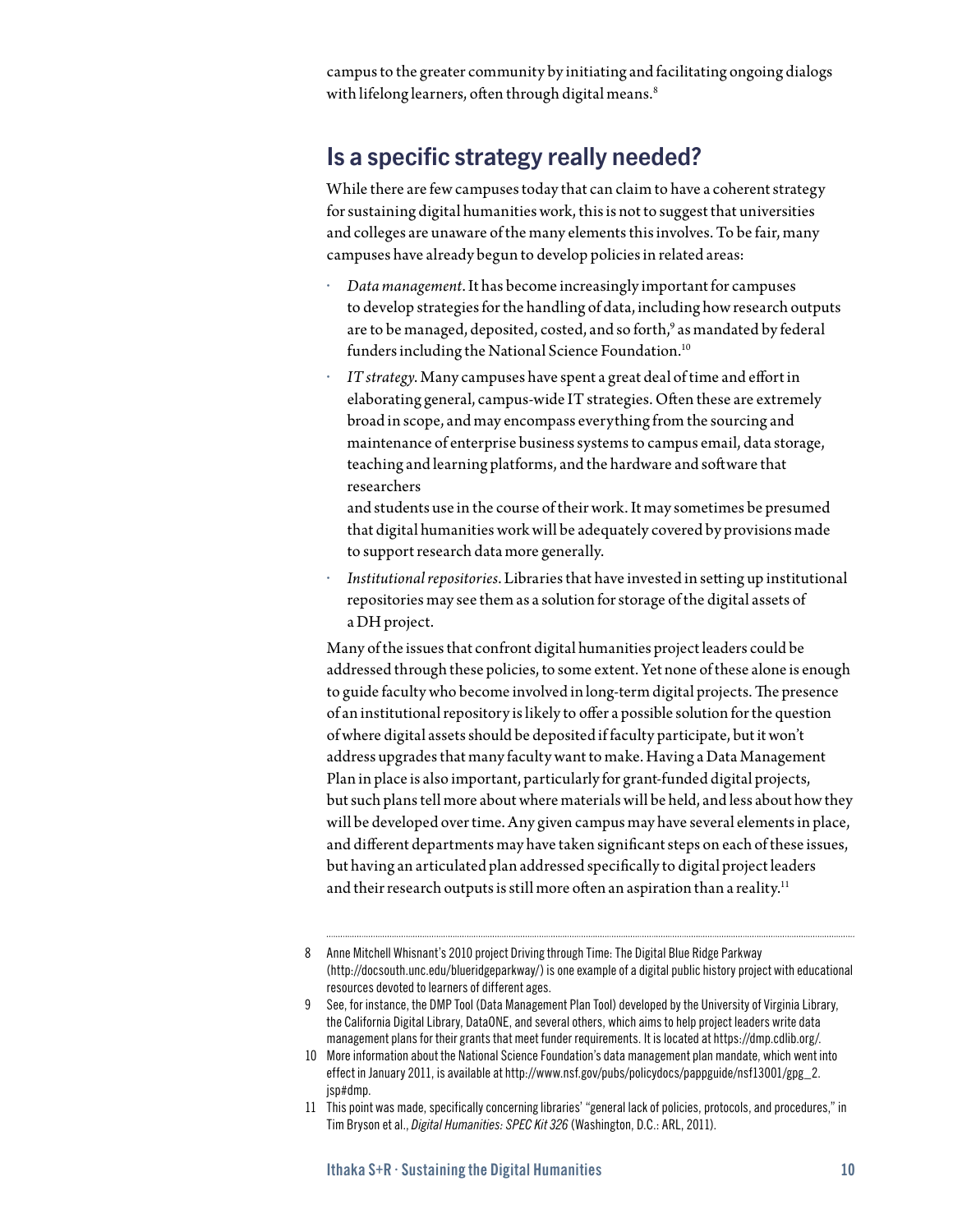campus to the greater community by initiating and facilitating ongoing dialogs with lifelong learners, often through digital means.[8]

## Is a specific strategy really needed?

While there are few campuses today that can claim to have a coherent strategy for sustaining digital humanities work, this is not to suggest that universities and colleges are unaware of the many elements this involves. To be fair, many campuses have already begun to develop policies in related areas:

- *Data management*. It has become increasingly important for campuses to develop strategies for the handling of data, including how research outputs are to be managed, deposited, costed, and so forth,[9] as mandated by federal funders including the National Science Foundation.[10]
- *IT strategy*. Many campuses have spent a great deal of time and effort in elaborating general, campus-wide IT strategies. Often these are extremely broad in scope, and may encompass everything from the sourcing and maintenance of enterprise business systems to campus email, data storage, teaching and learning platforms, and the hardware and software that researchers and students use in the course of their work. It may sometimes be presumed that digital humanities work will be adequately covered by provisions made to support research data more generally.
- *Institutional repositories*. Libraries that have invested in setting up institutional repositories may see them as a solution for storage of the digital assets of a DH project.

Many of the issues that confront digital humanities project leaders could be addressed through these policies, to some extent. Yet none of these alone is enough to guide faculty who become involved in long-term digital projects. The presence of an institutional repository is likely to offer a possible solution for the question of where digital assets should be deposited if faculty participate, but it won't address upgrades that many faculty want to make. Having a Data Management Plan in place is also important, particularly for grant-funded digital projects, but such plans tell more about where materials will be held, and less about how they will be developed over time. Any given campus may have several elements in place, and different departments may have taken significant steps on each of these issues, but having an articulated plan addressed specifically to digital project leaders and their research outputs is still more often an aspiration than a reality.[11]

---

8 Anne Mitchell Whisnant's 2010 project Driving through Time: The Digital Blue Ridge Parkway (http://docsouth.unc.edu/blueridgeparkway/) is one example of a digital public history project with educational resources devoted to learners of different ages.

9 See, for instance, the DMP Tool (Data Management Plan Tool) developed by the University of Virginia Library, the California Digital Library, DataONE, and several others, which aims to help project leaders write data management plans for their grants that meet funder requirements. It is located at https://dmp.cdlib.org/.

10 More information about the National Science Foundation's data management plan mandate, which went into effect in January 2011, is available at http://www.nsf.gov/pubs/policydocs/pappguide/nsf13001/gpg_2.jsp#dmp.

11 This point was made, specifically concerning libraries' "general lack of policies, protocols, and procedures," in Tim Bryson et al., *Digital Humanities: SPEC Kit 326* (Washington, D.C.: ARL, 2011).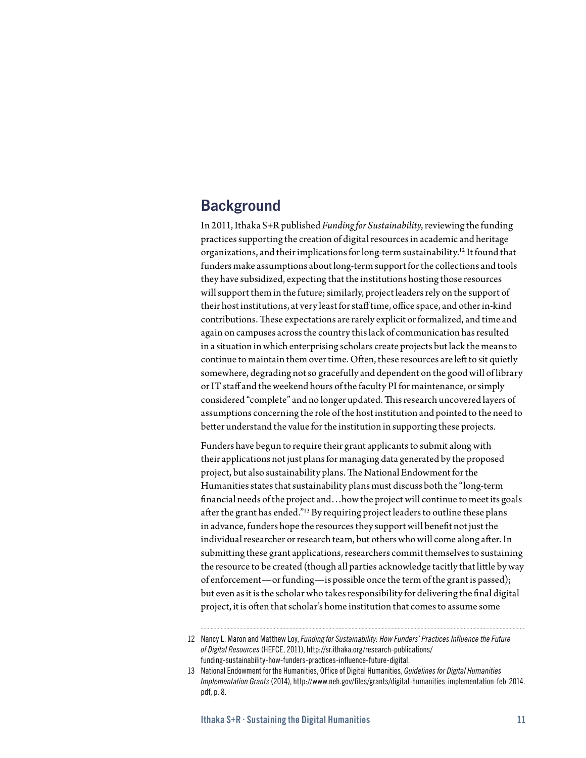## Background

In 2011, Ithaka S+R published *Funding for Sustainability*, reviewing the funding practices supporting the creation of digital resources in academic and heritage organizations, and their implications for long-term sustainability.[12] It found that funders make assumptions about long-term support for the collections and tools they have subsidized, expecting that the institutions hosting those resources will support them in the future; similarly, project leaders rely on the support of their host institutions, at very least for staff time, office space, and other in-kind contributions. These expectations are rarely explicit or formalized, and time and again on campuses across the country this lack of communication has resulted in a situation in which enterprising scholars create projects but lack the means to continue to maintain them over time. Often, these resources are left to sit quietly somewhere, degrading not so gracefully and dependent on the good will of library or IT staff and the weekend hours of the faculty PI for maintenance, or simply considered "complete" and no longer updated. This research uncovered layers of assumptions concerning the role of the host institution and pointed to the need to better understand the value for the institution in supporting these projects.

Funders have begun to require their grant applicants to submit along with their applications not just plans for managing data generated by the proposed project, but also sustainability plans. The National Endowment for the Humanities states that sustainability plans must discuss both the "long-term financial needs of the project and…how the project will continue to meet its goals after the grant has ended."[13] By requiring project leaders to outline these plans in advance, funders hope the resources they support will benefit not just the individual researcher or research team, but others who will come along after. In submitting these grant applications, researchers commit themselves to sustaining the resource to be created (though all parties acknowledge tacitly that little by way of enforcement—or funding—is possible once the term of the grant is passed); but even as it is the scholar who takes responsibility for delivering the final digital project, it is often that scholar's home institution that comes to assume some

---

12 Nancy L. Maron and Matthew Loy, *Funding for Sustainability: How Funders' Practices Influence the Future of Digital Resources* (HEFCE, 2011), http://sr.ithaka.org/research-publications/funding-sustainability-how-funders-practices-influence-future-digital.

13 National Endowment for the Humanities, Office of Digital Humanities, *Guidelines for Digital Humanities Implementation Grants* (2014), http://www.neh.gov/files/grants/digital-humanities-implementation-feb-2014.pdf, p. 8.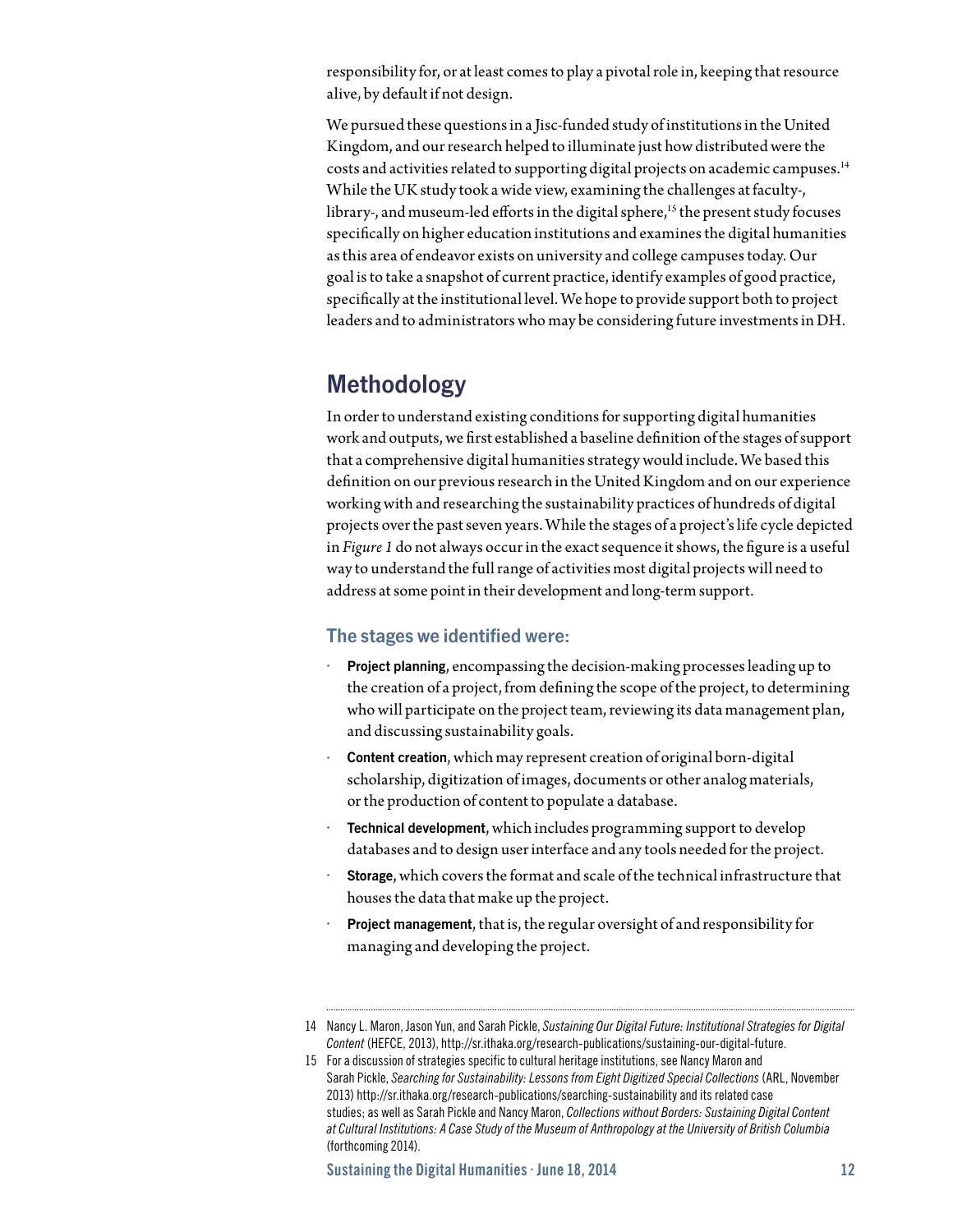responsibility for, or at least comes to play a pivotal role in, keeping that resource alive, by default if not design.

We pursued these questions in a Jisc-funded study of institutions in the United Kingdom, and our research helped to illuminate just how distributed were the costs and activities related to supporting digital projects on academic campuses.[14] While the UK study took a wide view, examining the challenges at faculty-, library-, and museum-led efforts in the digital sphere,[15] the present study focuses specifically on higher education institutions and examines the digital humanities as this area of endeavor exists on university and college campuses today. Our goal is to take a snapshot of current practice, identify examples of good practice, specifically at the institutional level. We hope to provide support both to project leaders and to administrators who may be considering future investments in DH.

## Methodology

In order to understand existing conditions for supporting digital humanities work and outputs, we first established a baseline definition of the stages of support that a comprehensive digital humanities strategy would include. We based this definition on our previous research in the United Kingdom and on our experience working with and researching the sustainability practices of hundreds of digital projects over the past seven years. While the stages of a project's life cycle depicted in *Figure 1* do not always occur in the exact sequence it shows, the figure is a useful way to understand the full range of activities most digital projects will need to address at some point in their development and long-term support.

### The stages we identified were:

- **Project planning**, encompassing the decision-making processes leading up to the creation of a project, from defining the scope of the project, to determining who will participate on the project team, reviewing its data management plan, and discussing sustainability goals.
- **Content creation**, which may represent creation of original born-digital scholarship, digitization of images, documents or other analog materials, or the production of content to populate a database.
- **Technical development**, which includes programming support to develop databases and to design user interface and any tools needed for the project.
- **Storage**, which covers the format and scale of the technical infrastructure that houses the data that make up the project.
- **Project management**, that is, the regular oversight of and responsibility for managing and developing the project.

---

14 Nancy L. Maron, Jason Yun, and Sarah Pickle, *Sustaining Our Digital Future: Institutional Strategies for Digital Content* (HEFCE, 2013), http://sr.ithaka.org/research-publications/sustaining-our-digital-future.

15 For a discussion of strategies specific to cultural heritage institutions, see Nancy Maron and Sarah Pickle, *Searching for Sustainability: Lessons from Eight Digitized Special Collections* (ARL, November 2013) http://sr.ithaka.org/research-publications/searching-sustainability and its related case studies; as well as Sarah Pickle and Nancy Maron, *Collections without Borders: Sustaining Digital Content at Cultural Institutions: A Case Study of the Museum of Anthropology at the University of British Columbia* (forthcoming 2014).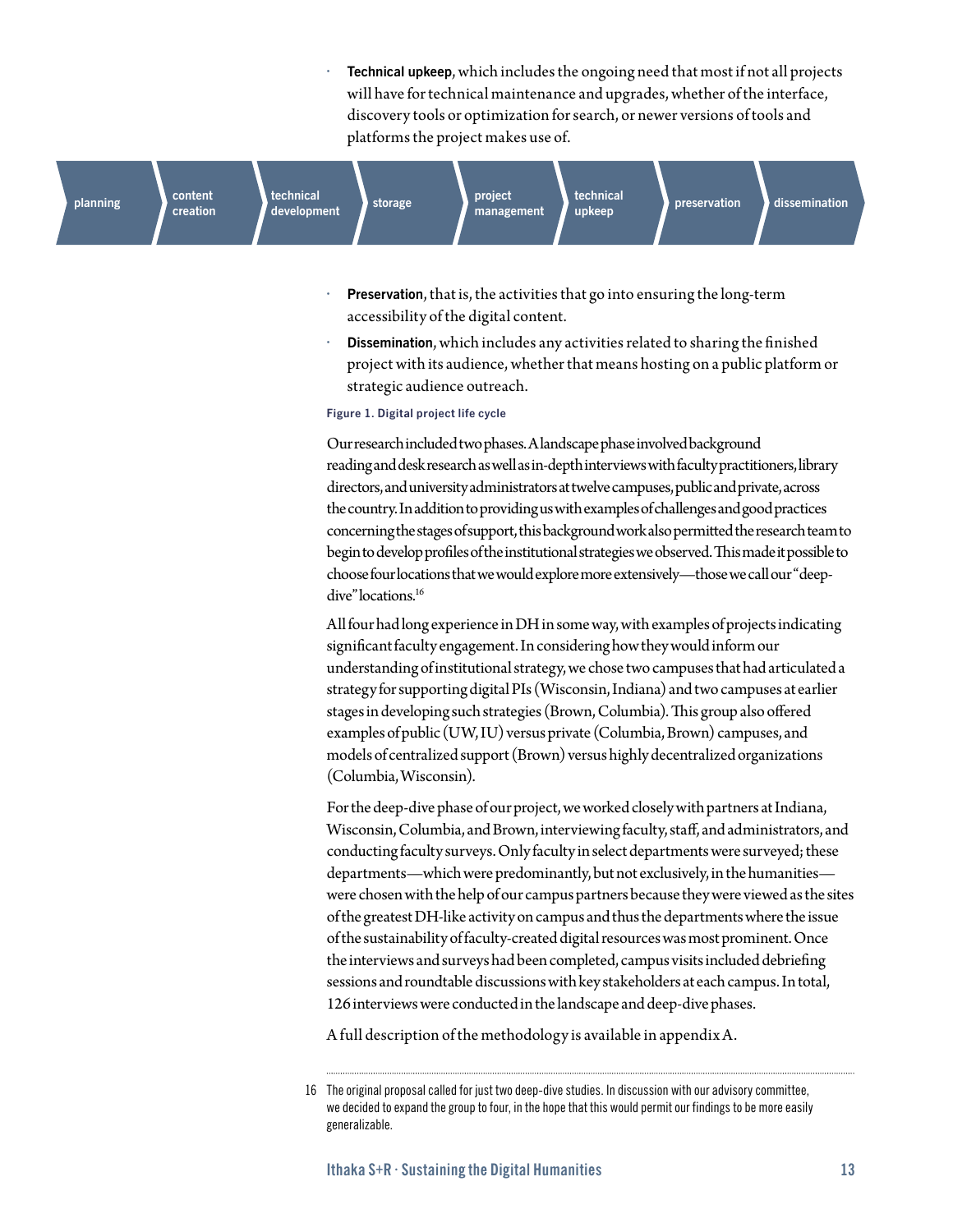- **Technical upkeep**, which includes the ongoing need that most if not all projects will have for technical maintenance and upgrades, whether of the interface, discovery tools or optimization for search, or newer versions of tools and platforms the project makes use of.

planning → content creation → technical development → storage → project management → technical upkeep → preservation → dissemination

- **Preservation**, that is, the activities that go into ensuring the long-term accessibility of the digital content.
- **Dissemination**, which includes any activities related to sharing the finished project with its audience, whether that means hosting on a public platform or strategic audience outreach.

**Figure 1. Digital project life cycle**

Our research included two phases. A landscape phase involved background reading and desk research as well as in-depth interviews with faculty practitioners, library directors, and university administrators at twelve campuses, public and private, across the country. In addition to providing us with examples of challenges and good practices concerning the stages of support, this background work also permitted the research team to begin to develop profiles of the institutional strategies we observed. This made it possible to choose four locations that we would explore more extensively—those we call our "deep-dive" locations.[16]

All four had long experience in DH in some way, with examples of projects indicating significant faculty engagement. In considering how they would inform our understanding of institutional strategy, we chose two campuses that had articulated a strategy for supporting digital PIs (Wisconsin, Indiana) and two campuses at earlier stages in developing such strategies (Brown, Columbia). This group also offered examples of public (UW, IU) versus private (Columbia, Brown) campuses, and models of centralized support (Brown) versus highly decentralized organizations (Columbia, Wisconsin).

For the deep-dive phase of our project, we worked closely with partners at Indiana, Wisconsin, Columbia, and Brown, interviewing faculty, staff, and administrators, and conducting faculty surveys. Only faculty in select departments were surveyed; these departments—which were predominantly, but not exclusively, in the humanities—were chosen with the help of our campus partners because they were viewed as the sites of the greatest DH-like activity on campus and thus the departments where the issue of the sustainability of faculty-created digital resources was most prominent. Once the interviews and surveys had been completed, campus visits included debriefing sessions and roundtable discussions with key stakeholders at each campus. In total, 126 interviews were conducted in the landscape and deep-dive phases.

A full description of the methodology is available in appendix A.

---

16 The original proposal called for just two deep-dive studies. In discussion with our advisory committee, we decided to expand the group to four, in the hope that this would permit our findings to be more easily generalizable.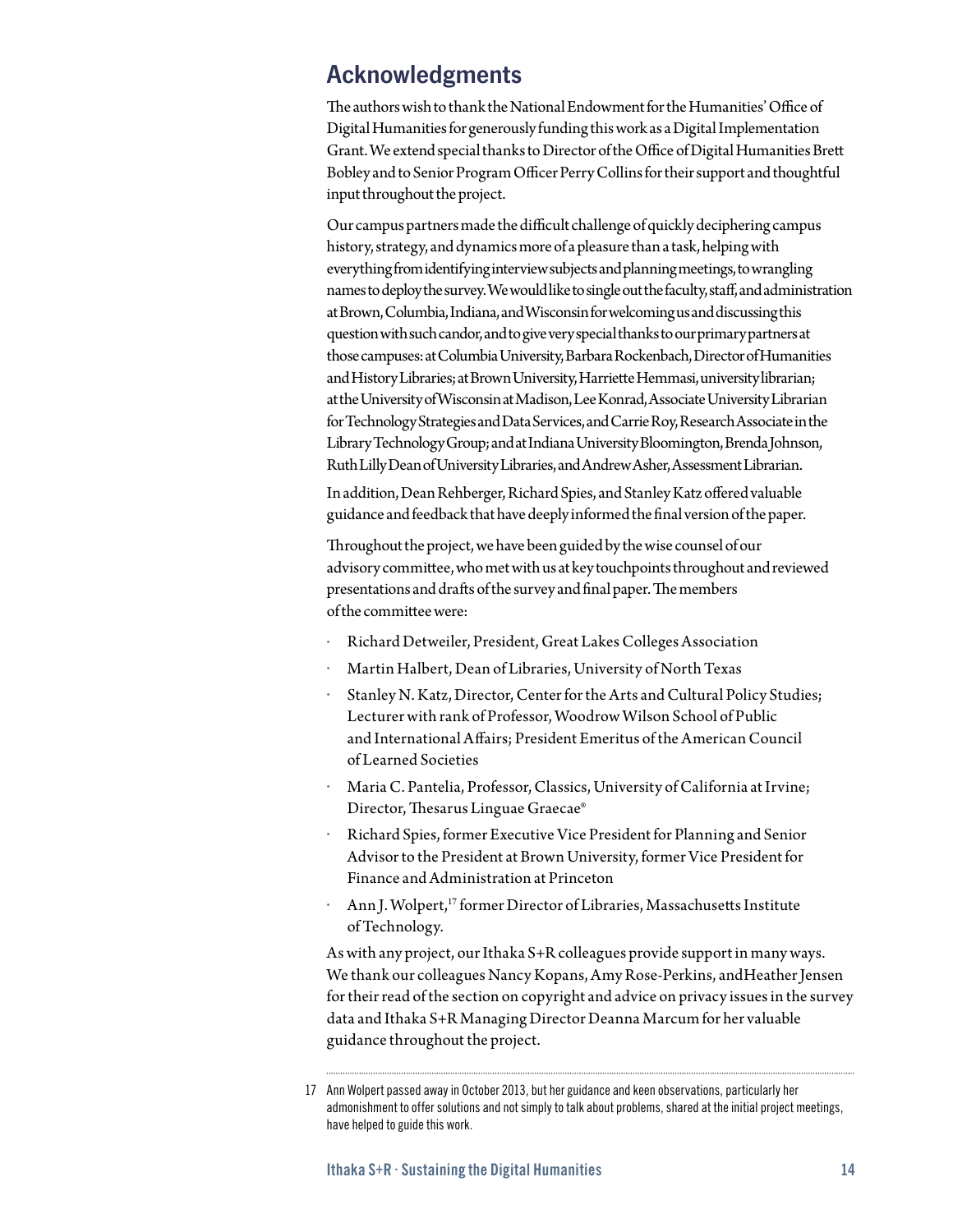## Acknowledgments

The authors wish to thank the National Endowment for the Humanities' Office of Digital Humanities for generously funding this work as a Digital Implementation Grant. We extend special thanks to Director of the Office of Digital Humanities Brett Bobley and to Senior Program Officer Perry Collins for their support and thoughtful input throughout the project.

Our campus partners made the difficult challenge of quickly deciphering campus history, strategy, and dynamics more of a pleasure than a task, helping with everything from identifying interview subjects and planning meetings, to wrangling names to deploy the survey. We would like to single out the faculty, staff, and administration at Brown, Columbia, Indiana, and Wisconsin for welcoming us and discussing this question with such candor, and to give very special thanks to our primary partners at those campuses: at Columbia University, Barbara Rockenbach, Director of Humanities and History Libraries; at Brown University, Harriette Hemmasi, university librarian; at the University of Wisconsin at Madison, Lee Konrad, Associate University Librarian for Technology Strategies and Data Services, and Carrie Roy, Research Associate in the Library Technology Group; and at Indiana University Bloomington, Brenda Johnson, Ruth Lilly Dean of University Libraries, and Andrew Asher, Assessment Librarian.

In addition, Dean Rehberger, Richard Spies, and Stanley Katz offered valuable guidance and feedback that have deeply informed the final version of the paper.

Throughout the project, we have been guided by the wise counsel of our advisory committee, who met with us at key touchpoints throughout and reviewed presentations and drafts of the survey and final paper. The members of the committee were:

- Richard Detweiler, President, Great Lakes Colleges Association
- Martin Halbert, Dean of Libraries, University of North Texas
- Stanley N. Katz, Director, Center for the Arts and Cultural Policy Studies; Lecturer with rank of Professor, Woodrow Wilson School of Public and International Affairs; President Emeritus of the American Council of Learned Societies
- Maria C. Pantelia, Professor, Classics, University of California at Irvine; Director, Thesarus Linguae Graecae®
- Richard Spies, former Executive Vice President for Planning and Senior Advisor to the President at Brown University, former Vice President for Finance and Administration at Princeton
- Ann J. Wolpert,[17] former Director of Libraries, Massachusetts Institute of Technology.

As with any project, our Ithaka S+R colleagues provide support in many ways. We thank our colleagues Nancy Kopans, Amy Rose-Perkins, andHeather Jensen for their read of the section on copyright and advice on privacy issues in the survey data and Ithaka S+R Managing Director Deanna Marcum for her valuable guidance throughout the project.

---

17 Ann Wolpert passed away in October 2013, but her guidance and keen observations, particularly her admonishment to offer solutions and not simply to talk about problems, shared at the initial project meetings, have helped to guide this work.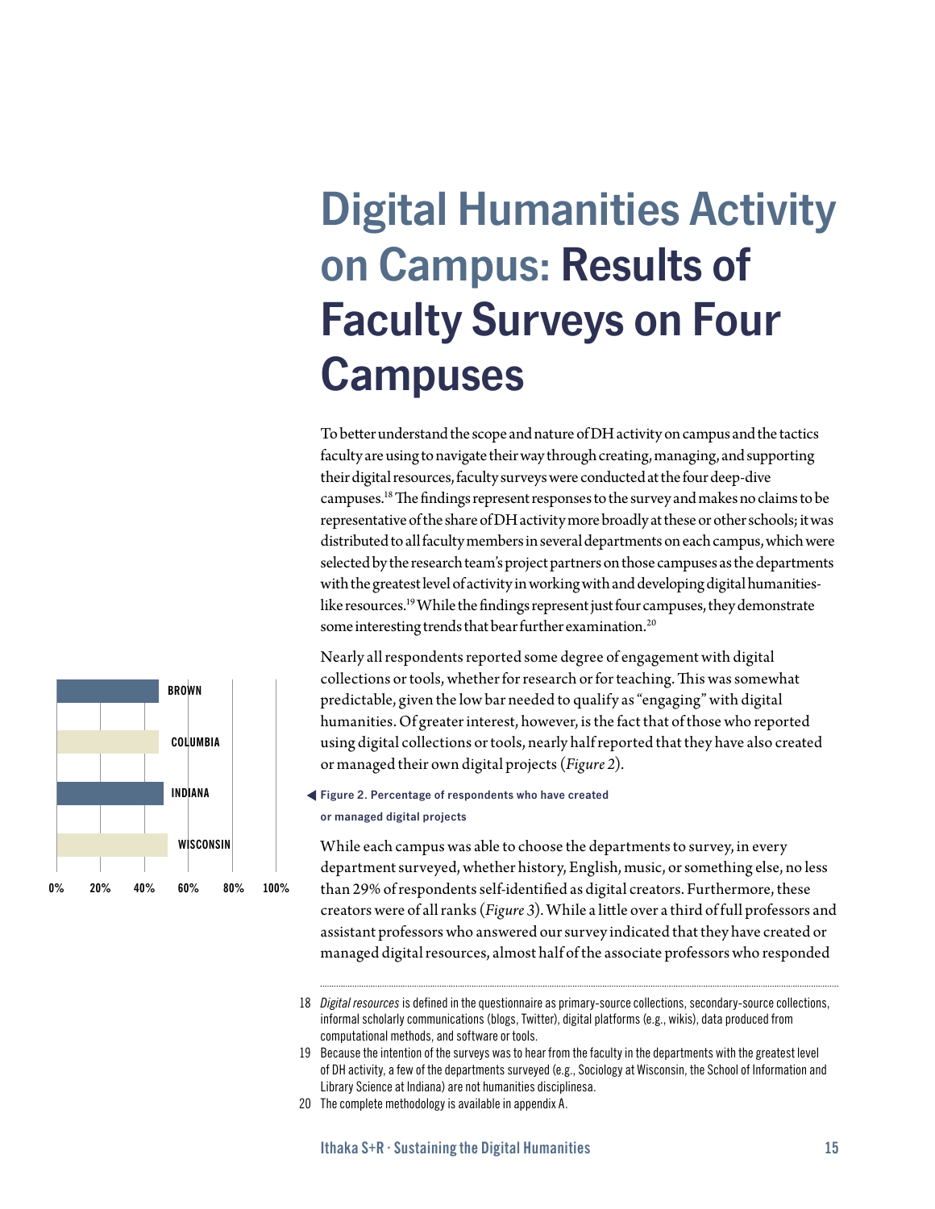# Digital Humanities Activity on Campus: Results of Faculty Surveys on Four Campuses

To better understand the scope and nature of DH activity on campus and the tactics faculty are using to navigate their way through creating, managing, and supporting their digital resources, faculty surveys were conducted at the four deep-dive campuses.[18] The findings represent responses to the survey and makes no claims to be representative of the share of DH activity more broadly at these or other schools; it was distributed to all faculty members in several departments on each campus, which were selected by the research team's project partners on those campuses as the departments with the greatest level of activity in working with and developing digital humanities-like resources.[19] While the findings represent just four campuses, they demonstrate some interesting trends that bear further examination.[20]

Nearly all respondents reported some degree of engagement with digital collections or tools, whether for research or for teaching. This was somewhat predictable, given the low bar needed to qualify as "engaging" with digital humanities. Of greater interest, however, is the fact that of those who reported using digital collections or tools, nearly half reported that they have also created or managed their own digital projects (*Figure 2*).

BROWN
COLUMBIA
INDIANA
WISCONSIN

0% 20% 40% 60% 80% 100%

**Figure 2. Percentage of respondents who have created or managed digital projects**

While each campus was able to choose the departments to survey, in every department surveyed, whether history, English, music, or something else, no less than 29% of respondents self-identified as digital creators. Furthermore, these creators were of all ranks (*Figure 3*). While a little over a third of full professors and assistant professors who answered our survey indicated that they have created or managed digital resources, almost half of the associate professors who responded

---

18 *Digital resources* is defined in the questionnaire as primary-source collections, secondary-source collections, informal scholarly communications (blogs, Twitter), digital platforms (e.g., wikis), data produced from computational methods, and software or tools.

19 Because the intention of the surveys was to hear from the faculty in the departments with the greatest level of DH activity, a few of the departments surveyed (e.g., Sociology at Wisconsin, the School of Information and Library Science at Indiana) are not humanities disciplinesa.

20 The complete methodology is available in appendix A.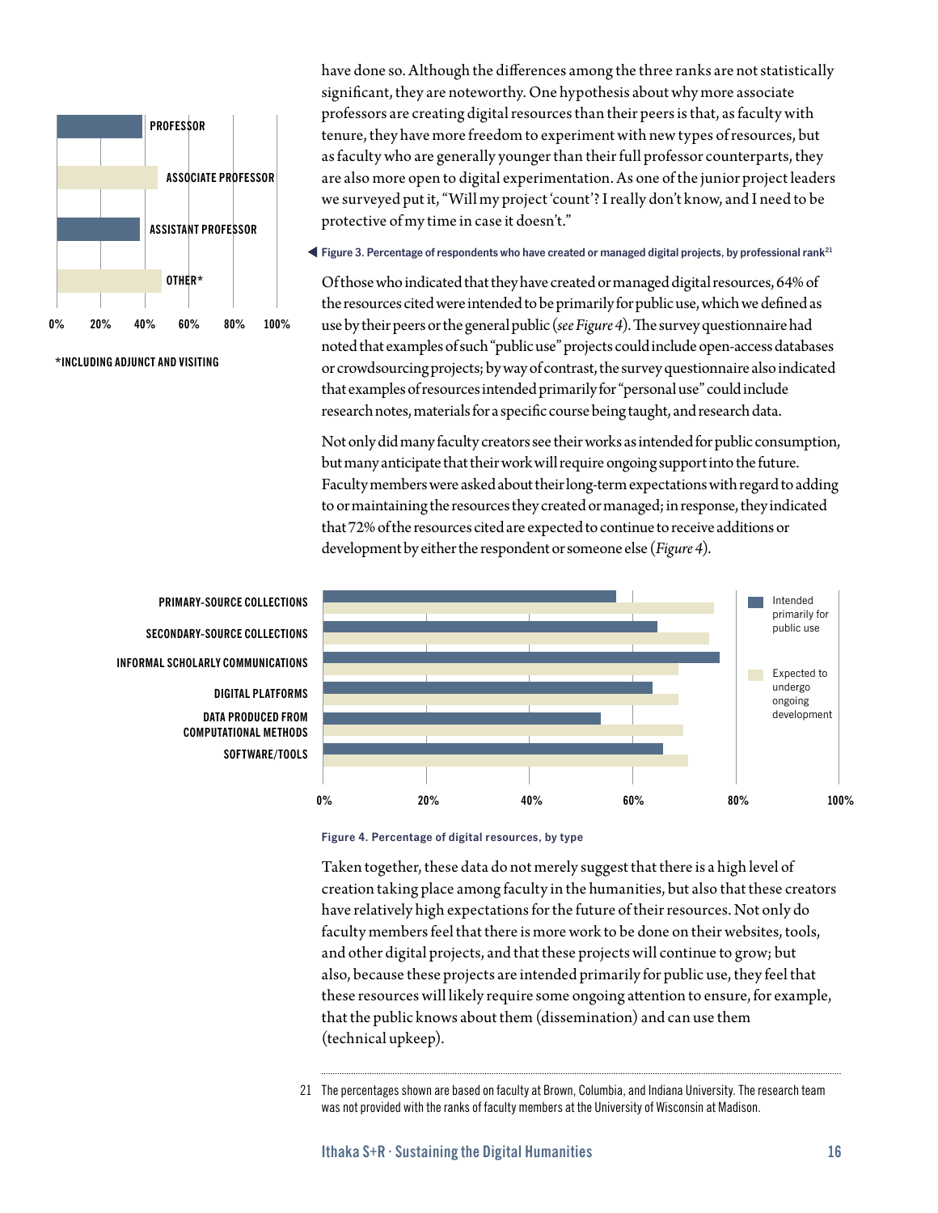have done so. Although the differences among the three ranks are not statistically significant, they are noteworthy. One hypothesis about why more associate professors are creating digital resources than their peers is that, as faculty with tenure, they have more freedom to experiment with new types of resources, but as faculty who are generally younger than their full professor counterparts, they are also more open to digital experimentation. As one of the junior project leaders we surveyed put it, "Will my project 'count'? I really don't know, and I need to be protective of my time in case it doesn't."

PROFESSOR

ASSOCIATE PROFESSOR

ASSISTANT PROFESSOR

OTHER*

0% 20% 40% 60% 80% 100%

*INCLUDING ADJUNCT AND VISITING

Figure 3. Percentage of respondents who have created or managed digital projects, by professional rank[21]

Of those who indicated that they have created or managed digital resources, 64% of the resources cited were intended to be primarily for public use, which we defined as use by their peers or the general public (*see Figure 4*). The survey questionnaire had noted that examples of such "public use" projects could include open-access databases or crowdsourcing projects; by way of contrast, the survey questionnaire also indicated that examples of resources intended primarily for "personal use" could include research notes, materials for a specific course being taught, and research data.

Not only did many faculty creators see their works as intended for public consumption, but many anticipate that their work will require ongoing support into the future. Faculty members were asked about their long-term expectations with regard to adding to or maintaining the resources they created or managed; in response, they indicated that 72% of the resources cited are expected to continue to receive additions or development by either the respondent or someone else (*Figure 4*).

PRIMARY-SOURCE COLLECTIONS

SECONDARY-SOURCE COLLECTIONS

INFORMAL SCHOLARLY COMMUNICATIONS

DIGITAL PLATFORMS

DATA PRODUCED FROM COMPUTATIONAL METHODS

SOFTWARE/TOOLS

0% 20% 40% 60% 80% 100%

Intended primarily for public use

Expected to undergo ongoing development

Figure 4. Percentage of digital resources, by type

Taken together, these data do not merely suggest that there is a high level of creation taking place among faculty in the humanities, but also that these creators have relatively high expectations for the future of their resources. Not only do faculty members feel that there is more work to be done on their websites, tools, and other digital projects, and that these projects will continue to grow; but also, because these projects are intended primarily for public use, they feel that these resources will likely require some ongoing attention to ensure, for example, that the public knows about them (dissemination) and can use them (technical upkeep).

---

21 The percentages shown are based on faculty at Brown, Columbia, and Indiana University. The research team was not provided with the ranks of faculty members at the University of Wisconsin at Madison.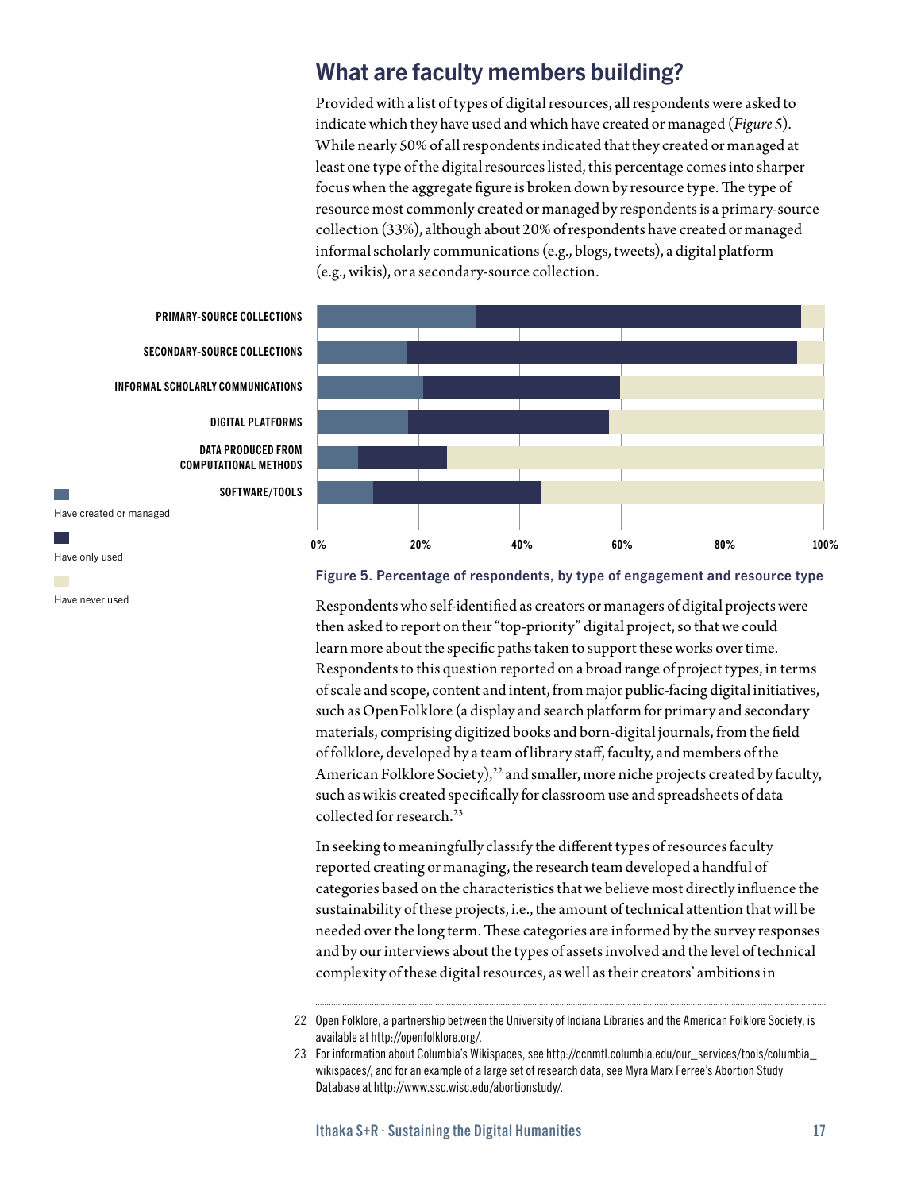## What are faculty members building?

Provided with a list of types of digital resources, all respondents were asked to indicate which they have used and which have created or managed (*Figure 5*). While nearly 50% of all respondents indicated that they created or managed at least one type of the digital resources listed, this percentage comes into sharper focus when the aggregate figure is broken down by resource type. The type of resource most commonly created or managed by respondents is a primary-source collection (33%), although about 20% of respondents have created or managed informal scholarly communications (e.g., blogs, tweets), a digital platform (e.g., wikis), or a secondary-source collection.

**Figure 5. Percentage of respondents, by type of engagement and resource type**

Respondents who self-identified as creators or managers of digital projects were then asked to report on their "top-priority" digital project, so that we could learn more about the specific paths taken to support these works over time. Respondents to this question reported on a broad range of project types, in terms of scale and scope, content and intent, from major public-facing digital initiatives, such as OpenFolklore (a display and search platform for primary and secondary materials, comprising digitized books and born-digital journals, from the field of folklore, developed by a team of library staff, faculty, and members of the American Folklore Society),[22] and smaller, more niche projects created by faculty, such as wikis created specifically for classroom use and spreadsheets of data collected for research.[23]

In seeking to meaningfully classify the different types of resources faculty reported creating or managing, the research team developed a handful of categories based on the characteristics that we believe most directly influence the sustainability of these projects, i.e., the amount of technical attention that will be needed over the long term. These categories are informed by the survey responses and by our interviews about the types of assets involved and the level of technical complexity of these digital resources, as well as their creators' ambitions in

---

22 Open Folklore, a partnership between the University of Indiana Libraries and the American Folklore Society, is available at http://openfolklore.org/.

23 For information about Columbia's Wikispaces, see http://ccnmtl.columbia.edu/our_services/tools/columbia_wikispaces/, and for an example of a large set of research data, see Myra Marx Ferree's Abortion Study Database at http://www.ssc.wisc.edu/abortionstudy/.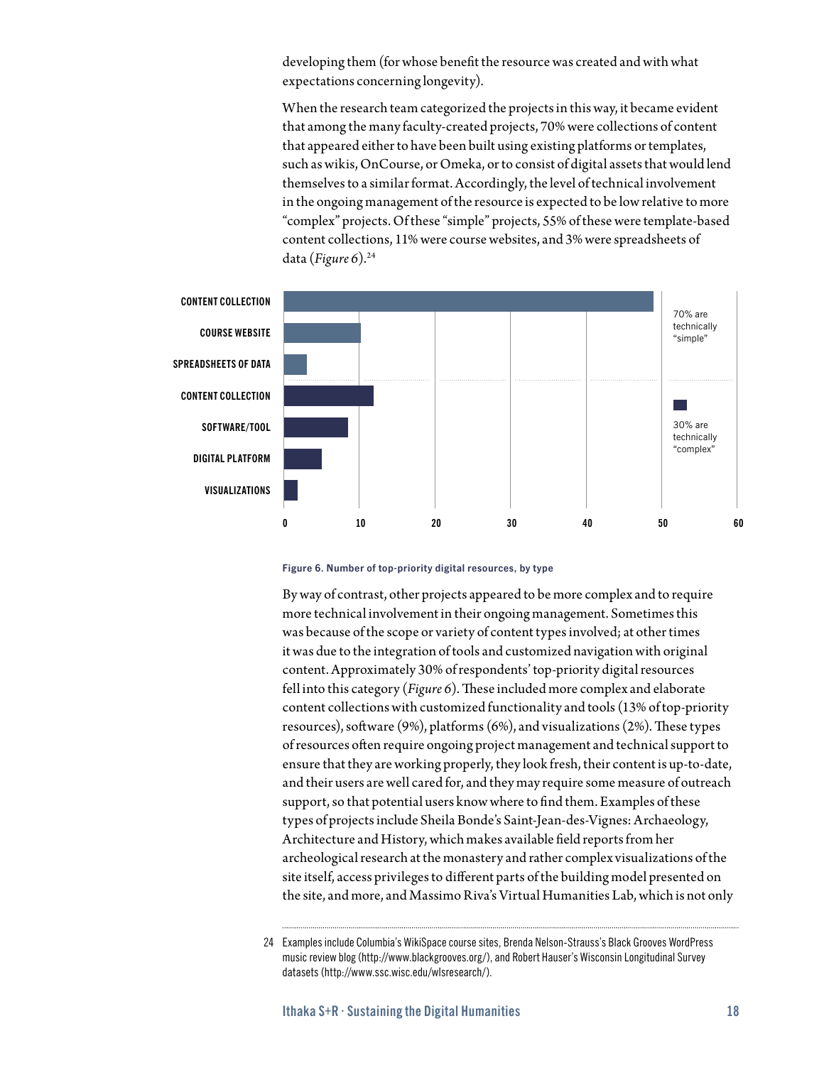developing them (for whose benefit the resource was created and with what expectations concerning longevity).

When the research team categorized the projects in this way, it became evident that among the many faculty-created projects, 70% were collections of content that appeared either to have been built using existing platforms or templates, such as wikis, OnCourse, or Omeka, or to consist of digital assets that would lend themselves to a similar format. Accordingly, the level of technical involvement in the ongoing management of the resource is expected to be low relative to more "complex" projects. Of these "simple" projects, 55% of these were template-based content collections, 11% were course websites, and 3% were spreadsheets of data (*Figure 6*).[24]

CONTENT COLLECTION
COURSE WEBSITE
SPREADSHEETS OF DATA
CONTENT COLLECTION
SOFTWARE/TOOL
DIGITAL PLATFORM
VISUALIZATIONS

0 10 20 30 40 50 60

70% are technically "simple"

30% are technically "complex"

Figure 6. Number of top-priority digital resources, by type

By way of contrast, other projects appeared to be more complex and to require more technical involvement in their ongoing management. Sometimes this was because of the scope or variety of content types involved; at other times it was due to the integration of tools and customized navigation with original content. Approximately 30% of respondents' top-priority digital resources fell into this category (*Figure 6*). These included more complex and elaborate content collections with customized functionality and tools (13% of top-priority resources), software (9%), platforms (6%), and visualizations (2%). These types of resources often require ongoing project management and technical support to ensure that they are working properly, they look fresh, their content is up-to-date, and their users are well cared for, and they may require some measure of outreach support, so that potential users know where to find them. Examples of these types of projects include Sheila Bonde's Saint-Jean-des-Vignes: Archaeology, Architecture and History, which makes available field reports from her archeological research at the monastery and rather complex visualizations of the site itself, access privileges to different parts of the building model presented on the site, and more, and Massimo Riva's Virtual Humanities Lab, which is not only

24 Examples include Columbia's WikiSpace course sites, Brenda Nelson-Strauss's Black Grooves WordPress music review blog (http://www.blackgrooves.org/), and Robert Hauser's Wisconsin Longitudinal Survey datasets (http://www.ssc.wisc.edu/wlsresearch/).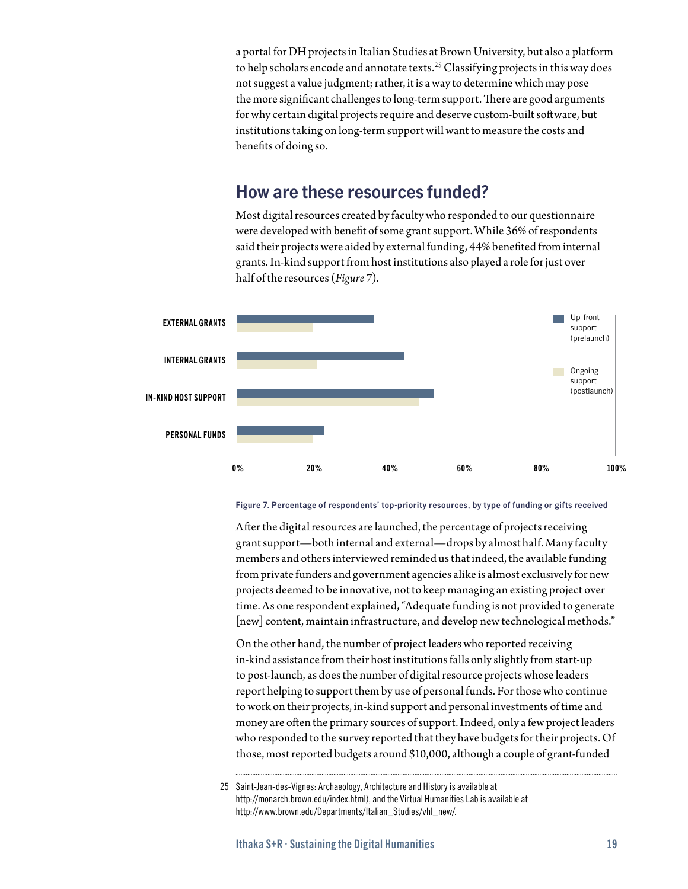a portal for DH projects in Italian Studies at Brown University, but also a platform to help scholars encode and annotate texts.[25] Classifying projects in this way does not suggest a value judgment; rather, it is a way to determine which may pose the more significant challenges to long-term support. There are good arguments for why certain digital projects require and deserve custom-built software, but institutions taking on long-term support will want to measure the costs and benefits of doing so.

## How are these resources funded?

Most digital resources created by faculty who responded to our questionnaire were developed with benefit of some grant support. While 36% of respondents said their projects were aided by external funding, 44% benefited from internal grants. In-kind support from host institutions also played a role for just over half of the resources (*Figure 7*).

Figure 7. Percentage of respondents' top-priority resources, by type of funding or gifts received

After the digital resources are launched, the percentage of projects receiving grant support—both internal and external—drops by almost half. Many faculty members and others interviewed reminded us that indeed, the available funding from private funders and government agencies alike is almost exclusively for new projects deemed to be innovative, not to keep managing an existing project over time. As one respondent explained, "Adequate funding is not provided to generate [new] content, maintain infrastructure, and develop new technological methods."

On the other hand, the number of project leaders who reported receiving in-kind assistance from their host institutions falls only slightly from start-up to post-launch, as does the number of digital resource projects whose leaders report helping to support them by use of personal funds. For those who continue to work on their projects, in-kind support and personal investments of time and money are often the primary sources of support. Indeed, only a few project leaders who responded to the survey reported that they have budgets for their projects. Of those, most reported budgets around $10,000, although a couple of grant-funded

25 Saint-Jean-des-Vignes: Archaeology, Architecture and History is available at http://monarch.brown.edu/index.html), and the Virtual Humanities Lab is available at http://www.brown.edu/Departments/Italian_Studies/vhl_new/.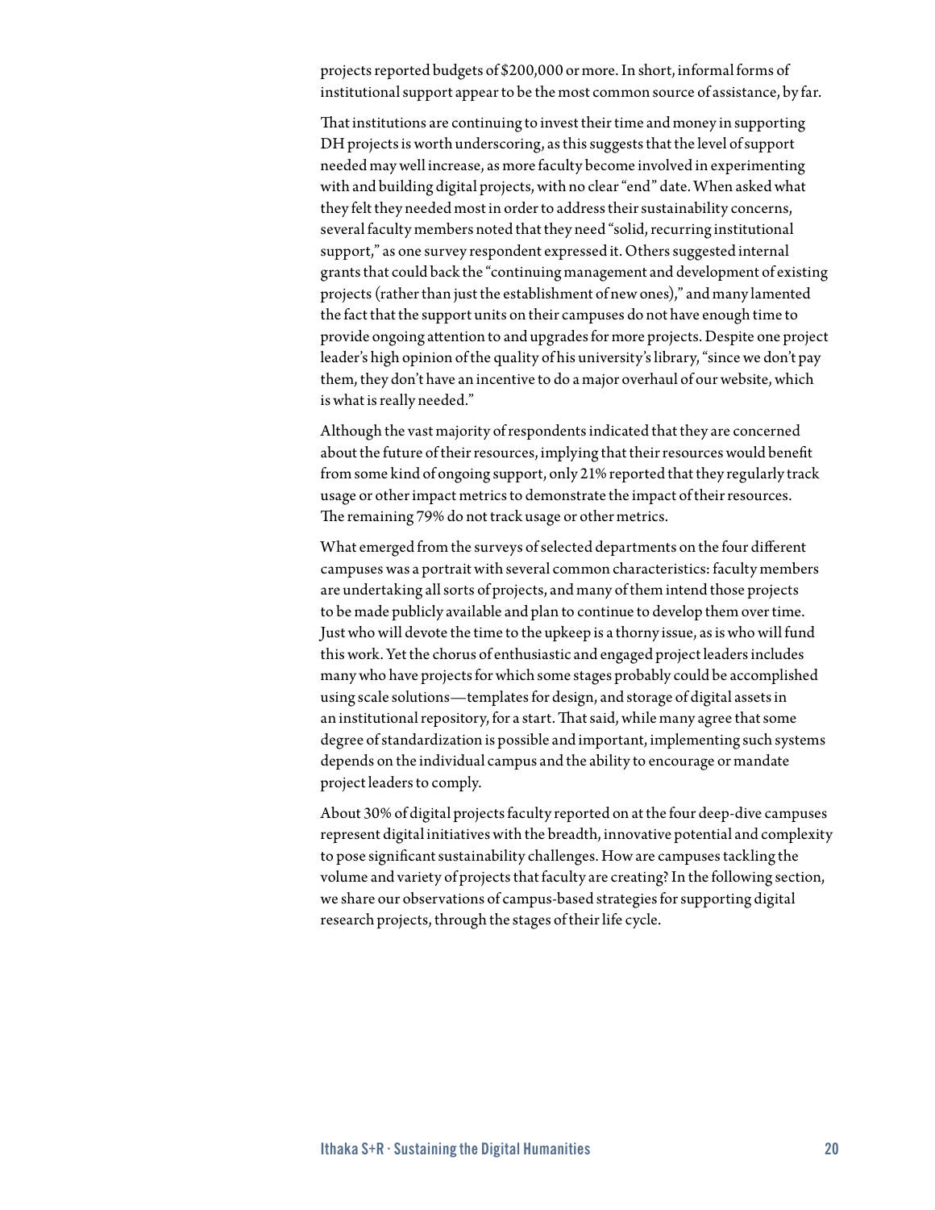projects reported budgets of $200,000 or more. In short, informal forms of institutional support appear to be the most common source of assistance, by far.

That institutions are continuing to invest their time and money in supporting DH projects is worth underscoring, as this suggests that the level of support needed may well increase, as more faculty become involved in experimenting with and building digital projects, with no clear "end" date. When asked what they felt they needed most in order to address their sustainability concerns, several faculty members noted that they need "solid, recurring institutional support," as one survey respondent expressed it. Others suggested internal grants that could back the "continuing management and development of existing projects (rather than just the establishment of new ones)," and many lamented the fact that the support units on their campuses do not have enough time to provide ongoing attention to and upgrades for more projects. Despite one project leader's high opinion of the quality of his university's library, "since we don't pay them, they don't have an incentive to do a major overhaul of our website, which is what is really needed."

Although the vast majority of respondents indicated that they are concerned about the future of their resources, implying that their resources would benefit from some kind of ongoing support, only 21% reported that they regularly track usage or other impact metrics to demonstrate the impact of their resources. The remaining 79% do not track usage or other metrics.

What emerged from the surveys of selected departments on the four different campuses was a portrait with several common characteristics: faculty members are undertaking all sorts of projects, and many of them intend those projects to be made publicly available and plan to continue to develop them over time. Just who will devote the time to the upkeep is a thorny issue, as is who will fund this work. Yet the chorus of enthusiastic and engaged project leaders includes many who have projects for which some stages probably could be accomplished using scale solutions—templates for design, and storage of digital assets in an institutional repository, for a start. That said, while many agree that some degree of standardization is possible and important, implementing such systems depends on the individual campus and the ability to encourage or mandate project leaders to comply.

About 30% of digital projects faculty reported on at the four deep-dive campuses represent digital initiatives with the breadth, innovative potential and complexity to pose significant sustainability challenges. How are campuses tackling the volume and variety of projects that faculty are creating? In the following section, we share our observations of campus-based strategies for supporting digital research projects, through the stages of their life cycle.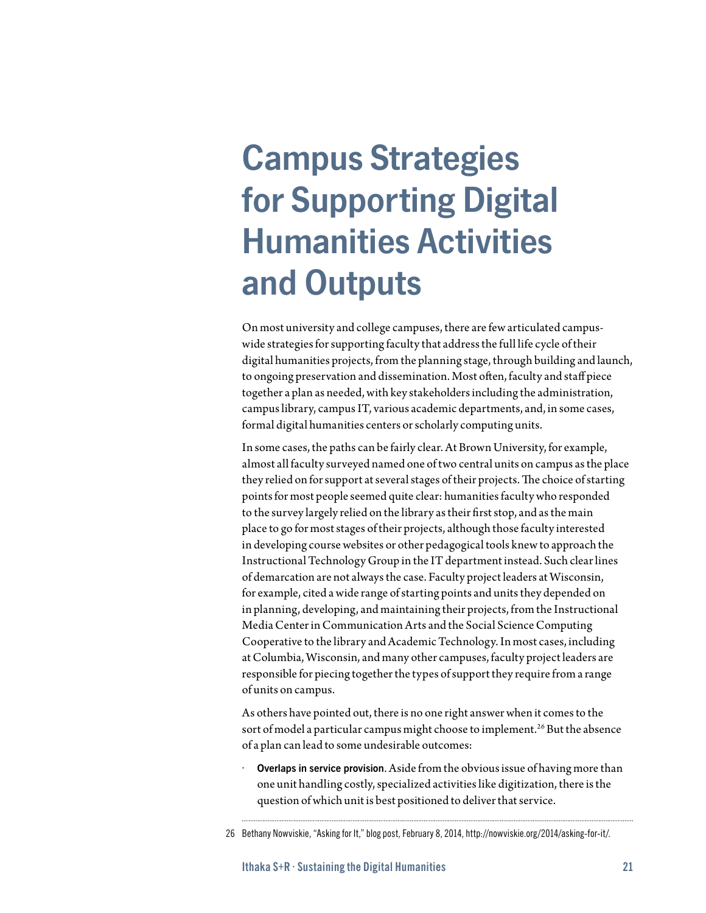# Campus Strategies for Supporting Digital Humanities Activities and Outputs

On most university and college campuses, there are few articulated campus-wide strategies for supporting faculty that address the full life cycle of their digital humanities projects, from the planning stage, through building and launch, to ongoing preservation and dissemination. Most often, faculty and staff piece together a plan as needed, with key stakeholders including the administration, campus library, campus IT, various academic departments, and, in some cases, formal digital humanities centers or scholarly computing units.

In some cases, the paths can be fairly clear. At Brown University, for example, almost all faculty surveyed named one of two central units on campus as the place they relied on for support at several stages of their projects. The choice of starting points for most people seemed quite clear: humanities faculty who responded to the survey largely relied on the library as their first stop, and as the main place to go for most stages of their projects, although those faculty interested in developing course websites or other pedagogical tools knew to approach the Instructional Technology Group in the IT department instead. Such clear lines of demarcation are not always the case. Faculty project leaders at Wisconsin, for example, cited a wide range of starting points and units they depended on in planning, developing, and maintaining their projects, from the Instructional Media Center in Communication Arts and the Social Science Computing Cooperative to the library and Academic Technology. In most cases, including at Columbia, Wisconsin, and many other campuses, faculty project leaders are responsible for piecing together the types of support they require from a range of units on campus.

As others have pointed out, there is no one right answer when it comes to the sort of model a particular campus might choose to implement.[26] But the absence of a plan can lead to some undesirable outcomes:

- **Overlaps in service provision**. Aside from the obvious issue of having more than one unit handling costly, specialized activities like digitization, there is the question of which unit is best positioned to deliver that service.

---

26 Bethany Nowviskie, "Asking for It," blog post, February 8, 2014, http://nowviskie.org/2014/asking-for-it/.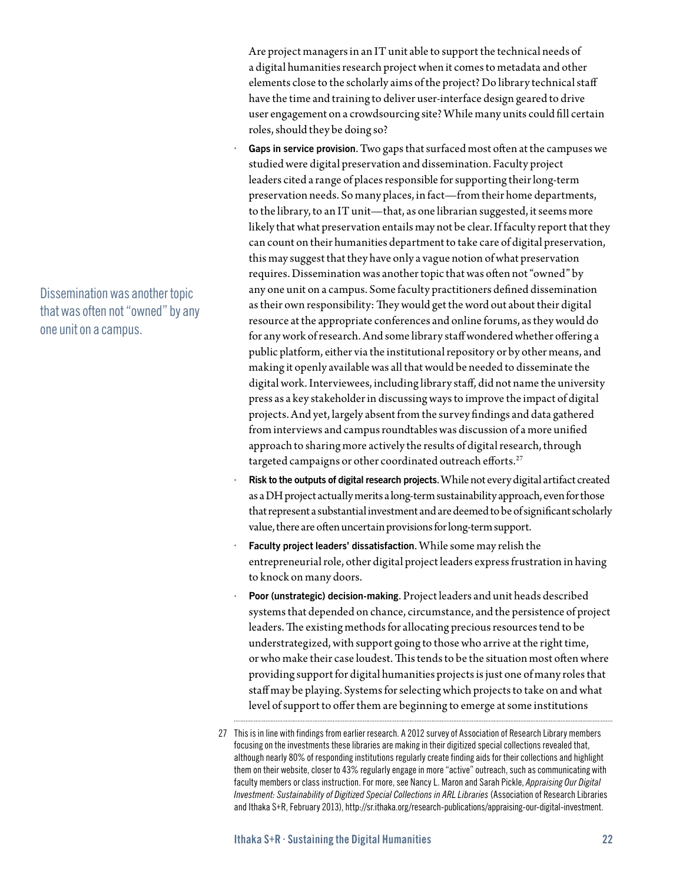Are project managers in an IT unit able to support the technical needs of a digital humanities research project when it comes to metadata and other elements close to the scholarly aims of the project? Do library technical staff have the time and training to deliver user-interface design geared to drive user engagement on a crowdsourcing site? While many units could fill certain roles, should they be doing so?

- **Gaps in service provision.** Two gaps that surfaced most often at the campuses we studied were digital preservation and dissemination. Faculty project leaders cited a range of places responsible for supporting their long-term preservation needs. So many places, in fact—from their home departments, to the library, to an IT unit—that, as one librarian suggested, it seems more likely that what preservation entails may not be clear. If faculty report that they can count on their humanities department to take care of digital preservation, this may suggest that they have only a vague notion of what preservation requires. Dissemination was another topic that was often not "owned" by any one unit on a campus. Some faculty practitioners defined dissemination as their own responsibility: They would get the word out about their digital resource at the appropriate conferences and online forums, as they would do for any work of research. And some library staff wondered whether offering a public platform, either via the institutional repository or by other means, and making it openly available was all that would be needed to disseminate the digital work. Interviewees, including library staff, did not name the university press as a key stakeholder in discussing ways to improve the impact of digital projects. And yet, largely absent from the survey findings and data gathered from interviews and campus roundtables was discussion of a more unified approach to sharing more actively the results of digital research, through targeted campaigns or other coordinated outreach efforts.[27]
- **Risk to the outputs of digital research projects.** While not every digital artifact created as a DH project actually merits a long-term sustainability approach, even for those that represent a substantial investment and are deemed to be of significant scholarly value, there are often uncertain provisions for long-term support.
- **Faculty project leaders' dissatisfaction.** While some may relish the entrepreneurial role, other digital project leaders express frustration in having to knock on many doors.
- **Poor (unstrategic) decision-making.** Project leaders and unit heads described systems that depended on chance, circumstance, and the persistence of project leaders. The existing methods for allocating precious resources tend to be understrategized, with support going to those who arrive at the right time, or who make their case loudest. This tends to be the situation most often where providing support for digital humanities projects is just one of many roles that staff may be playing. Systems for selecting which projects to take on and what level of support to offer them are beginning to emerge at some institutions

> Dissemination was another topic that was often not "owned" by any one unit on a campus.

27 This is in line with findings from earlier research. A 2012 survey of Association of Research Library members focusing on the investments these libraries are making in their digitized special collections revealed that, although nearly 80% of responding institutions regularly create finding aids for their collections and highlight them on their website, closer to 43% regularly engage in more "active" outreach, such as communicating with faculty members or class instruction. For more, see Nancy L. Maron and Sarah Pickle, *Appraising Our Digital Investment: Sustainability of Digitized Special Collections in ARL Libraries* (Association of Research Libraries and Ithaka S+R, February 2013), http://sr.ithaka.org/research-publications/appraising-our-digital-investment.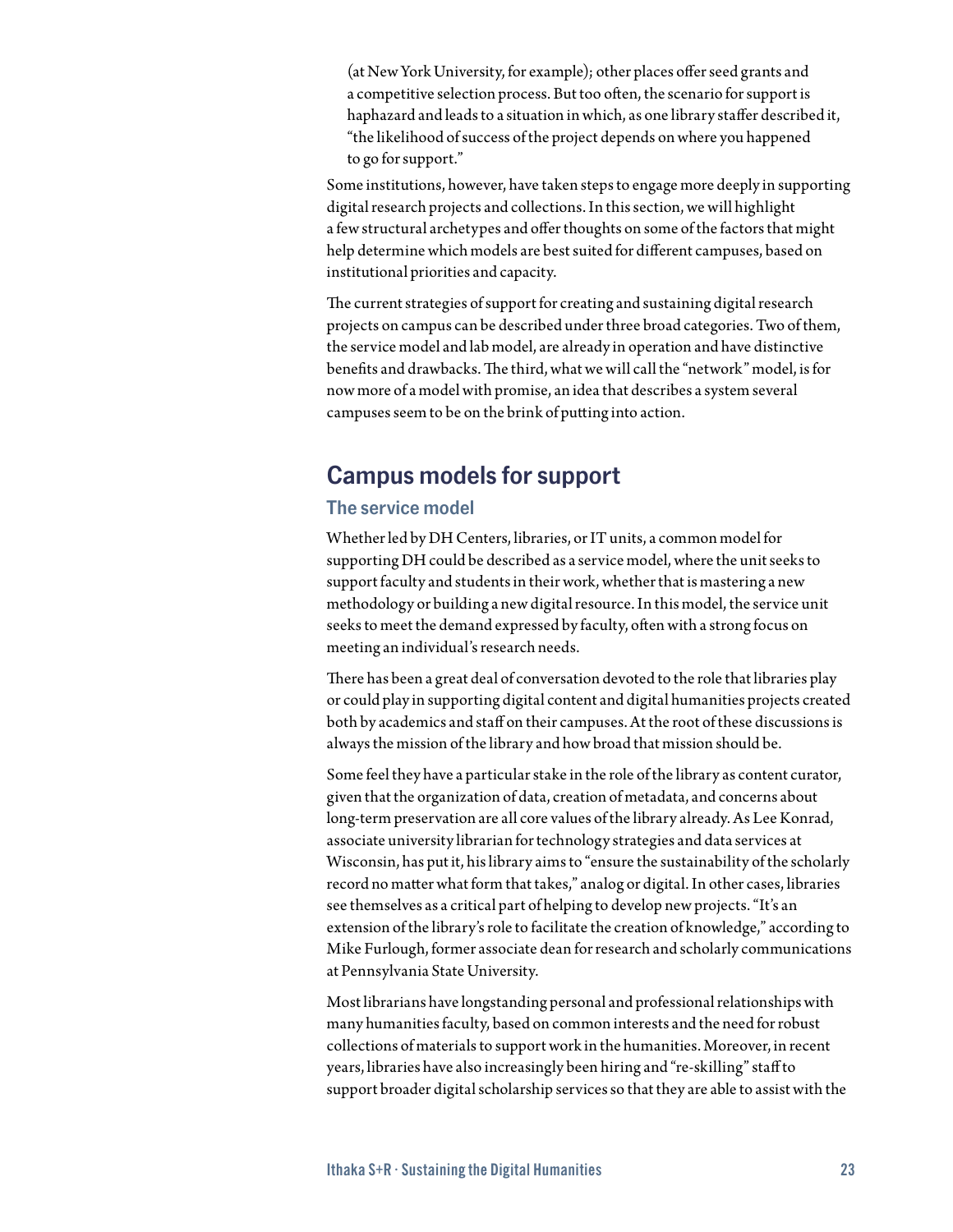(at New York University, for example); other places offer seed grants and a competitive selection process. But too often, the scenario for support is haphazard and leads to a situation in which, as one library staffer described it, "the likelihood of success of the project depends on where you happened to go for support."

Some institutions, however, have taken steps to engage more deeply in supporting digital research projects and collections. In this section, we will highlight a few structural archetypes and offer thoughts on some of the factors that might help determine which models are best suited for different campuses, based on institutional priorities and capacity.

The current strategies of support for creating and sustaining digital research projects on campus can be described under three broad categories. Two of them, the service model and lab model, are already in operation and have distinctive benefits and drawbacks. The third, what we will call the "network" model, is for now more of a model with promise, an idea that describes a system several campuses seem to be on the brink of putting into action.

## Campus models for support

### The service model

Whether led by DH Centers, libraries, or IT units, a common model for supporting DH could be described as a service model, where the unit seeks to support faculty and students in their work, whether that is mastering a new methodology or building a new digital resource. In this model, the service unit seeks to meet the demand expressed by faculty, often with a strong focus on meeting an individual's research needs.

There has been a great deal of conversation devoted to the role that libraries play or could play in supporting digital content and digital humanities projects created both by academics and staff on their campuses. At the root of these discussions is always the mission of the library and how broad that mission should be.

Some feel they have a particular stake in the role of the library as content curator, given that the organization of data, creation of metadata, and concerns about long-term preservation are all core values of the library already. As Lee Konrad, associate university librarian for technology strategies and data services at Wisconsin, has put it, his library aims to "ensure the sustainability of the scholarly record no matter what form that takes," analog or digital. In other cases, libraries see themselves as a critical part of helping to develop new projects. "It's an extension of the library's role to facilitate the creation of knowledge," according to Mike Furlough, former associate dean for research and scholarly communications at Pennsylvania State University.

Most librarians have longstanding personal and professional relationships with many humanities faculty, based on common interests and the need for robust collections of materials to support work in the humanities. Moreover, in recent years, libraries have also increasingly been hiring and "re-skilling" staff to support broader digital scholarship services so that they are able to assist with the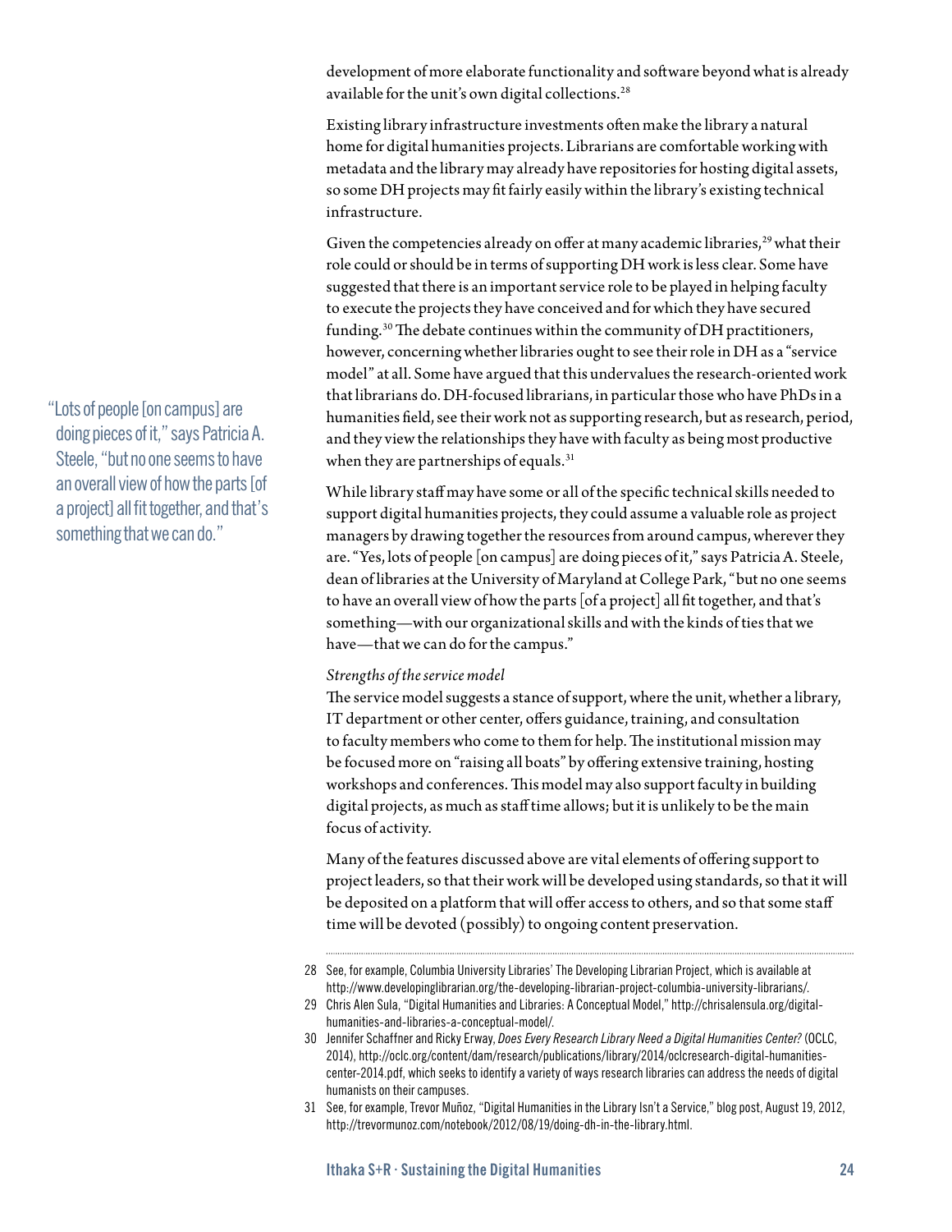development of more elaborate functionality and software beyond what is already available for the unit's own digital collections.[28]

Existing library infrastructure investments often make the library a natural home for digital humanities projects. Librarians are comfortable working with metadata and the library may already have repositories for hosting digital assets, so some DH projects may fit fairly easily within the library's existing technical infrastructure.

Given the competencies already on offer at many academic libraries,[29] what their role could or should be in terms of supporting DH work is less clear. Some have suggested that there is an important service role to be played in helping faculty to execute the projects they have conceived and for which they have secured funding.[30] The debate continues within the community of DH practitioners, however, concerning whether libraries ought to see their role in DH as a "service model" at all. Some have argued that this undervalues the research-oriented work that librarians do. DH-focused librarians, in particular those who have PhDs in a humanities field, see their work not as supporting research, but as research, period, and they view the relationships they have with faculty as being most productive when they are partnerships of equals.[31]

> "Lots of people [on campus] are doing pieces of it," says Patricia A. Steele, "but no one seems to have an overall view of how the parts [of a project] all fit together, and that's something that we can do."

While library staff may have some or all of the specific technical skills needed to support digital humanities projects, they could assume a valuable role as project managers by drawing together the resources from around campus, wherever they are. "Yes, lots of people [on campus] are doing pieces of it," says Patricia A. Steele, dean of libraries at the University of Maryland at College Park, "but no one seems to have an overall view of how the parts [of a project] all fit together, and that's something—with our organizational skills and with the kinds of ties that we have—that we can do for the campus."

*Strengths of the service model*

The service model suggests a stance of support, where the unit, whether a library, IT department or other center, offers guidance, training, and consultation to faculty members who come to them for help. The institutional mission may be focused more on "raising all boats" by offering extensive training, hosting workshops and conferences. This model may also support faculty in building digital projects, as much as staff time allows; but it is unlikely to be the main focus of activity.

Many of the features discussed above are vital elements of offering support to project leaders, so that their work will be developed using standards, so that it will be deposited on a platform that will offer access to others, and so that some staff time will be devoted (possibly) to ongoing content preservation.

---

28 See, for example, Columbia University Libraries' The Developing Librarian Project, which is available at http://www.developinglibrarian.org/the-developing-librarian-project-columbia-university-librarians/.

29 Chris Alen Sula, "Digital Humanities and Libraries: A Conceptual Model," http://chrisalensula.org/digital-humanities-and-libraries-a-conceptual-model/.

30 Jennifer Schaffner and Ricky Erway, *Does Every Research Library Need a Digital Humanities Center?* (OCLC, 2014), http://oclc.org/content/dam/research/publications/library/2014/oclcresearch-digital-humanities-center-2014.pdf, which seeks to identify a variety of ways research libraries can address the needs of digital humanists on their campuses.

31 See, for example, Trevor Muñoz, "Digital Humanities in the Library Isn't a Service," blog post, August 19, 2012, http://trevormunoz.com/notebook/2012/08/19/doing-dh-in-the-library.html.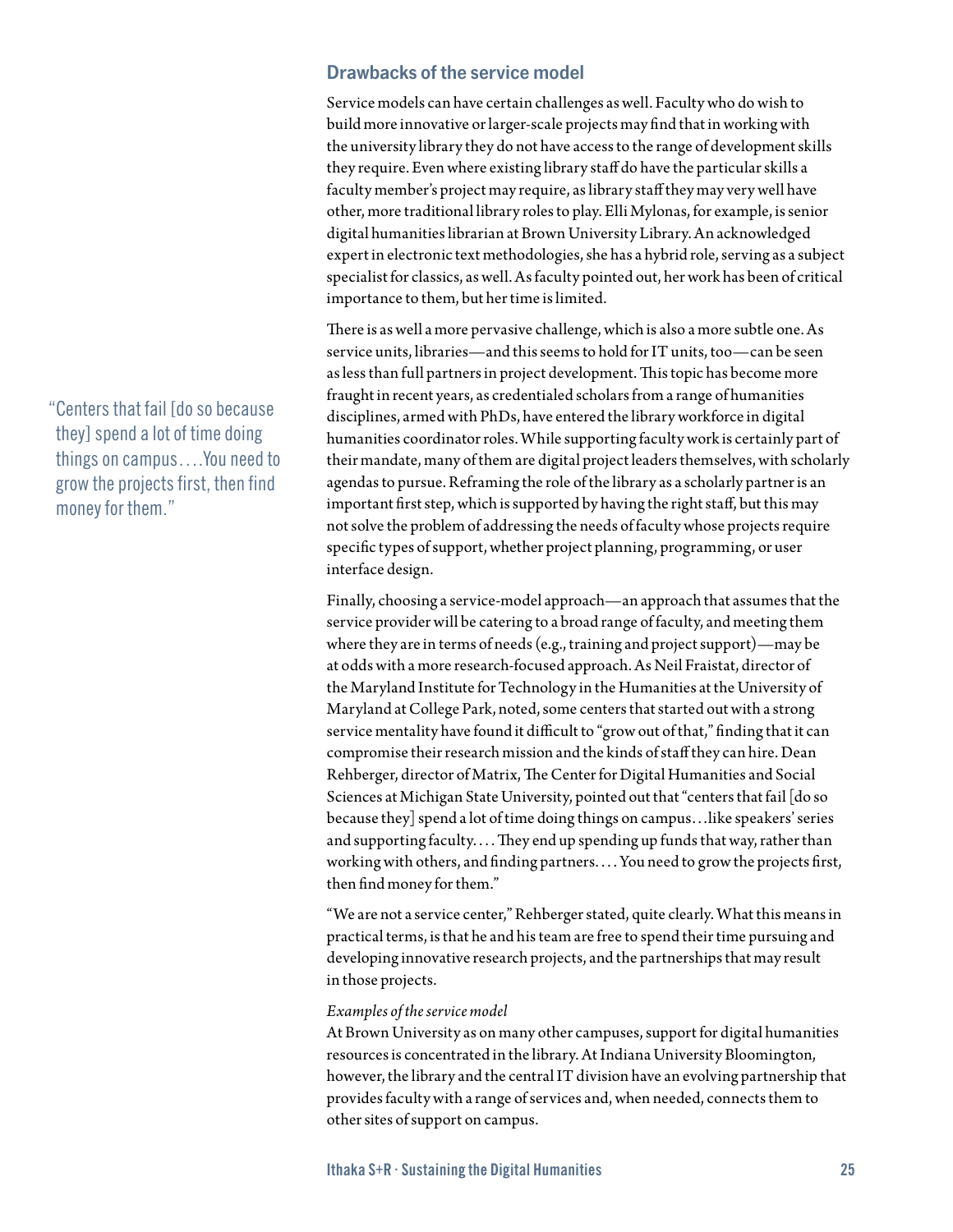## Drawbacks of the service model

Service models can have certain challenges as well. Faculty who do wish to build more innovative or larger-scale projects may find that in working with the university library they do not have access to the range of development skills they require. Even where existing library staff do have the particular skills a faculty member's project may require, as library staff they may very well have other, more traditional library roles to play. Elli Mylonas, for example, is senior digital humanities librarian at Brown University Library. An acknowledged expert in electronic text methodologies, she has a hybrid role, serving as a subject specialist for classics, as well. As faculty pointed out, her work has been of critical importance to them, but her time is limited.

There is as well a more pervasive challenge, which is also a more subtle one. As service units, libraries—and this seems to hold for IT units, too—can be seen as less than full partners in project development. This topic has become more fraught in recent years, as credentialed scholars from a range of humanities disciplines, armed with PhDs, have entered the library workforce in digital humanities coordinator roles. While supporting faculty work is certainly part of their mandate, many of them are digital project leaders themselves, with scholarly agendas to pursue. Reframing the role of the library as a scholarly partner is an important first step, which is supported by having the right staff, but this may not solve the problem of addressing the needs of faculty whose projects require specific types of support, whether project planning, programming, or user interface design.

> "Centers that fail [do so because they] spend a lot of time doing things on campus....You need to grow the projects first, then find money for them."

Finally, choosing a service-model approach—an approach that assumes that the service provider will be catering to a broad range of faculty, and meeting them where they are in terms of needs (e.g., training and project support)—may be at odds with a more research-focused approach. As Neil Fraistat, director of the Maryland Institute for Technology in the Humanities at the University of Maryland at College Park, noted, some centers that started out with a strong service mentality have found it difficult to "grow out of that," finding that it can compromise their research mission and the kinds of staff they can hire. Dean Rehberger, director of Matrix, The Center for Digital Humanities and Social Sciences at Michigan State University, pointed out that "centers that fail [do so because they] spend a lot of time doing things on campus...like speakers' series and supporting faculty.... They end up spending up funds that way, rather than working with others, and finding partners.... You need to grow the projects first, then find money for them."

"We are not a service center," Rehberger stated, quite clearly. What this means in practical terms, is that he and his team are free to spend their time pursuing and developing innovative research projects, and the partnerships that may result in those projects.

*Examples of the service model*

At Brown University as on many other campuses, support for digital humanities resources is concentrated in the library. At Indiana University Bloomington, however, the library and the central IT division have an evolving partnership that provides faculty with a range of services and, when needed, connects them to other sites of support on campus.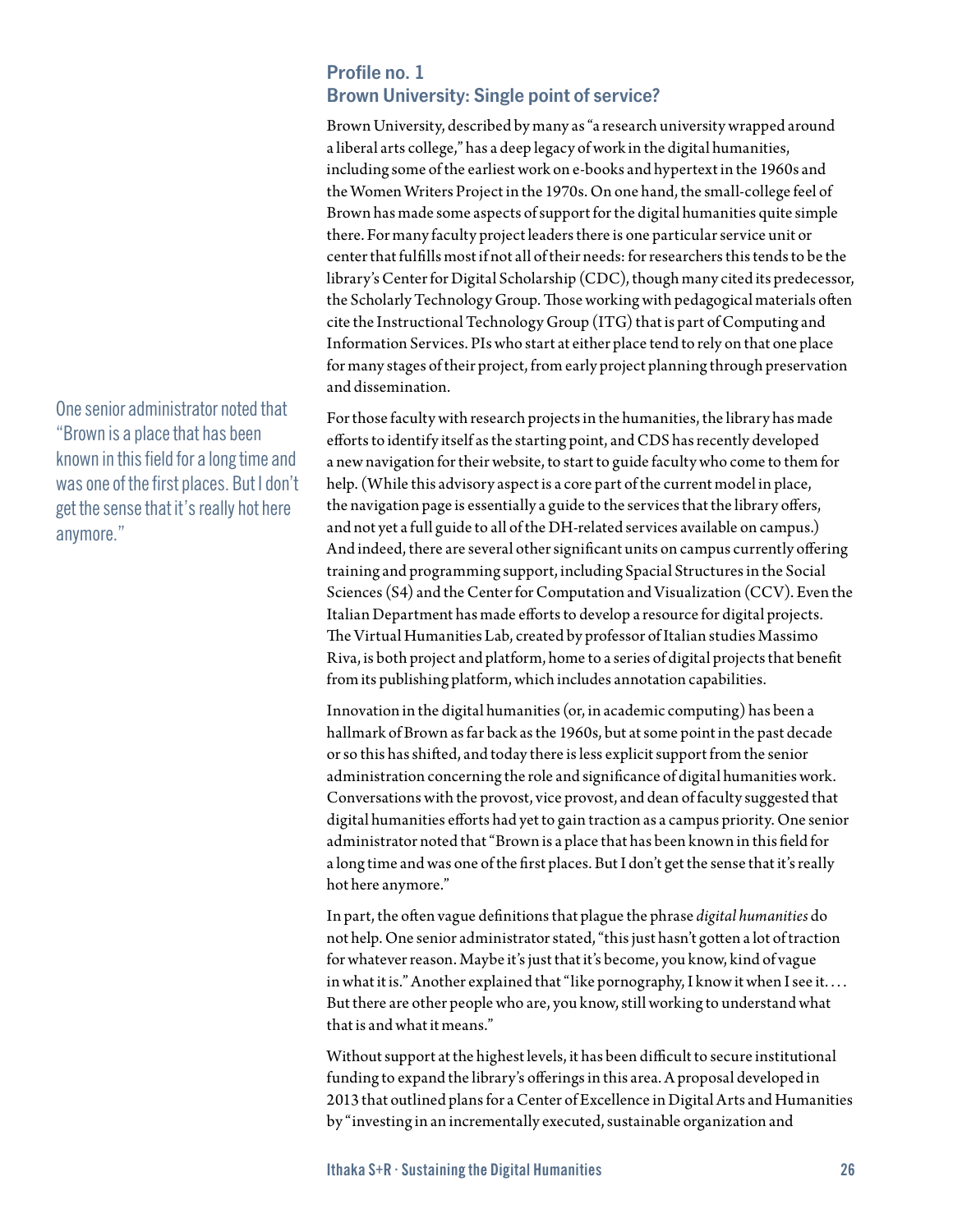## Profile no. 1
## Brown University: Single point of service?

Brown University, described by many as "a research university wrapped around a liberal arts college," has a deep legacy of work in the digital humanities, including some of the earliest work on e-books and hypertext in the 1960s and the Women Writers Project in the 1970s. On one hand, the small-college feel of Brown has made some aspects of support for the digital humanities quite simple there. For many faculty project leaders there is one particular service unit or center that fulfills most if not all of their needs: for researchers this tends to be the library's Center for Digital Scholarship (CDC), though many cited its predecessor, the Scholarly Technology Group. Those working with pedagogical materials often cite the Instructional Technology Group (ITG) that is part of Computing and Information Services. PIs who start at either place tend to rely on that one place for many stages of their project, from early project planning through preservation and dissemination.

One senior administrator noted that "Brown is a place that has been known in this field for a long time and was one of the first places. But I don't get the sense that it's really hot here anymore."

For those faculty with research projects in the humanities, the library has made efforts to identify itself as the starting point, and CDS has recently developed a new navigation for their website, to start to guide faculty who come to them for help. (While this advisory aspect is a core part of the current model in place, the navigation page is essentially a guide to the services that the library offers, and not yet a full guide to all of the DH-related services available on campus.) And indeed, there are several other significant units on campus currently offering training and programming support, including Spacial Structures in the Social Sciences (S4) and the Center for Computation and Visualization (CCV). Even the Italian Department has made efforts to develop a resource for digital projects. The Virtual Humanities Lab, created by professor of Italian studies Massimo Riva, is both project and platform, home to a series of digital projects that benefit from its publishing platform, which includes annotation capabilities.

Innovation in the digital humanities (or, in academic computing) has been a hallmark of Brown as far back as the 1960s, but at some point in the past decade or so this has shifted, and today there is less explicit support from the senior administration concerning the role and significance of digital humanities work. Conversations with the provost, vice provost, and dean of faculty suggested that digital humanities efforts had yet to gain traction as a campus priority. One senior administrator noted that "Brown is a place that has been known in this field for a long time and was one of the first places. But I don't get the sense that it's really hot here anymore."

In part, the often vague definitions that plague the phrase *digital humanities* do not help. One senior administrator stated, "this just hasn't gotten a lot of traction for whatever reason. Maybe it's just that it's become, you know, kind of vague in what it is." Another explained that "like pornography, I know it when I see it. . . . But there are other people who are, you know, still working to understand what that is and what it means."

Without support at the highest levels, it has been difficult to secure institutional funding to expand the library's offerings in this area. A proposal developed in 2013 that outlined plans for a Center of Excellence in Digital Arts and Humanities by "investing in an incrementally executed, sustainable organization and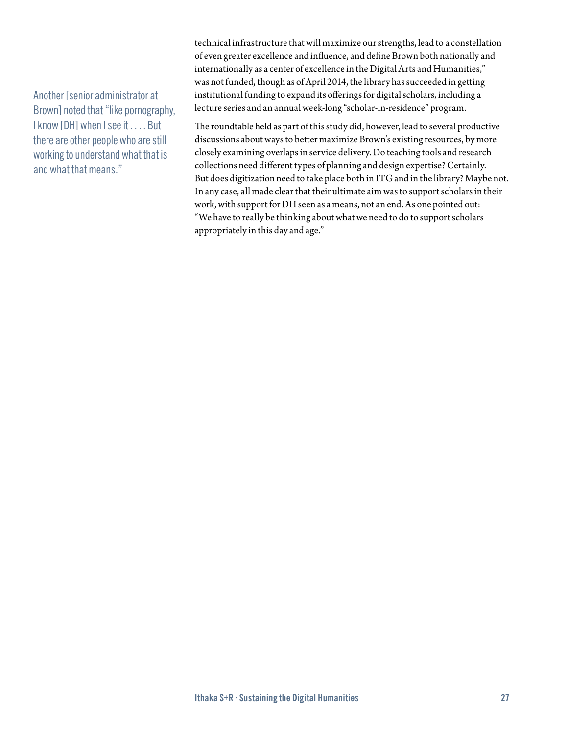technical infrastructure that will maximize our strengths, lead to a constellation of even greater excellence and influence, and define Brown both nationally and internationally as a center of excellence in the Digital Arts and Humanities," was not funded, though as of April 2014, the library has succeeded in getting institutional funding to expand its offerings for digital scholars, including a lecture series and an annual week-long "scholar-in-residence" program.

> Another [senior administrator at Brown] noted that "like pornography, I know [DH] when I see it . . . . But there are other people who are still working to understand what that is and what that means."

The roundtable held as part of this study did, however, lead to several productive discussions about ways to better maximize Brown's existing resources, by more closely examining overlaps in service delivery. Do teaching tools and research collections need different types of planning and design expertise? Certainly. But does digitization need to take place both in ITG and in the library? Maybe not. In any case, all made clear that their ultimate aim was to support scholars in their work, with support for DH seen as a means, not an end. As one pointed out: "We have to really be thinking about what we need to do to support scholars appropriately in this day and age."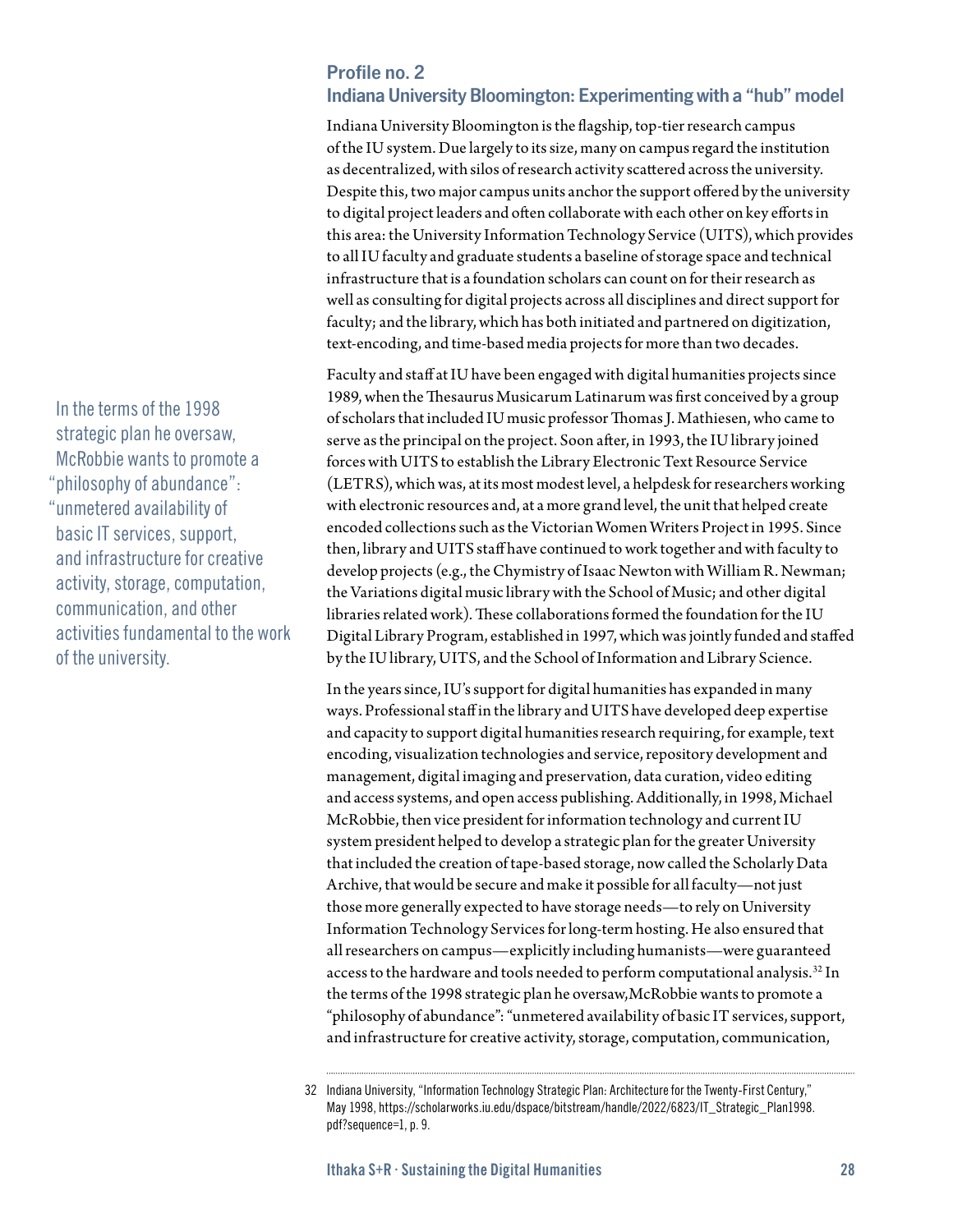## Profile no. 2
## Indiana University Bloomington: Experimenting with a "hub" model

Indiana University Bloomington is the flagship, top-tier research campus of the IU system. Due largely to its size, many on campus regard the institution as decentralized, with silos of research activity scattered across the university. Despite this, two major campus units anchor the support offered by the university to digital project leaders and often collaborate with each other on key efforts in this area: the University Information Technology Service (UITS), which provides to all IU faculty and graduate students a baseline of storage space and technical infrastructure that is a foundation scholars can count on for their research as well as consulting for digital projects across all disciplines and direct support for faculty; and the library, which has both initiated and partnered on digitization, text-encoding, and time-based media projects for more than two decades.

Faculty and staff at IU have been engaged with digital humanities projects since 1989, when the Thesaurus Musicarum Latinarum was first conceived by a group of scholars that included IU music professor Thomas J. Mathiesen, who came to serve as the principal on the project. Soon after, in 1993, the IU library joined forces with UITS to establish the Library Electronic Text Resource Service (LETRS), which was, at its most modest level, a helpdesk for researchers working with electronic resources and, at a more grand level, the unit that helped create encoded collections such as the Victorian Women Writers Project in 1995. Since then, library and UITS staff have continued to work together and with faculty to develop projects (e.g., the Chymistry of Isaac Newton with William R. Newman; the Variations digital music library with the School of Music; and other digital libraries related work). These collaborations formed the foundation for the IU Digital Library Program, established in 1997, which was jointly funded and staffed by the IU library, UITS, and the School of Information and Library Science.

> In the terms of the 1998 strategic plan he oversaw, McRobbie wants to promote a "philosophy of abundance": "unmetered availability of basic IT services, support, and infrastructure for creative activity, storage, computation, communication, and other activities fundamental to the work of the university.

In the years since, IU's support for digital humanities has expanded in many ways. Professional staff in the library and UITS have developed deep expertise and capacity to support digital humanities research requiring, for example, text encoding, visualization technologies and service, repository development and management, digital imaging and preservation, data curation, video editing and access systems, and open access publishing. Additionally, in 1998, Michael McRobbie, then vice president for information technology and current IU system president helped to develop a strategic plan for the greater University that included the creation of tape-based storage, now called the Scholarly Data Archive, that would be secure and make it possible for all faculty—not just those more generally expected to have storage needs—to rely on University Information Technology Services for long-term hosting. He also ensured that all researchers on campus—explicitly including humanists—were guaranteed access to the hardware and tools needed to perform computational analysis.[32] In the terms of the 1998 strategic plan he oversaw, McRobbie wants to promote a "philosophy of abundance": "unmetered availability of basic IT services, support, and infrastructure for creative activity, storage, computation, communication,

---

32 Indiana University, "Information Technology Strategic Plan: Architecture for the Twenty-First Century," May 1998, https://scholarworks.iu.edu/dspace/bitstream/handle/2022/6823/IT_Strategic_Plan1998.pdf?sequence=1, p. 9.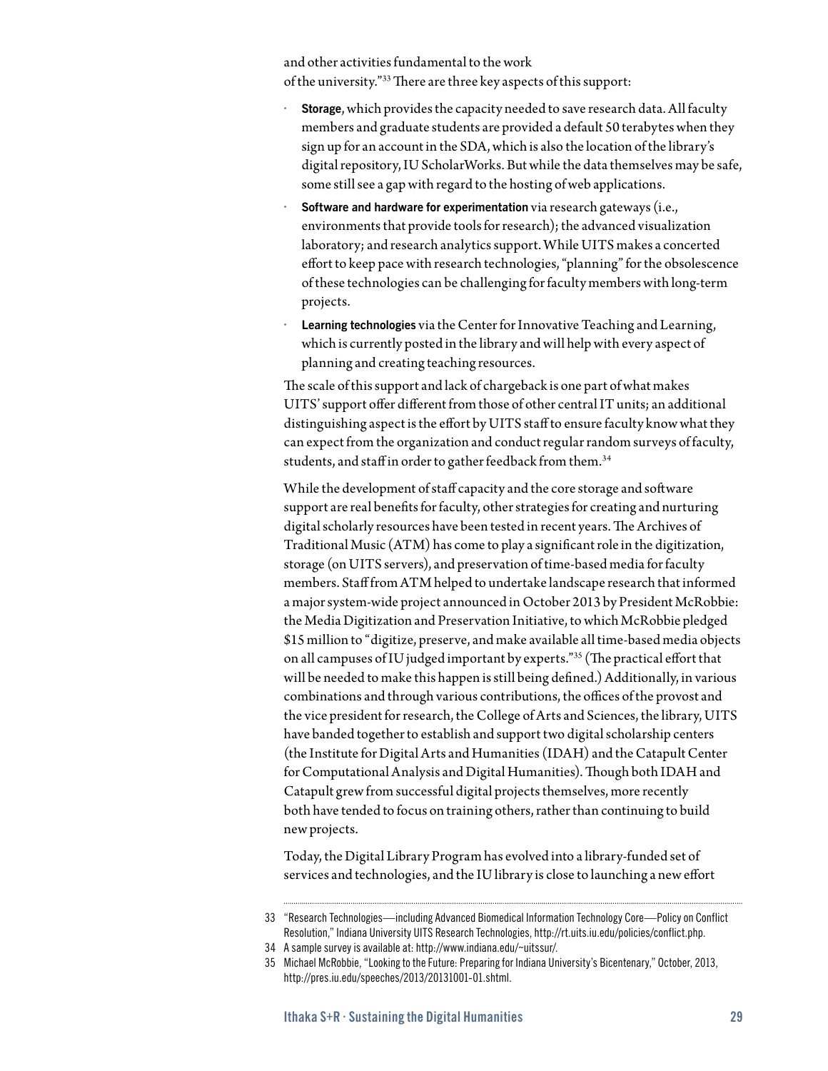and other activities fundamental to the work of the university."[33] There are three key aspects of this support:

- **Storage**, which provides the capacity needed to save research data. All faculty members and graduate students are provided a default 50 terabytes when they sign up for an account in the SDA, which is also the location of the library's digital repository, IU ScholarWorks. But while the data themselves may be safe, some still see a gap with regard to the hosting of web applications.
- **Software and hardware for experimentation** via research gateways (i.e., environments that provide tools for research); the advanced visualization laboratory; and research analytics support. While UITS makes a concerted effort to keep pace with research technologies, "planning" for the obsolescence of these technologies can be challenging for faculty members with long-term projects.
- **Learning technologies** via the Center for Innovative Teaching and Learning, which is currently posted in the library and will help with every aspect of planning and creating teaching resources.

The scale of this support and lack of chargeback is one part of what makes UITS' support offer different from those of other central IT units; an additional distinguishing aspect is the effort by UITS staff to ensure faculty know what they can expect from the organization and conduct regular random surveys of faculty, students, and staff in order to gather feedback from them.[34]

While the development of staff capacity and the core storage and software support are real benefits for faculty, other strategies for creating and nurturing digital scholarly resources have been tested in recent years. The Archives of Traditional Music (ATM) has come to play a significant role in the digitization, storage (on UITS servers), and preservation of time-based media for faculty members. Staff from ATM helped to undertake landscape research that informed a major system-wide project announced in October 2013 by President McRobbie: the Media Digitization and Preservation Initiative, to which McRobbie pledged $15 million to "digitize, preserve, and make available all time-based media objects on all campuses of IU judged important by experts."[35] (The practical effort that will be needed to make this happen is still being defined.) Additionally, in various combinations and through various contributions, the offices of the provost and the vice president for research, the College of Arts and Sciences, the library, UITS have banded together to establish and support two digital scholarship centers (the Institute for Digital Arts and Humanities (IDAH) and the Catapult Center for Computational Analysis and Digital Humanities). Though both IDAH and Catapult grew from successful digital projects themselves, more recently both have tended to focus on training others, rather than continuing to build new projects.

Today, the Digital Library Program has evolved into a library-funded set of services and technologies, and the IU library is close to launching a new effort

---

33 "Research Technologies—including Advanced Biomedical Information Technology Core—Policy on Conflict Resolution," Indiana University UITS Research Technologies, http://rt.uits.iu.edu/policies/conflict.php.

34 A sample survey is available at: http://www.indiana.edu/~uitssur/.

35 Michael McRobbie, "Looking to the Future: Preparing for Indiana University's Bicentenary," October, 2013, http://pres.iu.edu/speeches/2013/20131001-01.shtml.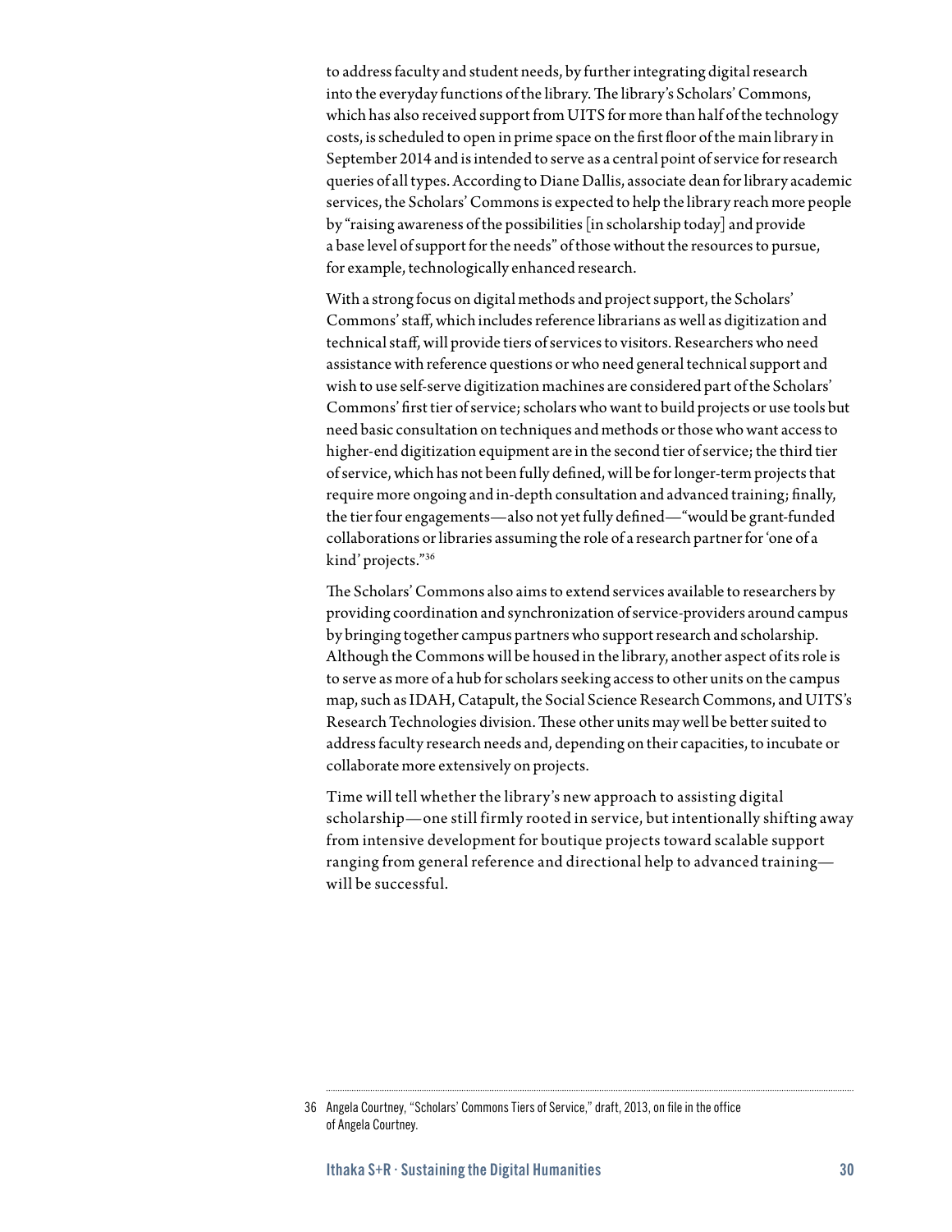to address faculty and student needs, by further integrating digital research into the everyday functions of the library. The library's Scholars' Commons, which has also received support from UITS for more than half of the technology costs, is scheduled to open in prime space on the first floor of the main library in September 2014 and is intended to serve as a central point of service for research queries of all types. According to Diane Dallis, associate dean for library academic services, the Scholars' Commons is expected to help the library reach more people by "raising awareness of the possibilities [in scholarship today] and provide a base level of support for the needs" of those without the resources to pursue, for example, technologically enhanced research.

With a strong focus on digital methods and project support, the Scholars' Commons' staff, which includes reference librarians as well as digitization and technical staff, will provide tiers of services to visitors. Researchers who need assistance with reference questions or who need general technical support and wish to use self-serve digitization machines are considered part of the Scholars' Commons' first tier of service; scholars who want to build projects or use tools but need basic consultation on techniques and methods or those who want access to higher-end digitization equipment are in the second tier of service; the third tier of service, which has not been fully defined, will be for longer-term projects that require more ongoing and in-depth consultation and advanced training; finally, the tier four engagements—also not yet fully defined—"would be grant-funded collaborations or libraries assuming the role of a research partner for 'one of a kind' projects."[36]

The Scholars' Commons also aims to extend services available to researchers by providing coordination and synchronization of service-providers around campus by bringing together campus partners who support research and scholarship. Although the Commons will be housed in the library, another aspect of its role is to serve as more of a hub for scholars seeking access to other units on the campus map, such as IDAH, Catapult, the Social Science Research Commons, and UITS's Research Technologies division. These other units may well be better suited to address faculty research needs and, depending on their capacities, to incubate or collaborate more extensively on projects.

Time will tell whether the library's new approach to assisting digital scholarship—one still firmly rooted in service, but intentionally shifting away from intensive development for boutique projects toward scalable support ranging from general reference and directional help to advanced training—will be successful.

---

36 Angela Courtney, "Scholars' Commons Tiers of Service," draft, 2013, on file in the office of Angela Courtney.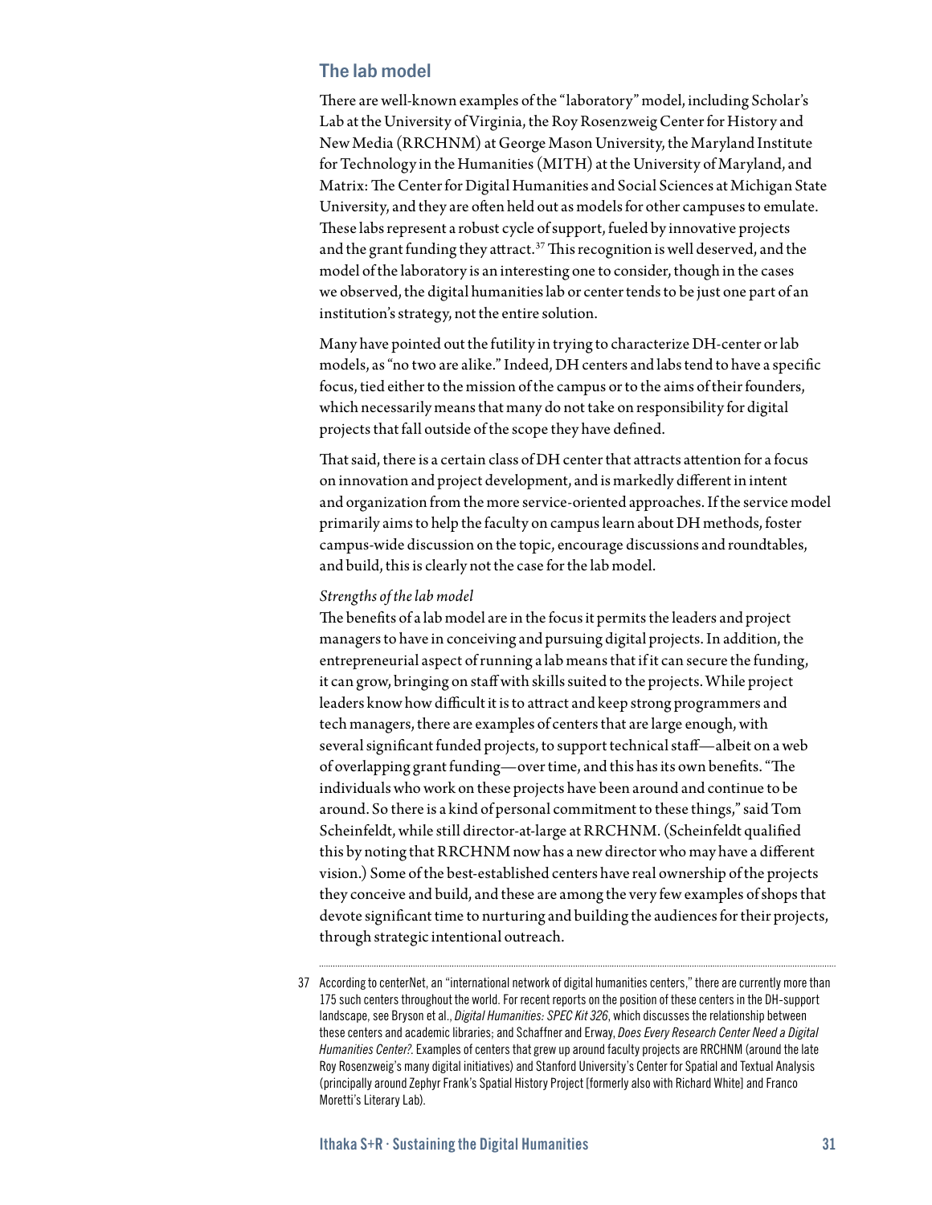## The lab model

There are well-known examples of the "laboratory" model, including Scholar's Lab at the University of Virginia, the Roy Rosenzweig Center for History and New Media (RRCHNM) at George Mason University, the Maryland Institute for Technology in the Humanities (MITH) at the University of Maryland, and Matrix: The Center for Digital Humanities and Social Sciences at Michigan State University, and they are often held out as models for other campuses to emulate. These labs represent a robust cycle of support, fueled by innovative projects and the grant funding they attract.[37] This recognition is well deserved, and the model of the laboratory is an interesting one to consider, though in the cases we observed, the digital humanities lab or center tends to be just one part of an institution's strategy, not the entire solution.

Many have pointed out the futility in trying to characterize DH-center or lab models, as "no two are alike." Indeed, DH centers and labs tend to have a specific focus, tied either to the mission of the campus or to the aims of their founders, which necessarily means that many do not take on responsibility for digital projects that fall outside of the scope they have defined.

That said, there is a certain class of DH center that attracts attention for a focus on innovation and project development, and is markedly different in intent and organization from the more service-oriented approaches. If the service model primarily aims to help the faculty on campus learn about DH methods, foster campus-wide discussion on the topic, encourage discussions and roundtables, and build, this is clearly not the case for the lab model.

*Strengths of the lab model*

The benefits of a lab model are in the focus it permits the leaders and project managers to have in conceiving and pursuing digital projects. In addition, the entrepreneurial aspect of running a lab means that if it can secure the funding, it can grow, bringing on staff with skills suited to the projects. While project leaders know how difficult it is to attract and keep strong programmers and tech managers, there are examples of centers that are large enough, with several significant funded projects, to support technical staff—albeit on a web of overlapping grant funding—over time, and this has its own benefits. "The individuals who work on these projects have been around and continue to be around. So there is a kind of personal commitment to these things," said Tom Scheinfeldt, while still director-at-large at RRCHNM. (Scheinfeldt qualified this by noting that RRCHNM now has a new director who may have a different vision.) Some of the best-established centers have real ownership of the projects they conceive and build, and these are among the very few examples of shops that devote significant time to nurturing and building the audiences for their projects, through strategic intentional outreach.

---

37 According to centerNet, an "international network of digital humanities centers," there are currently more than 175 such centers throughout the world. For recent reports on the position of these centers in the DH-support landscape, see Bryson et al., *Digital Humanities: SPEC Kit 326*, which discusses the relationship between these centers and academic libraries; and Schaffner and Erway, *Does Every Research Center Need a Digital Humanities Center?*. Examples of centers that grew up around faculty projects are RRCHNM (around the late Roy Rosenzweig's many digital initiatives) and Stanford University's Center for Spatial and Textual Analysis (principally around Zephyr Frank's Spatial History Project [formerly also with Richard White] and Franco Moretti's Literary Lab).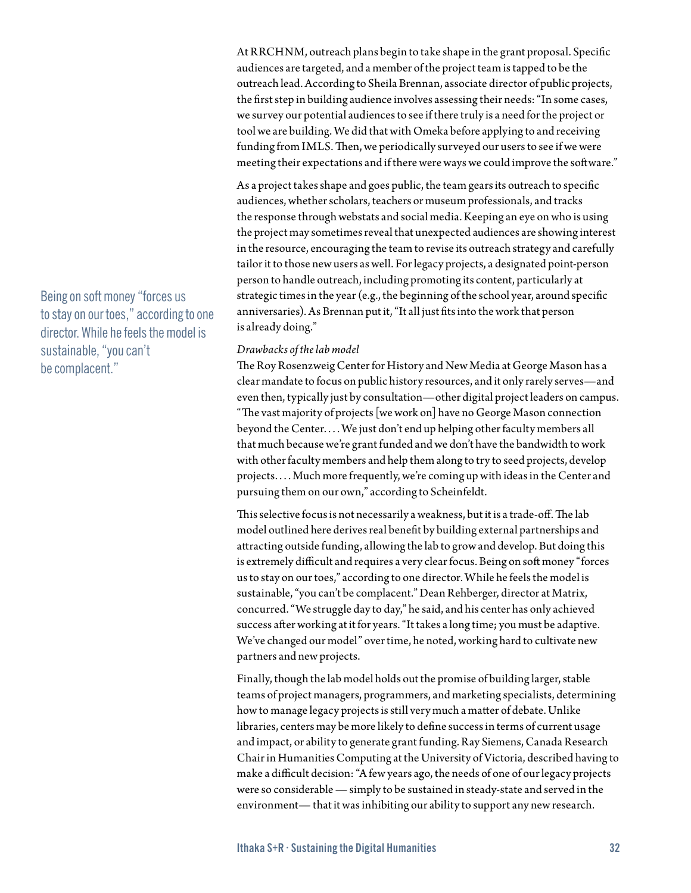At RRCHNM, outreach plans begin to take shape in the grant proposal. Specific audiences are targeted, and a member of the project team is tapped to be the outreach lead. According to Sheila Brennan, associate director of public projects, the first step in building audience involves assessing their needs: "In some cases, we survey our potential audiences to see if there truly is a need for the project or tool we are building. We did that with Omeka before applying to and receiving funding from IMLS. Then, we periodically surveyed our users to see if we were meeting their expectations and if there were ways we could improve the software."

As a project takes shape and goes public, the team gears its outreach to specific audiences, whether scholars, teachers or museum professionals, and tracks the response through webstats and social media. Keeping an eye on who is using the project may sometimes reveal that unexpected audiences are showing interest in the resource, encouraging the team to revise its outreach strategy and carefully tailor it to those new users as well. For legacy projects, a designated point-person person to handle outreach, including promoting its content, particularly at strategic times in the year (e.g., the beginning of the school year, around specific anniversaries). As Brennan put it, "It all just fits into the work that person is already doing."

> Being on soft money "forces us to stay on our toes," according to one director. While he feels the model is sustainable, "you can't be complacent."

*Drawbacks of the lab model*

The Roy Rosenzweig Center for History and New Media at George Mason has a clear mandate to focus on public history resources, and it only rarely serves—and even then, typically just by consultation—other digital project leaders on campus. "The vast majority of projects [we work on] have no George Mason connection beyond the Center. . . . We just don't end up helping other faculty members all that much because we're grant funded and we don't have the bandwidth to work with other faculty members and help them along to try to seed projects, develop projects. . . . Much more frequently, we're coming up with ideas in the Center and pursuing them on our own," according to Scheinfeldt.

This selective focus is not necessarily a weakness, but it is a trade-off. The lab model outlined here derives real benefit by building external partnerships and attracting outside funding, allowing the lab to grow and develop. But doing this is extremely difficult and requires a very clear focus. Being on soft money "forces us to stay on our toes," according to one director. While he feels the model is sustainable, "you can't be complacent." Dean Rehberger, director at Matrix, concurred. "We struggle day to day," he said, and his center has only achieved success after working at it for years. "It takes a long time; you must be adaptive. We've changed our model" over time, he noted, working hard to cultivate new partners and new projects.

Finally, though the lab model holds out the promise of building larger, stable teams of project managers, programmers, and marketing specialists, determining how to manage legacy projects is still very much a matter of debate. Unlike libraries, centers may be more likely to define success in terms of current usage and impact, or ability to generate grant funding. Ray Siemens, Canada Research Chair in Humanities Computing at the University of Victoria, described having to make a difficult decision: "A few years ago, the needs of one of our legacy projects were so considerable — simply to be sustained in steady-state and served in the environment— that it was inhibiting our ability to support any new research.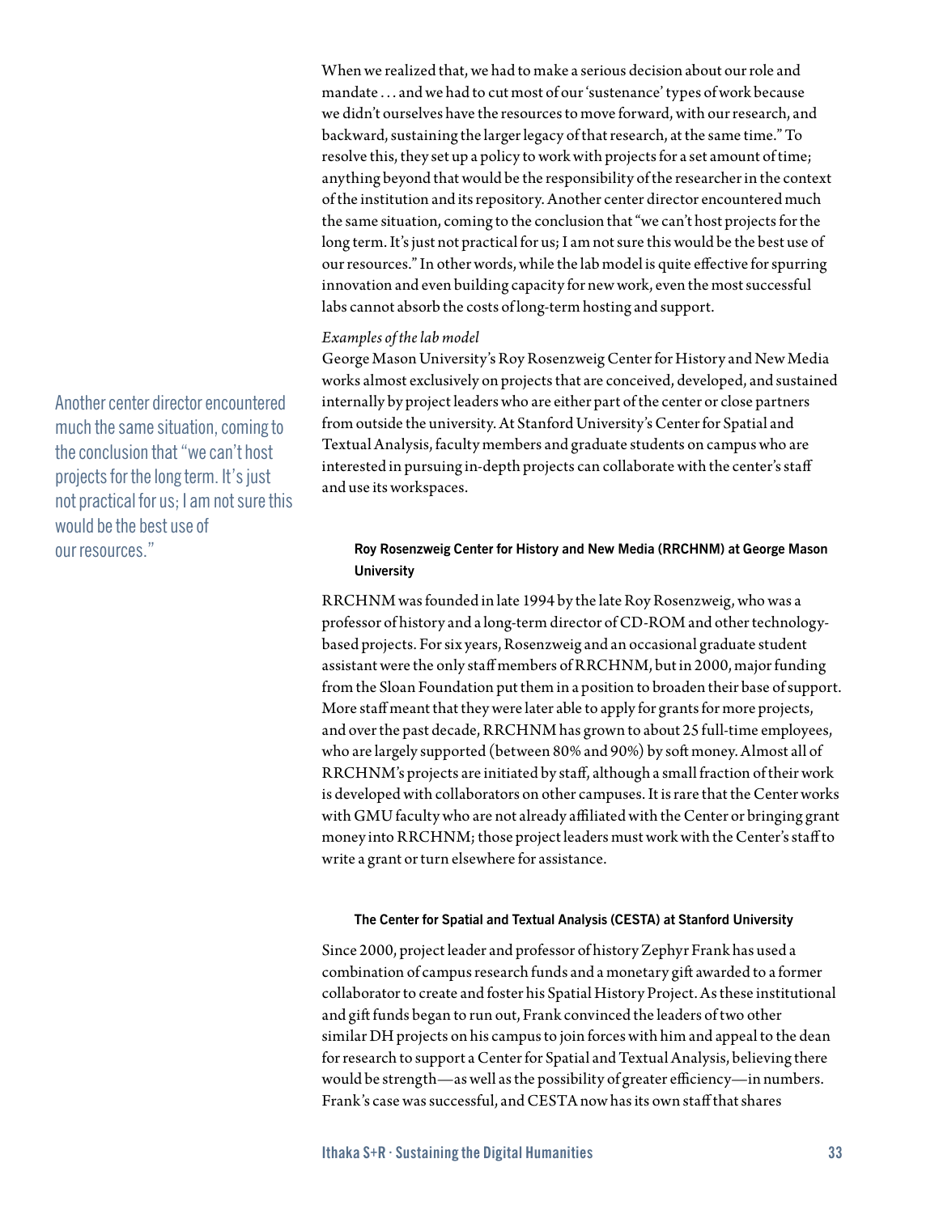When we realized that, we had to make a serious decision about our role and mandate . . . and we had to cut most of our 'sustenance' types of work because we didn't ourselves have the resources to move forward, with our research, and backward, sustaining the larger legacy of that research, at the same time." To resolve this, they set up a policy to work with projects for a set amount of time; anything beyond that would be the responsibility of the researcher in the context of the institution and its repository. Another center director encountered much the same situation, coming to the conclusion that "we can't host projects for the long term. It's just not practical for us; I am not sure this would be the best use of our resources." In other words, while the lab model is quite effective for spurring innovation and even building capacity for new work, even the most successful labs cannot absorb the costs of long-term hosting and support.

> Another center director encountered much the same situation, coming to the conclusion that "we can't host projects for the long term. It's just not practical for us; I am not sure this would be the best use of our resources."

*Examples of the lab model*

George Mason University's Roy Rosenzweig Center for History and New Media works almost exclusively on projects that are conceived, developed, and sustained internally by project leaders who are either part of the center or close partners from outside the university. At Stanford University's Center for Spatial and Textual Analysis, faculty members and graduate students on campus who are interested in pursuing in-depth projects can collaborate with the center's staff and use its workspaces.

#### Roy Rosenzweig Center for History and New Media (RRCHNM) at George Mason University

RRCHNM was founded in late 1994 by the late Roy Rosenzweig, who was a professor of history and a long-term director of CD-ROM and other technology-based projects. For six years, Rosenzweig and an occasional graduate student assistant were the only staff members of RRCHNM, but in 2000, major funding from the Sloan Foundation put them in a position to broaden their base of support. More staff meant that they were later able to apply for grants for more projects, and over the past decade, RRCHNM has grown to about 25 full-time employees, who are largely supported (between 80% and 90%) by soft money. Almost all of RRCHNM's projects are initiated by staff, although a small fraction of their work is developed with collaborators on other campuses. It is rare that the Center works with GMU faculty who are not already affiliated with the Center or bringing grant money into RRCHNM; those project leaders must work with the Center's staff to write a grant or turn elsewhere for assistance.

#### The Center for Spatial and Textual Analysis (CESTA) at Stanford University

Since 2000, project leader and professor of history Zephyr Frank has used a combination of campus research funds and a monetary gift awarded to a former collaborator to create and foster his Spatial History Project. As these institutional and gift funds began to run out, Frank convinced the leaders of two other similar DH projects on his campus to join forces with him and appeal to the dean for research to support a Center for Spatial and Textual Analysis, believing there would be strength—as well as the possibility of greater efficiency—in numbers. Frank's case was successful, and CESTA now has its own staff that shares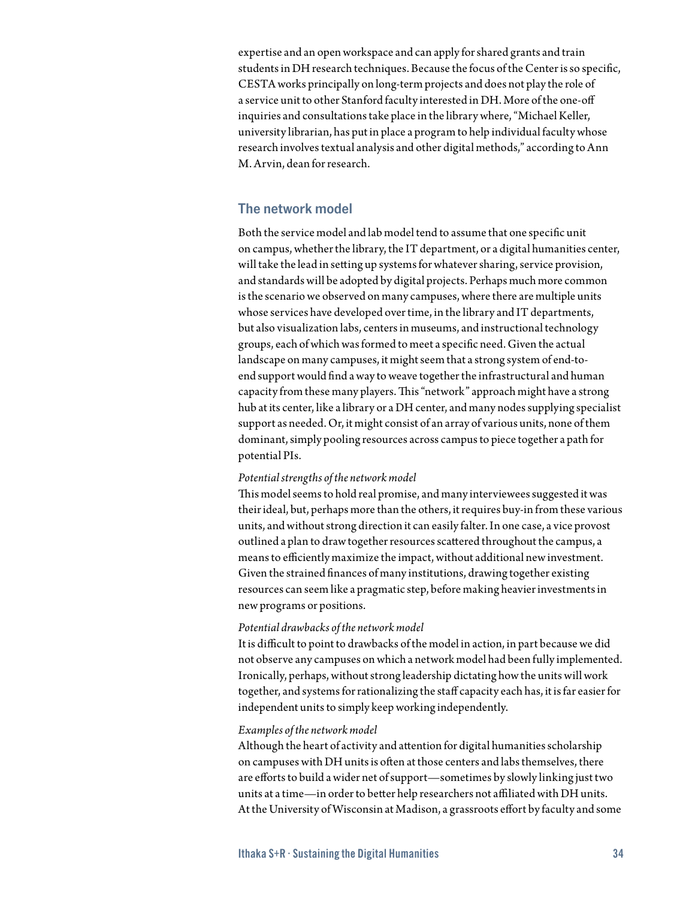expertise and an open workspace and can apply for shared grants and train students in DH research techniques. Because the focus of the Center is so specific, CESTA works principally on long-term projects and does not play the role of a service unit to other Stanford faculty interested in DH. More of the one-off inquiries and consultations take place in the library where, "Michael Keller, university librarian, has put in place a program to help individual faculty whose research involves textual analysis and other digital methods," according to Ann M. Arvin, dean for research.

## The network model

Both the service model and lab model tend to assume that one specific unit on campus, whether the library, the IT department, or a digital humanities center, will take the lead in setting up systems for whatever sharing, service provision, and standards will be adopted by digital projects. Perhaps much more common is the scenario we observed on many campuses, where there are multiple units whose services have developed over time, in the library and IT departments, but also visualization labs, centers in museums, and instructional technology groups, each of which was formed to meet a specific need. Given the actual landscape on many campuses, it might seem that a strong system of end-to-end support would find a way to weave together the infrastructural and human capacity from these many players. This "network" approach might have a strong hub at its center, like a library or a DH center, and many nodes supplying specialist support as needed. Or, it might consist of an array of various units, none of them dominant, simply pooling resources across campus to piece together a path for potential PIs.

*Potential strengths of the network model*

This model seems to hold real promise, and many interviewees suggested it was their ideal, but, perhaps more than the others, it requires buy-in from these various units, and without strong direction it can easily falter. In one case, a vice provost outlined a plan to draw together resources scattered throughout the campus, a means to efficiently maximize the impact, without additional new investment. Given the strained finances of many institutions, drawing together existing resources can seem like a pragmatic step, before making heavier investments in new programs or positions.

*Potential drawbacks of the network model*

It is difficult to point to drawbacks of the model in action, in part because we did not observe any campuses on which a network model had been fully implemented. Ironically, perhaps, without strong leadership dictating how the units will work together, and systems for rationalizing the staff capacity each has, it is far easier for independent units to simply keep working independently.

*Examples of the network model*

Although the heart of activity and attention for digital humanities scholarship on campuses with DH units is often at those centers and labs themselves, there are efforts to build a wider net of support—sometimes by slowly linking just two units at a time—in order to better help researchers not affiliated with DH units. At the University of Wisconsin at Madison, a grassroots effort by faculty and some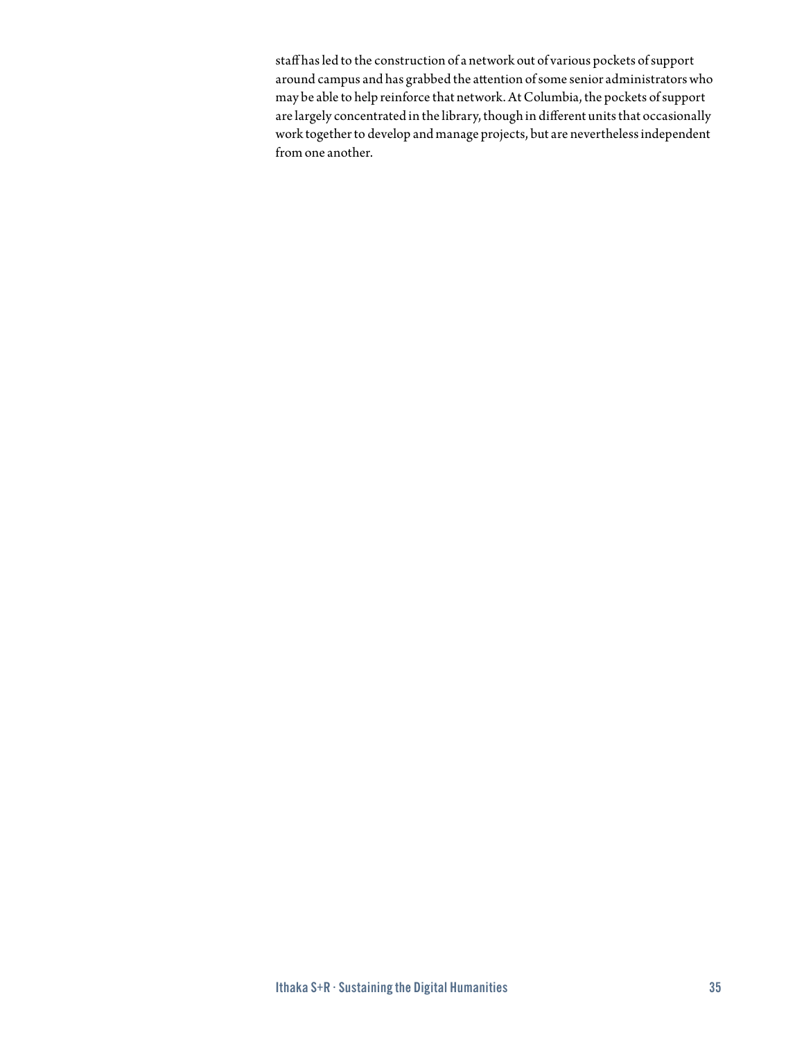staff has led to the construction of a network out of various pockets of support around campus and has grabbed the attention of some senior administrators who may be able to help reinforce that network. At Columbia, the pockets of support are largely concentrated in the library, though in different units that occasionally work together to develop and manage projects, but are nevertheless independent from one another.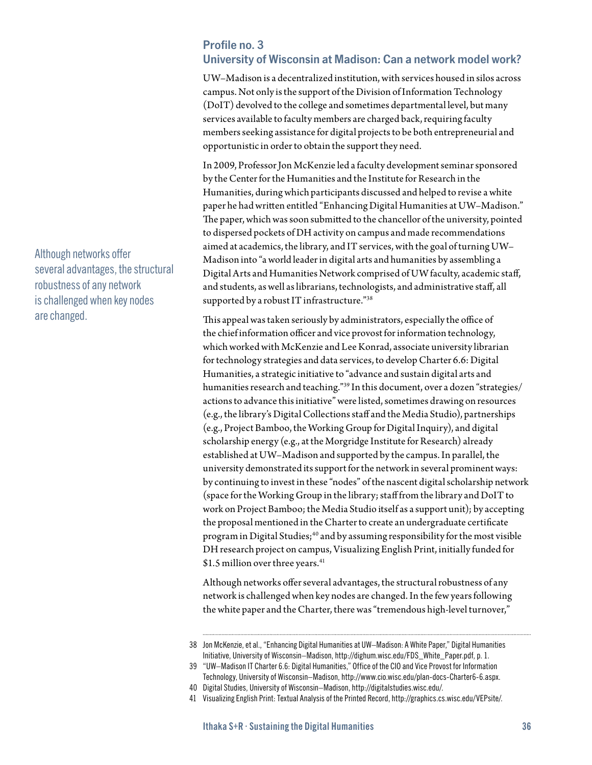## Profile no. 3
## University of Wisconsin at Madison: Can a network model work?

UW–Madison is a decentralized institution, with services housed in silos across campus. Not only is the support of the Division of Information Technology (DoIT) devolved to the college and sometimes departmental level, but many services available to faculty members are charged back, requiring faculty members seeking assistance for digital projects to be both entrepreneurial and opportunistic in order to obtain the support they need.

In 2009, Professor Jon McKenzie led a faculty development seminar sponsored by the Center for the Humanities and the Institute for Research in the Humanities, during which participants discussed and helped to revise a white paper he had written entitled "Enhancing Digital Humanities at UW–Madison." The paper, which was soon submitted to the chancellor of the university, pointed to dispersed pockets of DH activity on campus and made recommendations aimed at academics, the library, and IT services, with the goal of turning UW–Madison into "a world leader in digital arts and humanities by assembling a Digital Arts and Humanities Network comprised of UW faculty, academic staff, and students, as well as librarians, technologists, and administrative staff, all supported by a robust IT infrastructure."[38]

> Although networks offer several advantages, the structural robustness of any network is challenged when key nodes are changed.

This appeal was taken seriously by administrators, especially the office of the chief information officer and vice provost for information technology, which worked with McKenzie and Lee Konrad, associate university librarian for technology strategies and data services, to develop Charter 6.6: Digital Humanities, a strategic initiative to "advance and sustain digital arts and humanities research and teaching."[39] In this document, over a dozen "strategies/actions to advance this initiative" were listed, sometimes drawing on resources (e.g., the library's Digital Collections staff and the Media Studio), partnerships (e.g., Project Bamboo, the Working Group for Digital Inquiry), and digital scholarship energy (e.g., at the Morgridge Institute for Research) already established at UW–Madison and supported by the campus. In parallel, the university demonstrated its support for the network in several prominent ways: by continuing to invest in these "nodes" of the nascent digital scholarship network (space for the Working Group in the library; staff from the library and DoIT to work on Project Bamboo; the Media Studio itself as a support unit); by accepting the proposal mentioned in the Charter to create an undergraduate certificate program in Digital Studies;[40] and by assuming responsibility for the most visible DH research project on campus, Visualizing English Print, initially funded for $1.5 million over three years.[41]

Although networks offer several advantages, the structural robustness of any network is challenged when key nodes are changed. In the few years following the white paper and the Charter, there was "tremendous high-level turnover,"

---

38 Jon McKenzie, et al., "Enhancing Digital Humanities at UW–Madison: A White Paper," Digital Humanities Initiative, University of Wisconsin–Madison, http://dighum.wisc.edu/FDS_White_Paper.pdf, p. 1.

39 "UW–Madison IT Charter 6.6: Digital Humanities," Office of the CIO and Vice Provost for Information Technology, University of Wisconsin–Madison, http://www.cio.wisc.edu/plan-docs-Charter6-6.aspx.

40 Digital Studies, University of Wisconsin–Madison, http://digitalstudies.wisc.edu/.

41 Visualizing English Print: Textual Analysis of the Printed Record, http://graphics.cs.wisc.edu/VEPsite/.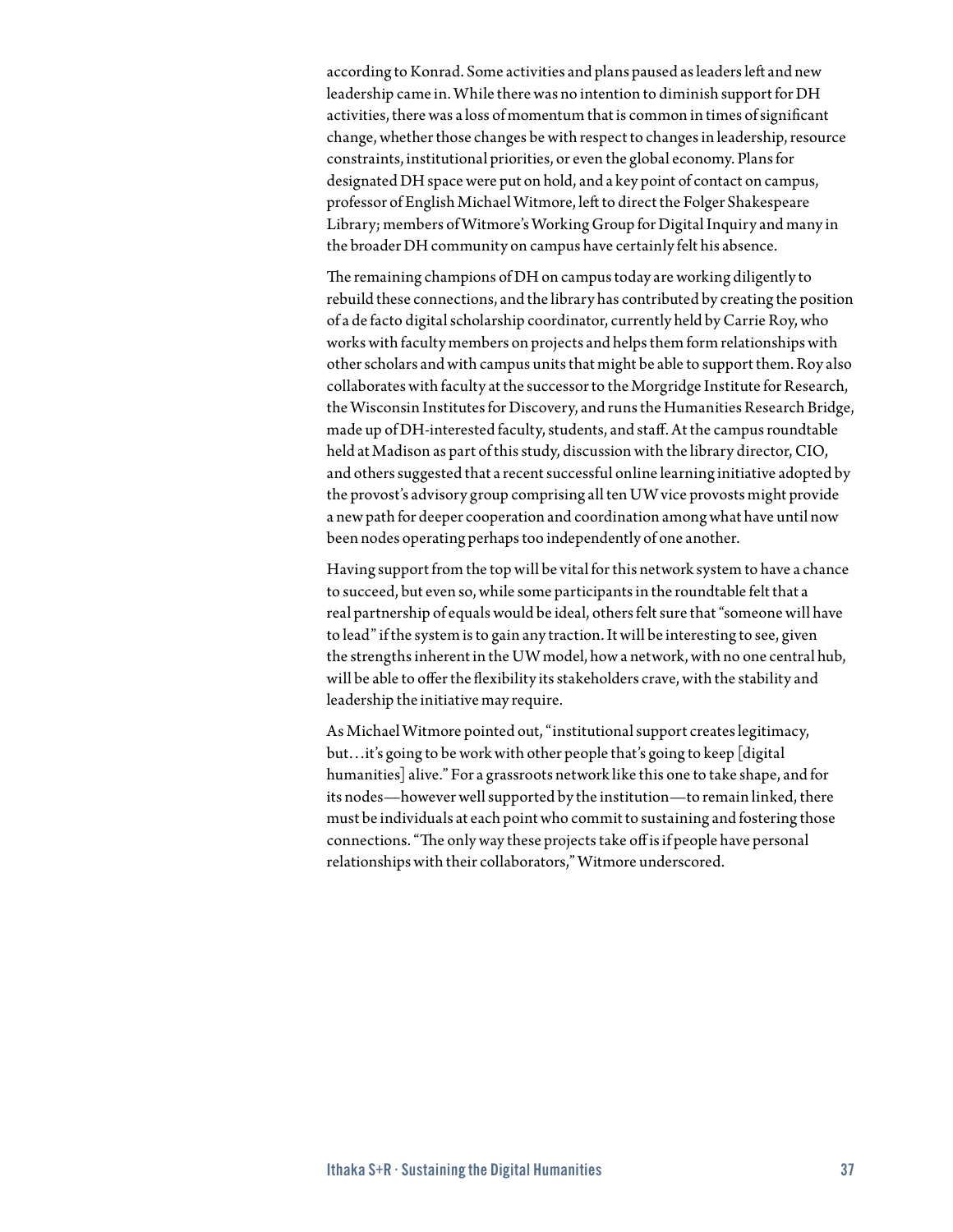according to Konrad. Some activities and plans paused as leaders left and new leadership came in. While there was no intention to diminish support for DH activities, there was a loss of momentum that is common in times of significant change, whether those changes be with respect to changes in leadership, resource constraints, institutional priorities, or even the global economy. Plans for designated DH space were put on hold, and a key point of contact on campus, professor of English Michael Witmore, left to direct the Folger Shakespeare Library; members of Witmore's Working Group for Digital Inquiry and many in the broader DH community on campus have certainly felt his absence.

The remaining champions of DH on campus today are working diligently to rebuild these connections, and the library has contributed by creating the position of a de facto digital scholarship coordinator, currently held by Carrie Roy, who works with faculty members on projects and helps them form relationships with other scholars and with campus units that might be able to support them. Roy also collaborates with faculty at the successor to the Morgridge Institute for Research, the Wisconsin Institutes for Discovery, and runs the Humanities Research Bridge, made up of DH-interested faculty, students, and staff. At the campus roundtable held at Madison as part of this study, discussion with the library director, CIO, and others suggested that a recent successful online learning initiative adopted by the provost's advisory group comprising all ten UW vice provosts might provide a new path for deeper cooperation and coordination among what have until now been nodes operating perhaps too independently of one another.

Having support from the top will be vital for this network system to have a chance to succeed, but even so, while some participants in the roundtable felt that a real partnership of equals would be ideal, others felt sure that "someone will have to lead" if the system is to gain any traction. It will be interesting to see, given the strengths inherent in the UW model, how a network, with no one central hub, will be able to offer the flexibility its stakeholders crave, with the stability and leadership the initiative may require.

As Michael Witmore pointed out, "institutional support creates legitimacy, but…it's going to be work with other people that's going to keep [digital humanities] alive." For a grassroots network like this one to take shape, and for its nodes—however well supported by the institution—to remain linked, there must be individuals at each point who commit to sustaining and fostering those connections. "The only way these projects take off is if people have personal relationships with their collaborators," Witmore underscored.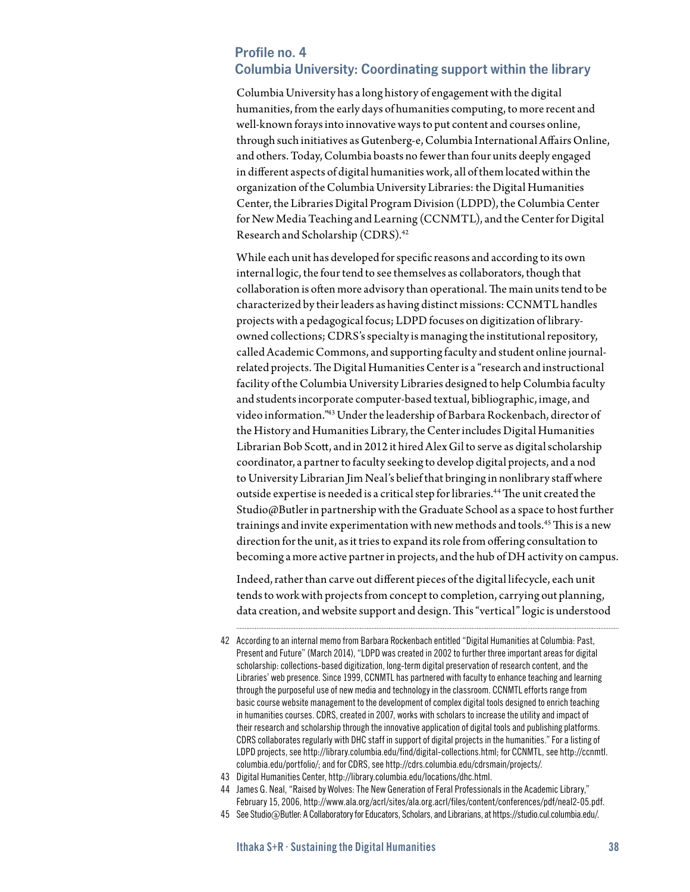## Profile no. 4
## Columbia University: Coordinating support within the library

Columbia University has a long history of engagement with the digital humanities, from the early days of humanities computing, to more recent and well-known forays into innovative ways to put content and courses online, through such initiatives as Gutenberg-e, Columbia International Affairs Online, and others. Today, Columbia boasts no fewer than four units deeply engaged in different aspects of digital humanities work, all of them located within the organization of the Columbia University Libraries: the Digital Humanities Center, the Libraries Digital Program Division (LDPD), the Columbia Center for New Media Teaching and Learning (CCNMTL), and the Center for Digital Research and Scholarship (CDRS).[42]

While each unit has developed for specific reasons and according to its own internal logic, the four tend to see themselves as collaborators, though that collaboration is often more advisory than operational. The main units tend to be characterized by their leaders as having distinct missions: CCNMTL handles projects with a pedagogical focus; LDPD focuses on digitization of library-owned collections; CDRS's specialty is managing the institutional repository, called Academic Commons, and supporting faculty and student online journal-related projects. The Digital Humanities Center is a "research and instructional facility of the Columbia University Libraries designed to help Columbia faculty and students incorporate computer-based textual, bibliographic, image, and video information."[43] Under the leadership of Barbara Rockenbach, director of the History and Humanities Library, the Center includes Digital Humanities Librarian Bob Scott, and in 2012 it hired Alex Gil to serve as digital scholarship coordinator, a partner to faculty seeking to develop digital projects, and a nod to University Librarian Jim Neal's belief that bringing in nonlibrary staff where outside expertise is needed is a critical step for libraries.[44] The unit created the Studio@Butler in partnership with the Graduate School as a space to host further trainings and invite experimentation with new methods and tools.[45] This is a new direction for the unit, as it tries to expand its role from offering consultation to becoming a more active partner in projects, and the hub of DH activity on campus.

Indeed, rather than carve out different pieces of the digital lifecycle, each unit tends to work with projects from concept to completion, carrying out planning, data creation, and website support and design. This "vertical" logic is understood

---

42 According to an internal memo from Barbara Rockenbach entitled "Digital Humanities at Columbia: Past, Present and Future" (March 2014), "LDPD was created in 2002 to further three important areas for digital scholarship: collections-based digitization, long-term digital preservation of research content, and the Libraries' web presence. Since 1999, CCNMTL has partnered with faculty to enhance teaching and learning through the purposeful use of new media and technology in the classroom. CCNMTL efforts range from basic course website management to the development of complex digital tools designed to enrich teaching in humanities courses. CDRS, created in 2007, works with scholars to increase the utility and impact of their research and scholarship through the innovative application of digital tools and publishing platforms. CDRS collaborates regularly with DHC staff in support of digital projects in the humanities." For a listing of LDPD projects, see http://library.columbia.edu/find/digital-collections.html; for CCNMTL, see http://ccnmtl.columbia.edu/portfolio/; and for CDRS, see http://cdrs.columbia.edu/cdrsmain/projects/.

43 Digital Humanities Center, http://library.columbia.edu/locations/dhc.html.

44 James G. Neal, "Raised by Wolves: The New Generation of Feral Professionals in the Academic Library," February 15, 2006, http://www.ala.org/acrl/sites/ala.org.acrl/files/content/conferences/pdf/neal2-05.pdf.

45 See Studio@Butler: A Collaboratory for Educators, Scholars, and Librarians, at https://studio.cul.columbia.edu/.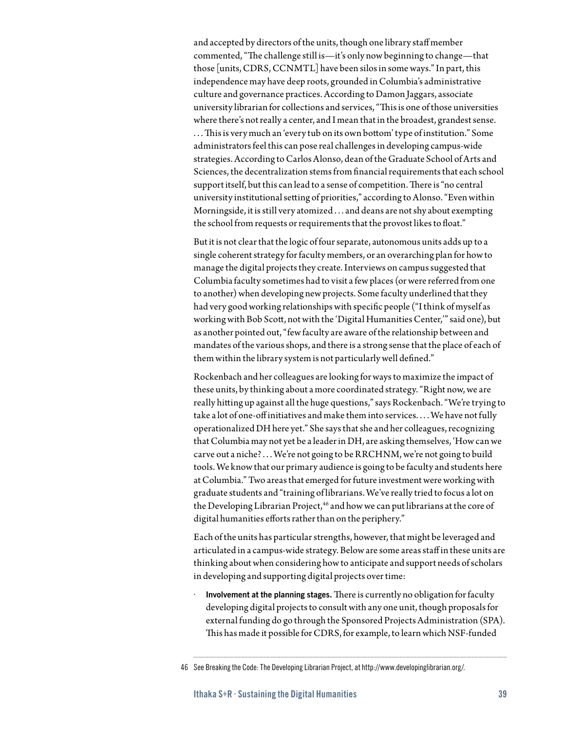and accepted by directors of the units, though one library staff member commented, "The challenge still is—it's only now beginning to change—that those [units, CDRS, CCNMTL] have been silos in some ways." In part, this independence may have deep roots, grounded in Columbia's administrative culture and governance practices. According to Damon Jaggars, associate university librarian for collections and services, "This is one of those universities where there's not really a center, and I mean that in the broadest, grandest sense. . . . This is very much an 'every tub on its own bottom' type of institution." Some administrators feel this can pose real challenges in developing campus-wide strategies. According to Carlos Alonso, dean of the Graduate School of Arts and Sciences, the decentralization stems from financial requirements that each school support itself, but this can lead to a sense of competition. There is "no central university institutional setting of priorities," according to Alonso. "Even within Morningside, it is still very atomized . . . and deans are not shy about exempting the school from requests or requirements that the provost likes to float."

But it is not clear that the logic of four separate, autonomous units adds up to a single coherent strategy for faculty members, or an overarching plan for how to manage the digital projects they create. Interviews on campus suggested that Columbia faculty sometimes had to visit a few places (or were referred from one to another) when developing new projects. Some faculty underlined that they had very good working relationships with specific people ("I think of myself as working with Bob Scott, not with the 'Digital Humanities Center,'" said one), but as another pointed out, "few faculty are aware of the relationship between and mandates of the various shops, and there is a strong sense that the place of each of them within the library system is not particularly well defined."

Rockenbach and her colleagues are looking for ways to maximize the impact of these units, by thinking about a more coordinated strategy. "Right now, we are really hitting up against all the huge questions," says Rockenbach. "We're trying to take a lot of one-off initiatives and make them into services. . . . We have not fully operationalized DH here yet." She says that she and her colleagues, recognizing that Columbia may not yet be a leader in DH, are asking themselves, 'How can we carve out a niche? . . . We're not going to be RRCHNM, we're not going to build tools. We know that our primary audience is going to be faculty and students here at Columbia." Two areas that emerged for future investment were working with graduate students and "training of librarians. We've really tried to focus a lot on the Developing Librarian Project,[46] and how we can put librarians at the core of digital humanities efforts rather than on the periphery."

Each of the units has particular strengths, however, that might be leveraged and articulated in a campus-wide strategy. Below are some areas staff in these units are thinking about when considering how to anticipate and support needs of scholars in developing and supporting digital projects over time:

- **Involvement at the planning stages.** There is currently no obligation for faculty developing digital projects to consult with any one unit, though proposals for external funding do go through the Sponsored Projects Administration (SPA). This has made it possible for CDRS, for example, to learn which NSF-funded

46 See Breaking the Code: The Developing Librarian Project, at http://www.developinglibrarian.org/.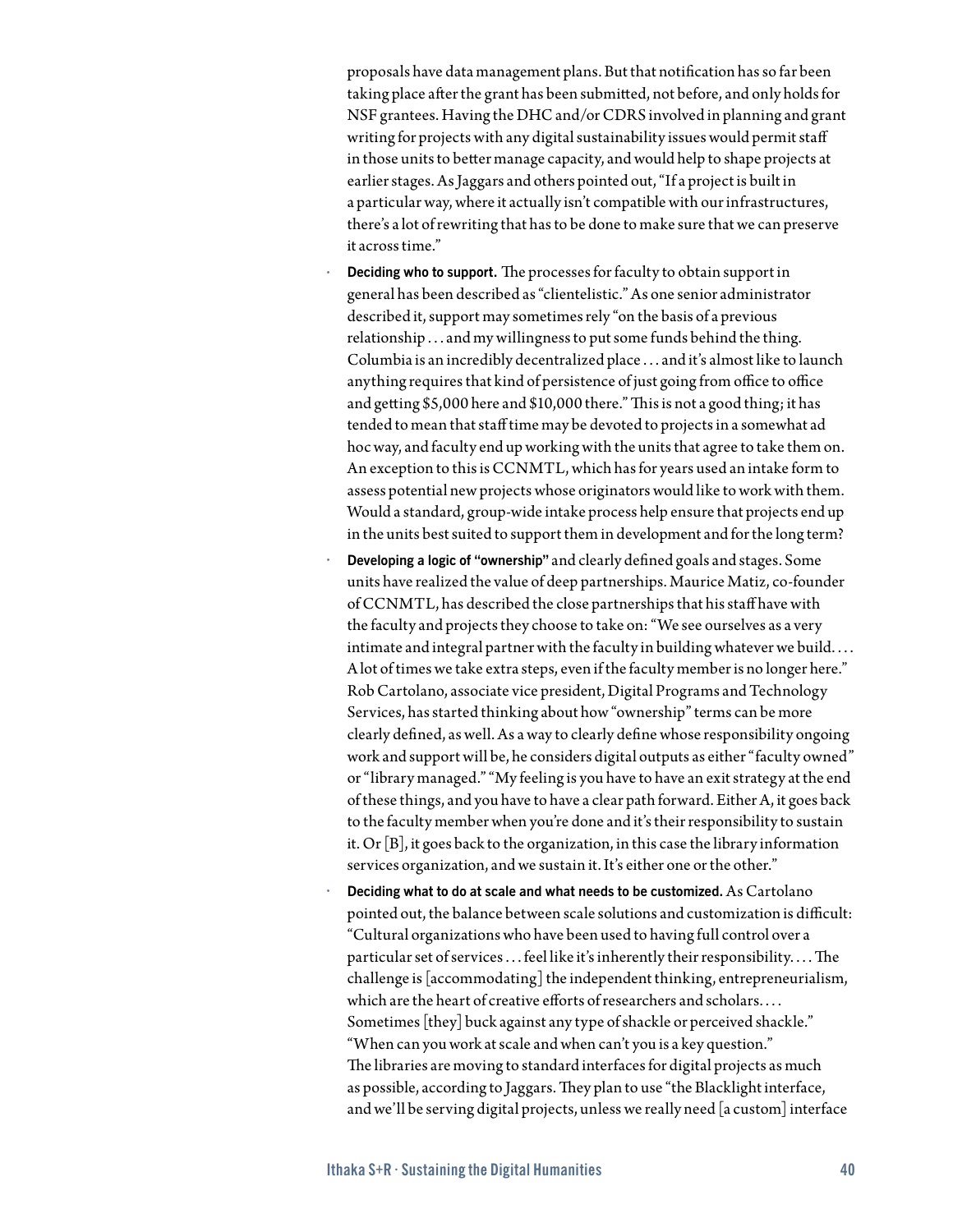proposals have data management plans. But that notification has so far been taking place after the grant has been submitted, not before, and only holds for NSF grantees. Having the DHC and/or CDRS involved in planning and grant writing for projects with any digital sustainability issues would permit staff in those units to better manage capacity, and would help to shape projects at earlier stages. As Jaggars and others pointed out, "If a project is built in a particular way, where it actually isn't compatible with our infrastructures, there's a lot of rewriting that has to be done to make sure that we can preserve it across time."

- **Deciding who to support.** The processes for faculty to obtain support in general has been described as "clientelistic." As one senior administrator described it, support may sometimes rely "on the basis of a previous relationship . . . and my willingness to put some funds behind the thing. Columbia is an incredibly decentralized place . . . and it's almost like to launch anything requires that kind of persistence of just going from office to office and getting $5,000 here and $10,000 there." This is not a good thing; it has tended to mean that staff time may be devoted to projects in a somewhat ad hoc way, and faculty end up working with the units that agree to take them on. An exception to this is CCNMTL, which has for years used an intake form to assess potential new projects whose originators would like to work with them. Would a standard, group-wide intake process help ensure that projects end up in the units best suited to support them in development and for the long term?
- **Developing a logic of "ownership"** and clearly defined goals and stages. Some units have realized the value of deep partnerships. Maurice Matiz, co-founder of CCNMTL, has described the close partnerships that his staff have with the faculty and projects they choose to take on: "We see ourselves as a very intimate and integral partner with the faculty in building whatever we build. . . . A lot of times we take extra steps, even if the faculty member is no longer here." Rob Cartolano, associate vice president, Digital Programs and Technology Services, has started thinking about how "ownership" terms can be more clearly defined, as well. As a way to clearly define whose responsibility ongoing work and support will be, he considers digital outputs as either "faculty owned" or "library managed." "My feeling is you have to have an exit strategy at the end of these things, and you have to have a clear path forward. Either A, it goes back to the faculty member when you're done and it's their responsibility to sustain it. Or [B], it goes back to the organization, in this case the library information services organization, and we sustain it. It's either one or the other."
- **Deciding what to do at scale and what needs to be customized.** As Cartolano pointed out, the balance between scale solutions and customization is difficult: "Cultural organizations who have been used to having full control over a particular set of services . . . feel like it's inherently their responsibility. . . . The challenge is [accommodating] the independent thinking, entrepreneurialism, which are the heart of creative efforts of researchers and scholars. . . . Sometimes [they] buck against any type of shackle or perceived shackle." "When can you work at scale and when can't you is a key question." The libraries are moving to standard interfaces for digital projects as much as possible, according to Jaggars. They plan to use "the Blacklight interface, and we'll be serving digital projects, unless we really need [a custom] interface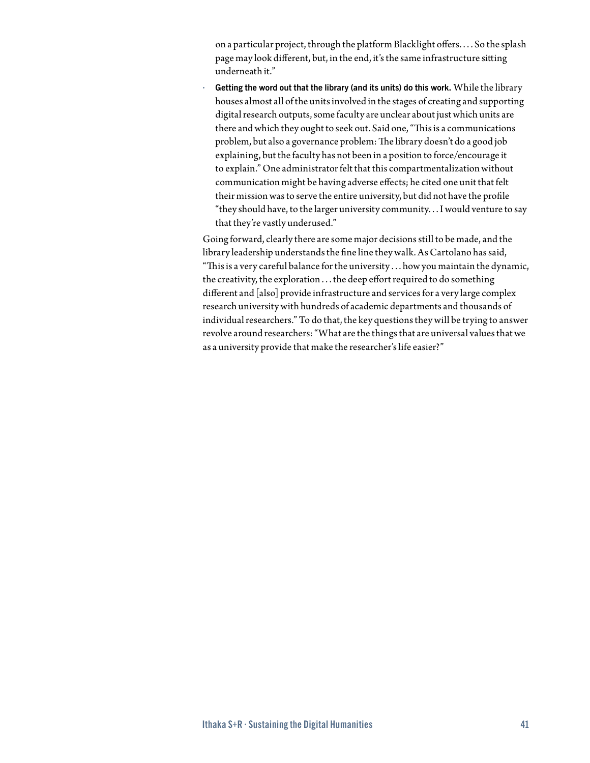on a particular project, through the platform Blacklight offers. . . . So the splash page may look different, but, in the end, it's the same infrastructure sitting underneath it."

- **Getting the word out that the library (and its units) do this work.** While the library houses almost all of the units involved in the stages of creating and supporting digital research outputs, some faculty are unclear about just which units are there and which they ought to seek out. Said one, "This is a communications problem, but also a governance problem: The library doesn't do a good job explaining, but the faculty has not been in a position to force/encourage it to explain." One administrator felt that this compartmentalization without communication might be having adverse effects; he cited one unit that felt their mission was to serve the entire university, but did not have the profile "they should have, to the larger university community. . . I would venture to say that they're vastly underused."

Going forward, clearly there are some major decisions still to be made, and the library leadership understands the fine line they walk. As Cartolano has said, "This is a very careful balance for the university . . . how you maintain the dynamic, the creativity, the exploration . . . the deep effort required to do something different and [also] provide infrastructure and services for a very large complex research university with hundreds of academic departments and thousands of individual researchers." To do that, the key questions they will be trying to answer revolve around researchers: "What are the things that are universal values that we as a university provide that make the researcher's life easier?"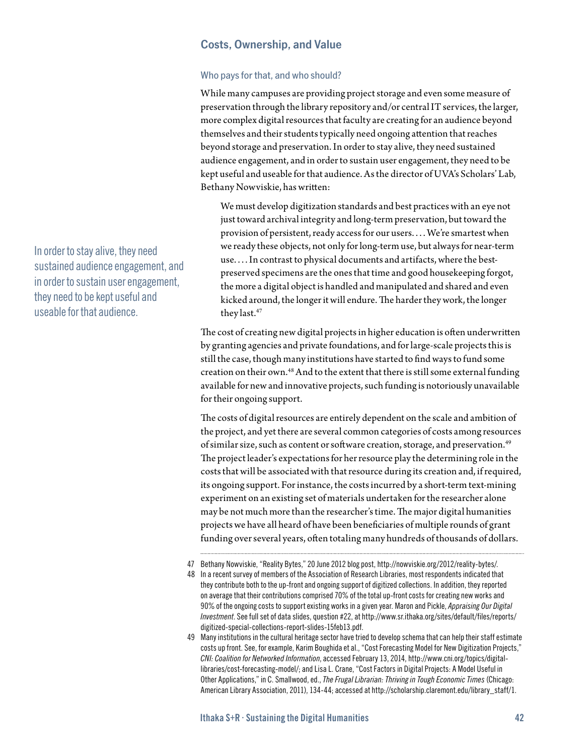## Costs, Ownership, and Value

### Who pays for that, and who should?

While many campuses are providing project storage and even some measure of preservation through the library repository and/or central IT services, the larger, more complex digital resources that faculty are creating for an audience beyond themselves and their students typically need ongoing attention that reaches beyond storage and preservation. In order to stay alive, they need sustained audience engagement, and in order to sustain user engagement, they need to be kept useful and useable for that audience. As the director of UVA's Scholars' Lab, Bethany Nowviskie, has written:

> We must develop digitization standards and best practices with an eye not just toward archival integrity and long-term preservation, but toward the provision of persistent, ready access for our users. . . . We're smartest when we ready these objects, not only for long-term use, but always for near-term use. . . . In contrast to physical documents and artifacts, where the best-preserved specimens are the ones that time and good housekeeping forgot, the more a digital object is handled and manipulated and shared and even kicked around, the longer it will endure. The harder they work, the longer they last.[47]

In order to stay alive, they need sustained audience engagement, and in order to sustain user engagement, they need to be kept useful and useable for that audience.

The cost of creating new digital projects in higher education is often underwritten by granting agencies and private foundations, and for large-scale projects this is still the case, though many institutions have started to find ways to fund some creation on their own.[48] And to the extent that there is still some external funding available for new and innovative projects, such funding is notoriously unavailable for their ongoing support.

The costs of digital resources are entirely dependent on the scale and ambition of the project, and yet there are several common categories of costs among resources of similar size, such as content or software creation, storage, and preservation.[49] The project leader's expectations for her resource play the determining role in the costs that will be associated with that resource during its creation and, if required, its ongoing support. For instance, the costs incurred by a short-term text-mining experiment on an existing set of materials undertaken for the researcher alone may be not much more than the researcher's time. The major digital humanities projects we have all heard of have been beneficiaries of multiple rounds of grant funding over several years, often totaling many hundreds of thousands of dollars.

---

47 Bethany Nowviskie, "Reality Bytes," 20 June 2012 blog post, http://nowviskie.org/2012/reality-bytes/.

48 In a recent survey of members of the Association of Research Libraries, most respondents indicated that they contribute both to the up-front and ongoing support of digitized collections. In addition, they reported on average that their contributions comprised 70% of the total up-front costs for creating new works and 90% of the ongoing costs to support existing works in a given year. Maron and Pickle, *Appraising Our Digital Investment*. See full set of data slides, question #22, at http://www.sr.ithaka.org/sites/default/files/reports/digitized-special-collections-report-slides-15feb13.pdf.

49 Many institutions in the cultural heritage sector have tried to develop schema that can help their staff estimate costs up front. See, for example, Karim Boughida et al., "Cost Forecasting Model for New Digitization Projects," *CNI: Coalition for Networked Information*, accessed February 13, 2014, http://www.cni.org/topics/digital-libraries/cost-forecasting-model/; and Lisa L. Crane, "Cost Factors in Digital Projects: A Model Useful in Other Applications," in C. Smallwood, ed., *The Frugal Librarian: Thriving in Tough Economic Times* (Chicago: American Library Association, 2011), 134-44; accessed at http://scholarship.claremont.edu/library_staff/1.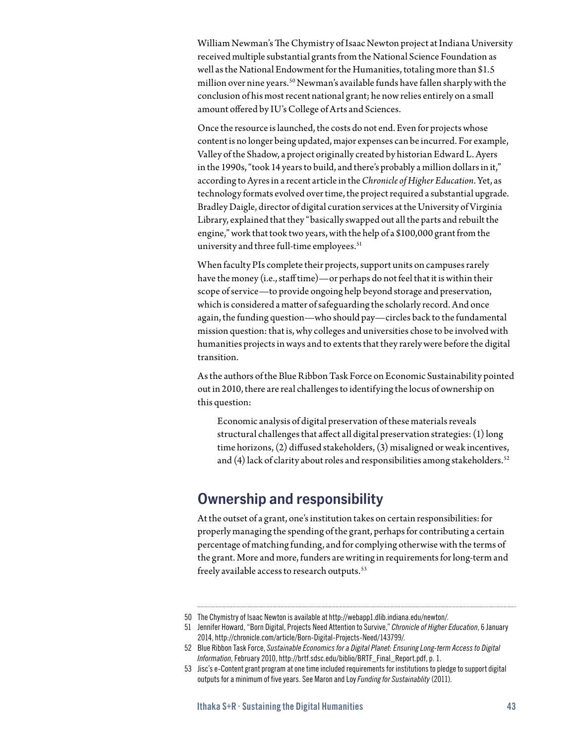William Newman's The Chymistry of Isaac Newton project at Indiana University received multiple substantial grants from the National Science Foundation as well as the National Endowment for the Humanities, totaling more than $1.5 million over nine years.[50] Newman's available funds have fallen sharply with the conclusion of his most recent national grant; he now relies entirely on a small amount offered by IU's College of Arts and Sciences.

Once the resource is launched, the costs do not end. Even for projects whose content is no longer being updated, major expenses can be incurred. For example, Valley of the Shadow, a project originally created by historian Edward L. Ayers in the 1990s, "took 14 years to build, and there's probably a million dollars in it," according to Ayres in a recent article in the *Chronicle of Higher Education*. Yet, as technology formats evolved over time, the project required a substantial upgrade. Bradley Daigle, director of digital curation services at the University of Virginia Library, explained that they "basically swapped out all the parts and rebuilt the engine," work that took two years, with the help of a $100,000 grant from the university and three full-time employees.[51]

When faculty PIs complete their projects, support units on campuses rarely have the money (i.e., staff time)—or perhaps do not feel that it is within their scope of service—to provide ongoing help beyond storage and preservation, which is considered a matter of safeguarding the scholarly record. And once again, the funding question—who should pay—circles back to the fundamental mission question: that is, why colleges and universities chose to be involved with humanities projects in ways and to extents that they rarely were before the digital transition.

As the authors of the Blue Ribbon Task Force on Economic Sustainability pointed out in 2010, there are real challenges to identifying the locus of ownership on this question:

> Economic analysis of digital preservation of these materials reveals structural challenges that affect all digital preservation strategies: (1) long time horizons, (2) diffused stakeholders, (3) misaligned or weak incentives, and (4) lack of clarity about roles and responsibilities among stakeholders.[52]

## Ownership and responsibility

At the outset of a grant, one's institution takes on certain responsibilities: for properly managing the spending of the grant, perhaps for contributing a certain percentage of matching funding, and for complying otherwise with the terms of the grant. More and more, funders are writing in requirements for long-term and freely available access to research outputs.[53]

---

50 The Chymistry of Isaac Newton is available at http://webapp1.dlib.indiana.edu/newton/.

51 Jennifer Howard, "Born Digital, Projects Need Attention to Survive," *Chronicle of Higher Education*, 6 January 2014, http://chronicle.com/article/Born-Digital-Projects-Need/143799/.

52 Blue Ribbon Task Force, *Sustainable Economics for a Digital Planet: Ensuring Long-term Access to Digital Information*, February 2010, http://brtf.sdsc.edu/biblio/BRTF_Final_Report.pdf, p. 1.

53 Jisc's e-Content grant program at one time included requirements for institutions to pledge to support digital outputs for a minimum of five years. See Maron and Loy *Funding for Sustainablity* (2011).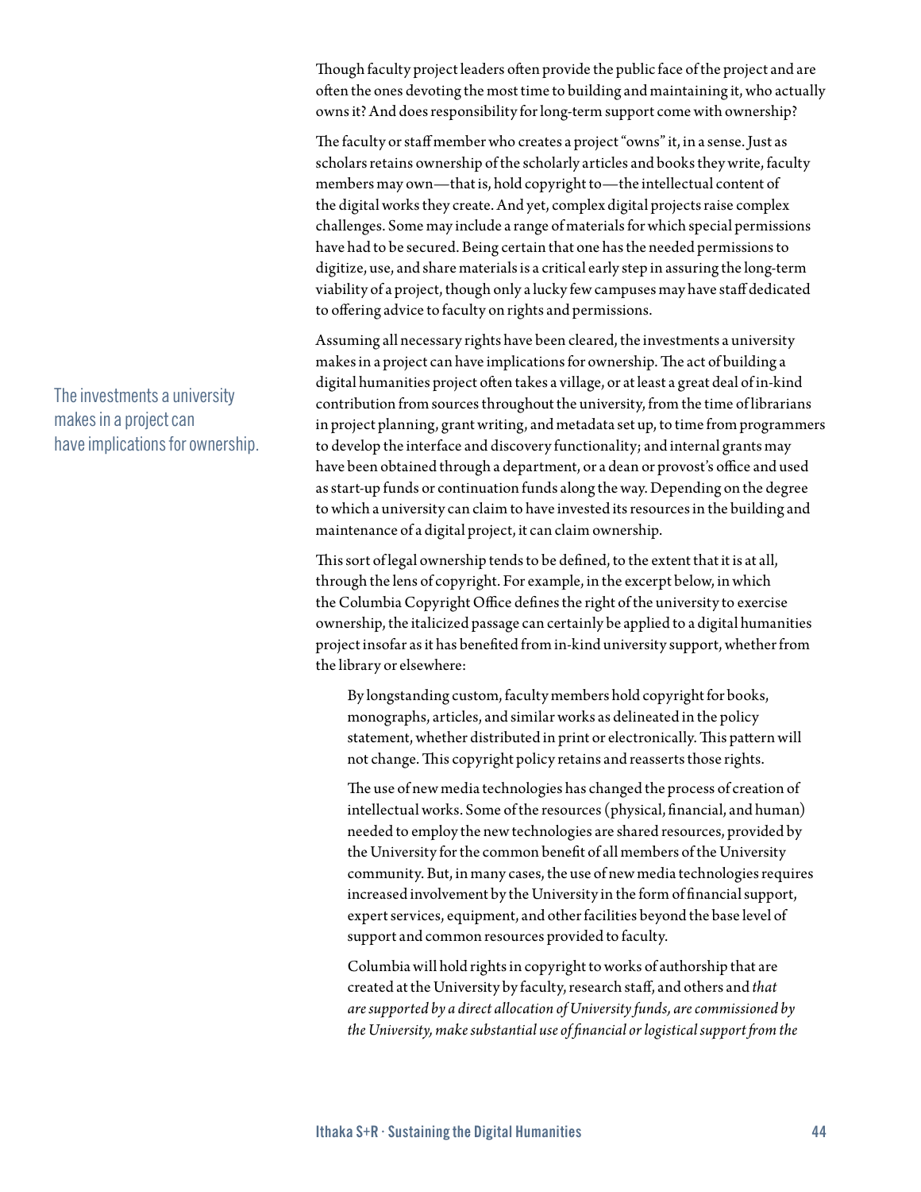Though faculty project leaders often provide the public face of the project and are often the ones devoting the most time to building and maintaining it, who actually owns it? And does responsibility for long-term support come with ownership?

The faculty or staff member who creates a project "owns" it, in a sense. Just as scholars retains ownership of the scholarly articles and books they write, faculty members may own—that is, hold copyright to—the intellectual content of the digital works they create. And yet, complex digital projects raise complex challenges. Some may include a range of materials for which special permissions have had to be secured. Being certain that one has the needed permissions to digitize, use, and share materials is a critical early step in assuring the long-term viability of a project, though only a lucky few campuses may have staff dedicated to offering advice to faculty on rights and permissions.

The investments a university makes in a project can have implications for ownership.

Assuming all necessary rights have been cleared, the investments a university makes in a project can have implications for ownership. The act of building a digital humanities project often takes a village, or at least a great deal of in-kind contribution from sources throughout the university, from the time of librarians in project planning, grant writing, and metadata set up, to time from programmers to develop the interface and discovery functionality; and internal grants may have been obtained through a department, or a dean or provost's office and used as start-up funds or continuation funds along the way. Depending on the degree to which a university can claim to have invested its resources in the building and maintenance of a digital project, it can claim ownership.

This sort of legal ownership tends to be defined, to the extent that it is at all, through the lens of copyright. For example, in the excerpt below, in which the Columbia Copyright Office defines the right of the university to exercise ownership, the italicized passage can certainly be applied to a digital humanities project insofar as it has benefited from in-kind university support, whether from the library or elsewhere:

> By longstanding custom, faculty members hold copyright for books, monographs, articles, and similar works as delineated in the policy statement, whether distributed in print or electronically. This pattern will not change. This copyright policy retains and reasserts those rights.
>
> The use of new media technologies has changed the process of creation of intellectual works. Some of the resources (physical, financial, and human) needed to employ the new technologies are shared resources, provided by the University for the common benefit of all members of the University community. But, in many cases, the use of new media technologies requires increased involvement by the University in the form of financial support, expert services, equipment, and other facilities beyond the base level of support and common resources provided to faculty.
>
> Columbia will hold rights in copyright to works of authorship that are created at the University by faculty, research staff, and others and *that are supported by a direct allocation of University funds, are commissioned by the University, make substantial use of financial or logistical support from the*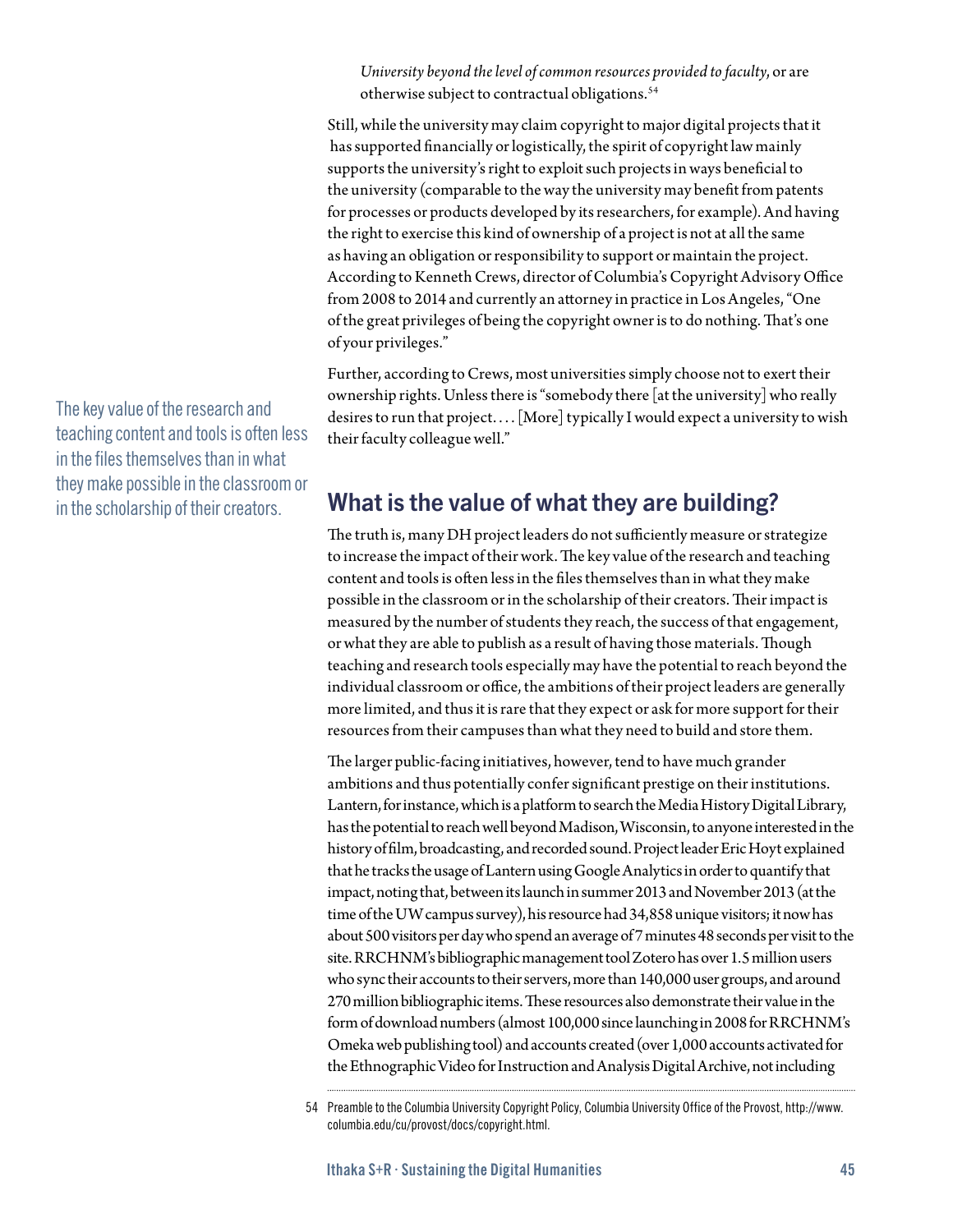*University beyond the level of common resources provided to faculty*, or are otherwise subject to contractual obligations.[54]

Still, while the university may claim copyright to major digital projects that it has supported financially or logistically, the spirit of copyright law mainly supports the university's right to exploit such projects in ways beneficial to the university (comparable to the way the university may benefit from patents for processes or products developed by its researchers, for example). And having the right to exercise this kind of ownership of a project is not at all the same as having an obligation or responsibility to support or maintain the project. According to Kenneth Crews, director of Columbia's Copyright Advisory Office from 2008 to 2014 and currently an attorney in practice in Los Angeles, "One of the great privileges of being the copyright owner is to do nothing. That's one of your privileges."

Further, according to Crews, most universities simply choose not to exert their ownership rights. Unless there is "somebody there [at the university] who really desires to run that project. . . . [More] typically I would expect a university to wish their faculty colleague well."

> The key value of the research and teaching content and tools is often less in the files themselves than in what they make possible in the classroom or in the scholarship of their creators.

## What is the value of what they are building?

The truth is, many DH project leaders do not sufficiently measure or strategize to increase the impact of their work. The key value of the research and teaching content and tools is often less in the files themselves than in what they make possible in the classroom or in the scholarship of their creators. Their impact is measured by the number of students they reach, the success of that engagement, or what they are able to publish as a result of having those materials. Though teaching and research tools especially may have the potential to reach beyond the individual classroom or office, the ambitions of their project leaders are generally more limited, and thus it is rare that they expect or ask for more support for their resources from their campuses than what they need to build and store them.

The larger public-facing initiatives, however, tend to have much grander ambitions and thus potentially confer significant prestige on their institutions. Lantern, for instance, which is a platform to search the Media History Digital Library, has the potential to reach well beyond Madison, Wisconsin, to anyone interested in the history of film, broadcasting, and recorded sound. Project leader Eric Hoyt explained that he tracks the usage of Lantern using Google Analytics in order to quantify that impact, noting that, between its launch in summer 2013 and November 2013 (at the time of the UW campus survey), his resource had 34,858 unique visitors; it now has about 500 visitors per day who spend an average of 7 minutes 48 seconds per visit to the site. RRCHNM's bibliographic management tool Zotero has over 1.5 million users who sync their accounts to their servers, more than 140,000 user groups, and around 270 million bibliographic items. These resources also demonstrate their value in the form of download numbers (almost 100,000 since launching in 2008 for RRCHNM's Omeka web publishing tool) and accounts created (over 1,000 accounts activated for the Ethnographic Video for Instruction and Analysis Digital Archive, not including

54 Preamble to the Columbia University Copyright Policy, Columbia University Office of the Provost, http://www.columbia.edu/cu/provost/docs/copyright.html.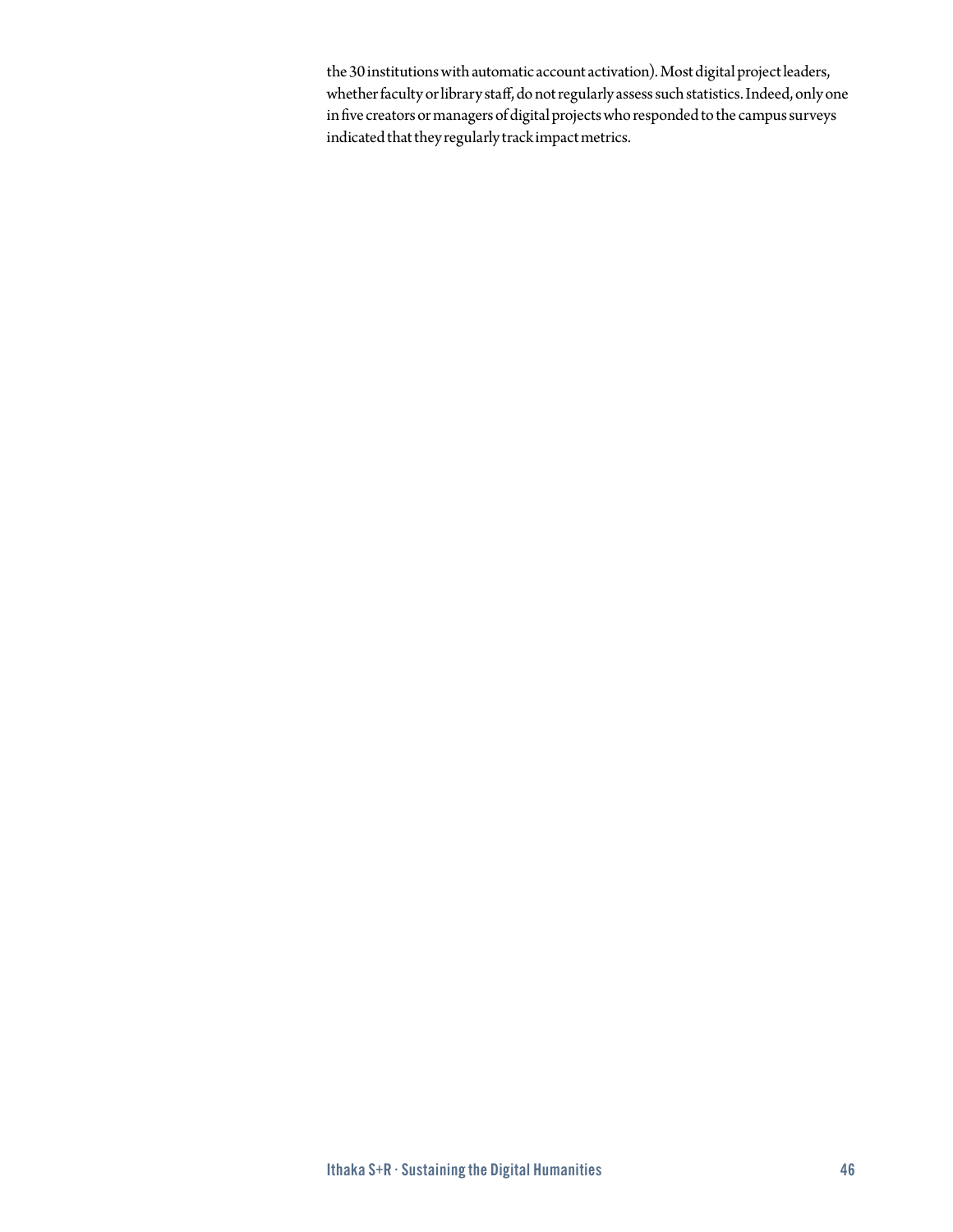the 30 institutions with automatic account activation). Most digital project leaders, whether faculty or library staff, do not regularly assess such statistics. Indeed, only one in five creators or managers of digital projects who responded to the campus surveys indicated that they regularly track impact metrics.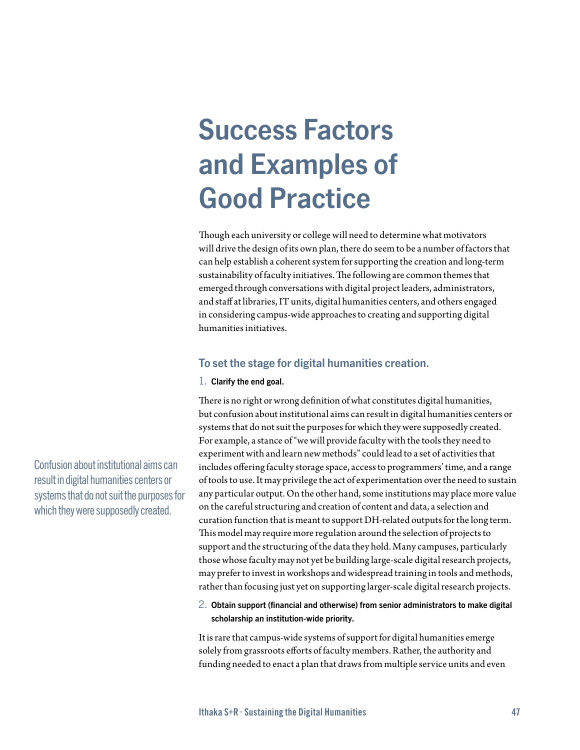# Success Factors and Examples of Good Practice

Though each university or college will need to determine what motivators will drive the design of its own plan, there do seem to be a number of factors that can help establish a coherent system for supporting the creation and long-term sustainability of faculty initiatives. The following are common themes that emerged through conversations with digital project leaders, administrators, and staff at libraries, IT units, digital humanities centers, and others engaged in considering campus-wide approaches to creating and supporting digital humanities initiatives.

## To set the stage for digital humanities creation.

1. **Clarify the end goal.**

There is no right or wrong definition of what constitutes digital humanities, but confusion about institutional aims can result in digital humanities centers or systems that do not suit the purposes for which they were supposedly created. For example, a stance of "we will provide faculty with the tools they need to experiment with and learn new methods" could lead to a set of activities that includes offering faculty storage space, access to programmers' time, and a range of tools to use. It may privilege the act of experimentation over the need to sustain any particular output. On the other hand, some institutions may place more value on the careful structuring and creation of content and data, a selection and curation function that is meant to support DH-related outputs for the long term. This model may require more regulation around the selection of projects to support and the structuring of the data they hold. Many campuses, particularly those whose faculty may not yet be building large-scale digital research projects, may prefer to invest in workshops and widespread training in tools and methods, rather than focusing just yet on supporting larger-scale digital research projects.

> Confusion about institutional aims can result in digital humanities centers or systems that do not suit the purposes for which they were supposedly created.

2. **Obtain support (financial and otherwise) from senior administrators to make digital scholarship an institution-wide priority.**

It is rare that campus-wide systems of support for digital humanities emerge solely from grassroots efforts of faculty members. Rather, the authority and funding needed to enact a plan that draws from multiple service units and even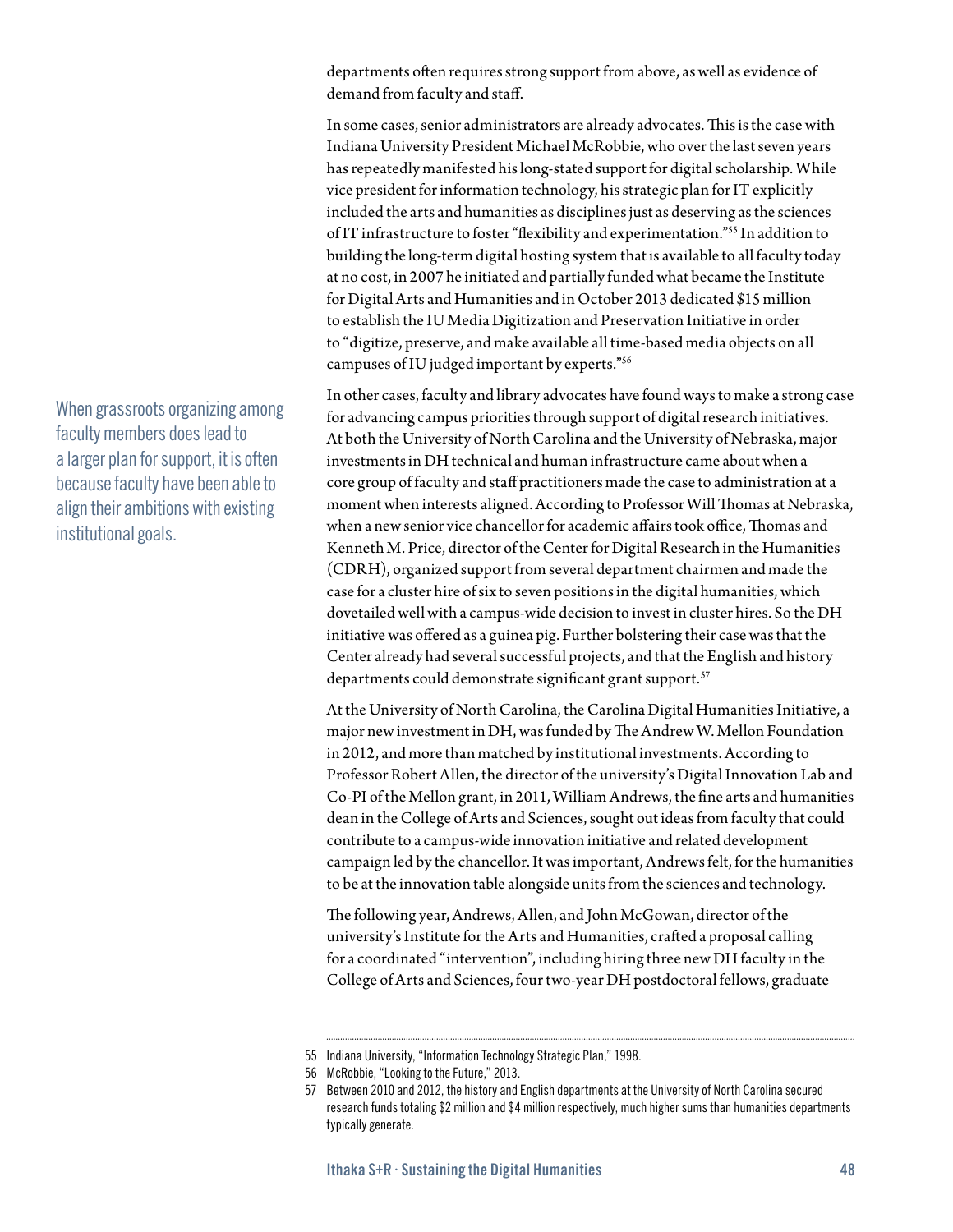departments often requires strong support from above, as well as evidence of demand from faculty and staff.

In some cases, senior administrators are already advocates. This is the case with Indiana University President Michael McRobbie, who over the last seven years has repeatedly manifested his long-stated support for digital scholarship. While vice president for information technology, his strategic plan for IT explicitly included the arts and humanities as disciplines just as deserving as the sciences of IT infrastructure to foster "flexibility and experimentation."[55] In addition to building the long-term digital hosting system that is available to all faculty today at no cost, in 2007 he initiated and partially funded what became the Institute for Digital Arts and Humanities and in October 2013 dedicated $15 million to establish the IU Media Digitization and Preservation Initiative in order to "digitize, preserve, and make available all time-based media objects on all campuses of IU judged important by experts."[56]

> When grassroots organizing among faculty members does lead to a larger plan for support, it is often because faculty have been able to align their ambitions with existing institutional goals.

In other cases, faculty and library advocates have found ways to make a strong case for advancing campus priorities through support of digital research initiatives. At both the University of North Carolina and the University of Nebraska, major investments in DH technical and human infrastructure came about when a core group of faculty and staff practitioners made the case to administration at a moment when interests aligned. According to Professor Will Thomas at Nebraska, when a new senior vice chancellor for academic affairs took office, Thomas and Kenneth M. Price, director of the Center for Digital Research in the Humanities (CDRH), organized support from several department chairmen and made the case for a cluster hire of six to seven positions in the digital humanities, which dovetailed well with a campus-wide decision to invest in cluster hires. So the DH initiative was offered as a guinea pig. Further bolstering their case was that the Center already had several successful projects, and that the English and history departments could demonstrate significant grant support.[57]

At the University of North Carolina, the Carolina Digital Humanities Initiative, a major new investment in DH, was funded by The Andrew W. Mellon Foundation in 2012, and more than matched by institutional investments. According to Professor Robert Allen, the director of the university's Digital Innovation Lab and Co-PI of the Mellon grant, in 2011, William Andrews, the fine arts and humanities dean in the College of Arts and Sciences, sought out ideas from faculty that could contribute to a campus-wide innovation initiative and related development campaign led by the chancellor. It was important, Andrews felt, for the humanities to be at the innovation table alongside units from the sciences and technology.

The following year, Andrews, Allen, and John McGowan, director of the university's Institute for the Arts and Humanities, crafted a proposal calling for a coordinated "intervention", including hiring three new DH faculty in the College of Arts and Sciences, four two-year DH postdoctoral fellows, graduate

---

55 Indiana University, "Information Technology Strategic Plan," 1998.

56 McRobbie, "Looking to the Future," 2013.

57 Between 2010 and 2012, the history and English departments at the University of North Carolina secured research funds totaling $2 million and $4 million respectively, much higher sums than humanities departments typically generate.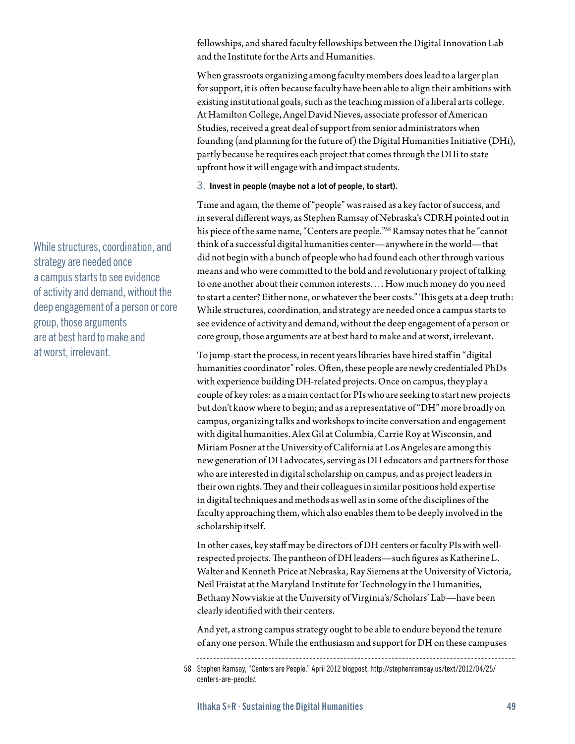fellowships, and shared faculty fellowships between the Digital Innovation Lab and the Institute for the Arts and Humanities.

When grassroots organizing among faculty members does lead to a larger plan for support, it is often because faculty have been able to align their ambitions with existing institutional goals, such as the teaching mission of a liberal arts college. At Hamilton College, Angel David Nieves, associate professor of American Studies, received a great deal of support from senior administrators when founding (and planning for the future of) the Digital Humanities Initiative (DHi), partly because he requires each project that comes through the DHi to state upfront how it will engage with and impact students.

3. **Invest in people (maybe not a lot of people, to start).**

Time and again, the theme of "people" was raised as a key factor of success, and in several different ways, as Stephen Ramsay of Nebraska's CDRH pointed out in his piece of the same name, "Centers are people."[58] Ramsay notes that he "cannot think of a successful digital humanities center—anywhere in the world—that did not begin with a bunch of people who had found each other through various means and who were committed to the bold and revolutionary project of talking to one another about their common interests. . . . How much money do you need to start a center? Either none, or whatever the beer costs." This gets at a deep truth: While structures, coordination, and strategy are needed once a campus starts to see evidence of activity and demand, without the deep engagement of a person or core group, those arguments are at best hard to make and at worst, irrelevant.

> While structures, coordination, and strategy are needed once a campus starts to see evidence of activity and demand, without the deep engagement of a person or core group, those arguments are at best hard to make and at worst, irrelevant.

To jump-start the process, in recent years libraries have hired staff in "digital humanities coordinator" roles. Often, these people are newly credentialed PhDs with experience building DH-related projects. Once on campus, they play a couple of key roles: as a main contact for PIs who are seeking to start new projects but don't know where to begin; and as a representative of "DH" more broadly on campus, organizing talks and workshops to incite conversation and engagement with digital humanities. Alex Gil at Columbia, Carrie Roy at Wisconsin, and Miriam Posner at the University of California at Los Angeles are among this new generation of DH advocates, serving as DH educators and partners for those who are interested in digital scholarship on campus, and as project leaders in their own rights. They and their colleagues in similar positions hold expertise in digital techniques and methods as well as in some of the disciplines of the faculty approaching them, which also enables them to be deeply involved in the scholarship itself.

In other cases, key staff may be directors of DH centers or faculty PIs with well-respected projects. The pantheon of DH leaders—such figures as Katherine L. Walter and Kenneth Price at Nebraska, Ray Siemens at the University of Victoria, Neil Fraistat at the Maryland Institute for Technology in the Humanities, Bethany Nowviskie at the University of Virginia's/Scholars' Lab—have been clearly identified with their centers.

And yet, a strong campus strategy ought to be able to endure beyond the tenure of any one person. While the enthusiasm and support for DH on these campuses

---

58 Stephen Ramsay, "Centers are People," April 2012 blogpost, http://stephenramsay.us/text/2012/04/25/centers-are-people/.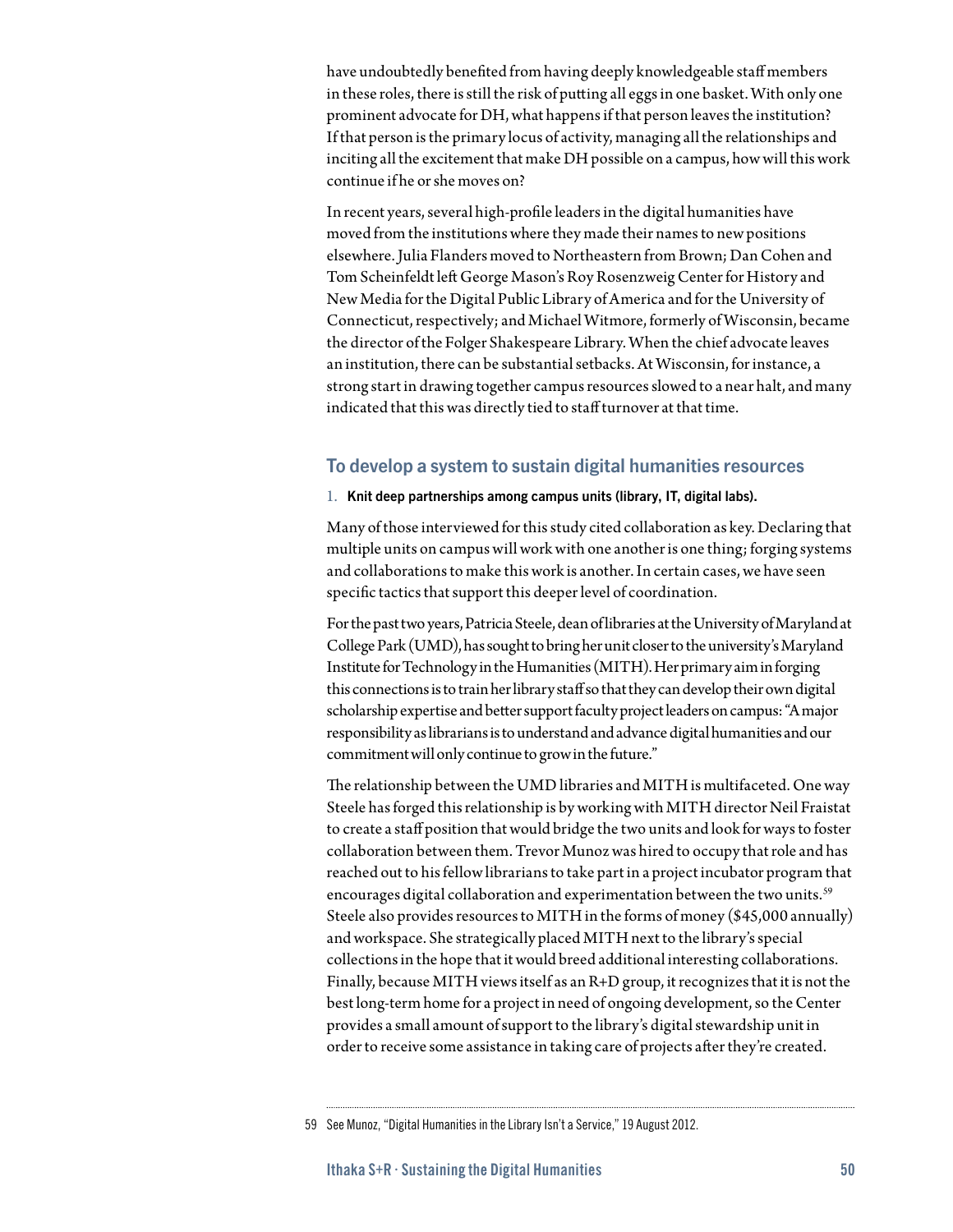have undoubtedly benefited from having deeply knowledgeable staff members in these roles, there is still the risk of putting all eggs in one basket. With only one prominent advocate for DH, what happens if that person leaves the institution? If that person is the primary locus of activity, managing all the relationships and inciting all the excitement that make DH possible on a campus, how will this work continue if he or she moves on?

In recent years, several high-profile leaders in the digital humanities have moved from the institutions where they made their names to new positions elsewhere. Julia Flanders moved to Northeastern from Brown; Dan Cohen and Tom Scheinfeldt left George Mason's Roy Rosenzweig Center for History and New Media for the Digital Public Library of America and for the University of Connecticut, respectively; and Michael Witmore, formerly of Wisconsin, became the director of the Folger Shakespeare Library. When the chief advocate leaves an institution, there can be substantial setbacks. At Wisconsin, for instance, a strong start in drawing together campus resources slowed to a near halt, and many indicated that this was directly tied to staff turnover at that time.

## To develop a system to sustain digital humanities resources

1. **Knit deep partnerships among campus units (library, IT, digital labs).**

Many of those interviewed for this study cited collaboration as key. Declaring that multiple units on campus will work with one another is one thing; forging systems and collaborations to make this work is another. In certain cases, we have seen specific tactics that support this deeper level of coordination.

For the past two years, Patricia Steele, dean of libraries at the University of Maryland at College Park (UMD), has sought to bring her unit closer to the university's Maryland Institute for Technology in the Humanities (MITH). Her primary aim in forging this connections is to train her library staff so that they can develop their own digital scholarship expertise and better support faculty project leaders on campus: "A major responsibility as librarians is to understand and advance digital humanities and our commitment will only continue to grow in the future."

The relationship between the UMD libraries and MITH is multifaceted. One way Steele has forged this relationship is by working with MITH director Neil Fraistat to create a staff position that would bridge the two units and look for ways to foster collaboration between them. Trevor Munoz was hired to occupy that role and has reached out to his fellow librarians to take part in a project incubator program that encourages digital collaboration and experimentation between the two units.[59] Steele also provides resources to MITH in the forms of money ($45,000 annually) and workspace. She strategically placed MITH next to the library's special collections in the hope that it would breed additional interesting collaborations. Finally, because MITH views itself as an R+D group, it recognizes that it is not the best long-term home for a project in need of ongoing development, so the Center provides a small amount of support to the library's digital stewardship unit in order to receive some assistance in taking care of projects after they're created.

59 See Munoz, "Digital Humanities in the Library Isn't a Service," 19 August 2012.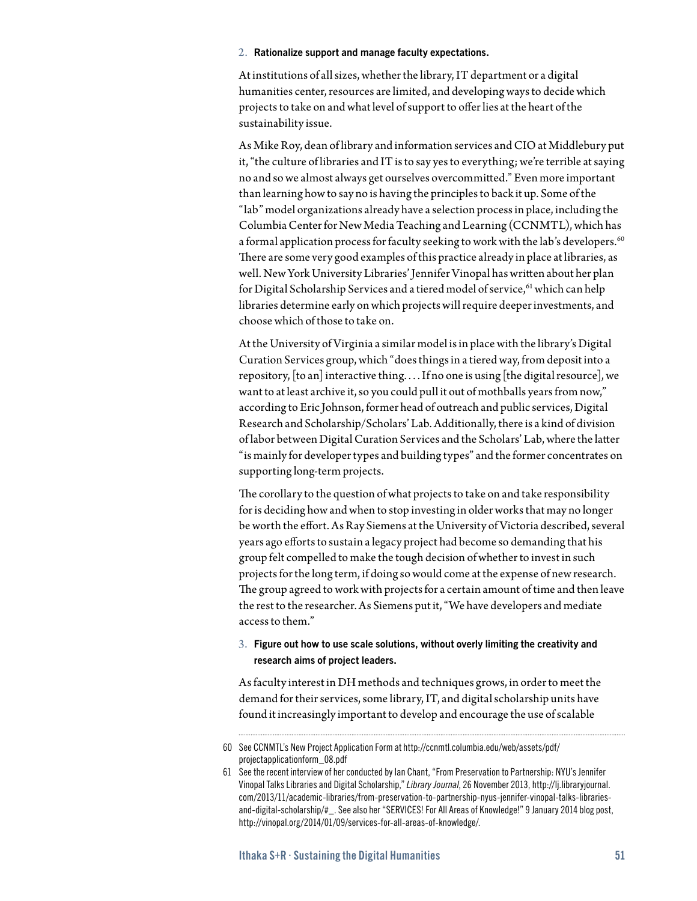2. **Rationalize support and manage faculty expectations.**

At institutions of all sizes, whether the library, IT department or a digital humanities center, resources are limited, and developing ways to decide which projects to take on and what level of support to offer lies at the heart of the sustainability issue.

As Mike Roy, dean of library and information services and CIO at Middlebury put it, "the culture of libraries and IT is to say yes to everything; we're terrible at saying no and so we almost always get ourselves overcommitted." Even more important than learning how to say no is having the principles to back it up. Some of the "lab" model organizations already have a selection process in place, including the Columbia Center for New Media Teaching and Learning (CCNMTL), which has a formal application process for faculty seeking to work with the lab's developers.[60] There are some very good examples of this practice already in place at libraries, as well. New York University Libraries' Jennifer Vinopal has written about her plan for Digital Scholarship Services and a tiered model of service,[61] which can help libraries determine early on which projects will require deeper investments, and choose which of those to take on.

At the University of Virginia a similar model is in place with the library's Digital Curation Services group, which "does things in a tiered way, from deposit into a repository, [to an] interactive thing. . . . If no one is using [the digital resource], we want to at least archive it, so you could pull it out of mothballs years from now," according to Eric Johnson, former head of outreach and public services, Digital Research and Scholarship/Scholars' Lab. Additionally, there is a kind of division of labor between Digital Curation Services and the Scholars' Lab, where the latter "is mainly for developer types and building types" and the former concentrates on supporting long-term projects.

The corollary to the question of what projects to take on and take responsibility for is deciding how and when to stop investing in older works that may no longer be worth the effort. As Ray Siemens at the University of Victoria described, several years ago efforts to sustain a legacy project had become so demanding that his group felt compelled to make the tough decision of whether to invest in such projects for the long term, if doing so would come at the expense of new research. The group agreed to work with projects for a certain amount of time and then leave the rest to the researcher. As Siemens put it, "We have developers and mediate access to them."

3. **Figure out how to use scale solutions, without overly limiting the creativity and research aims of project leaders.**

As faculty interest in DH methods and techniques grows, in order to meet the demand for their services, some library, IT, and digital scholarship units have found it increasingly important to develop and encourage the use of scalable

---

60 See CCNMTL's New Project Application Form at http://ccnmtl.columbia.edu/web/assets/pdf/projectapplicationform_08.pdf

61 See the recent interview of her conducted by Ian Chant, "From Preservation to Partnership: NYU's Jennifer Vinopal Talks Libraries and Digital Scholarship," *Library Journal*, 26 November 2013, http://lj.libraryjournal.com/2013/11/academic-libraries/from-preservation-to-partnership-nyus-jennifer-vinopal-talks-libraries-and-digital-scholarship/#_. See also her "SERVICES! For All Areas of Knowledge!" 9 January 2014 blog post, http://vinopal.org/2014/01/09/services-for-all-areas-of-knowledge/.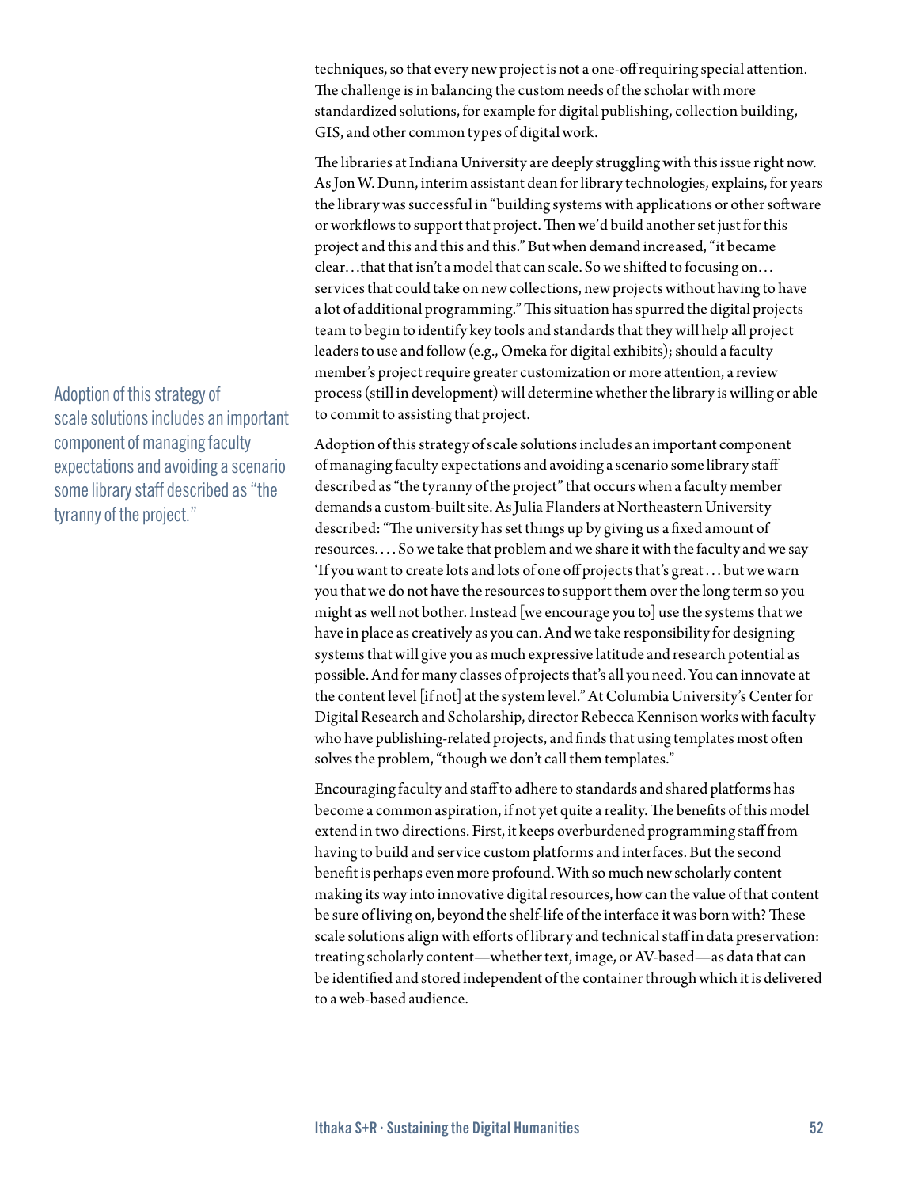techniques, so that every new project is not a one-off requiring special attention. The challenge is in balancing the custom needs of the scholar with more standardized solutions, for example for digital publishing, collection building, GIS, and other common types of digital work.

The libraries at Indiana University are deeply struggling with this issue right now. As Jon W. Dunn, interim assistant dean for library technologies, explains, for years the library was successful in "building systems with applications or other software or workflows to support that project. Then we'd build another set just for this project and this and this and this." But when demand increased, "it became clear…that that isn't a model that can scale. So we shifted to focusing on… services that could take on new collections, new projects without having to have a lot of additional programming." This situation has spurred the digital projects team to begin to identify key tools and standards that they will help all project leaders to use and follow (e.g., Omeka for digital exhibits); should a faculty member's project require greater customization or more attention, a review process (still in development) will determine whether the library is willing or able to commit to assisting that project.

> Adoption of this strategy of scale solutions includes an important component of managing faculty expectations and avoiding a scenario some library staff described as "the tyranny of the project."

Adoption of this strategy of scale solutions includes an important component of managing faculty expectations and avoiding a scenario some library staff described as "the tyranny of the project" that occurs when a faculty member demands a custom-built site. As Julia Flanders at Northeastern University described: "The university has set things up by giving us a fixed amount of resources. . . . So we take that problem and we share it with the faculty and we say 'If you want to create lots and lots of one off projects that's great . . . but we warn you that we do not have the resources to support them over the long term so you might as well not bother. Instead [we encourage you to] use the systems that we have in place as creatively as you can. And we take responsibility for designing systems that will give you as much expressive latitude and research potential as possible. And for many classes of projects that's all you need. You can innovate at the content level [if not] at the system level." At Columbia University's Center for Digital Research and Scholarship, director Rebecca Kennison works with faculty who have publishing-related projects, and finds that using templates most often solves the problem, "though we don't call them templates."

Encouraging faculty and staff to adhere to standards and shared platforms has become a common aspiration, if not yet quite a reality. The benefits of this model extend in two directions. First, it keeps overburdened programming staff from having to build and service custom platforms and interfaces. But the second benefit is perhaps even more profound. With so much new scholarly content making its way into innovative digital resources, how can the value of that content be sure of living on, beyond the shelf-life of the interface it was born with? These scale solutions align with efforts of library and technical staff in data preservation: treating scholarly content—whether text, image, or AV-based—as data that can be identified and stored independent of the container through which it is delivered to a web-based audience.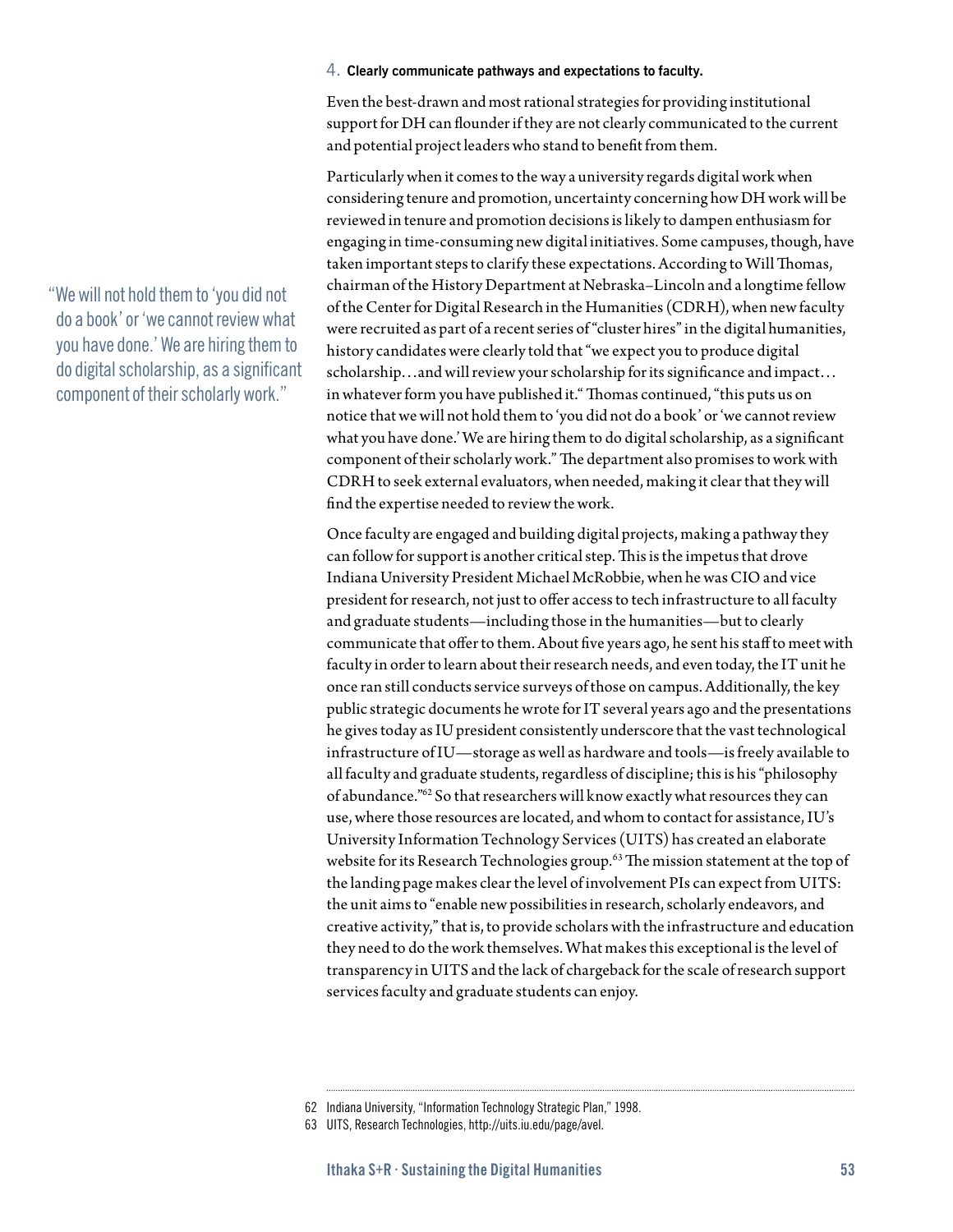### 4. Clearly communicate pathways and expectations to faculty.

Even the best-drawn and most rational strategies for providing institutional support for DH can flounder if they are not clearly communicated to the current and potential project leaders who stand to benefit from them.

Particularly when it comes to the way a university regards digital work when considering tenure and promotion, uncertainty concerning how DH work will be reviewed in tenure and promotion decisions is likely to dampen enthusiasm for engaging in time-consuming new digital initiatives. Some campuses, though, have taken important steps to clarify these expectations. According to Will Thomas, chairman of the History Department at Nebraska–Lincoln and a longtime fellow of the Center for Digital Research in the Humanities (CDRH), when new faculty were recruited as part of a recent series of "cluster hires" in the digital humanities, history candidates were clearly told that "we expect you to produce digital scholarship…and will review your scholarship for its significance and impact… in whatever form you have published it." Thomas continued, "this puts us on notice that we will not hold them to 'you did not do a book' or 'we cannot review what you have done.' We are hiring them to do digital scholarship, as a significant component of their scholarly work." The department also promises to work with CDRH to seek external evaluators, when needed, making it clear that they will find the expertise needed to review the work.

> "We will not hold them to 'you did not do a book' or 'we cannot review what you have done.' We are hiring them to do digital scholarship, as a significant component of their scholarly work."

Once faculty are engaged and building digital projects, making a pathway they can follow for support is another critical step. This is the impetus that drove Indiana University President Michael McRobbie, when he was CIO and vice president for research, not just to offer access to tech infrastructure to all faculty and graduate students—including those in the humanities—but to clearly communicate that offer to them. About five years ago, he sent his staff to meet with faculty in order to learn about their research needs, and even today, the IT unit he once ran still conducts service surveys of those on campus. Additionally, the key public strategic documents he wrote for IT several years ago and the presentations he gives today as IU president consistently underscore that the vast technological infrastructure of IU—storage as well as hardware and tools—is freely available to all faculty and graduate students, regardless of discipline; this is his "philosophy of abundance."[62] So that researchers will know exactly what resources they can use, where those resources are located, and whom to contact for assistance, IU's University Information Technology Services (UITS) has created an elaborate website for its Research Technologies group.[63] The mission statement at the top of the landing page makes clear the level of involvement PIs can expect from UITS: the unit aims to "enable new possibilities in research, scholarly endeavors, and creative activity," that is, to provide scholars with the infrastructure and education they need to do the work themselves. What makes this exceptional is the level of transparency in UITS and the lack of chargeback for the scale of research support services faculty and graduate students can enjoy.

---

62 Indiana University, "Information Technology Strategic Plan," 1998.

63 UITS, Research Technologies, http://uits.iu.edu/page/avel.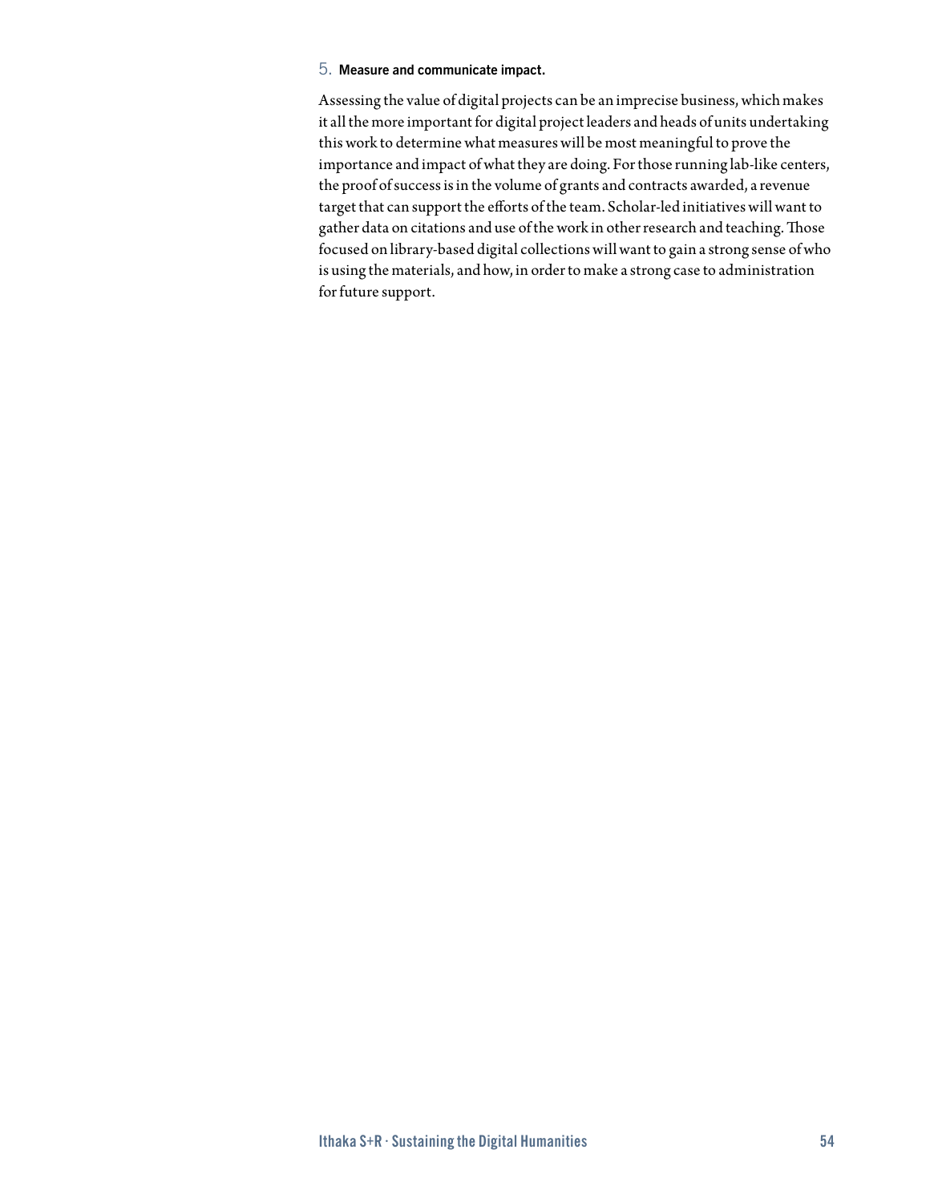5. **Measure and communicate impact.**

Assessing the value of digital projects can be an imprecise business, which makes it all the more important for digital project leaders and heads of units undertaking this work to determine what measures will be most meaningful to prove the importance and impact of what they are doing. For those running lab-like centers, the proof of success is in the volume of grants and contracts awarded, a revenue target that can support the efforts of the team. Scholar-led initiatives will want to gather data on citations and use of the work in other research and teaching. Those focused on library-based digital collections will want to gain a strong sense of who is using the materials, and how, in order to make a strong case to administration for future support.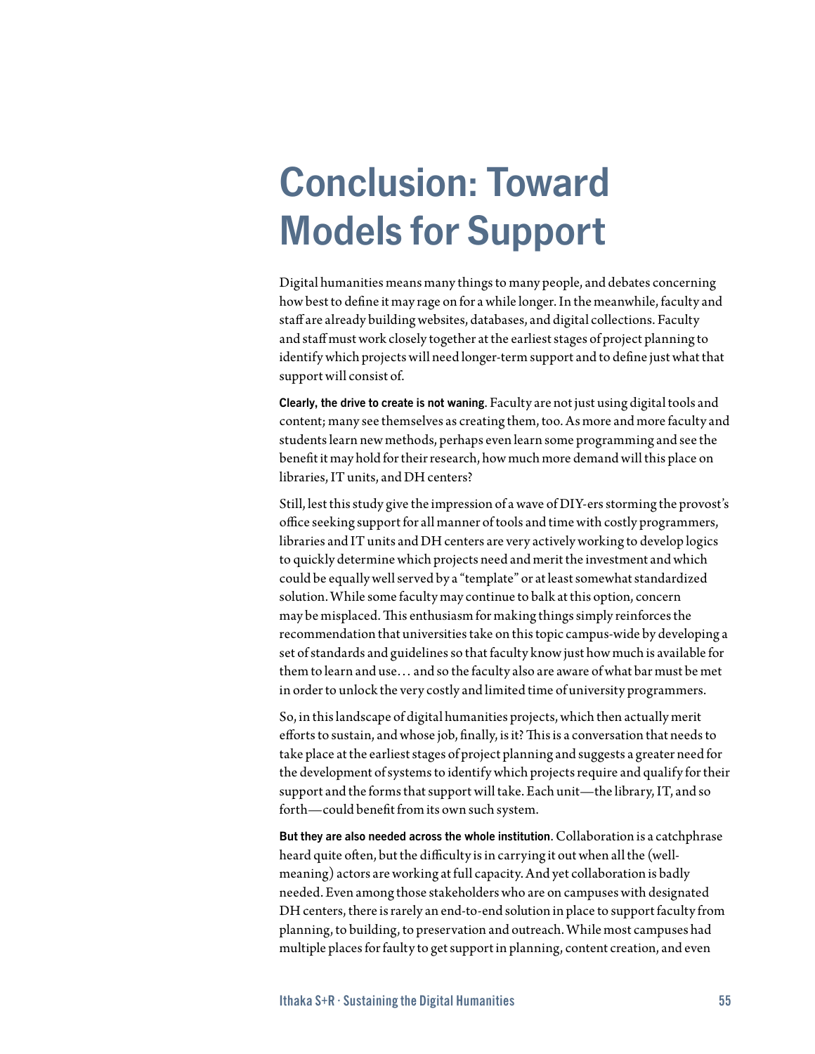# Conclusion: Toward Models for Support

Digital humanities means many things to many people, and debates concerning how best to define it may rage on for a while longer. In the meanwhile, faculty and staff are already building websites, databases, and digital collections. Faculty and staff must work closely together at the earliest stages of project planning to identify which projects will need longer-term support and to define just what that support will consist of.

**Clearly, the drive to create is not waning.** Faculty are not just using digital tools and content; many see themselves as creating them, too. As more and more faculty and students learn new methods, perhaps even learn some programming and see the benefit it may hold for their research, how much more demand will this place on libraries, IT units, and DH centers?

Still, lest this study give the impression of a wave of DIY-ers storming the provost's office seeking support for all manner of tools and time with costly programmers, libraries and IT units and DH centers are very actively working to develop logics to quickly determine which projects need and merit the investment and which could be equally well served by a "template" or at least somewhat standardized solution. While some faculty may continue to balk at this option, concern may be misplaced. This enthusiasm for making things simply reinforces the recommendation that universities take on this topic campus-wide by developing a set of standards and guidelines so that faculty know just how much is available for them to learn and use… and so the faculty also are aware of what bar must be met in order to unlock the very costly and limited time of university programmers.

So, in this landscape of digital humanities projects, which then actually merit efforts to sustain, and whose job, finally, is it? This is a conversation that needs to take place at the earliest stages of project planning and suggests a greater need for the development of systems to identify which projects require and qualify for their support and the forms that support will take. Each unit—the library, IT, and so forth—could benefit from its own such system.

**But they are also needed across the whole institution.** Collaboration is a catchphrase heard quite often, but the difficulty is in carrying it out when all the (well-meaning) actors are working at full capacity. And yet collaboration is badly needed. Even among those stakeholders who are on campuses with designated DH centers, there is rarely an end-to-end solution in place to support faculty from planning, to building, to preservation and outreach. While most campuses had multiple places for faulty to get support in planning, content creation, and even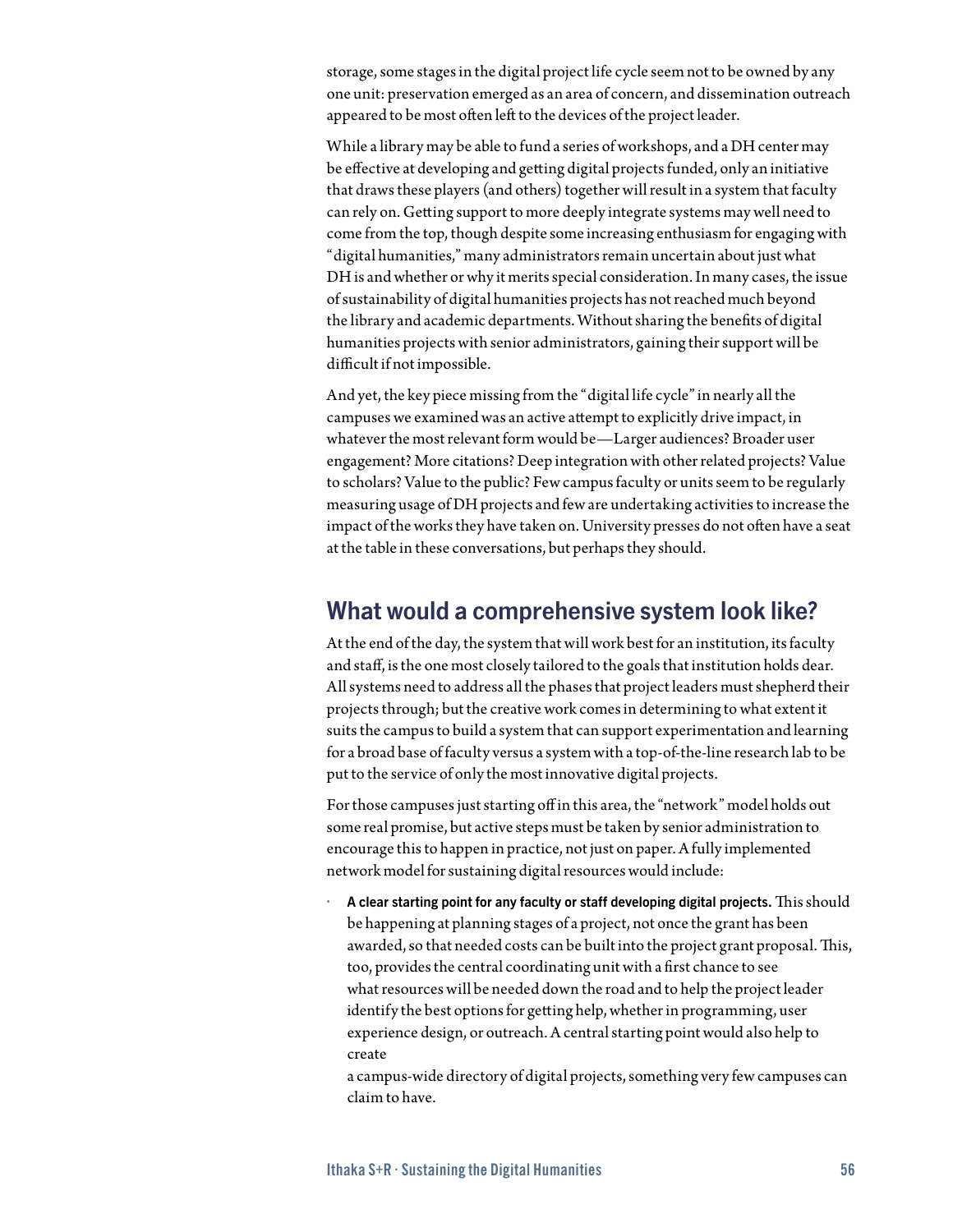storage, some stages in the digital project life cycle seem not to be owned by any one unit: preservation emerged as an area of concern, and dissemination outreach appeared to be most often left to the devices of the project leader.

While a library may be able to fund a series of workshops, and a DH center may be effective at developing and getting digital projects funded, only an initiative that draws these players (and others) together will result in a system that faculty can rely on. Getting support to more deeply integrate systems may well need to come from the top, though despite some increasing enthusiasm for engaging with "digital humanities," many administrators remain uncertain about just what DH is and whether or why it merits special consideration. In many cases, the issue of sustainability of digital humanities projects has not reached much beyond the library and academic departments. Without sharing the benefits of digital humanities projects with senior administrators, gaining their support will be difficult if not impossible.

And yet, the key piece missing from the "digital life cycle" in nearly all the campuses we examined was an active attempt to explicitly drive impact, in whatever the most relevant form would be—Larger audiences? Broader user engagement? More citations? Deep integration with other related projects? Value to scholars? Value to the public? Few campus faculty or units seem to be regularly measuring usage of DH projects and few are undertaking activities to increase the impact of the works they have taken on. University presses do not often have a seat at the table in these conversations, but perhaps they should.

## What would a comprehensive system look like?

At the end of the day, the system that will work best for an institution, its faculty and staff, is the one most closely tailored to the goals that institution holds dear. All systems need to address all the phases that project leaders must shepherd their projects through; but the creative work comes in determining to what extent it suits the campus to build a system that can support experimentation and learning for a broad base of faculty versus a system with a top-of-the-line research lab to be put to the service of only the most innovative digital projects.

For those campuses just starting off in this area, the "network" model holds out some real promise, but active steps must be taken by senior administration to encourage this to happen in practice, not just on paper. A fully implemented network model for sustaining digital resources would include:

- **A clear starting point for any faculty or staff developing digital projects.** This should be happening at planning stages of a project, not once the grant has been awarded, so that needed costs can be built into the project grant proposal. This, too, provides the central coordinating unit with a first chance to see what resources will be needed down the road and to help the project leader identify the best options for getting help, whether in programming, user experience design, or outreach. A central starting point would also help to create a campus-wide directory of digital projects, something very few campuses can claim to have.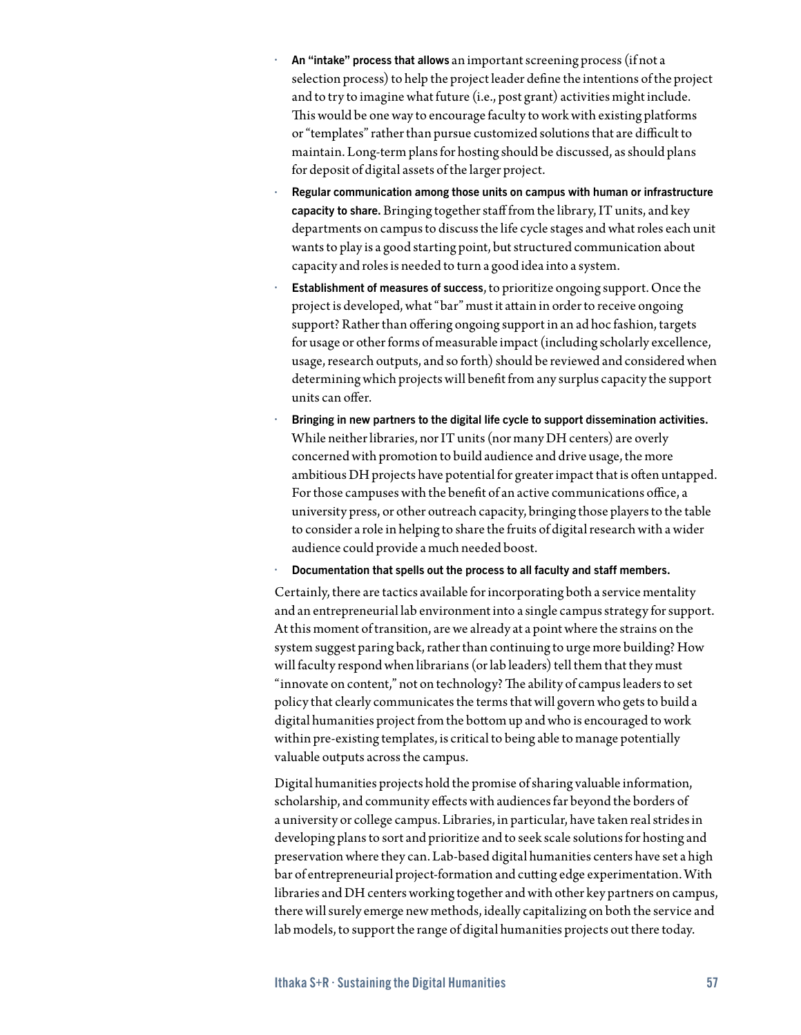- **An "intake" process that allows** an important screening process (if not a selection process) to help the project leader define the intentions of the project and to try to imagine what future (i.e., post grant) activities might include. This would be one way to encourage faculty to work with existing platforms or "templates" rather than pursue customized solutions that are difficult to maintain. Long-term plans for hosting should be discussed, as should plans for deposit of digital assets of the larger project.
- **Regular communication among those units on campus with human or infrastructure capacity to share.** Bringing together staff from the library, IT units, and key departments on campus to discuss the life cycle stages and what roles each unit wants to play is a good starting point, but structured communication about capacity and roles is needed to turn a good idea into a system.
- **Establishment of measures of success**, to prioritize ongoing support. Once the project is developed, what "bar" must it attain in order to receive ongoing support? Rather than offering ongoing support in an ad hoc fashion, targets for usage or other forms of measurable impact (including scholarly excellence, usage, research outputs, and so forth) should be reviewed and considered when determining which projects will benefit from any surplus capacity the support units can offer.
- **Bringing in new partners to the digital life cycle to support dissemination activities.** While neither libraries, nor IT units (nor many DH centers) are overly concerned with promotion to build audience and drive usage, the more ambitious DH projects have potential for greater impact that is often untapped. For those campuses with the benefit of an active communications office, a university press, or other outreach capacity, bringing those players to the table to consider a role in helping to share the fruits of digital research with a wider audience could provide a much needed boost.
- **Documentation that spells out the process to all faculty and staff members.**

Certainly, there are tactics available for incorporating both a service mentality and an entrepreneurial lab environment into a single campus strategy for support. At this moment of transition, are we already at a point where the strains on the system suggest paring back, rather than continuing to urge more building? How will faculty respond when librarians (or lab leaders) tell them that they must "innovate on content," not on technology? The ability of campus leaders to set policy that clearly communicates the terms that will govern who gets to build a digital humanities project from the bottom up and who is encouraged to work within pre-existing templates, is critical to being able to manage potentially valuable outputs across the campus.

Digital humanities projects hold the promise of sharing valuable information, scholarship, and community effects with audiences far beyond the borders of a university or college campus. Libraries, in particular, have taken real strides in developing plans to sort and prioritize and to seek scale solutions for hosting and preservation where they can. Lab-based digital humanities centers have set a high bar of entrepreneurial project-formation and cutting edge experimentation. With libraries and DH centers working together and with other key partners on campus, there will surely emerge new methods, ideally capitalizing on both the service and lab models, to support the range of digital humanities projects out there today.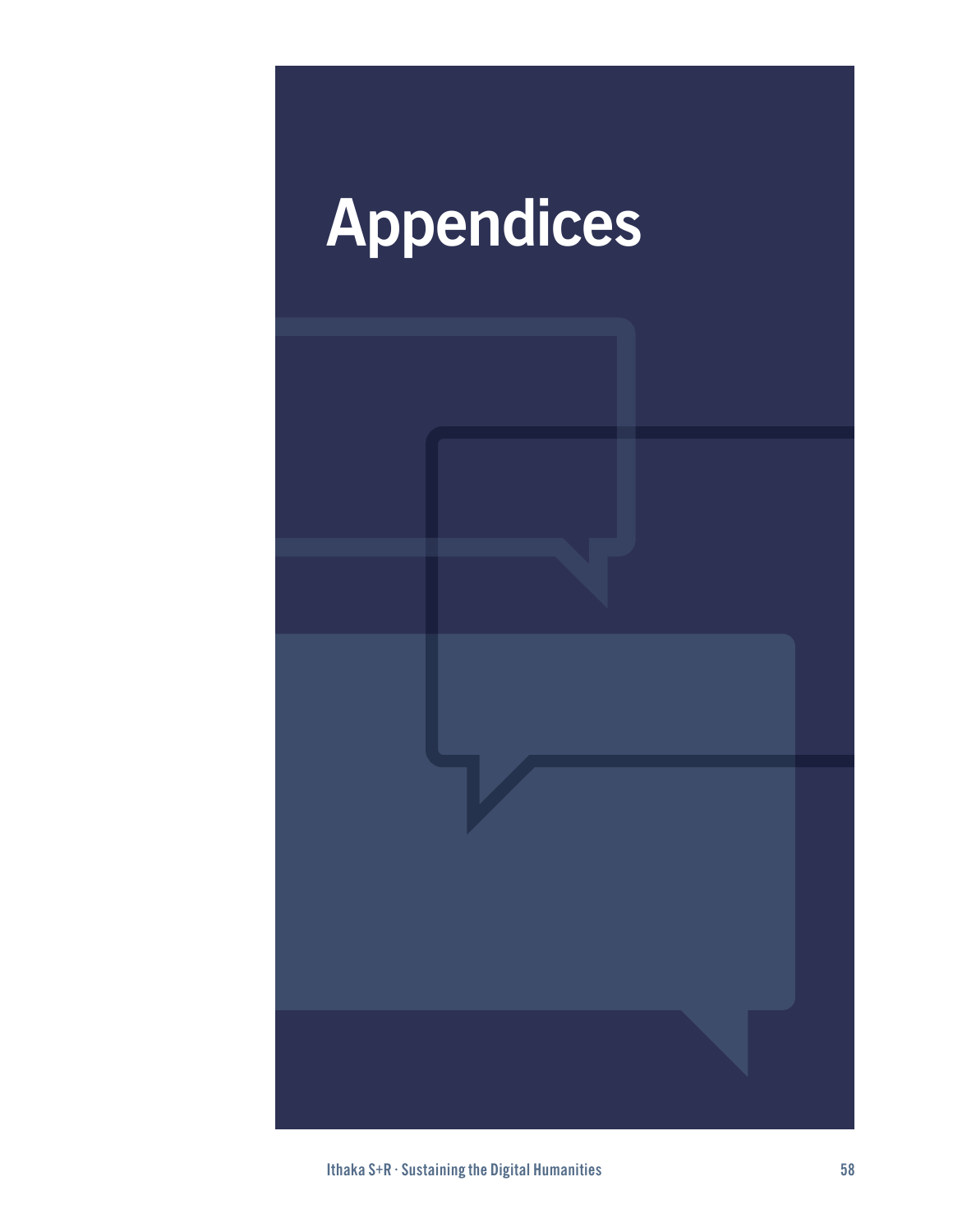# Appendices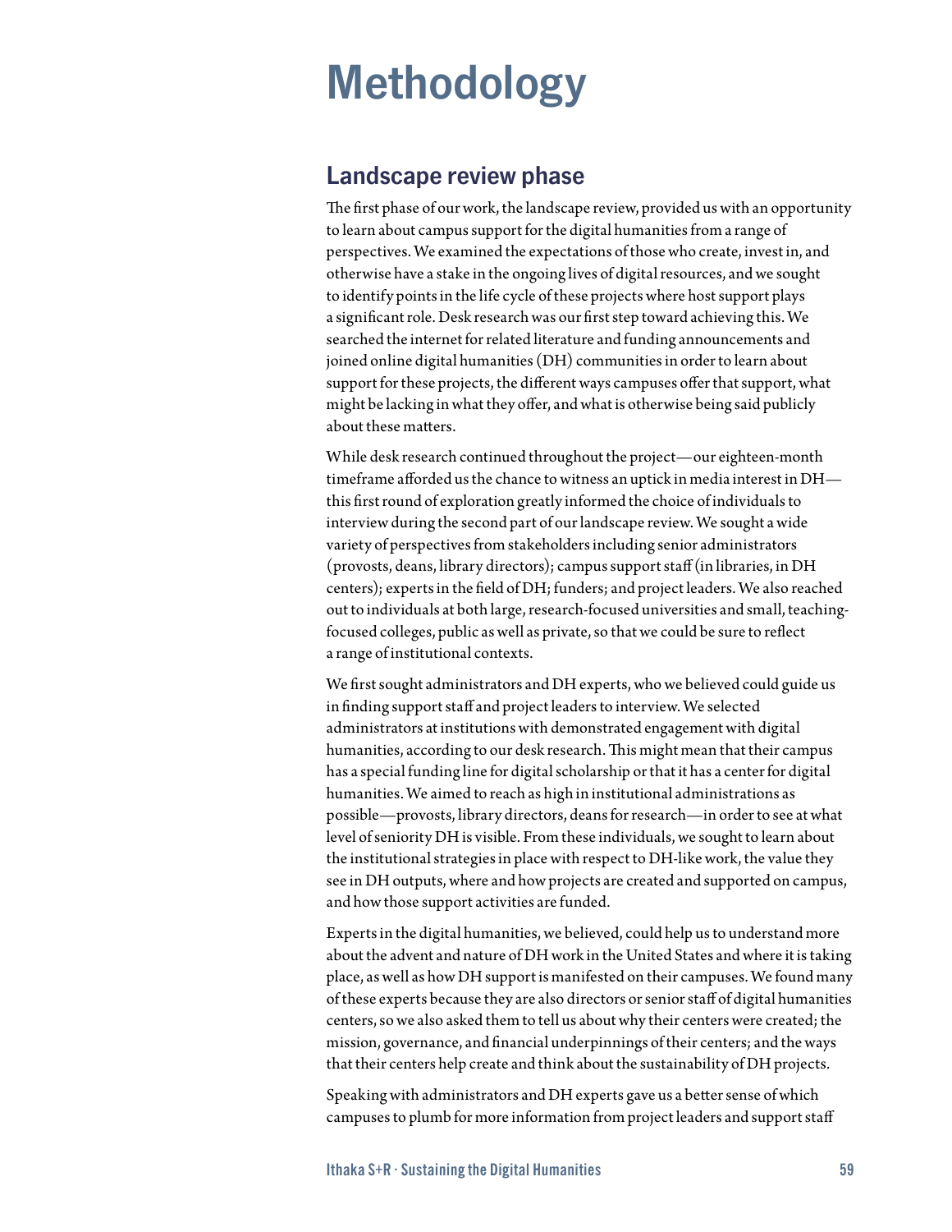# Methodology

## Landscape review phase

The first phase of our work, the landscape review, provided us with an opportunity to learn about campus support for the digital humanities from a range of perspectives. We examined the expectations of those who create, invest in, and otherwise have a stake in the ongoing lives of digital resources, and we sought to identify points in the life cycle of these projects where host support plays a significant role. Desk research was our first step toward achieving this. We searched the internet for related literature and funding announcements and joined online digital humanities (DH) communities in order to learn about support for these projects, the different ways campuses offer that support, what might be lacking in what they offer, and what is otherwise being said publicly about these matters.

While desk research continued throughout the project—our eighteen-month timeframe afforded us the chance to witness an uptick in media interest in DH—this first round of exploration greatly informed the choice of individuals to interview during the second part of our landscape review. We sought a wide variety of perspectives from stakeholders including senior administrators (provosts, deans, library directors); campus support staff (in libraries, in DH centers); experts in the field of DH; funders; and project leaders. We also reached out to individuals at both large, research-focused universities and small, teaching-focused colleges, public as well as private, so that we could be sure to reflect a range of institutional contexts.

We first sought administrators and DH experts, who we believed could guide us in finding support staff and project leaders to interview. We selected administrators at institutions with demonstrated engagement with digital humanities, according to our desk research. This might mean that their campus has a special funding line for digital scholarship or that it has a center for digital humanities. We aimed to reach as high in institutional administrations as possible—provosts, library directors, deans for research—in order to see at what level of seniority DH is visible. From these individuals, we sought to learn about the institutional strategies in place with respect to DH-like work, the value they see in DH outputs, where and how projects are created and supported on campus, and how those support activities are funded.

Experts in the digital humanities, we believed, could help us to understand more about the advent and nature of DH work in the United States and where it is taking place, as well as how DH support is manifested on their campuses. We found many of these experts because they are also directors or senior staff of digital humanities centers, so we also asked them to tell us about why their centers were created; the mission, governance, and financial underpinnings of their centers; and the ways that their centers help create and think about the sustainability of DH projects.

Speaking with administrators and DH experts gave us a better sense of which campuses to plumb for more information from project leaders and support staff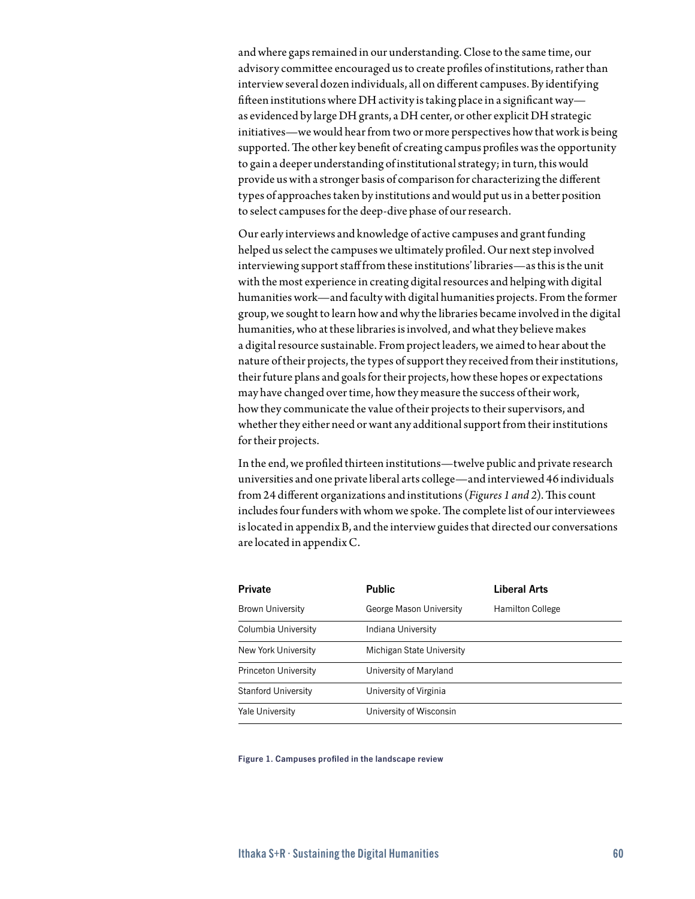and where gaps remained in our understanding. Close to the same time, our advisory committee encouraged us to create profiles of institutions, rather than interview several dozen individuals, all on different campuses. By identifying fifteen institutions where DH activity is taking place in a significant way—as evidenced by large DH grants, a DH center, or other explicit DH strategic initiatives—we would hear from two or more perspectives how that work is being supported. The other key benefit of creating campus profiles was the opportunity to gain a deeper understanding of institutional strategy; in turn, this would provide us with a stronger basis of comparison for characterizing the different types of approaches taken by institutions and would put us in a better position to select campuses for the deep-dive phase of our research.

Our early interviews and knowledge of active campuses and grant funding helped us select the campuses we ultimately profiled. Our next step involved interviewing support staff from these institutions' libraries—as this is the unit with the most experience in creating digital resources and helping with digital humanities work—and faculty with digital humanities projects. From the former group, we sought to learn how and why the libraries became involved in the digital humanities, who at these libraries is involved, and what they believe makes a digital resource sustainable. From project leaders, we aimed to hear about the nature of their projects, the types of support they received from their institutions, their future plans and goals for their projects, how these hopes or expectations may have changed over time, how they measure the success of their work, how they communicate the value of their projects to their supervisors, and whether they either need or want any additional support from their institutions for their projects.

In the end, we profiled thirteen institutions—twelve public and private research universities and one private liberal arts college—and interviewed 46 individuals from 24 different organizations and institutions (*Figures 1 and 2*). This count includes four funders with whom we spoke. The complete list of our interviewees is located in appendix B, and the interview guides that directed our conversations are located in appendix C.

| Private | Public | Liberal Arts |
|---|---|---|
| Brown University | George Mason University | Hamilton College |
| Columbia University | Indiana University | |
| New York University | Michigan State University | |
| Princeton University | University of Maryland | |
| Stanford University | University of Virginia | |
| Yale University | University of Wisconsin | |

Figure 1. Campuses profiled in the landscape review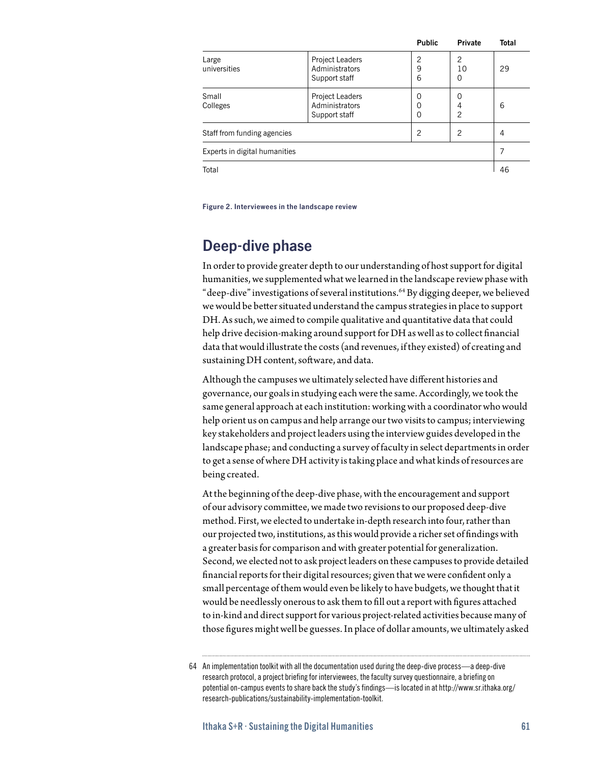| | | Public | Private | Total |
|---|---|---|---|---|
| Large universities | Project Leaders<br>Administrators<br>Support staff | 2<br>9<br>6 | 2<br>10<br>0 | 29 |
| Small Colleges | Project Leaders<br>Administrators<br>Support staff | 0<br>0<br>0 | 0<br>4<br>2 | 6 |
| Staff from funding agencies | | 2 | 2 | 4 |
| Experts in digital humanities | | | | 7 |
| Total | | | | 46 |

**Figure 2. Interviewees in the landscape review**

## Deep-dive phase

In order to provide greater depth to our understanding of host support for digital humanities, we supplemented what we learned in the landscape review phase with "deep-dive" investigations of several institutions.[64] By digging deeper, we believed we would be better situated understand the campus strategies in place to support DH. As such, we aimed to compile qualitative and quantitative data that could help drive decision-making around support for DH as well as to collect financial data that would illustrate the costs (and revenues, if they existed) of creating and sustaining DH content, software, and data.

Although the campuses we ultimately selected have different histories and governance, our goals in studying each were the same. Accordingly, we took the same general approach at each institution: working with a coordinator who would help orient us on campus and help arrange our two visits to campus; interviewing key stakeholders and project leaders using the interview guides developed in the landscape phase; and conducting a survey of faculty in select departments in order to get a sense of where DH activity is taking place and what kinds of resources are being created.

At the beginning of the deep-dive phase, with the encouragement and support of our advisory committee, we made two revisions to our proposed deep-dive method. First, we elected to undertake in-depth research into four, rather than our projected two, institutions, as this would provide a richer set of findings with a greater basis for comparison and with greater potential for generalization. Second, we elected not to ask project leaders on these campuses to provide detailed financial reports for their digital resources; given that we were confident only a small percentage of them would even be likely to have budgets, we thought that it would be needlessly onerous to ask them to fill out a report with figures attached to in-kind and direct support for various project-related activities because many of those figures might well be guesses. In place of dollar amounts, we ultimately asked

64 An implementation toolkit with all the documentation used during the deep-dive process—a deep-dive research protocol, a project briefing for interviewees, the faculty survey questionnaire, a briefing on potential on-campus events to share back the study's findings—is located in at http://www.sr.ithaka.org/research-publications/sustainability-implementation-toolkit.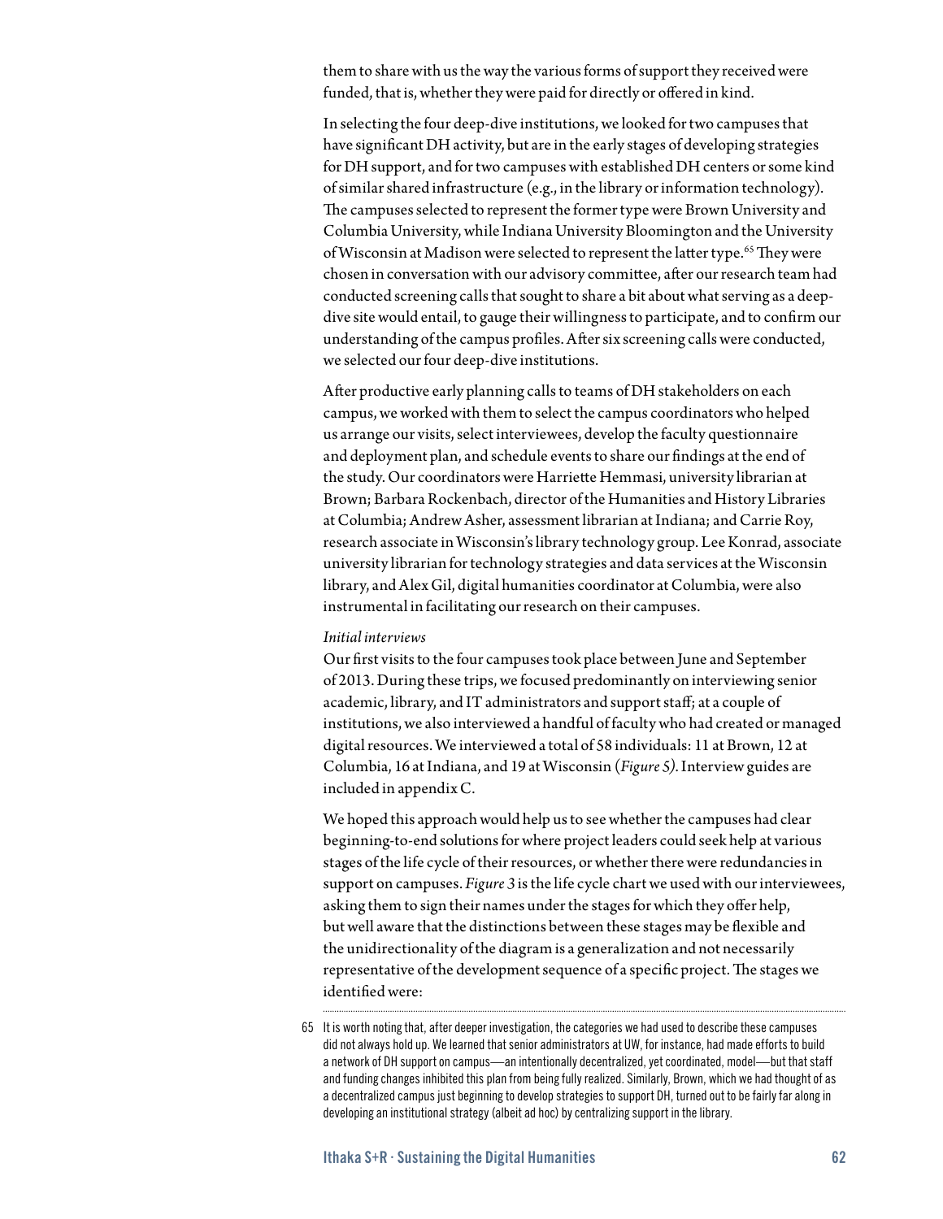them to share with us the way the various forms of support they received were funded, that is, whether they were paid for directly or offered in kind.

In selecting the four deep-dive institutions, we looked for two campuses that have significant DH activity, but are in the early stages of developing strategies for DH support, and for two campuses with established DH centers or some kind of similar shared infrastructure (e.g., in the library or information technology). The campuses selected to represent the former type were Brown University and Columbia University, while Indiana University Bloomington and the University of Wisconsin at Madison were selected to represent the latter type.[65] They were chosen in conversation with our advisory committee, after our research team had conducted screening calls that sought to share a bit about what serving as a deep-dive site would entail, to gauge their willingness to participate, and to confirm our understanding of the campus profiles. After six screening calls were conducted, we selected our four deep-dive institutions.

After productive early planning calls to teams of DH stakeholders on each campus, we worked with them to select the campus coordinators who helped us arrange our visits, select interviewees, develop the faculty questionnaire and deployment plan, and schedule events to share our findings at the end of the study. Our coordinators were Harriette Hemmasi, university librarian at Brown; Barbara Rockenbach, director of the Humanities and History Libraries at Columbia; Andrew Asher, assessment librarian at Indiana; and Carrie Roy, research associate in Wisconsin's library technology group. Lee Konrad, associate university librarian for technology strategies and data services at the Wisconsin library, and Alex Gil, digital humanities coordinator at Columbia, were also instrumental in facilitating our research on their campuses.

*Initial interviews*

Our first visits to the four campuses took place between June and September of 2013. During these trips, we focused predominantly on interviewing senior academic, library, and IT administrators and support staff; at a couple of institutions, we also interviewed a handful of faculty who had created or managed digital resources. We interviewed a total of 58 individuals: 11 at Brown, 12 at Columbia, 16 at Indiana, and 19 at Wisconsin (*Figure 5*). Interview guides are included in appendix C.

We hoped this approach would help us to see whether the campuses had clear beginning-to-end solutions for where project leaders could seek help at various stages of the life cycle of their resources, or whether there were redundancies in support on campuses. *Figure 3* is the life cycle chart we used with our interviewees, asking them to sign their names under the stages for which they offer help, but well aware that the distinctions between these stages may be flexible and the unidirectionality of the diagram is a generalization and not necessarily representative of the development sequence of a specific project. The stages we identified were:

65 It is worth noting that, after deeper investigation, the categories we had used to describe these campuses did not always hold up. We learned that senior administrators at UW, for instance, had made efforts to build a network of DH support on campus—an intentionally decentralized, yet coordinated, model—but that staff and funding changes inhibited this plan from being fully realized. Similarly, Brown, which we had thought of as a decentralized campus just beginning to develop strategies to support DH, turned out to be fairly far along in developing an institutional strategy (albeit ad hoc) by centralizing support in the library.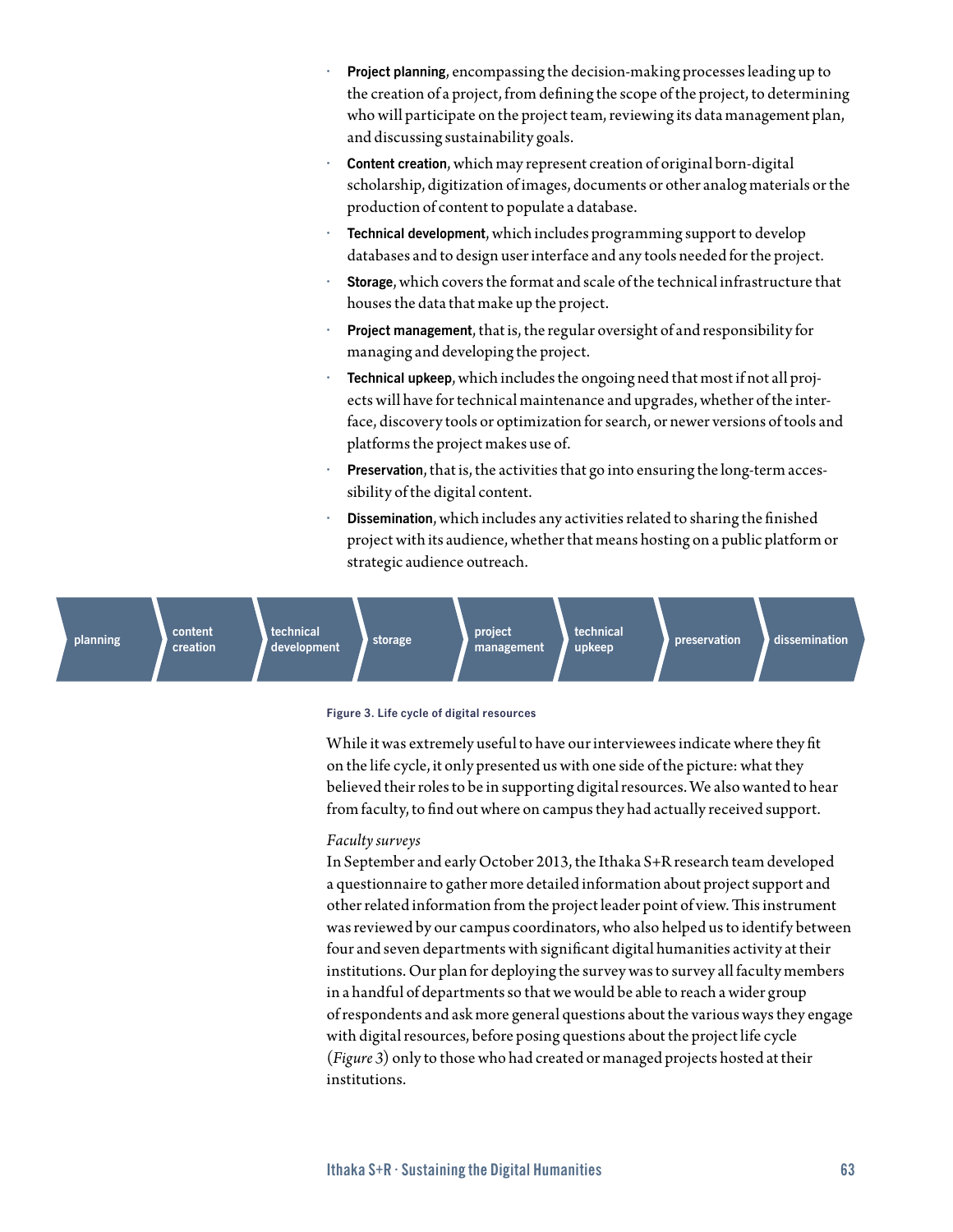- **Project planning**, encompassing the decision-making processes leading up to the creation of a project, from defining the scope of the project, to determining who will participate on the project team, reviewing its data management plan, and discussing sustainability goals.
- **Content creation**, which may represent creation of original born-digital scholarship, digitization of images, documents or other analog materials or the production of content to populate a database.
- **Technical development**, which includes programming support to develop databases and to design user interface and any tools needed for the project.
- **Storage**, which covers the format and scale of the technical infrastructure that houses the data that make up the project.
- **Project management**, that is, the regular oversight of and responsibility for managing and developing the project.
- **Technical upkeep**, which includes the ongoing need that most if not all projects will have for technical maintenance and upgrades, whether of the interface, discovery tools or optimization for search, or newer versions of tools and platforms the project makes use of.
- **Preservation**, that is, the activities that go into ensuring the long-term accessibility of the digital content.
- **Dissemination**, which includes any activities related to sharing the finished project with its audience, whether that means hosting on a public platform or strategic audience outreach.

planning → content creation → technical development → storage → project management → technical upkeep → preservation → dissemination

**Figure 3. Life cycle of digital resources**

While it was extremely useful to have our interviewees indicate where they fit on the life cycle, it only presented us with one side of the picture: what they believed their roles to be in supporting digital resources. We also wanted to hear from faculty, to find out where on campus they had actually received support.

*Faculty surveys*

In September and early October 2013, the Ithaka S+R research team developed a questionnaire to gather more detailed information about project support and other related information from the project leader point of view. This instrument was reviewed by our campus coordinators, who also helped us to identify between four and seven departments with significant digital humanities activity at their institutions. Our plan for deploying the survey was to survey all faculty members in a handful of departments so that we would be able to reach a wider group of respondents and ask more general questions about the various ways they engage with digital resources, before posing questions about the project life cycle (*Figure* 3) only to those who had created or managed projects hosted at their institutions.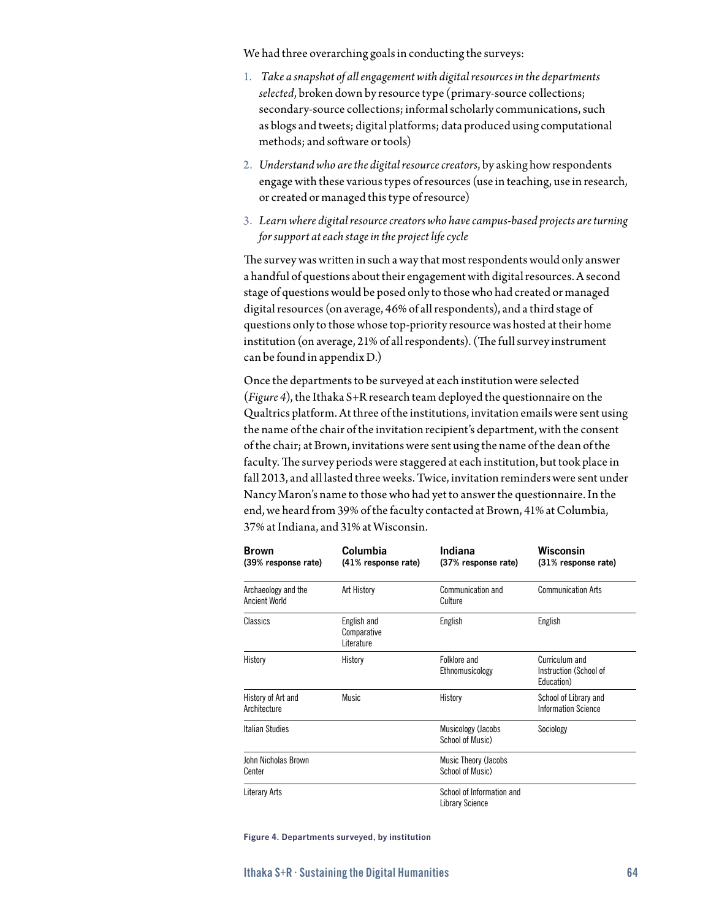We had three overarching goals in conducting the surveys:

1. *Take a snapshot of all engagement with digital resources in the departments selected*, broken down by resource type (primary-source collections; secondary-source collections; informal scholarly communications, such as blogs and tweets; digital platforms; data produced using computational methods; and software or tools)
2. *Understand who are the digital resource creators*, by asking how respondents engage with these various types of resources (use in teaching, use in research, or created or managed this type of resource)
3. *Learn where digital resource creators who have campus-based projects are turning for support at each stage in the project life cycle*

The survey was written in such a way that most respondents would only answer a handful of questions about their engagement with digital resources. A second stage of questions would be posed only to those who had created or managed digital resources (on average, 46% of all respondents), and a third stage of questions only to those whose top-priority resource was hosted at their home institution (on average, 21% of all respondents). (The full survey instrument can be found in appendix D.)

Once the departments to be surveyed at each institution were selected (*Figure 4*), the Ithaka S+R research team deployed the questionnaire on the Qualtrics platform. At three of the institutions, invitation emails were sent using the name of the chair of the invitation recipient's department, with the consent of the chair; at Brown, invitations were sent using the name of the dean of the faculty. The survey periods were staggered at each institution, but took place in fall 2013, and all lasted three weeks. Twice, invitation reminders were sent under Nancy Maron's name to those who had yet to answer the questionnaire. In the end, we heard from 39% of the faculty contacted at Brown, 41% at Columbia, 37% at Indiana, and 31% at Wisconsin.

| **Brown** (39% response rate) | **Columbia** (41% response rate) | **Indiana** (37% response rate) | **Wisconsin** (31% response rate) |
|---|---|---|---|
| Archaeology and the Ancient World | Art History | Communication and Culture | Communication Arts |
| Classics | English and Comparative Literature | English | English |
| History | History | Folklore and Ethnomusicology | Curriculum and Instruction (School of Education) |
| History of Art and Architecture | Music | History | School of Library and Information Science |
| Italian Studies | | Musicology (Jacobs School of Music) | Sociology |
| John Nicholas Brown Center | | Music Theory (Jacobs School of Music) | |
| Literary Arts | | School of Information and Library Science | |

**Figure 4. Departments surveyed, by institution**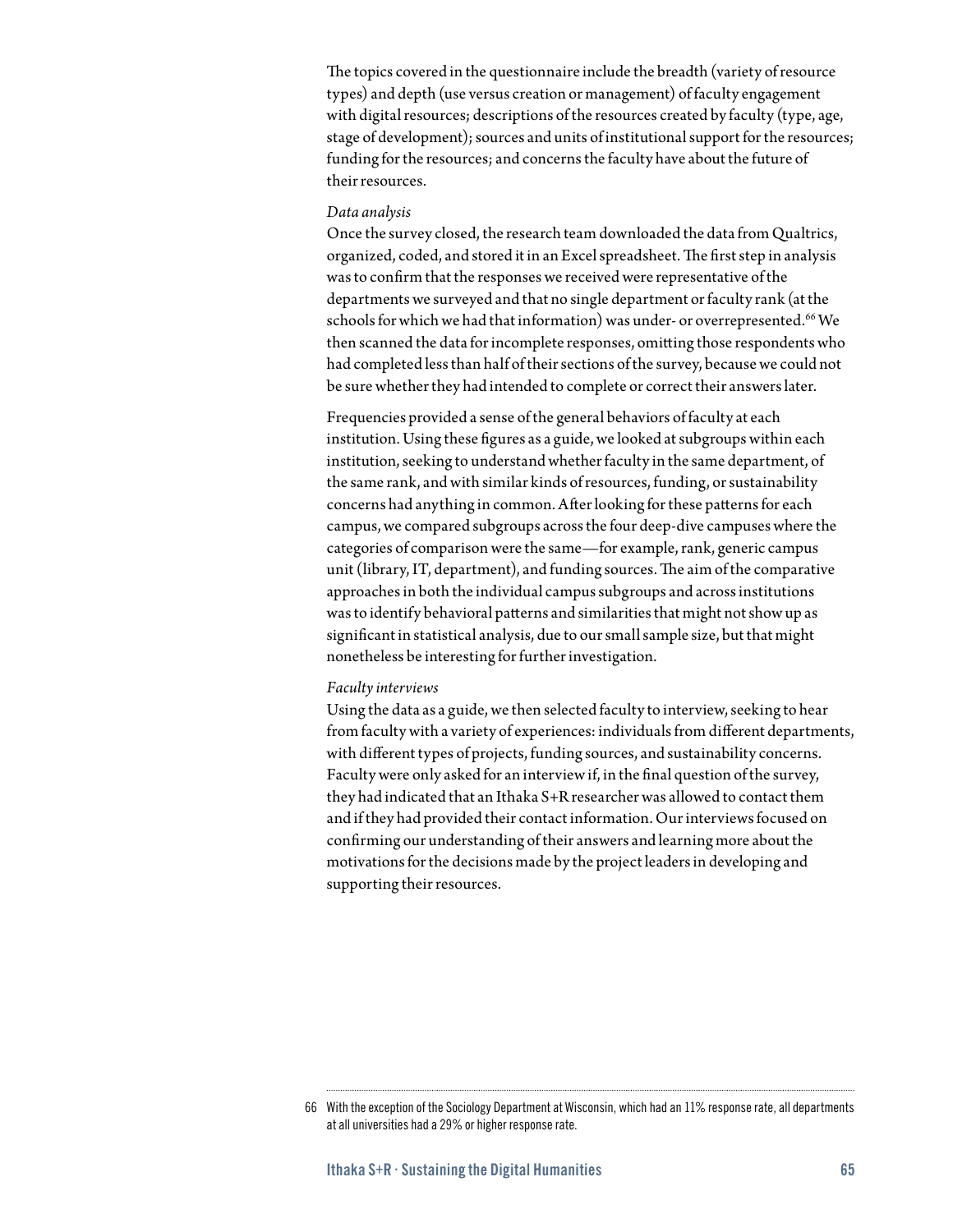The topics covered in the questionnaire include the breadth (variety of resource types) and depth (use versus creation or management) of faculty engagement with digital resources; descriptions of the resources created by faculty (type, age, stage of development); sources and units of institutional support for the resources; funding for the resources; and concerns the faculty have about the future of their resources.

*Data analysis*

Once the survey closed, the research team downloaded the data from Qualtrics, organized, coded, and stored it in an Excel spreadsheet. The first step in analysis was to confirm that the responses we received were representative of the departments we surveyed and that no single department or faculty rank (at the schools for which we had that information) was under- or overrepresented.[66] We then scanned the data for incomplete responses, omitting those respondents who had completed less than half of their sections of the survey, because we could not be sure whether they had intended to complete or correct their answers later.

Frequencies provided a sense of the general behaviors of faculty at each institution. Using these figures as a guide, we looked at subgroups within each institution, seeking to understand whether faculty in the same department, of the same rank, and with similar kinds of resources, funding, or sustainability concerns had anything in common. After looking for these patterns for each campus, we compared subgroups across the four deep-dive campuses where the categories of comparison were the same—for example, rank, generic campus unit (library, IT, department), and funding sources. The aim of the comparative approaches in both the individual campus subgroups and across institutions was to identify behavioral patterns and similarities that might not show up as significant in statistical analysis, due to our small sample size, but that might nonetheless be interesting for further investigation.

*Faculty interviews*

Using the data as a guide, we then selected faculty to interview, seeking to hear from faculty with a variety of experiences: individuals from different departments, with different types of projects, funding sources, and sustainability concerns. Faculty were only asked for an interview if, in the final question of the survey, they had indicated that an Ithaka S+R researcher was allowed to contact them and if they had provided their contact information. Our interviews focused on confirming our understanding of their answers and learning more about the motivations for the decisions made by the project leaders in developing and supporting their resources.

---

66 With the exception of the Sociology Department at Wisconsin, which had an 11% response rate, all departments at all universities had a 29% or higher response rate.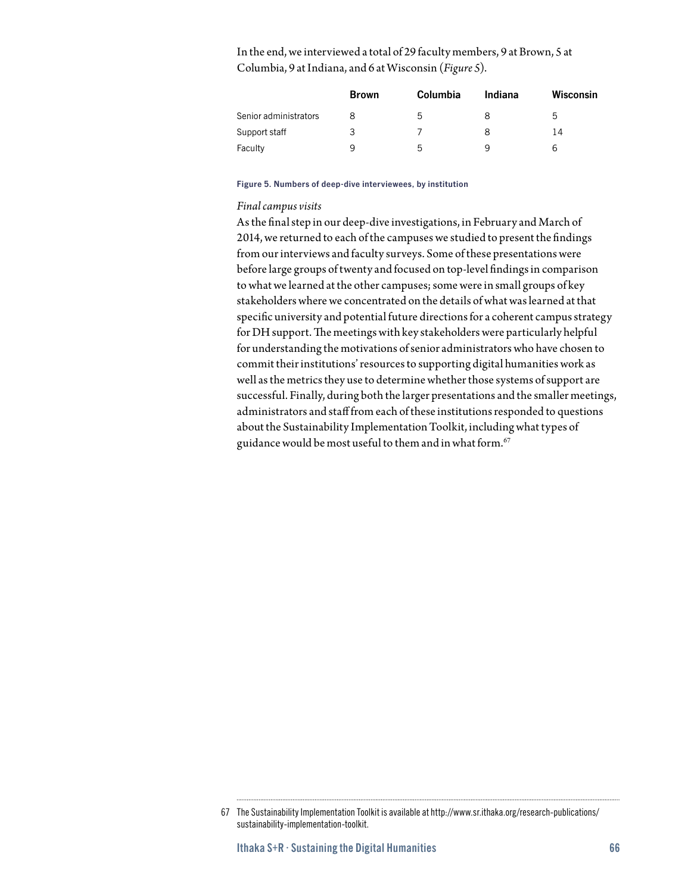In the end, we interviewed a total of 29 faculty members, 9 at Brown, 5 at Columbia, 9 at Indiana, and 6 at Wisconsin (*Figure 5*).

| | Brown | Columbia | Indiana | Wisconsin |
|---|---|---|---|---|
| Senior administrators | 8 | 5 | 8 | 5 |
| Support staff | 3 | 7 | 8 | 14 |
| Faculty | 9 | 5 | 9 | 6 |

**Figure 5. Numbers of deep-dive interviewees, by institution**

*Final campus visits*

As the final step in our deep-dive investigations, in February and March of 2014, we returned to each of the campuses we studied to present the findings from our interviews and faculty surveys. Some of these presentations were before large groups of twenty and focused on top-level findings in comparison to what we learned at the other campuses; some were in small groups of key stakeholders where we concentrated on the details of what was learned at that specific university and potential future directions for a coherent campus strategy for DH support. The meetings with key stakeholders were particularly helpful for understanding the motivations of senior administrators who have chosen to commit their institutions' resources to supporting digital humanities work as well as the metrics they use to determine whether those systems of support are successful. Finally, during both the larger presentations and the smaller meetings, administrators and staff from each of these institutions responded to questions about the Sustainability Implementation Toolkit, including what types of guidance would be most useful to them and in what form.[67]

---

67 The Sustainability Implementation Toolkit is available at http://www.sr.ithaka.org/research-publications/sustainability-implementation-toolkit.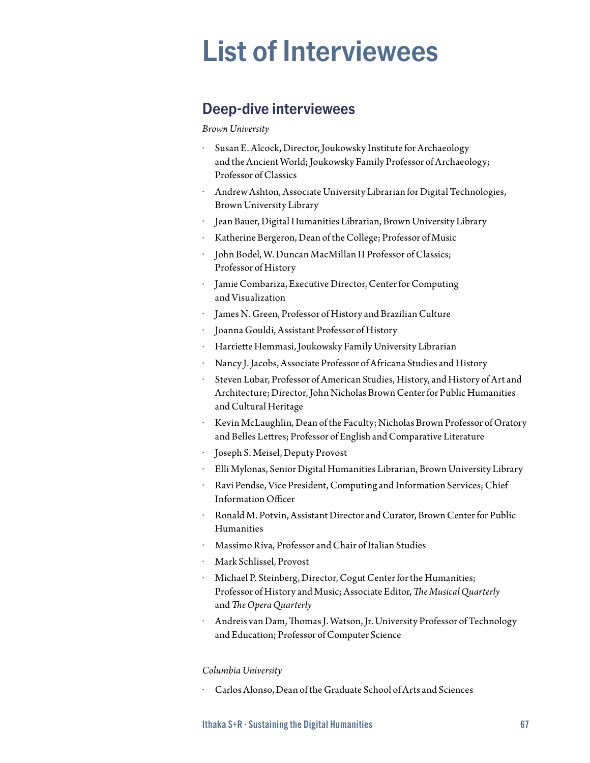# List of Interviewees

## Deep-dive interviewees

*Brown University*

- Susan E. Alcock, Director, Joukowsky Institute for Archaeology and the Ancient World; Joukowsky Family Professor of Archaeology; Professor of Classics
- Andrew Ashton, Associate University Librarian for Digital Technologies, Brown University Library
- Jean Bauer, Digital Humanities Librarian, Brown University Library
- Katherine Bergeron, Dean of the College; Professor of Music
- John Bodel, W. Duncan MacMillan II Professor of Classics; Professor of History
- Jamie Combariza, Executive Director, Center for Computing and Visualization
- James N. Green, Professor of History and Brazilian Culture
- Joanna Gouldi, Assistant Professor of History
- Harriette Hemmasi, Joukowsky Family University Librarian
- Nancy J. Jacobs, Associate Professor of Africana Studies and History
- Steven Lubar, Professor of American Studies, History, and History of Art and Architecture; Director, John Nicholas Brown Center for Public Humanities and Cultural Heritage
- Kevin McLaughlin, Dean of the Faculty; Nicholas Brown Professor of Oratory and Belles Lettres; Professor of English and Comparative Literature
- Joseph S. Meisel, Deputy Provost
- Elli Mylonas, Senior Digital Humanities Librarian, Brown University Library
- Ravi Pendse, Vice President, Computing and Information Services; Chief Information Officer
- Ronald M. Potvin, Assistant Director and Curator, Brown Center for Public Humanities
- Massimo Riva, Professor and Chair of Italian Studies
- Mark Schlissel, Provost
- Michael P. Steinberg, Director, Cogut Center for the Humanities; Professor of History and Music; Associate Editor, *The Musical Quarterly* and *The Opera Quarterly*
- Andreis van Dam, Thomas J. Watson, Jr. University Professor of Technology and Education; Professor of Computer Science

*Columbia University*

- Carlos Alonso, Dean of the Graduate School of Arts and Sciences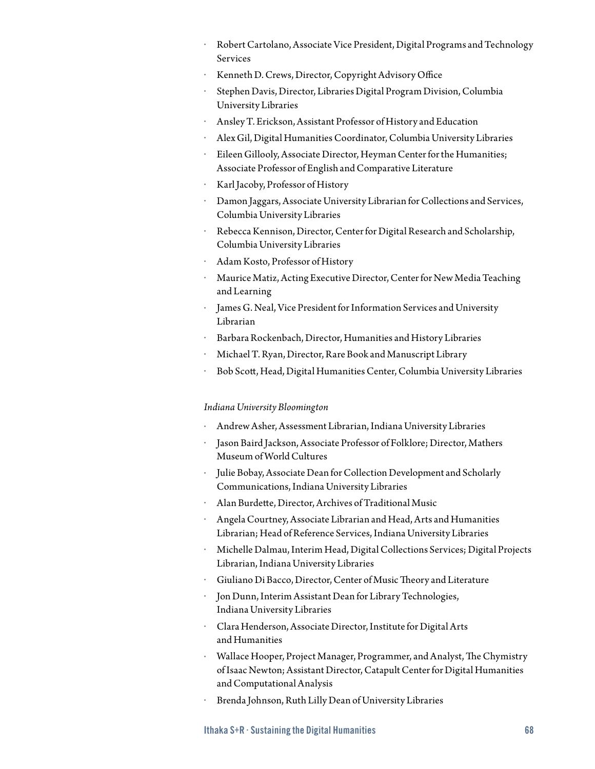- Robert Cartolano, Associate Vice President, Digital Programs and Technology Services
- Kenneth D. Crews, Director, Copyright Advisory Office
- Stephen Davis, Director, Libraries Digital Program Division, Columbia University Libraries
- Ansley T. Erickson, Assistant Professor of History and Education
- Alex Gil, Digital Humanities Coordinator, Columbia University Libraries
- Eileen Gillooly, Associate Director, Heyman Center for the Humanities; Associate Professor of English and Comparative Literature
- Karl Jacoby, Professor of History
- Damon Jaggars, Associate University Librarian for Collections and Services, Columbia University Libraries
- Rebecca Kennison, Director, Center for Digital Research and Scholarship, Columbia University Libraries
- Adam Kosto, Professor of History
- Maurice Matiz, Acting Executive Director, Center for New Media Teaching and Learning
- James G. Neal, Vice President for Information Services and University Librarian
- Barbara Rockenbach, Director, Humanities and History Libraries
- Michael T. Ryan, Director, Rare Book and Manuscript Library
- Bob Scott, Head, Digital Humanities Center, Columbia University Libraries

*Indiana University Bloomington*

- Andrew Asher, Assessment Librarian, Indiana University Libraries
- Jason Baird Jackson, Associate Professor of Folklore; Director, Mathers Museum of World Cultures
- Julie Bobay, Associate Dean for Collection Development and Scholarly Communications, Indiana University Libraries
- Alan Burdette, Director, Archives of Traditional Music
- Angela Courtney, Associate Librarian and Head, Arts and Humanities Librarian; Head of Reference Services, Indiana University Libraries
- Michelle Dalmau, Interim Head, Digital Collections Services; Digital Projects Librarian, Indiana University Libraries
- Giuliano Di Bacco, Director, Center of Music Theory and Literature
- Jon Dunn, Interim Assistant Dean for Library Technologies, Indiana University Libraries
- Clara Henderson, Associate Director, Institute for Digital Arts and Humanities
- Wallace Hooper, Project Manager, Programmer, and Analyst, The Chymistry of Isaac Newton; Assistant Director, Catapult Center for Digital Humanities and Computational Analysis
- Brenda Johnson, Ruth Lilly Dean of University Libraries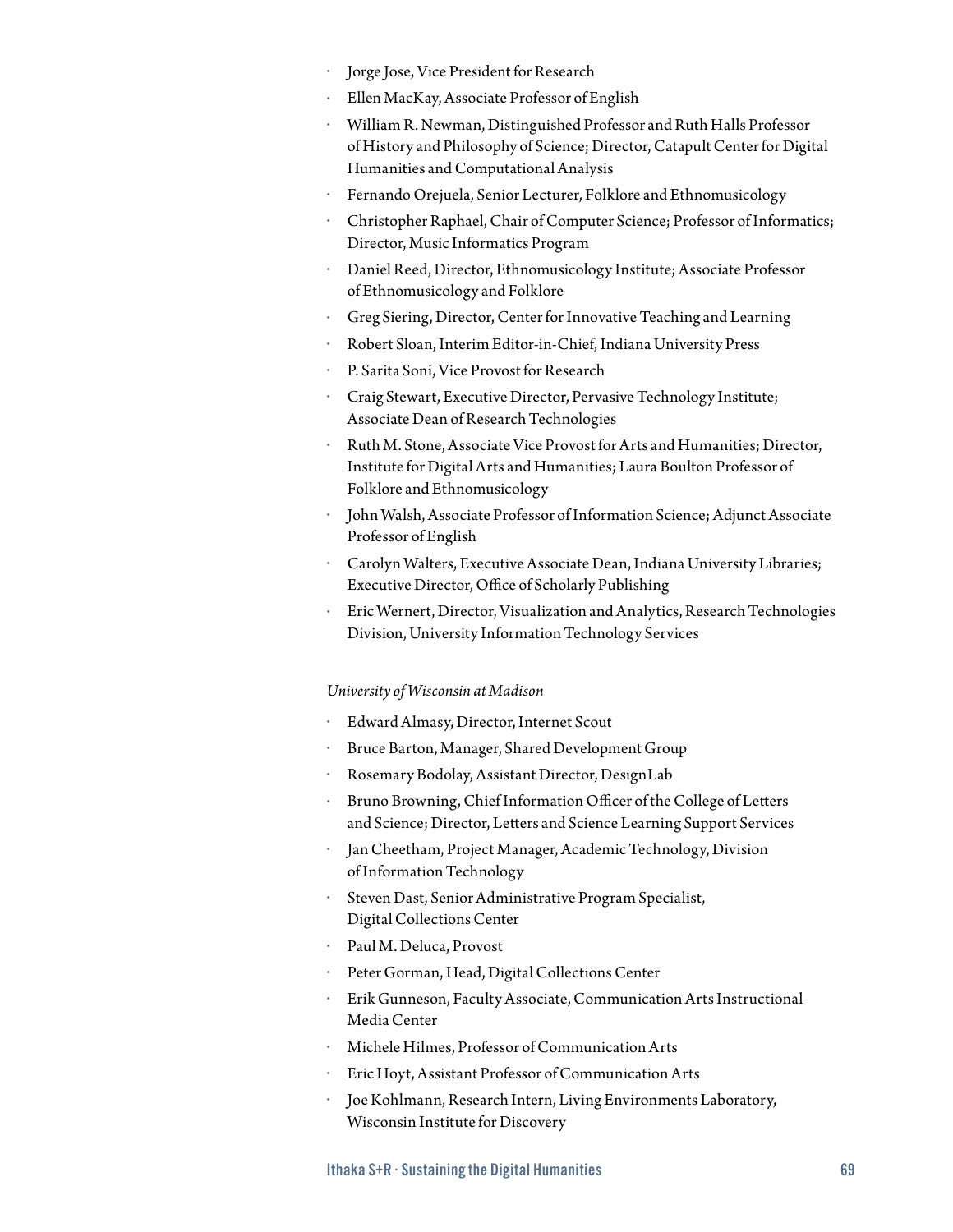- Jorge Jose, Vice President for Research
- Ellen MacKay, Associate Professor of English
- William R. Newman, Distinguished Professor and Ruth Halls Professor of History and Philosophy of Science; Director, Catapult Center for Digital Humanities and Computational Analysis
- Fernando Orejuela, Senior Lecturer, Folklore and Ethnomusicology
- Christopher Raphael, Chair of Computer Science; Professor of Informatics; Director, Music Informatics Program
- Daniel Reed, Director, Ethnomusicology Institute; Associate Professor of Ethnomusicology and Folklore
- Greg Siering, Director, Center for Innovative Teaching and Learning
- Robert Sloan, Interim Editor-in-Chief, Indiana University Press
- P. Sarita Soni, Vice Provost for Research
- Craig Stewart, Executive Director, Pervasive Technology Institute; Associate Dean of Research Technologies
- Ruth M. Stone, Associate Vice Provost for Arts and Humanities; Director, Institute for Digital Arts and Humanities; Laura Boulton Professor of Folklore and Ethnomusicology
- John Walsh, Associate Professor of Information Science; Adjunct Associate Professor of English
- Carolyn Walters, Executive Associate Dean, Indiana University Libraries; Executive Director, Office of Scholarly Publishing
- Eric Wernert, Director, Visualization and Analytics, Research Technologies Division, University Information Technology Services

*University of Wisconsin at Madison*

- Edward Almasy, Director, Internet Scout
- Bruce Barton, Manager, Shared Development Group
- Rosemary Bodolay, Assistant Director, DesignLab
- Bruno Browning, Chief Information Officer of the College of Letters and Science; Director, Letters and Science Learning Support Services
- Jan Cheetham, Project Manager, Academic Technology, Division of Information Technology
- Steven Dast, Senior Administrative Program Specialist, Digital Collections Center
- Paul M. Deluca, Provost
- Peter Gorman, Head, Digital Collections Center
- Erik Gunneson, Faculty Associate, Communication Arts Instructional Media Center
- Michele Hilmes, Professor of Communication Arts
- Eric Hoyt, Assistant Professor of Communication Arts
- Joe Kohlmann, Research Intern, Living Environments Laboratory, Wisconsin Institute for Discovery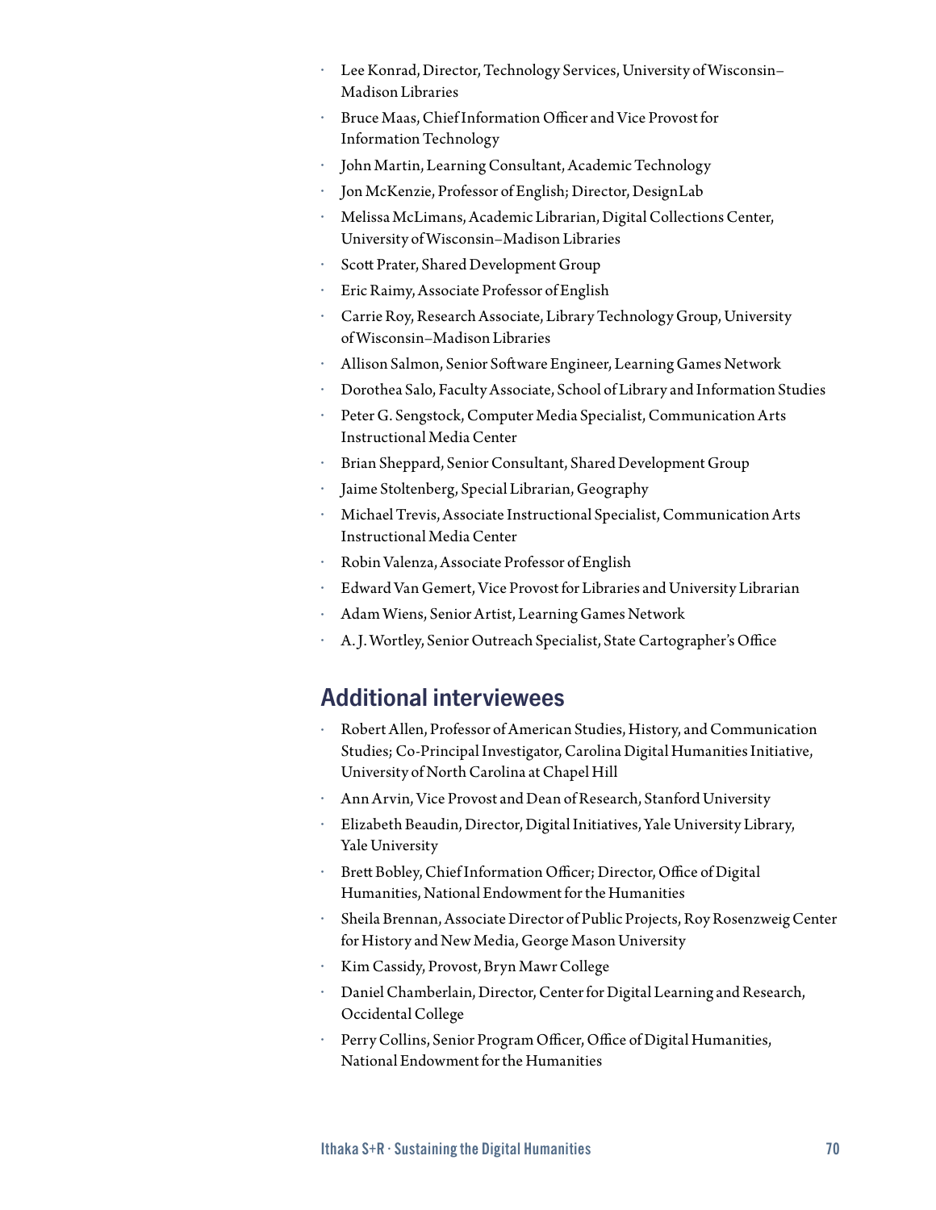- Lee Konrad, Director, Technology Services, University of Wisconsin–Madison Libraries
- Bruce Maas, Chief Information Officer and Vice Provost for Information Technology
- John Martin, Learning Consultant, Academic Technology
- Jon McKenzie, Professor of English; Director, DesignLab
- Melissa McLimans, Academic Librarian, Digital Collections Center, University of Wisconsin–Madison Libraries
- Scott Prater, Shared Development Group
- Eric Raimy, Associate Professor of English
- Carrie Roy, Research Associate, Library Technology Group, University of Wisconsin–Madison Libraries
- Allison Salmon, Senior Software Engineer, Learning Games Network
- Dorothea Salo, Faculty Associate, School of Library and Information Studies
- Peter G. Sengstock, Computer Media Specialist, Communication Arts Instructional Media Center
- Brian Sheppard, Senior Consultant, Shared Development Group
- Jaime Stoltenberg, Special Librarian, Geography
- Michael Trevis, Associate Instructional Specialist, Communication Arts Instructional Media Center
- Robin Valenza, Associate Professor of English
- Edward Van Gemert, Vice Provost for Libraries and University Librarian
- Adam Wiens, Senior Artist, Learning Games Network
- A. J. Wortley, Senior Outreach Specialist, State Cartographer's Office

## Additional interviewees

- Robert Allen, Professor of American Studies, History, and Communication Studies; Co-Principal Investigator, Carolina Digital Humanities Initiative, University of North Carolina at Chapel Hill
- Ann Arvin, Vice Provost and Dean of Research, Stanford University
- Elizabeth Beaudin, Director, Digital Initiatives, Yale University Library, Yale University
- Brett Bobley, Chief Information Officer; Director, Office of Digital Humanities, National Endowment for the Humanities
- Sheila Brennan, Associate Director of Public Projects, Roy Rosenzweig Center for History and New Media, George Mason University
- Kim Cassidy, Provost, Bryn Mawr College
- Daniel Chamberlain, Director, Center for Digital Learning and Research, Occidental College
- Perry Collins, Senior Program Officer, Office of Digital Humanities, National Endowment for the Humanities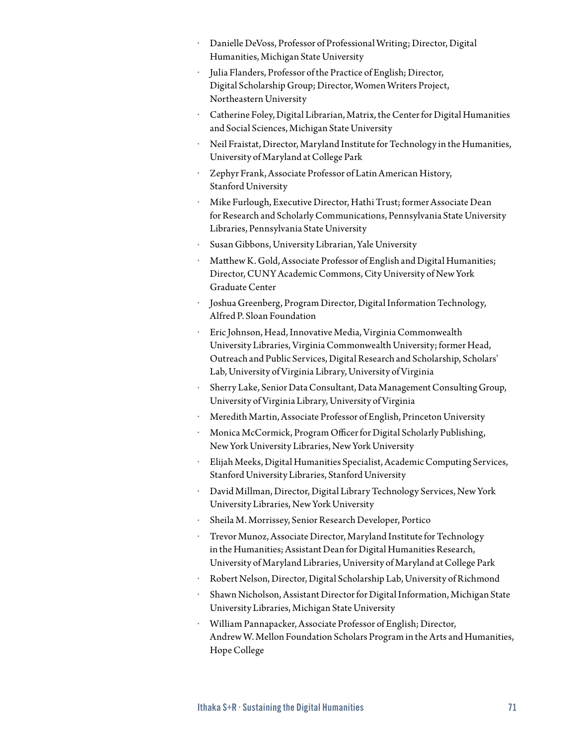- Danielle DeVoss, Professor of Professional Writing; Director, Digital Humanities, Michigan State University
- Julia Flanders, Professor of the Practice of English; Director, Digital Scholarship Group; Director, Women Writers Project, Northeastern University
- Catherine Foley, Digital Librarian, Matrix, the Center for Digital Humanities and Social Sciences, Michigan State University
- Neil Fraistat, Director, Maryland Institute for Technology in the Humanities, University of Maryland at College Park
- Zephyr Frank, Associate Professor of Latin American History, Stanford University
- Mike Furlough, Executive Director, Hathi Trust; former Associate Dean for Research and Scholarly Communications, Pennsylvania State University Libraries, Pennsylvania State University
- Susan Gibbons, University Librarian, Yale University
- Matthew K. Gold, Associate Professor of English and Digital Humanities; Director, CUNY Academic Commons, City University of New York Graduate Center
- Joshua Greenberg, Program Director, Digital Information Technology, Alfred P. Sloan Foundation
- Eric Johnson, Head, Innovative Media, Virginia Commonwealth University Libraries, Virginia Commonwealth University; former Head, Outreach and Public Services, Digital Research and Scholarship, Scholars' Lab, University of Virginia Library, University of Virginia
- Sherry Lake, Senior Data Consultant, Data Management Consulting Group, University of Virginia Library, University of Virginia
- Meredith Martin, Associate Professor of English, Princeton University
- Monica McCormick, Program Officer for Digital Scholarly Publishing, New York University Libraries, New York University
- Elijah Meeks, Digital Humanities Specialist, Academic Computing Services, Stanford University Libraries, Stanford University
- David Millman, Director, Digital Library Technology Services, New York University Libraries, New York University
- Sheila M. Morrissey, Senior Research Developer, Portico
- Trevor Munoz, Associate Director, Maryland Institute for Technology in the Humanities; Assistant Dean for Digital Humanities Research, University of Maryland Libraries, University of Maryland at College Park
- Robert Nelson, Director, Digital Scholarship Lab, University of Richmond
- Shawn Nicholson, Assistant Director for Digital Information, Michigan State University Libraries, Michigan State University
- William Pannapacker, Associate Professor of English; Director, Andrew W. Mellon Foundation Scholars Program in the Arts and Humanities, Hope College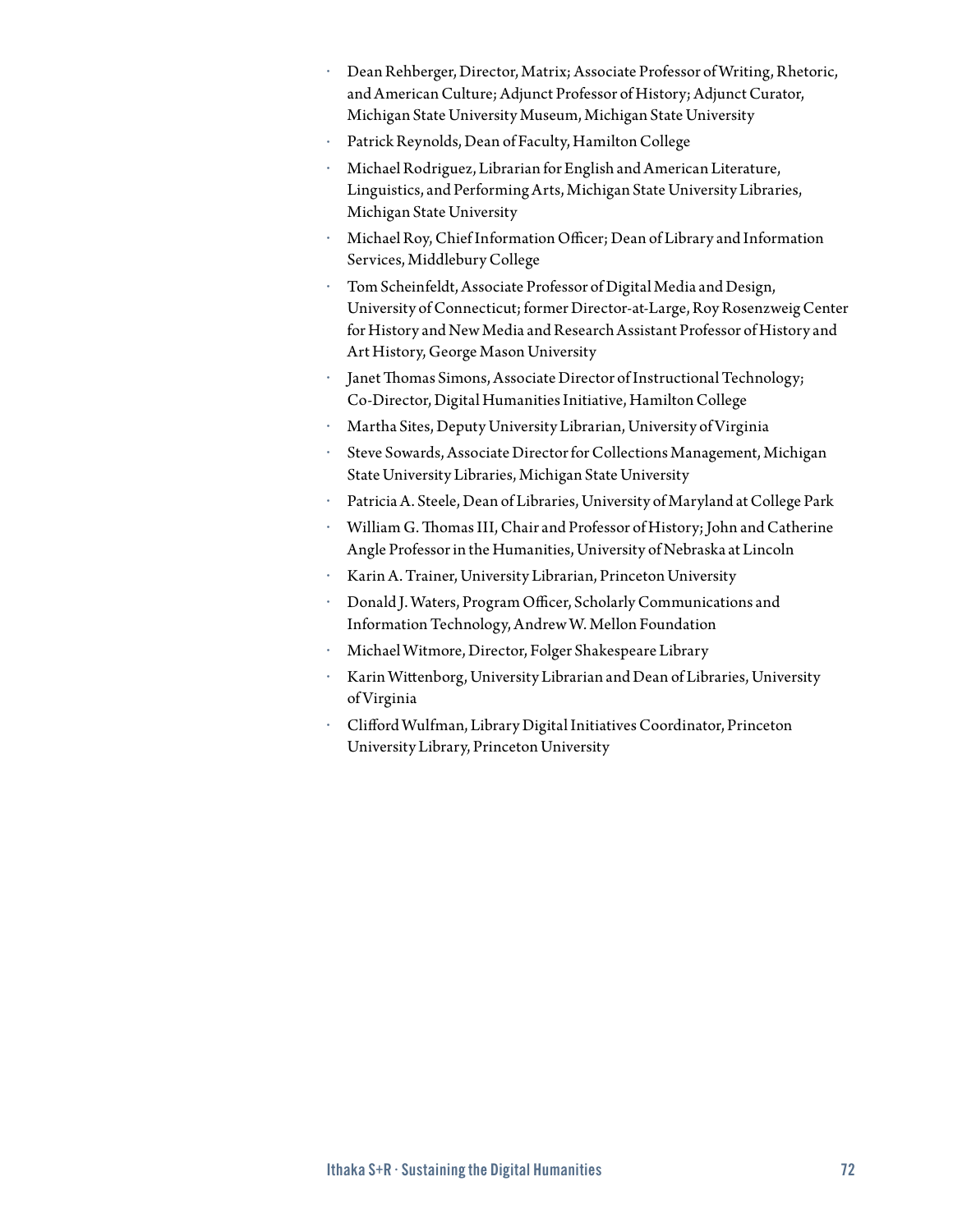- Dean Rehberger, Director, Matrix; Associate Professor of Writing, Rhetoric, and American Culture; Adjunct Professor of History; Adjunct Curator, Michigan State University Museum, Michigan State University
- Patrick Reynolds, Dean of Faculty, Hamilton College
- Michael Rodriguez, Librarian for English and American Literature, Linguistics, and Performing Arts, Michigan State University Libraries, Michigan State University
- Michael Roy, Chief Information Officer; Dean of Library and Information Services, Middlebury College
- Tom Scheinfeldt, Associate Professor of Digital Media and Design, University of Connecticut; former Director-at-Large, Roy Rosenzweig Center for History and New Media and Research Assistant Professor of History and Art History, George Mason University
- Janet Thomas Simons, Associate Director of Instructional Technology; Co-Director, Digital Humanities Initiative, Hamilton College
- Martha Sites, Deputy University Librarian, University of Virginia
- Steve Sowards, Associate Director for Collections Management, Michigan State University Libraries, Michigan State University
- Patricia A. Steele, Dean of Libraries, University of Maryland at College Park
- William G. Thomas III, Chair and Professor of History; John and Catherine Angle Professor in the Humanities, University of Nebraska at Lincoln
- Karin A. Trainer, University Librarian, Princeton University
- Donald J. Waters, Program Officer, Scholarly Communications and Information Technology, Andrew W. Mellon Foundation
- Michael Witmore, Director, Folger Shakespeare Library
- Karin Wittenborg, University Librarian and Dean of Libraries, University of Virginia
- Clifford Wulfman, Library Digital Initiatives Coordinator, Princeton University Library, Princeton University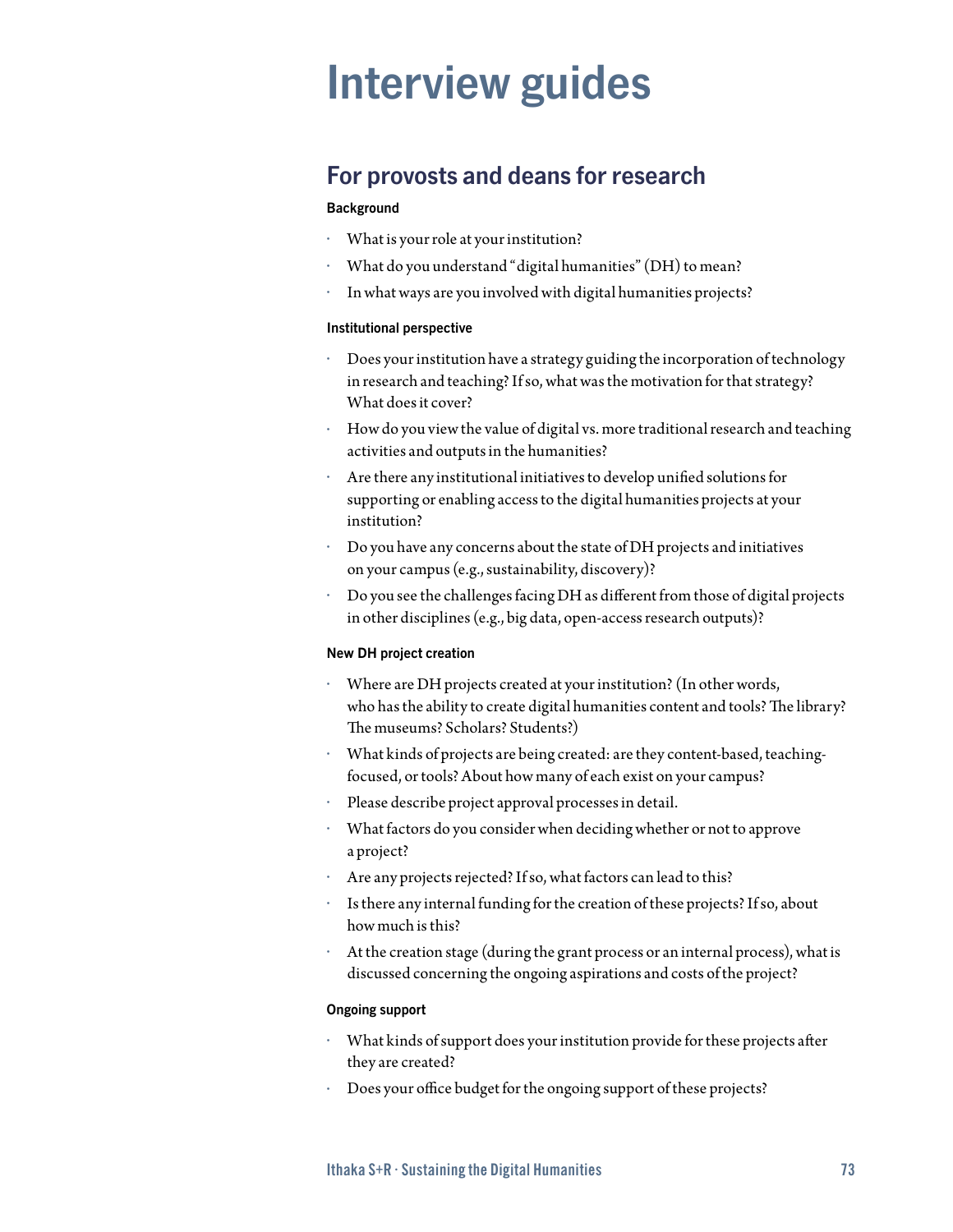# Interview guides

## For provosts and deans for research

#### Background

- What is your role at your institution?
- What do you understand "digital humanities" (DH) to mean?
- In what ways are you involved with digital humanities projects?

#### Institutional perspective

- Does your institution have a strategy guiding the incorporation of technology in research and teaching? If so, what was the motivation for that strategy? What does it cover?
- How do you view the value of digital vs. more traditional research and teaching activities and outputs in the humanities?
- Are there any institutional initiatives to develop unified solutions for supporting or enabling access to the digital humanities projects at your institution?
- Do you have any concerns about the state of DH projects and initiatives on your campus (e.g., sustainability, discovery)?
- Do you see the challenges facing DH as different from those of digital projects in other disciplines (e.g., big data, open-access research outputs)?

#### New DH project creation

- Where are DH projects created at your institution? (In other words, who has the ability to create digital humanities content and tools? The library? The museums? Scholars? Students?)
- What kinds of projects are being created: are they content-based, teaching-focused, or tools? About how many of each exist on your campus?
- Please describe project approval processes in detail.
- What factors do you consider when deciding whether or not to approve a project?
- Are any projects rejected? If so, what factors can lead to this?
- Is there any internal funding for the creation of these projects? If so, about how much is this?
- At the creation stage (during the grant process or an internal process), what is discussed concerning the ongoing aspirations and costs of the project?

#### Ongoing support

- What kinds of support does your institution provide for these projects after they are created?
- Does your office budget for the ongoing support of these projects?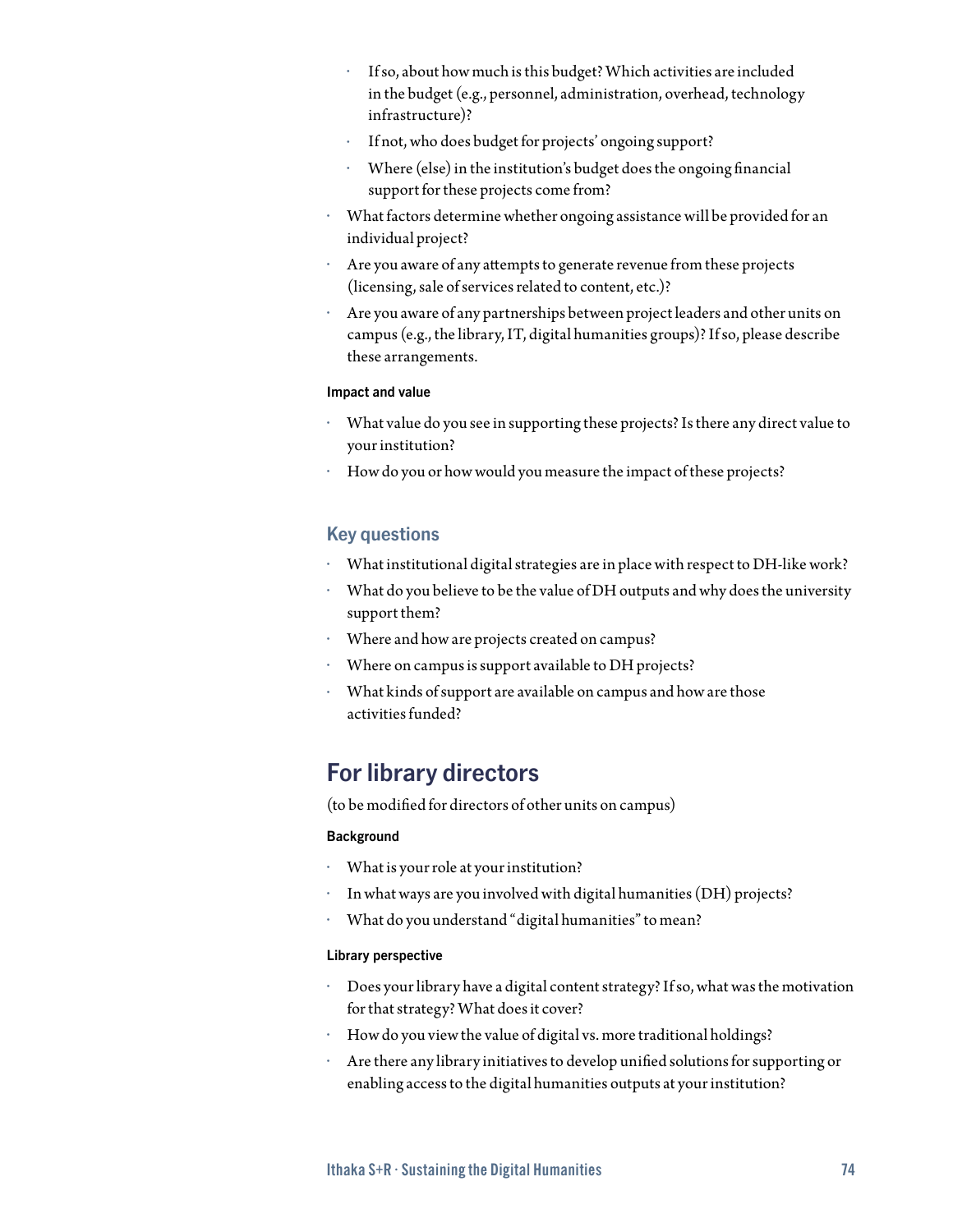- If so, about how much is this budget? Which activities are included in the budget (e.g., personnel, administration, overhead, technology infrastructure)?
    - If not, who does budget for projects' ongoing support?
    - Where (else) in the institution's budget does the ongoing financial support for these projects come from?
- What factors determine whether ongoing assistance will be provided for an individual project?
- Are you aware of any attempts to generate revenue from these projects (licensing, sale of services related to content, etc.)?
- Are you aware of any partnerships between project leaders and other units on campus (e.g., the library, IT, digital humanities groups)? If so, please describe these arrangements.

#### Impact and value

- What value do you see in supporting these projects? Is there any direct value to your institution?
- How do you or how would you measure the impact of these projects?

### Key questions

- What institutional digital strategies are in place with respect to DH-like work?
- What do you believe to be the value of DH outputs and why does the university support them?
- Where and how are projects created on campus?
- Where on campus is support available to DH projects?
- What kinds of support are available on campus and how are those activities funded?

## For library directors

(to be modified for directors of other units on campus)

#### Background

- What is your role at your institution?
- In what ways are you involved with digital humanities (DH) projects?
- What do you understand "digital humanities" to mean?

#### Library perspective

- Does your library have a digital content strategy? If so, what was the motivation for that strategy? What does it cover?
- How do you view the value of digital vs. more traditional holdings?
- Are there any library initiatives to develop unified solutions for supporting or enabling access to the digital humanities outputs at your institution?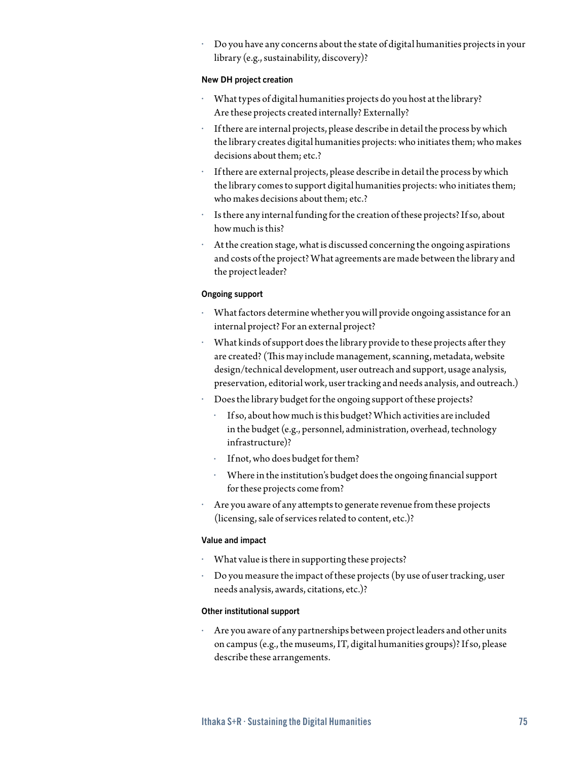- Do you have any concerns about the state of digital humanities projects in your library (e.g., sustainability, discovery)?

#### New DH project creation

- What types of digital humanities projects do you host at the library? Are these projects created internally? Externally?
- If there are internal projects, please describe in detail the process by which the library creates digital humanities projects: who initiates them; who makes decisions about them; etc.?
- If there are external projects, please describe in detail the process by which the library comes to support digital humanities projects: who initiates them; who makes decisions about them; etc.?
- Is there any internal funding for the creation of these projects? If so, about how much is this?
- At the creation stage, what is discussed concerning the ongoing aspirations and costs of the project? What agreements are made between the library and the project leader?

#### Ongoing support

- What factors determine whether you will provide ongoing assistance for an internal project? For an external project?
- What kinds of support does the library provide to these projects after they are created? (This may include management, scanning, metadata, website design/technical development, user outreach and support, usage analysis, preservation, editorial work, user tracking and needs analysis, and outreach.)
- Does the library budget for the ongoing support of these projects?
  - If so, about how much is this budget? Which activities are included in the budget (e.g., personnel, administration, overhead, technology infrastructure)?
  - If not, who does budget for them?
  - Where in the institution's budget does the ongoing financial support for these projects come from?
- Are you aware of any attempts to generate revenue from these projects (licensing, sale of services related to content, etc.)?

#### Value and impact

- What value is there in supporting these projects?
- Do you measure the impact of these projects (by use of user tracking, user needs analysis, awards, citations, etc.)?

#### Other institutional support

- Are you aware of any partnerships between project leaders and other units on campus (e.g., the museums, IT, digital humanities groups)? If so, please describe these arrangements.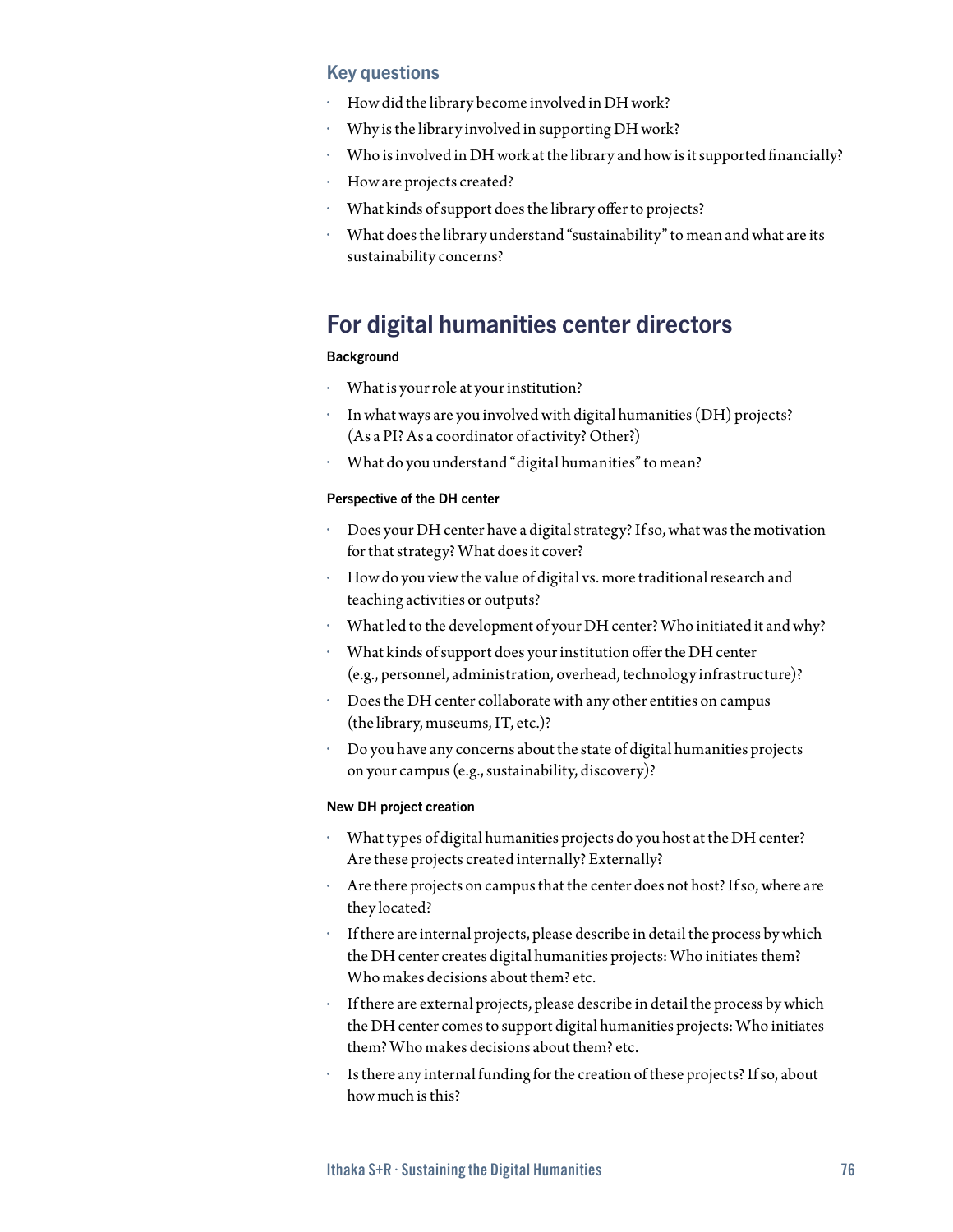### Key questions

- How did the library become involved in DH work?
- Why is the library involved in supporting DH work?
- Who is involved in DH work at the library and how is it supported financially?
- How are projects created?
- What kinds of support does the library offer to projects?
- What does the library understand "sustainability" to mean and what are its sustainability concerns?

## For digital humanities center directors

#### Background

- What is your role at your institution?
- In what ways are you involved with digital humanities (DH) projects? (As a PI? As a coordinator of activity? Other?)
- What do you understand "digital humanities" to mean?

#### Perspective of the DH center

- Does your DH center have a digital strategy? If so, what was the motivation for that strategy? What does it cover?
- How do you view the value of digital vs. more traditional research and teaching activities or outputs?
- What led to the development of your DH center? Who initiated it and why?
- What kinds of support does your institution offer the DH center (e.g., personnel, administration, overhead, technology infrastructure)?
- Does the DH center collaborate with any other entities on campus (the library, museums, IT, etc.)?
- Do you have any concerns about the state of digital humanities projects on your campus (e.g., sustainability, discovery)?

#### New DH project creation

- What types of digital humanities projects do you host at the DH center? Are these projects created internally? Externally?
- Are there projects on campus that the center does not host? If so, where are they located?
- If there are internal projects, please describe in detail the process by which the DH center creates digital humanities projects: Who initiates them? Who makes decisions about them? etc.
- If there are external projects, please describe in detail the process by which the DH center comes to support digital humanities projects: Who initiates them? Who makes decisions about them? etc.
- Is there any internal funding for the creation of these projects? If so, about how much is this?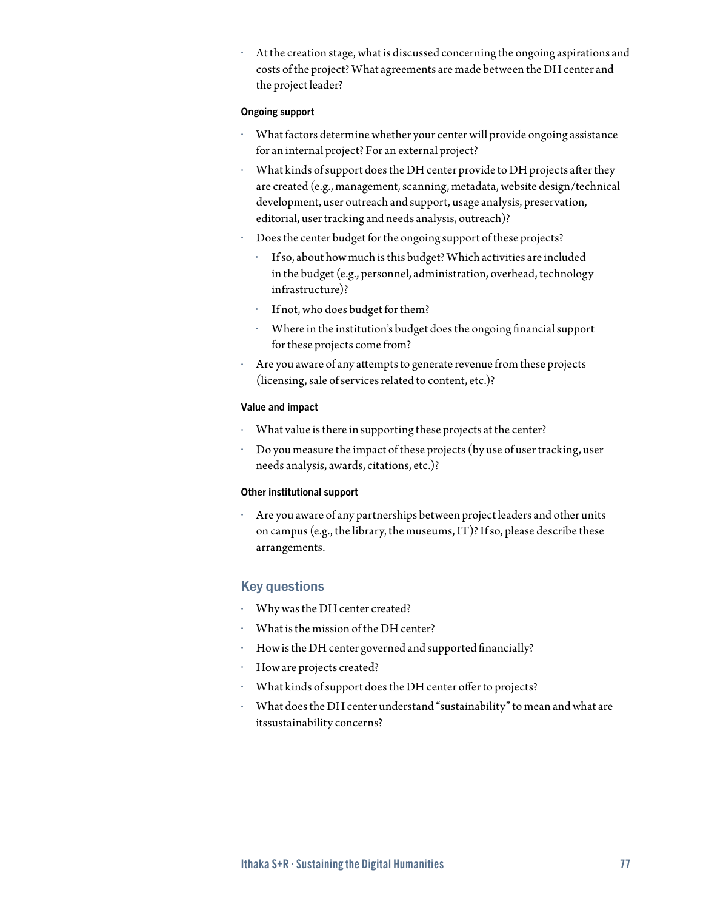- At the creation stage, what is discussed concerning the ongoing aspirations and costs of the project? What agreements are made between the DH center and the project leader?

#### Ongoing support

- What factors determine whether your center will provide ongoing assistance for an internal project? For an external project?
- What kinds of support does the DH center provide to DH projects after they are created (e.g., management, scanning, metadata, website design/technical development, user outreach and support, usage analysis, preservation, editorial, user tracking and needs analysis, outreach)?
- Does the center budget for the ongoing support of these projects?
  - If so, about how much is this budget? Which activities are included in the budget (e.g., personnel, administration, overhead, technology infrastructure)?
  - If not, who does budget for them?
  - Where in the institution's budget does the ongoing financial support for these projects come from?
- Are you aware of any attempts to generate revenue from these projects (licensing, sale of services related to content, etc.)?

#### Value and impact

- What value is there in supporting these projects at the center?
- Do you measure the impact of these projects (by use of user tracking, user needs analysis, awards, citations, etc.)?

#### Other institutional support

- Are you aware of any partnerships between project leaders and other units on campus (e.g., the library, the museums, IT)? If so, please describe these arrangements.

### Key questions

- Why was the DH center created?
- What is the mission of the DH center?
- How is the DH center governed and supported financially?
- How are projects created?
- What kinds of support does the DH center offer to projects?
- What does the DH center understand "sustainability" to mean and what are itssustainability concerns?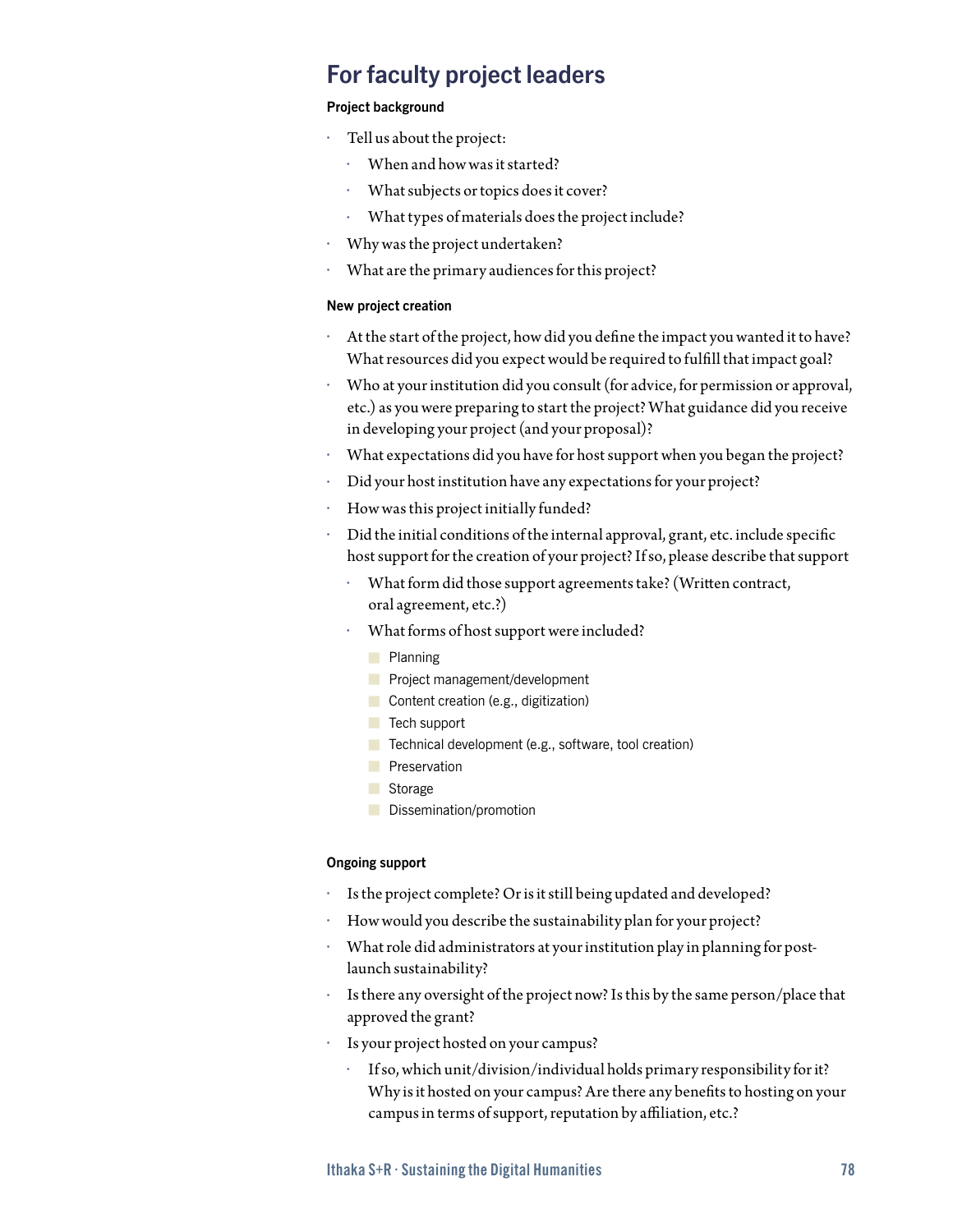## For faculty project leaders

#### Project background

- Tell us about the project:
  - When and how was it started?
  - What subjects or topics does it cover?
  - What types of materials does the project include?
- Why was the project undertaken?
- What are the primary audiences for this project?

#### New project creation

- At the start of the project, how did you define the impact you wanted it to have? What resources did you expect would be required to fulfill that impact goal?
- Who at your institution did you consult (for advice, for permission or approval, etc.) as you were preparing to start the project? What guidance did you receive in developing your project (and your proposal)?
- What expectations did you have for host support when you began the project?
- Did your host institution have any expectations for your project?
- How was this project initially funded?
- Did the initial conditions of the internal approval, grant, etc. include specific host support for the creation of your project? If so, please describe that support
  - What form did those support agreements take? (Written contract, oral agreement, etc.?)
  - What forms of host support were included?
    - [ ] Planning
    - [ ] Project management/development
    - [ ] Content creation (e.g., digitization)
    - [ ] Tech support
    - [ ] Technical development (e.g., software, tool creation)
    - [ ] Preservation
    - [ ] Storage
    - [ ] Dissemination/promotion

#### Ongoing support

- Is the project complete? Or is it still being updated and developed?
- How would you describe the sustainability plan for your project?
- What role did administrators at your institution play in planning for post-launch sustainability?
- Is there any oversight of the project now? Is this by the same person/place that approved the grant?
- Is your project hosted on your campus?
  - If so, which unit/division/individual holds primary responsibility for it? Why is it hosted on your campus? Are there any benefits to hosting on your campus in terms of support, reputation by affiliation, etc.?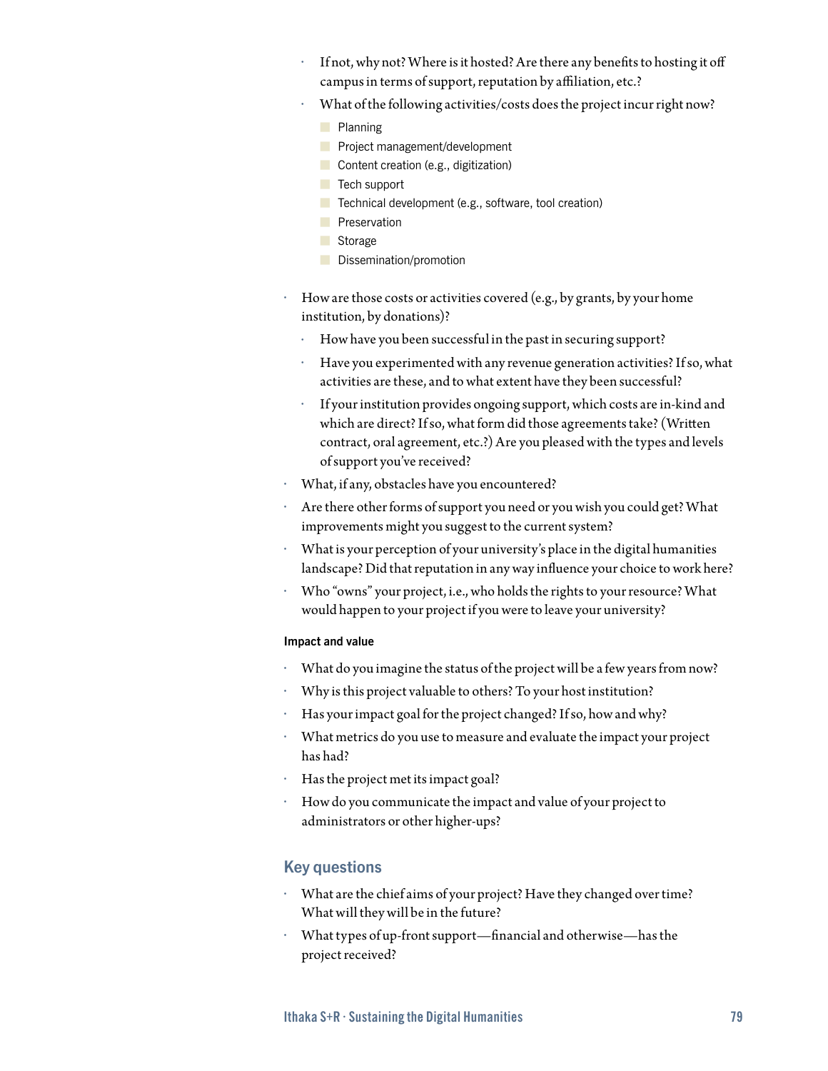- If not, why not? Where is it hosted? Are there any benefits to hosting it off campus in terms of support, reputation by affiliation, etc.?
  - What of the following activities/costs does the project incur right now?
    - Planning
    - Project management/development
    - Content creation (e.g., digitization)
    - Tech support
    - Technical development (e.g., software, tool creation)
    - Preservation
    - Storage
    - Dissemination/promotion

- How are those costs or activities covered (e.g., by grants, by your home institution, by donations)?
  - How have you been successful in the past in securing support?
  - Have you experimented with any revenue generation activities? If so, what activities are these, and to what extent have they been successful?
  - If your institution provides ongoing support, which costs are in-kind and which are direct? If so, what form did those agreements take? (Written contract, oral agreement, etc.?) Are you pleased with the types and levels of support you've received?
- What, if any, obstacles have you encountered?
- Are there other forms of support you need or you wish you could get? What improvements might you suggest to the current system?
- What is your perception of your university's place in the digital humanities landscape? Did that reputation in any way influence your choice to work here?
- Who "owns" your project, i.e., who holds the rights to your resource? What would happen to your project if you were to leave your university?

#### Impact and value

- What do you imagine the status of the project will be a few years from now?
- Why is this project valuable to others? To your host institution?
- Has your impact goal for the project changed? If so, how and why?
- What metrics do you use to measure and evaluate the impact your project has had?
- Has the project met its impact goal?
- How do you communicate the impact and value of your project to administrators or other higher-ups?

### Key questions

- What are the chief aims of your project? Have they changed over time? What will they be in the future?
- What types of up-front support—financial and otherwise—has the project received?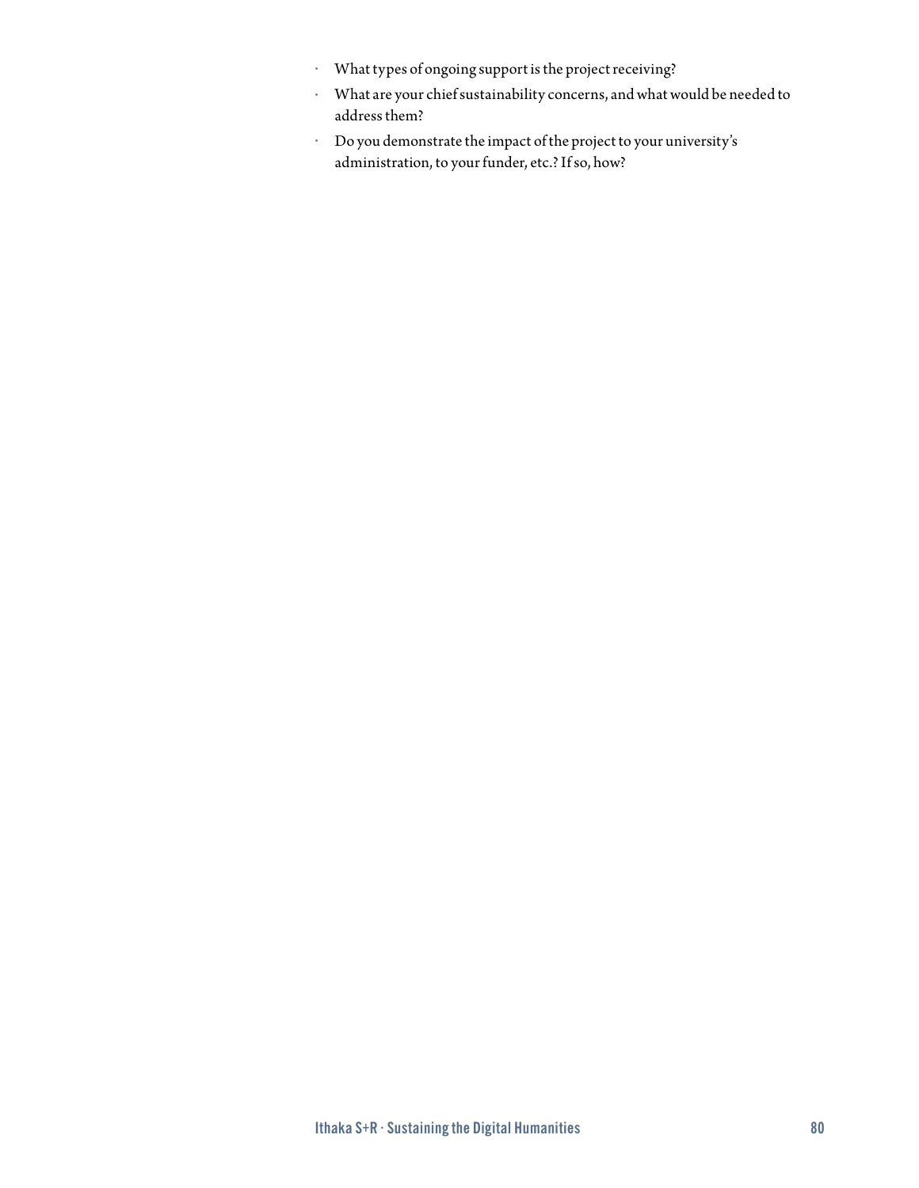- What types of ongoing support is the project receiving?
- What are your chief sustainability concerns, and what would be needed to address them?
- Do you demonstrate the impact of the project to your university's administration, to your funder, etc.? If so, how?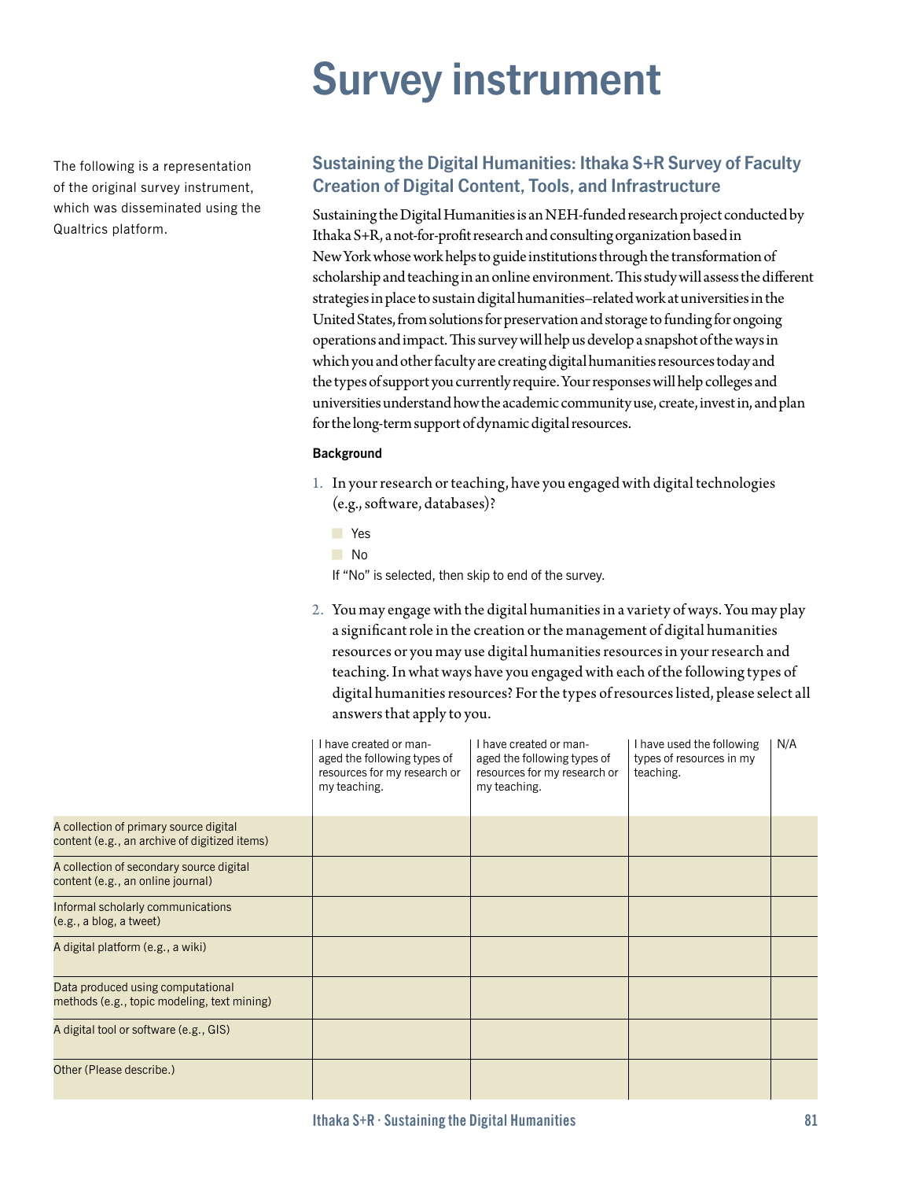# Survey instrument

The following is a representation of the original survey instrument, which was disseminated using the Qualtrics platform.

## Sustaining the Digital Humanities: Ithaka S+R Survey of Faculty Creation of Digital Content, Tools, and Infrastructure

Sustaining the Digital Humanities is an NEH-funded research project conducted by Ithaka S+R, a not-for-profit research and consulting organization based in New York whose work helps to guide institutions through the transformation of scholarship and teaching in an online environment. This study will assess the different strategies in place to sustain digital humanities–related work at universities in the United States, from solutions for preservation and storage to funding for ongoing operations and impact. This survey will help us develop a snapshot of the ways in which you and other faculty are creating digital humanities resources today and the types of support you currently require. Your responses will help colleges and universities understand how the academic community use, create, invest in, and plan for the long-term support of dynamic digital resources.

**Background**

1. In your research or teaching, have you engaged with digital technologies (e.g., software, databases)?

   - Yes
   - No

   If "No" is selected, then skip to end of the survey.

2. You may engage with the digital humanities in a variety of ways. You may play a significant role in the creation or the management of digital humanities resources or you may use digital humanities resources in your research and teaching. In what ways have you engaged with each of the following types of digital humanities resources? For the types of resources listed, please select all answers that apply to you.

| | I have created or managed the following types of resources for my research or my teaching. | I have created or managed the following types of resources for my research or my teaching. | I have used the following types of resources in my teaching. | N/A |
|---|---|---|---|---|
| A collection of primary source digital content (e.g., an archive of digitized items) | | | | |
| A collection of secondary source digital content (e.g., an online journal) | | | | |
| Informal scholarly communications (e.g., a blog, a tweet) | | | | |
| A digital platform (e.g., a wiki) | | | | |
| Data produced using computational methods (e.g., topic modeling, text mining) | | | | |
| A digital tool or software (e.g., GIS) | | | | |
| Other (Please describe.) | | | | |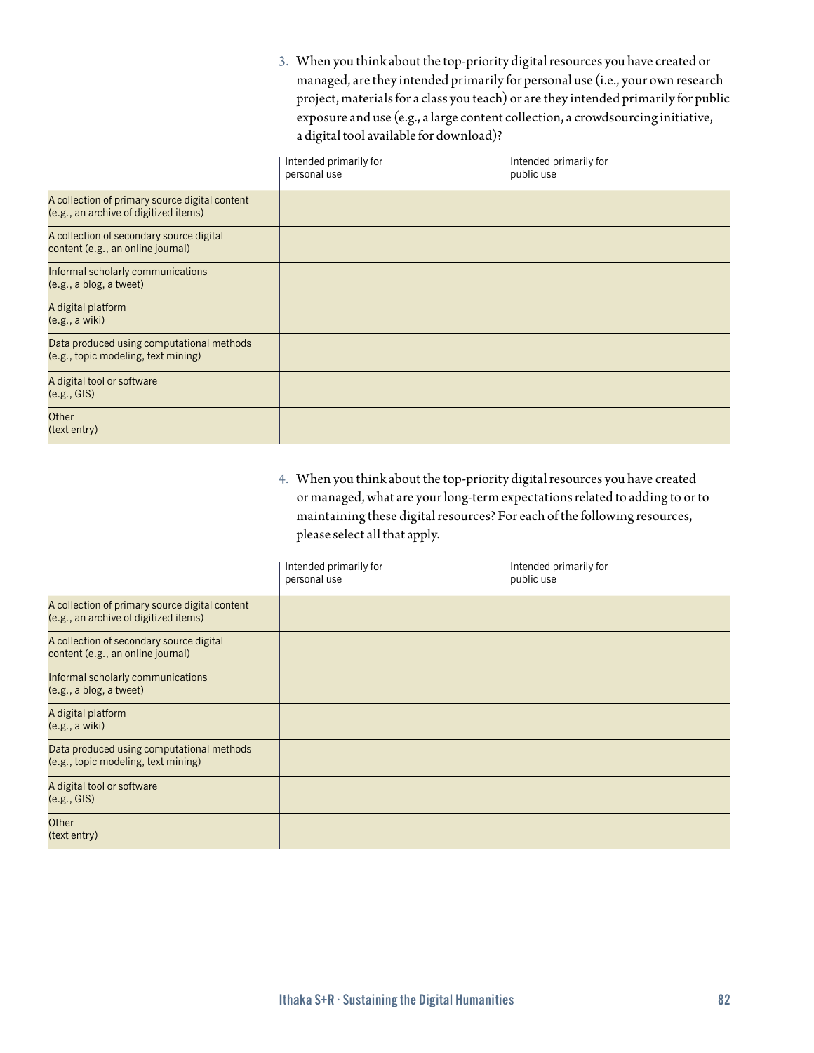3. When you think about the top-priority digital resources you have created or managed, are they intended primarily for personal use (i.e., your own research project, materials for a class you teach) or are they intended primarily for public exposure and use (e.g., a large content collection, a crowdsourcing initiative, a digital tool available for download)?

| | Intended primarily for personal use | Intended primarily for public use |
|---|---|---|
| A collection of primary source digital content (e.g., an archive of digitized items) | | |
| A collection of secondary source digital content (e.g., an online journal) | | |
| Informal scholarly communications (e.g., a blog, a tweet) | | |
| A digital platform (e.g., a wiki) | | |
| Data produced using computational methods (e.g., topic modeling, text mining) | | |
| A digital tool or software (e.g., GIS) | | |
| Other (text entry) | | |

4. When you think about the top-priority digital resources you have created or managed, what are your long-term expectations related to adding to or to maintaining these digital resources? For each of the following resources, please select all that apply.

| | Intended primarily for personal use | Intended primarily for public use |
|---|---|---|
| A collection of primary source digital content (e.g., an archive of digitized items) | | |
| A collection of secondary source digital content (e.g., an online journal) | | |
| Informal scholarly communications (e.g., a blog, a tweet) | | |
| A digital platform (e.g., a wiki) | | |
| Data produced using computational methods (e.g., topic modeling, text mining) | | |
| A digital tool or software (e.g., GIS) | | |
| Other (text entry) | | |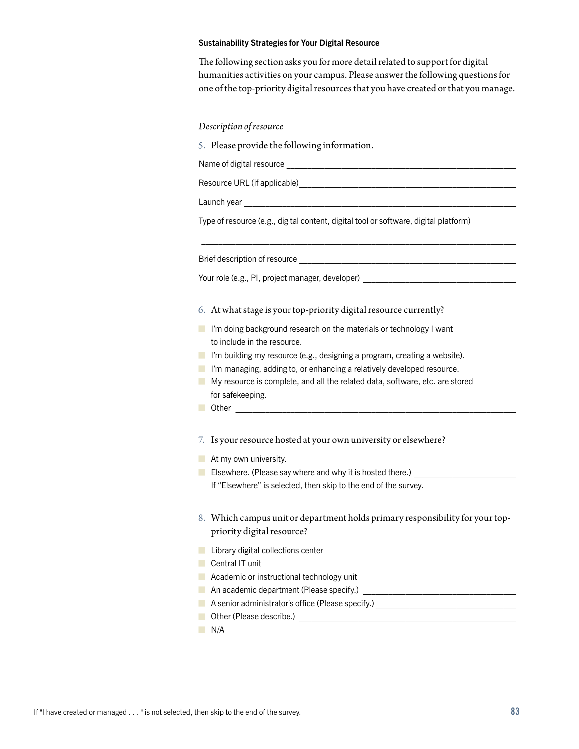### Sustainability Strategies for Your Digital Resource

The following section asks you for more detail related to support for digital humanities activities on your campus. Please answer the following questions for one of the top-priority digital resources that you have created or that you manage.

*Description of resource*

5. Please provide the following information.

Name of digital resource ___________________________________________________

Resource URL (if applicable)_________________________________________________

Launch year ______________________________________________________________

Type of resource (e.g., digital content, digital tool or software, digital platform)

_______________________________________________________________________

Brief description of resource _________________________________________________

Your role (e.g., PI, project manager, developer) ___________________________________

6. At what stage is your top-priority digital resource currently?

- I'm doing background research on the materials or technology I want to include in the resource.
- I'm building my resource (e.g., designing a program, creating a website).
- I'm managing, adding to, or enhancing a relatively developed resource.
- My resource is complete, and all the related data, software, etc. are stored for safekeeping.
- Other _____________________________________________________________

7. Is your resource hosted at your own university or elsewhere?

- At my own university.
- Elsewhere. (Please say where and why it is hosted there.) ______________________

  If "Elsewhere" is selected, then skip to the end of the survey.

8. Which campus unit or department holds primary responsibility for your top-priority digital resource?

- Library digital collections center
- Central IT unit
- Academic or instructional technology unit
- An academic department (Please specify.) ______________________________
- A senior administrator's office (Please specify.) ____________________________
- Other (Please describe.) _______________________________________________
- N/A

If "I have created or managed . . . " is not selected, then skip to the end of the survey.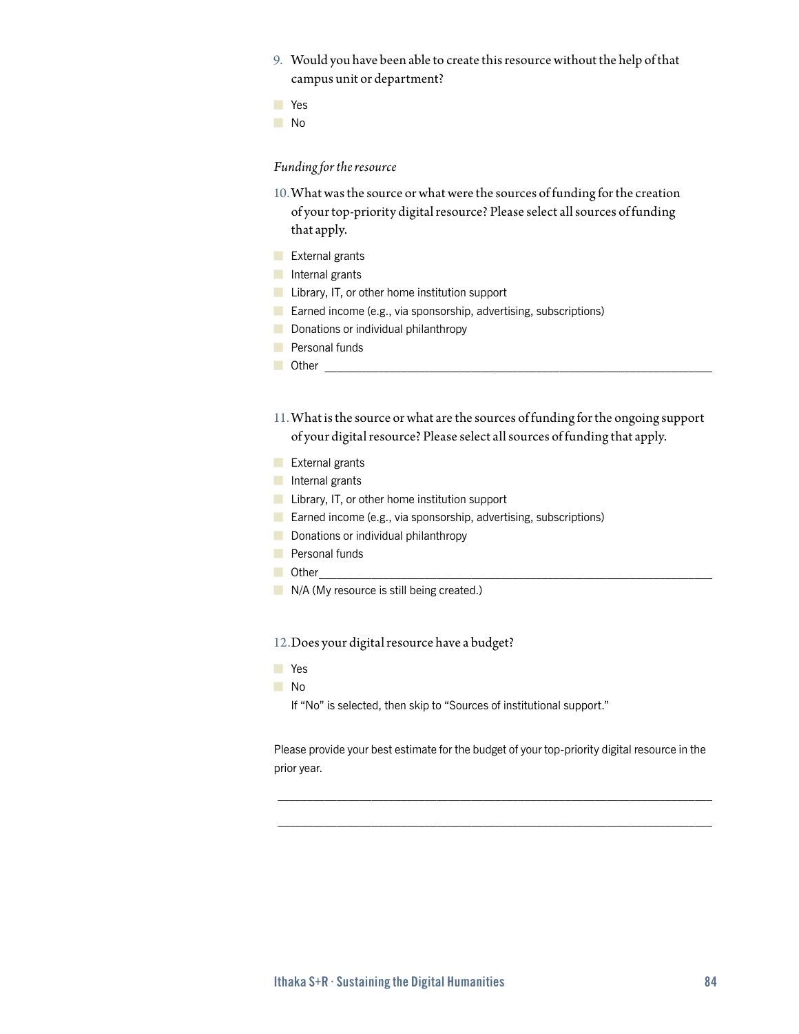9. Would you have been able to create this resource without the help of that campus unit or department?

- Yes
- No

*Funding for the resource*

10. What was the source or what were the sources of funding for the creation of your top-priority digital resource? Please select all sources of funding that apply.

- External grants
- Internal grants
- Library, IT, or other home institution support
- Earned income (e.g., via sponsorship, advertising, subscriptions)
- Donations or individual philanthropy
- Personal funds
- Other ______________________________________________

11. What is the source or what are the sources of funding for the ongoing support of your digital resource? Please select all sources of funding that apply.

- External grants
- Internal grants
- Library, IT, or other home institution support
- Earned income (e.g., via sponsorship, advertising, subscriptions)
- Donations or individual philanthropy
- Personal funds
- Other______________________________________________
- N/A (My resource is still being created.)

12. Does your digital resource have a budget?

- Yes
- No

  If "No" is selected, then skip to "Sources of institutional support."

Please provide your best estimate for the budget of your top-priority digital resource in the prior year.

______________________________________________

______________________________________________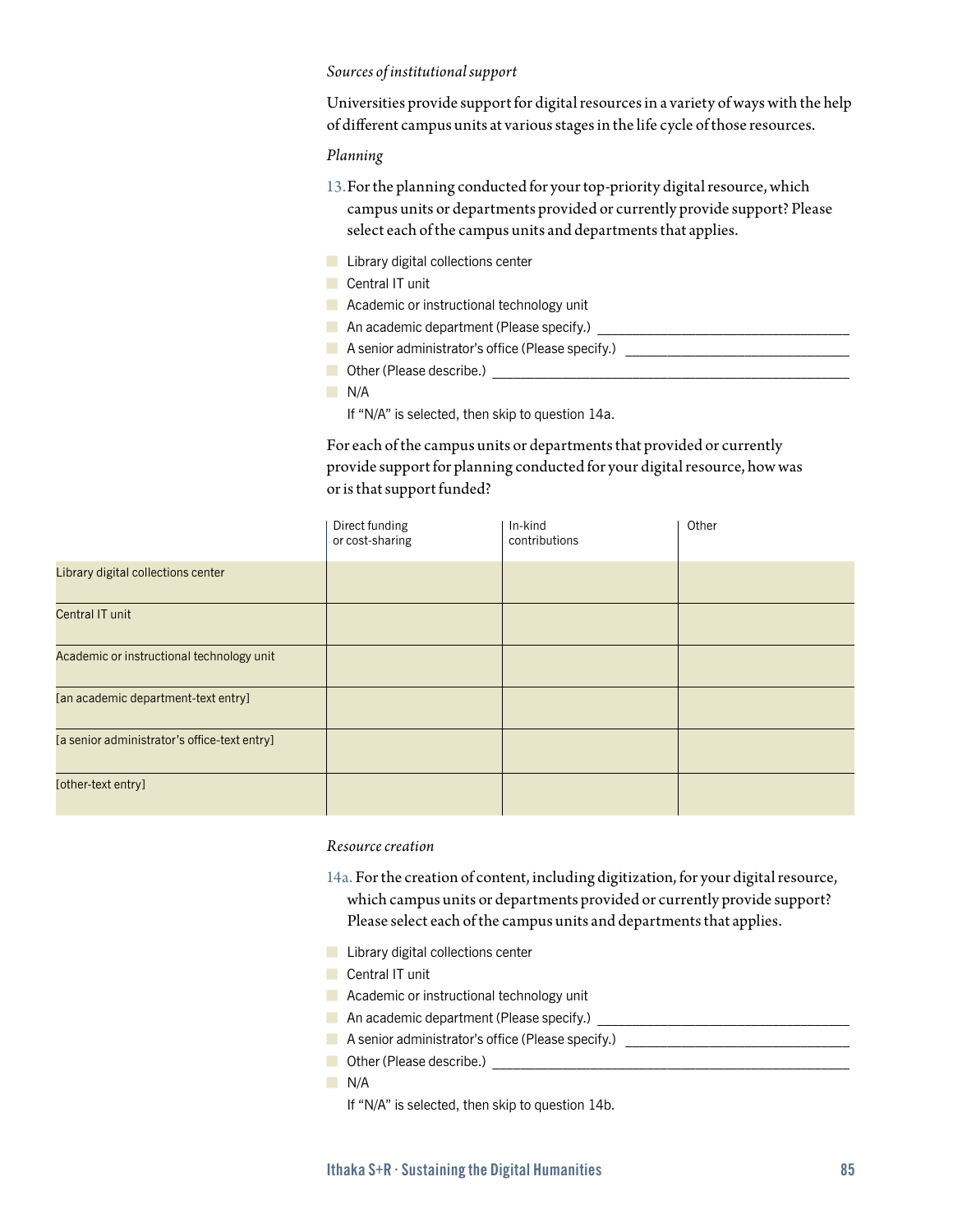*Sources of institutional support*

Universities provide support for digital resources in a variety of ways with the help of different campus units at various stages in the life cycle of those resources.

*Planning*

13. For the planning conducted for your top-priority digital resource, which campus units or departments provided or currently provide support? Please select each of the campus units and departments that applies.

- ☐ Library digital collections center
- ☐ Central IT unit
- ☐ Academic or instructional technology unit
- ☐ An academic department (Please specify.) ____________________
- ☐ A senior administrator's office (Please specify.) ____________________
- ☐ Other (Please describe.) ____________________
- ☐ N/A

   If "N/A" is selected, then skip to question 14a.

For each of the campus units or departments that provided or currently provide support for planning conducted for your digital resource, how was or is that support funded?

| | Direct funding or cost-sharing | In-kind contributions | Other |
|---|---|---|---|
| Library digital collections center | | | |
| Central IT unit | | | |
| Academic or instructional technology unit | | | |
| [an academic department-text entry] | | | |
| [a senior administrator's office-text entry] | | | |
| [other-text entry] | | | |

*Resource creation*

14a. For the creation of content, including digitization, for your digital resource, which campus units or departments provided or currently provide support? Please select each of the campus units and departments that applies.

- ☐ Library digital collections center
- ☐ Central IT unit
- ☐ Academic or instructional technology unit
- ☐ An academic department (Please specify.) ____________________
- ☐ A senior administrator's office (Please specify.) ____________________
- ☐ Other (Please describe.) ____________________
- ☐ N/A

   If "N/A" is selected, then skip to question 14b.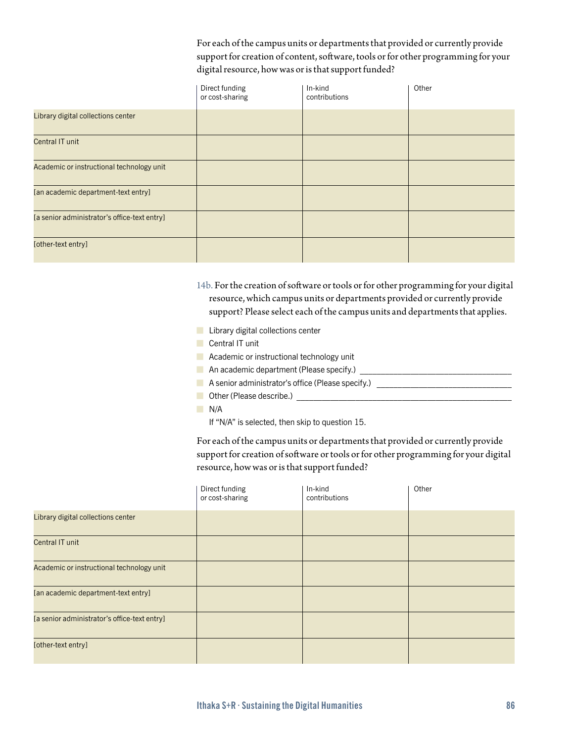For each of the campus units or departments that provided or currently provide support for creation of content, software, tools or for other programming for your digital resource, how was or is that support funded?

| | Direct funding or cost-sharing | In-kind contributions | Other |
|---|---|---|---|
| Library digital collections center | | | |
| Central IT unit | | | |
| Academic or instructional technology unit | | | |
| [an academic department-text entry] | | | |
| [a senior administrator's office-text entry] | | | |
| [other-text entry] | | | |

14b. For the creation of software or tools or for other programming for your digital resource, which campus units or departments provided or currently provide support? Please select each of the campus units and departments that applies.

- Library digital collections center
- Central IT unit
- Academic or instructional technology unit
- An academic department (Please specify.) ____________________
- A senior administrator's office (Please specify.) ____________________
- Other (Please describe.) ____________________
- N/A

  If "N/A" is selected, then skip to question 15.

For each of the campus units or departments that provided or currently provide support for creation of software or tools or for other programming for your digital resource, how was or is that support funded?

| | Direct funding or cost-sharing | In-kind contributions | Other |
|---|---|---|---|
| Library digital collections center | | | |
| Central IT unit | | | |
| Academic or instructional technology unit | | | |
| [an academic department-text entry] | | | |
| [a senior administrator's office-text entry] | | | |
| [other-text entry] | | | |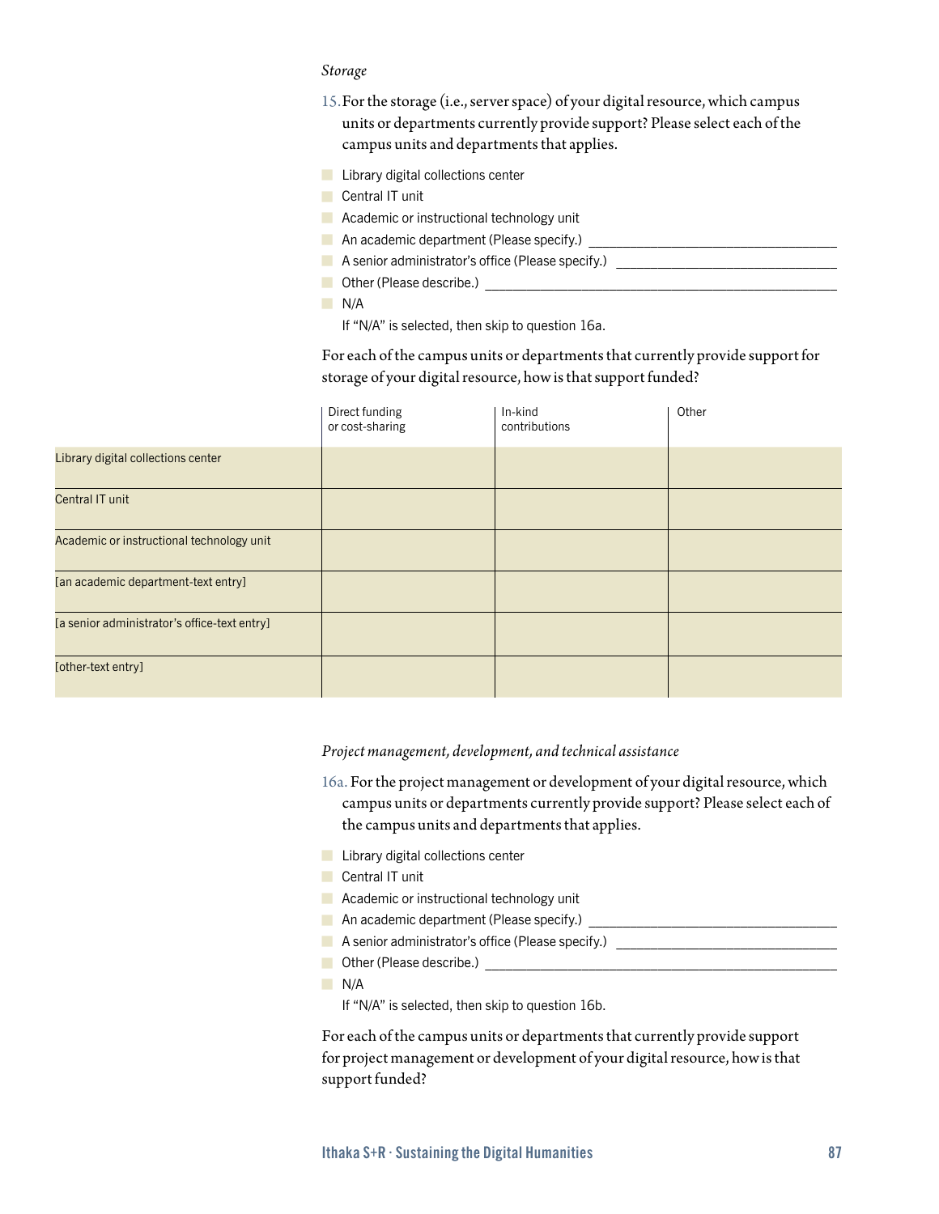*Storage*

15. For the storage (i.e., server space) of your digital resource, which campus units or departments currently provide support? Please select each of the campus units and departments that applies.

- Library digital collections center
- Central IT unit
- Academic or instructional technology unit
- An academic department (Please specify.) ________________________________
- A senior administrator's office (Please specify.) ____________________________
- Other (Please describe.) ______________________________________________
- N/A

  If "N/A" is selected, then skip to question 16a.

For each of the campus units or departments that currently provide support for storage of your digital resource, how is that support funded?

| | Direct funding or cost-sharing | In-kind contributions | Other |
|---|---|---|---|
| Library digital collections center | | | |
| Central IT unit | | | |
| Academic or instructional technology unit | | | |
| [an academic department-text entry] | | | |
| [a senior administrator's office-text entry] | | | |
| [other-text entry] | | | |

*Project management, development, and technical assistance*

16a. For the project management or development of your digital resource, which campus units or departments currently provide support? Please select each of the campus units and departments that applies.

- Library digital collections center
- Central IT unit
- Academic or instructional technology unit
- An academic department (Please specify.) ________________________________
- A senior administrator's office (Please specify.) ____________________________
- Other (Please describe.) ______________________________________________
- N/A

  If "N/A" is selected, then skip to question 16b.

For each of the campus units or departments that currently provide support for project management or development of your digital resource, how is that support funded?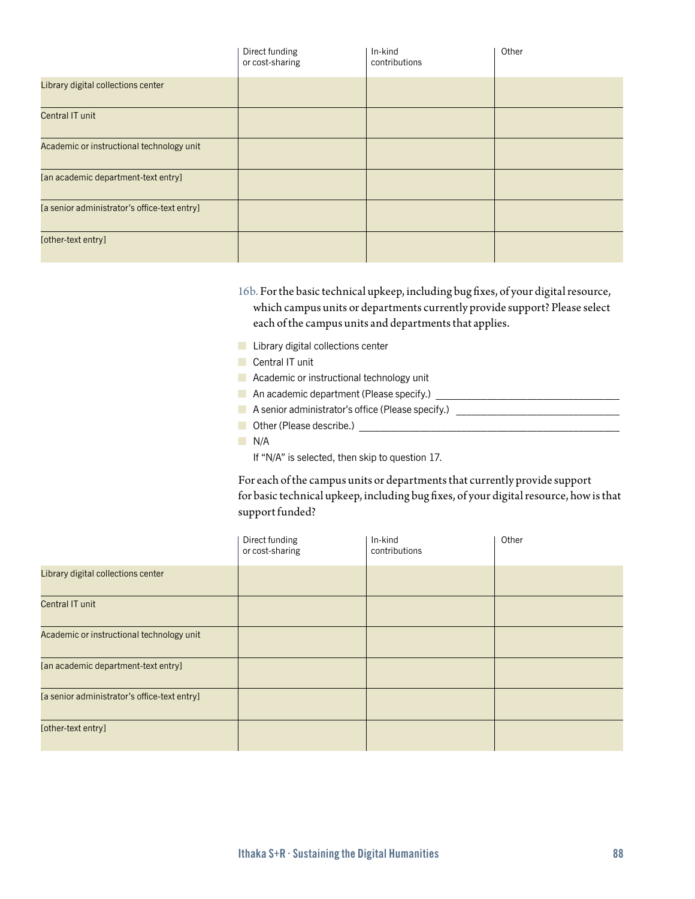| | Direct funding or cost-sharing | In-kind contributions | Other |
|---|---|---|---|
| Library digital collections center | | | |
| Central IT unit | | | |
| Academic or instructional technology unit | | | |
| [an academic department-text entry] | | | |
| [a senior administrator's office-text entry] | | | |
| [other-text entry] | | | |

16b. For the basic technical upkeep, including bug fixes, of your digital resource, which campus units or departments currently provide support? Please select each of the campus units and departments that applies.

- Library digital collections center
- Central IT unit
- Academic or instructional technology unit
- An academic department (Please specify.) ______________________________
- A senior administrator's office (Please specify.) ___________________________
- Other (Please describe.) ____________________________________________
- N/A

  If "N/A" is selected, then skip to question 17.

For each of the campus units or departments that currently provide support for basic technical upkeep, including bug fixes, of your digital resource, how is that support funded?

| | Direct funding or cost-sharing | In-kind contributions | Other |
|---|---|---|---|
| Library digital collections center | | | |
| Central IT unit | | | |
| Academic or instructional technology unit | | | |
| [an academic department-text entry] | | | |
| [a senior administrator's office-text entry] | | | |
| [other-text entry] | | | |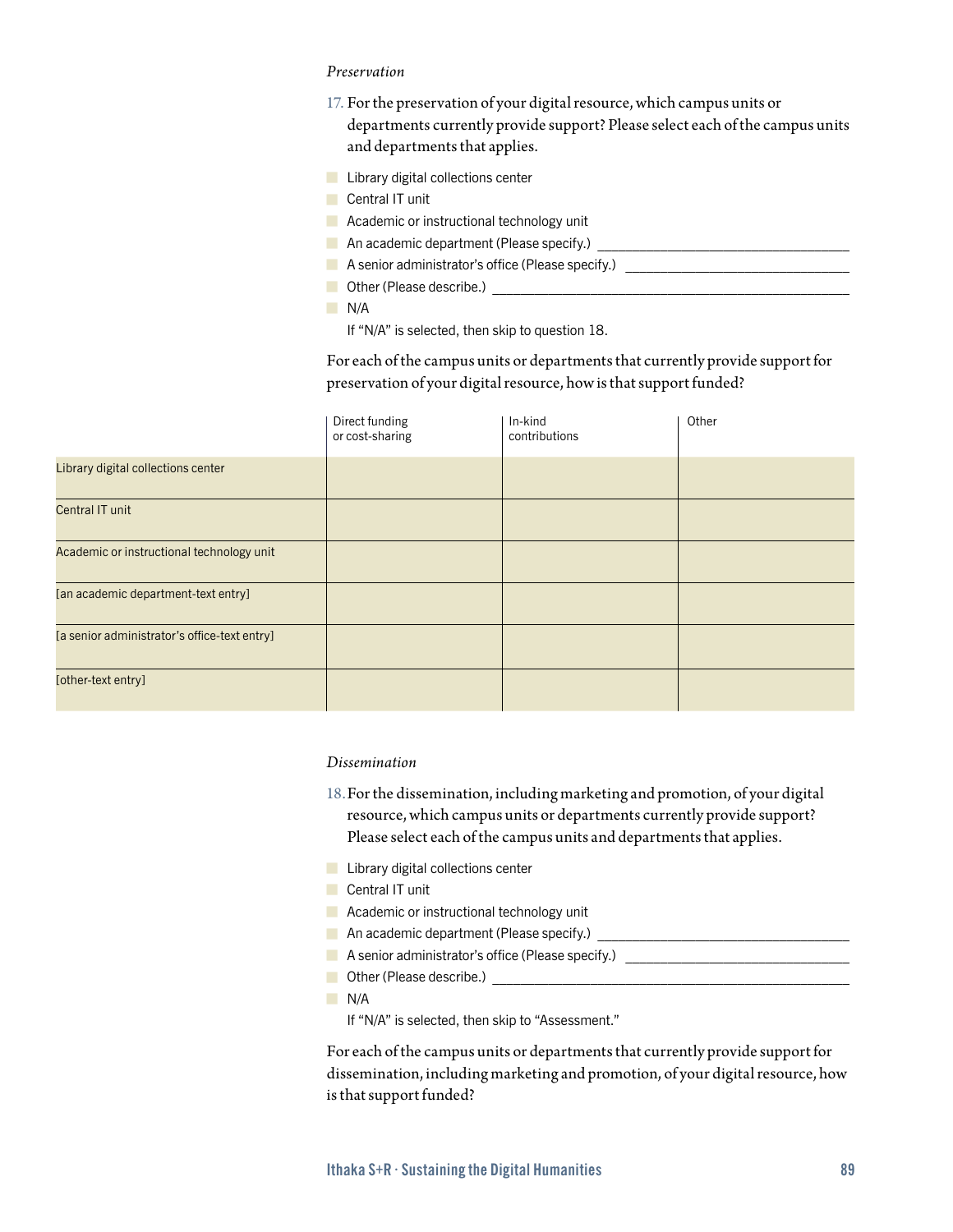*Preservation*

17. For the preservation of your digital resource, which campus units or departments currently provide support? Please select each of the campus units and departments that applies.

- Library digital collections center
- Central IT unit
- Academic or instructional technology unit
- An academic department (Please specify.) ______________________________
- A senior administrator's office (Please specify.) ___________________________
- Other (Please describe.) ____________________________________________
- N/A

  If "N/A" is selected, then skip to question 18.

For each of the campus units or departments that currently provide support for preservation of your digital resource, how is that support funded?

| | Direct funding or cost-sharing | In-kind contributions | Other |
|---|---|---|---|
| Library digital collections center | | | |
| Central IT unit | | | |
| Academic or instructional technology unit | | | |
| [an academic department-text entry] | | | |
| [a senior administrator's office-text entry] | | | |
| [other-text entry] | | | |

*Dissemination*

18. For the dissemination, including marketing and promotion, of your digital resource, which campus units or departments currently provide support? Please select each of the campus units and departments that applies.

- Library digital collections center
- Central IT unit
- Academic or instructional technology unit
- An academic department (Please specify.) ______________________________
- A senior administrator's office (Please specify.) ___________________________
- Other (Please describe.) ____________________________________________
- N/A

  If "N/A" is selected, then skip to "Assessment."

For each of the campus units or departments that currently provide support for dissemination, including marketing and promotion, of your digital resource, how is that support funded?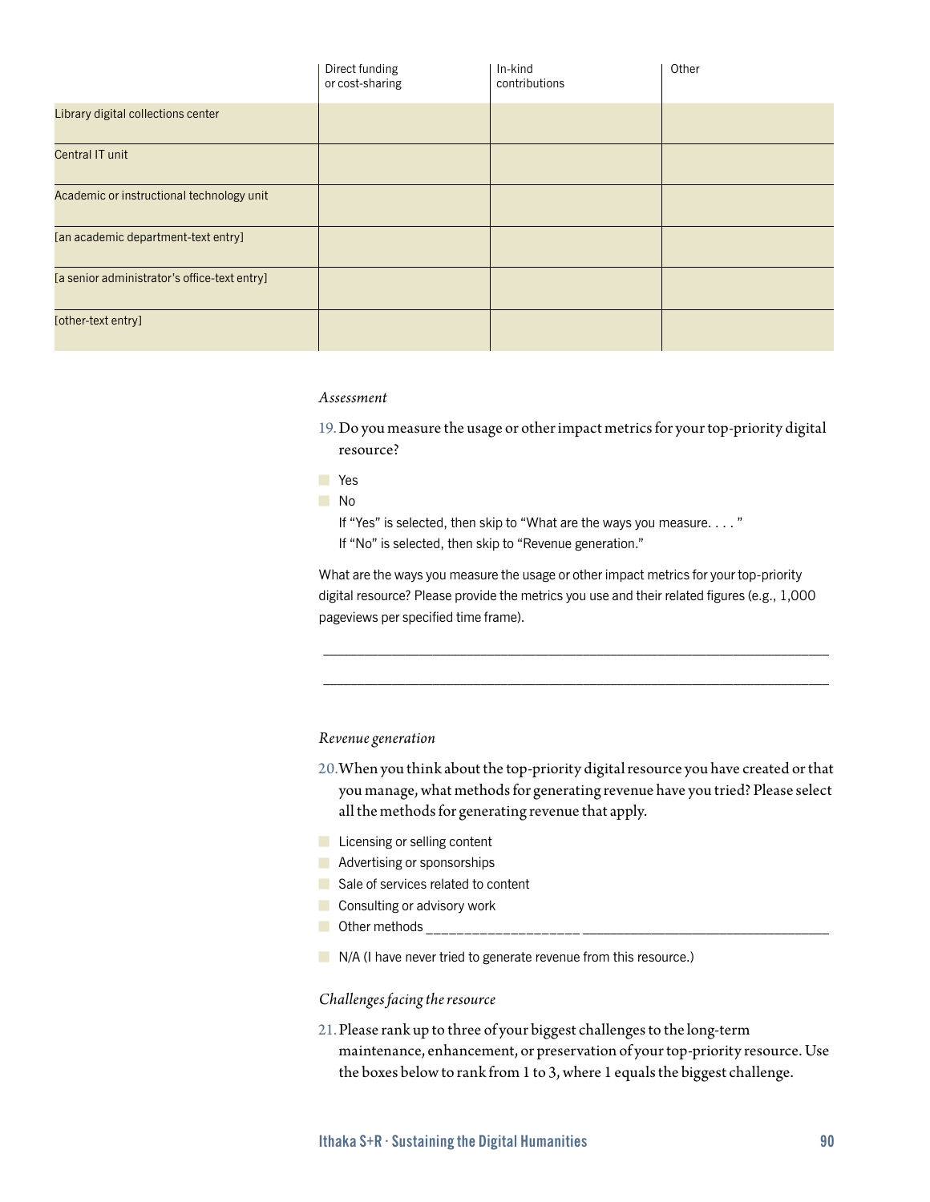| | Direct funding or cost-sharing | In-kind contributions | Other |
|---|---|---|---|
| Library digital collections center | | | |
| Central IT unit | | | |
| Academic or instructional technology unit | | | |
| [an academic department-text entry] | | | |
| [a senior administrator's office-text entry] | | | |
| [other-text entry] | | | |

*Assessment*

19. Do you measure the usage or other impact metrics for your top-priority digital resource?

- Yes
- No

If "Yes" is selected, then skip to "What are the ways you measure. . . . "
If "No" is selected, then skip to "Revenue generation."

What are the ways you measure the usage or other impact metrics for your top-priority digital resource? Please provide the metrics you use and their related figures (e.g., 1,000 pageviews per specified time frame).

___________________________________________________________________

___________________________________________________________________

*Revenue generation*

20. When you think about the top-priority digital resource you have created or that you manage, what methods for generating revenue have you tried? Please select all the methods for generating revenue that apply.

- Licensing or selling content
- Advertising or sponsorships
- Sale of services related to content
- Consulting or advisory work
- Other methods ___________________________________________________
- N/A (I have never tried to generate revenue from this resource.)

*Challenges facing the resource*

21. Please rank up to three of your biggest challenges to the long-term maintenance, enhancement, or preservation of your top-priority resource. Use the boxes below to rank from 1 to 3, where 1 equals the biggest challenge.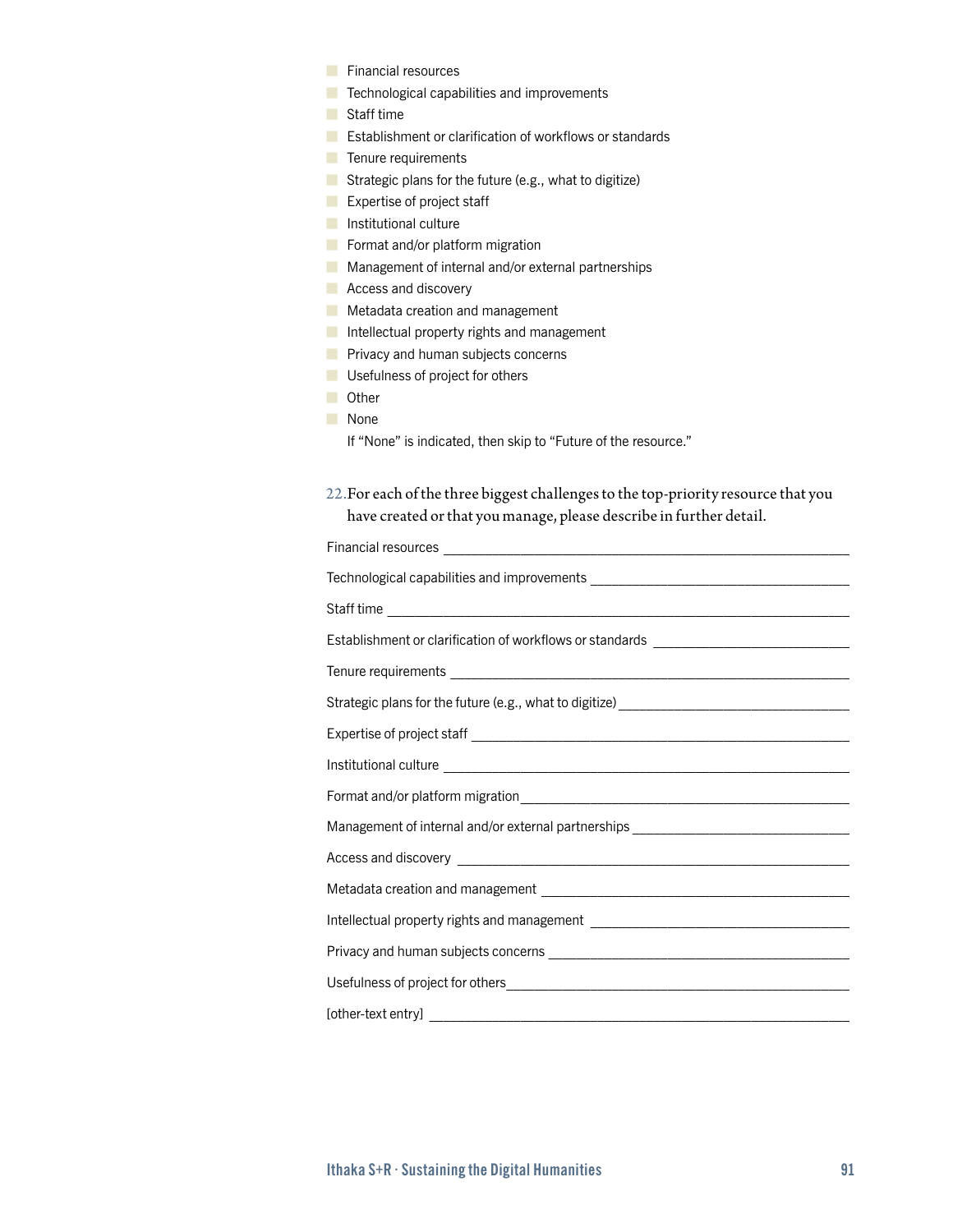- Financial resources
- Technological capabilities and improvements
- Staff time
- Establishment or clarification of workflows or standards
- Tenure requirements
- Strategic plans for the future (e.g., what to digitize)
- Expertise of project staff
- Institutional culture
- Format and/or platform migration
- Management of internal and/or external partnerships
- Access and discovery
- Metadata creation and management
- Intellectual property rights and management
- Privacy and human subjects concerns
- Usefulness of project for others
- Other
- None

If "None" is indicated, then skip to "Future of the resource."

22. For each of the three biggest challenges to the top-priority resource that you have created or that you manage, please describe in further detail.

Financial resources ____________________

Technological capabilities and improvements ____________________

Staff time ____________________

Establishment or clarification of workflows or standards ____________________

Tenure requirements ____________________

Strategic plans for the future (e.g., what to digitize) ____________________

Expertise of project staff ____________________

Institutional culture ____________________

Format and/or platform migration ____________________

Management of internal and/or external partnerships ____________________

Access and discovery ____________________

Metadata creation and management ____________________

Intellectual property rights and management ____________________

Privacy and human subjects concerns ____________________

Usefulness of project for others ____________________

[other-text entry] ____________________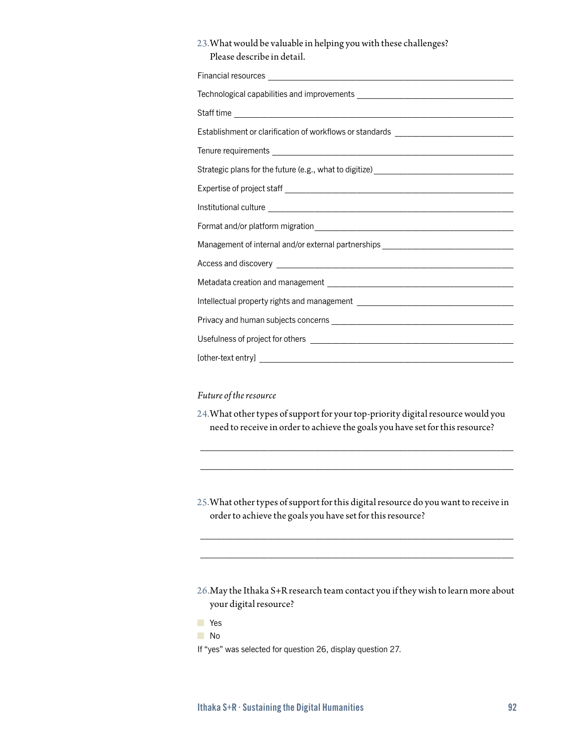23. What would be valuable in helping you with these challenges? Please describe in detail.

Financial resources ___________________________________________

Technological capabilities and improvements ___________________________

Staff time ___________________________________________________

Establishment or clarification of workflows or standards __________________

Tenure requirements ___________________________________________

Strategic plans for the future (e.g., what to digitize) _____________________

Expertise of project staff ________________________________________

Institutional culture ___________________________________________

Format and/or platform migration _________________________________

Management of internal and/or external partnerships ____________________

Access and discovery ___________________________________________

Metadata creation and management ________________________________

Intellectual property rights and management _________________________

Privacy and human subjects concerns ______________________________

Usefulness of project for others __________________________________

[other-text entry] _____________________________________________

*Future of the resource*

24. What other types of support for your top-priority digital resource would you need to receive in order to achieve the goals you have set for this resource?

_______________________________________________________________

_______________________________________________________________

25. What other types of support for this digital resource do you want to receive in order to achieve the goals you have set for this resource?

_______________________________________________________________

_______________________________________________________________

26. May the Ithaka S+R research team contact you if they wish to learn more about your digital resource?

- Yes
- No

If "yes" was selected for question 26, display question 27.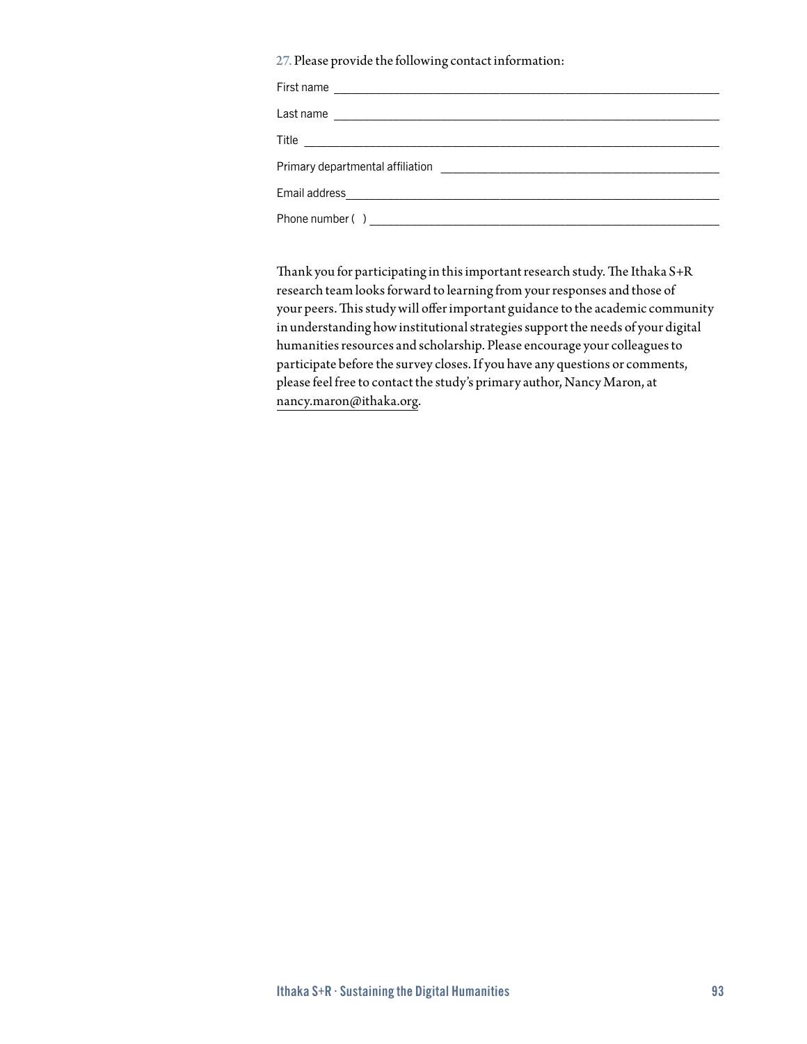27. Please provide the following contact information:

First name ______________________________________________

Last name ______________________________________________

Title ______________________________________________

Primary departmental affiliation ______________________________________________

Email address______________________________________________

Phone number ( ) ______________________________________________

Thank you for participating in this important research study. The Ithaka S+R research team looks forward to learning from your responses and those of your peers. This study will offer important guidance to the academic community in understanding how institutional strategies support the needs of your digital humanities resources and scholarship. Please encourage your colleagues to participate before the survey closes. If you have any questions or comments, please feel free to contact the study's primary author, Nancy Maron, at nancy.maron@ithaka.org.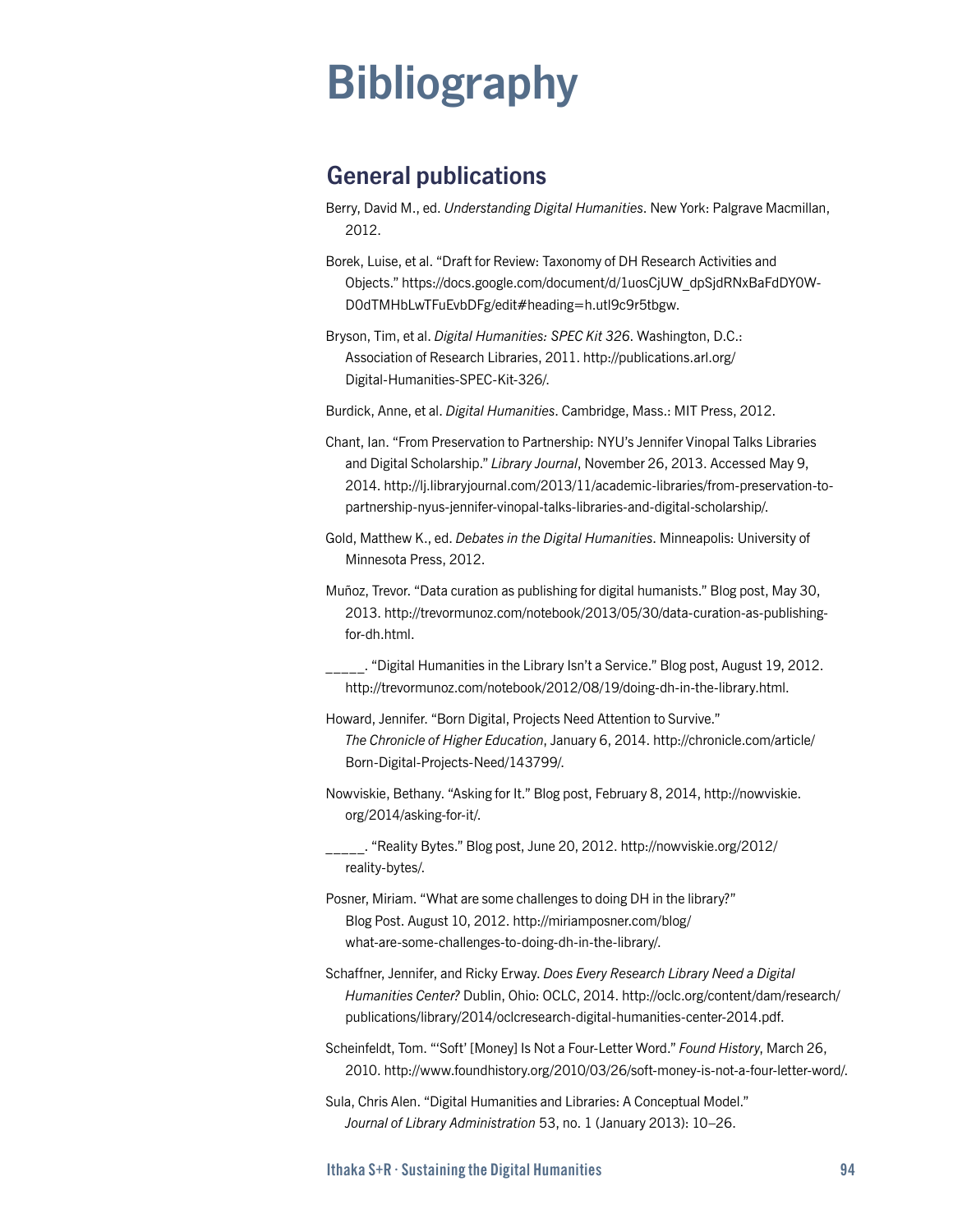# Bibliography

## General publications

Berry, David M., ed. *Understanding Digital Humanities*. New York: Palgrave Macmillan, 2012.

Borek, Luise, et al. "Draft for Review: Taxonomy of DH Research Activities and Objects." https://docs.google.com/document/d/1uosCjUW_dpSjdRNxBaFdDY0W-D0dTMHbLwTFuEvbDFg/edit#heading=h.utl9c9r5tbgw.

Bryson, Tim, et al. *Digital Humanities: SPEC Kit 326*. Washington, D.C.: Association of Research Libraries, 2011. http://publications.arl.org/Digital-Humanities-SPEC-Kit-326/.

Burdick, Anne, et al. *Digital Humanities*. Cambridge, Mass.: MIT Press, 2012.

Chant, Ian. "From Preservation to Partnership: NYU's Jennifer Vinopal Talks Libraries and Digital Scholarship." *Library Journal*, November 26, 2013. Accessed May 9, 2014. http://lj.libraryjournal.com/2013/11/academic-libraries/from-preservation-to-partnership-nyus-jennifer-vinopal-talks-libraries-and-digital-scholarship/.

Gold, Matthew K., ed. *Debates in the Digital Humanities*. Minneapolis: University of Minnesota Press, 2012.

Muñoz, Trevor. "Data curation as publishing for digital humanists." Blog post, May 30, 2013. http://trevormunoz.com/notebook/2013/05/30/data-curation-as-publishing-for-dh.html.

_____. "Digital Humanities in the Library Isn't a Service." Blog post, August 19, 2012. http://trevormunoz.com/notebook/2012/08/19/doing-dh-in-the-library.html.

Howard, Jennifer. "Born Digital, Projects Need Attention to Survive." *The Chronicle of Higher Education*, January 6, 2014. http://chronicle.com/article/Born-Digital-Projects-Need/143799/.

Nowviskie, Bethany. "Asking for It." Blog post, February 8, 2014, http://nowviskie.org/2014/asking-for-it/.

_____. "Reality Bytes." Blog post, June 20, 2012. http://nowviskie.org/2012/reality-bytes/.

Posner, Miriam. "What are some challenges to doing DH in the library?" Blog Post. August 10, 2012. http://miriamposner.com/blog/what-are-some-challenges-to-doing-dh-in-the-library/.

Schaffner, Jennifer, and Ricky Erway. *Does Every Research Library Need a Digital Humanities Center?* Dublin, Ohio: OCLC, 2014. http://oclc.org/content/dam/research/publications/library/2014/oclcresearch-digital-humanities-center-2014.pdf.

Scheinfeldt, Tom. "'Soft' [Money] Is Not a Four-Letter Word." *Found History*, March 26, 2010. http://www.foundhistory.org/2010/03/26/soft-money-is-not-a-four-letter-word/.

Sula, Chris Alen. "Digital Humanities and Libraries: A Conceptual Model." *Journal of Library Administration* 53, no. 1 (January 2013): 10–26.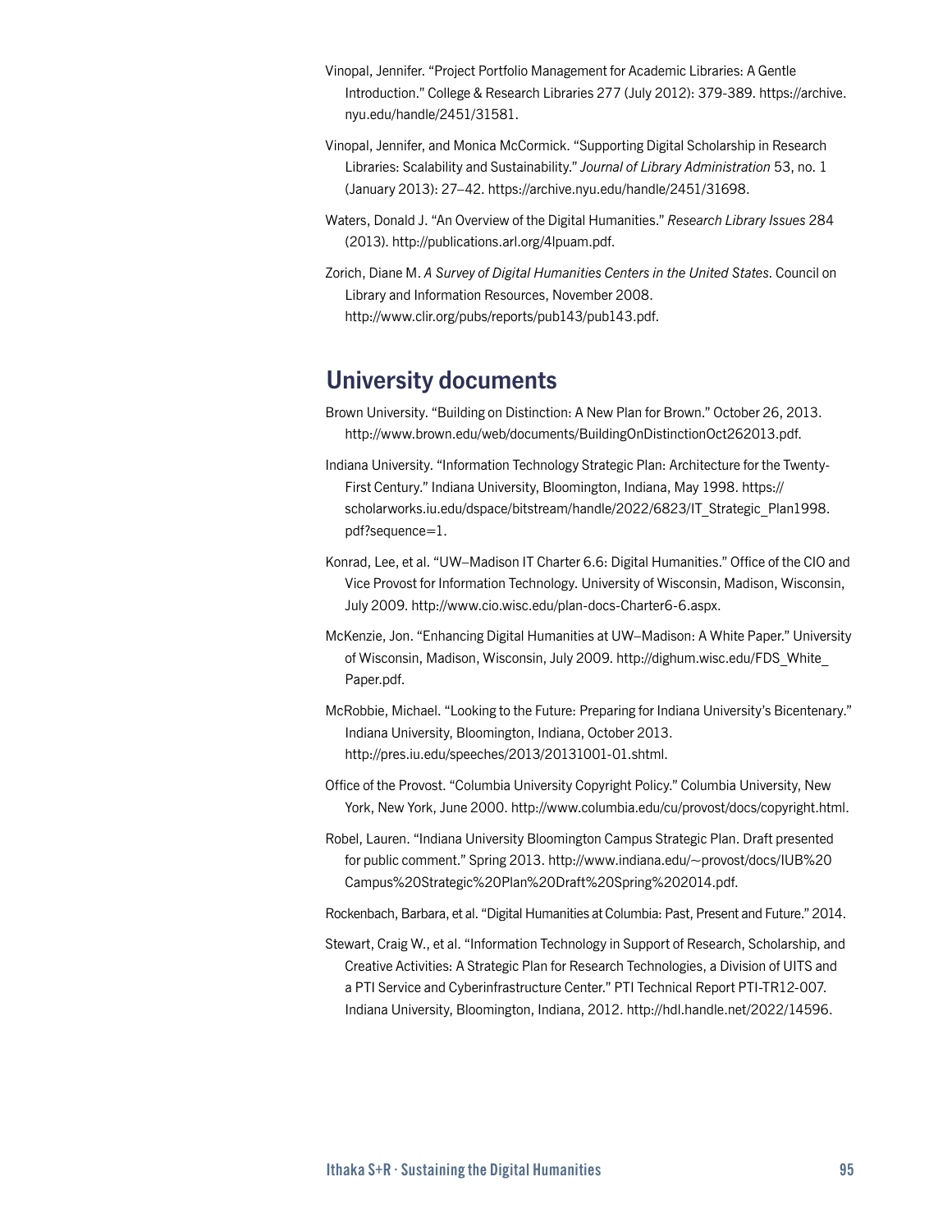Vinopal, Jennifer. "Project Portfolio Management for Academic Libraries: A Gentle Introduction." College & Research Libraries 277 (July 2012): 379-389. https://archive.nyu.edu/handle/2451/31581.

Vinopal, Jennifer, and Monica McCormick. "Supporting Digital Scholarship in Research Libraries: Scalability and Sustainability." *Journal of Library Administration* 53, no. 1 (January 2013): 27–42. https://archive.nyu.edu/handle/2451/31698.

Waters, Donald J. "An Overview of the Digital Humanities." *Research Library Issues* 284 (2013). http://publications.arl.org/4lpuam.pdf.

Zorich, Diane M. *A Survey of Digital Humanities Centers in the United States*. Council on Library and Information Resources, November 2008. http://www.clir.org/pubs/reports/pub143/pub143.pdf.

## University documents

Brown University. "Building on Distinction: A New Plan for Brown." October 26, 2013. http://www.brown.edu/web/documents/BuildingOnDistinctionOct262013.pdf.

Indiana University. "Information Technology Strategic Plan: Architecture for the Twenty-First Century." Indiana University, Bloomington, Indiana, May 1998. https://scholarworks.iu.edu/dspace/bitstream/handle/2022/6823/IT_Strategic_Plan1998.pdf?sequence=1.

Konrad, Lee, et al. "UW–Madison IT Charter 6.6: Digital Humanities." Office of the CIO and Vice Provost for Information Technology. University of Wisconsin, Madison, Wisconsin, July 2009. http://www.cio.wisc.edu/plan-docs-Charter6-6.aspx.

McKenzie, Jon. "Enhancing Digital Humanities at UW–Madison: A White Paper." University of Wisconsin, Madison, Wisconsin, July 2009. http://dighum.wisc.edu/FDS_White_Paper.pdf.

McRobbie, Michael. "Looking to the Future: Preparing for Indiana University's Bicentenary." Indiana University, Bloomington, Indiana, October 2013. http://pres.iu.edu/speeches/2013/20131001-01.shtml.

Office of the Provost. "Columbia University Copyright Policy." Columbia University, New York, New York, June 2000. http://www.columbia.edu/cu/provost/docs/copyright.html.

Robel, Lauren. "Indiana University Bloomington Campus Strategic Plan. Draft presented for public comment." Spring 2013. http://www.indiana.edu/~provost/docs/IUB%20Campus%20Strategic%20Plan%20Draft%20Spring%202014.pdf.

Rockenbach, Barbara, et al. "Digital Humanities at Columbia: Past, Present and Future." 2014.

Stewart, Craig W., et al. "Information Technology in Support of Research, Scholarship, and Creative Activities: A Strategic Plan for Research Technologies, a Division of UITS and a PTI Service and Cyberinfrastructure Center." PTI Technical Report PTI-TR12-007. Indiana University, Bloomington, Indiana, 2012. http://hdl.handle.net/2022/14596.